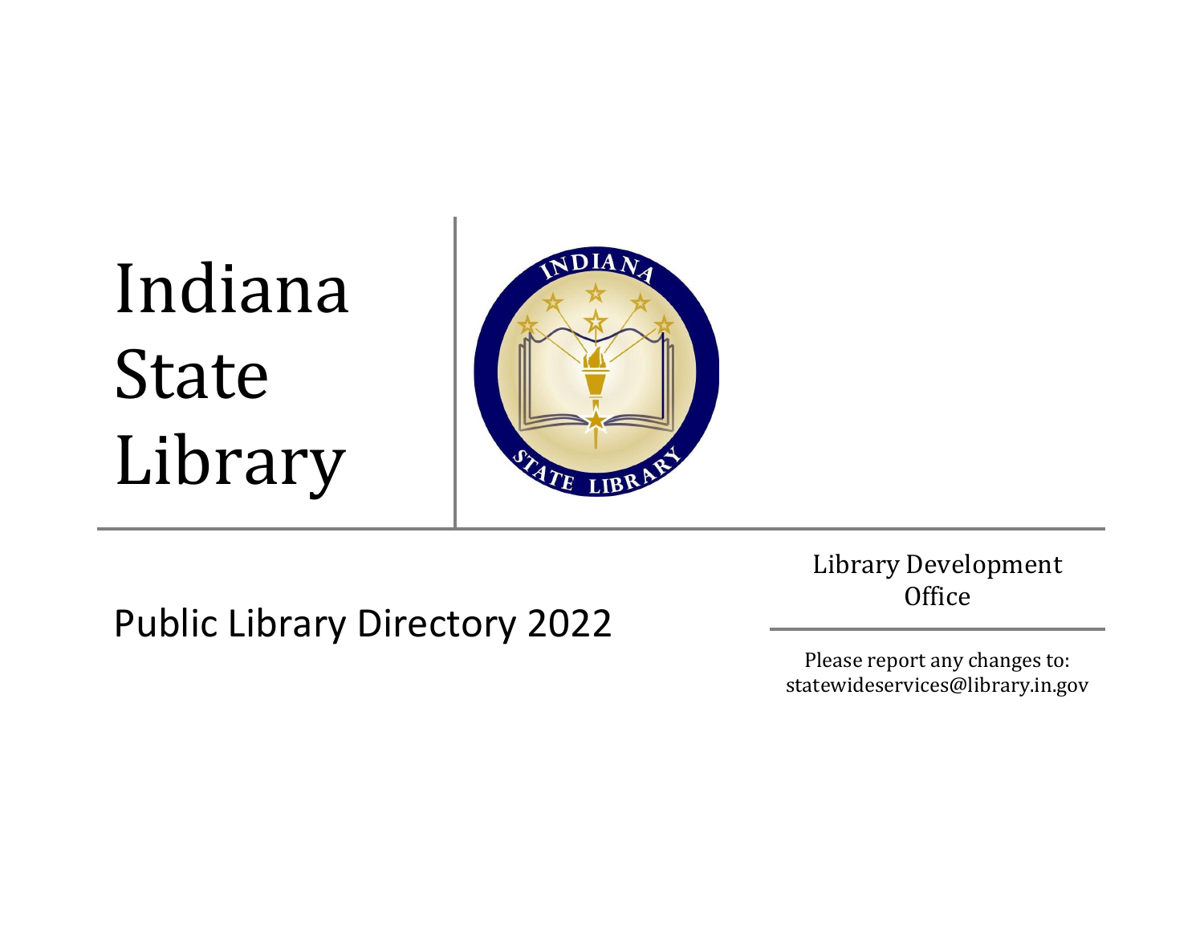# Indiana State Library

## Public Library Directory 2022

Library Development Office

Please report any changes to:
statewideservices@library.in.gov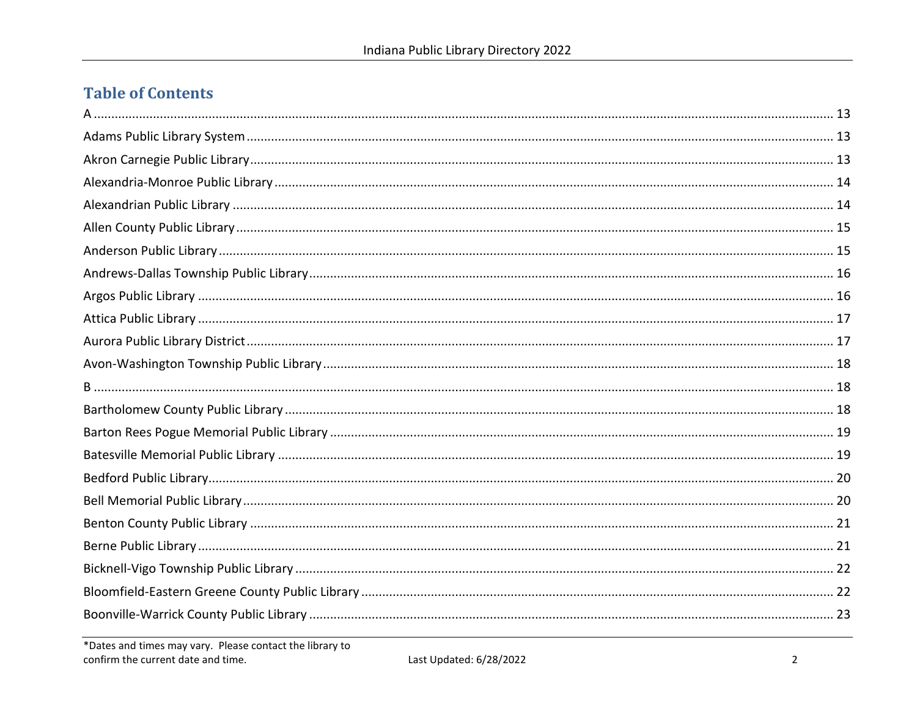## Table of Contents

A ..... 13
Adams Public Library System ..... 13
Akron Carnegie Public Library ..... 13
Alexandria-Monroe Public Library ..... 14
Alexandrian Public Library ..... 14
Allen County Public Library ..... 15
Anderson Public Library ..... 15
Andrews-Dallas Township Public Library ..... 16
Argos Public Library ..... 16
Attica Public Library ..... 17
Aurora Public Library District ..... 17
Avon-Washington Township Public Library ..... 18
B ..... 18
Bartholomew County Public Library ..... 18
Barton Rees Pogue Memorial Public Library ..... 19
Batesville Memorial Public Library ..... 19
Bedford Public Library ..... 20
Bell Memorial Public Library ..... 20
Benton County Public Library ..... 21
Berne Public Library ..... 21
Bicknell-Vigo Township Public Library ..... 22
Bloomfield-Eastern Greene County Public Library ..... 22
Boonville-Warrick County Public Library ..... 23

*Dates and times may vary. Please contact the library to confirm the current date and time.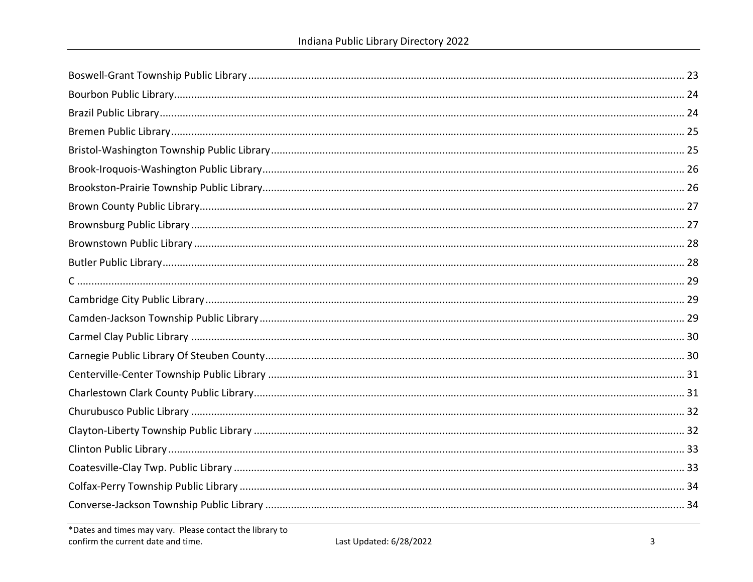Boswell-Grant Township Public Library ........................................................................ 23
Bourbon Public Library ........................................................................ 24
Brazil Public Library ........................................................................ 24
Bremen Public Library ........................................................................ 25
Bristol-Washington Township Public Library ........................................................................ 25
Brook-Iroquois-Washington Public Library ........................................................................ 26
Brookston-Prairie Township Public Library ........................................................................ 26
Brown County Public Library ........................................................................ 27
Brownsburg Public Library ........................................................................ 27
Brownstown Public Library ........................................................................ 28
Butler Public Library ........................................................................ 28
C ........................................................................ 29
Cambridge City Public Library ........................................................................ 29
Camden-Jackson Township Public Library ........................................................................ 29
Carmel Clay Public Library ........................................................................ 30
Carnegie Public Library Of Steuben County ........................................................................ 30
Centerville-Center Township Public Library ........................................................................ 31
Charlestown Clark County Public Library ........................................................................ 31
Churubusco Public Library ........................................................................ 32
Clayton-Liberty Township Public Library ........................................................................ 32
Clinton Public Library ........................................................................ 33
Coatesville-Clay Twp. Public Library ........................................................................ 33
Colfax-Perry Township Public Library ........................................................................ 34
Converse-Jackson Township Public Library ........................................................................ 34

*Dates and times may vary. Please contact the library to confirm the current date and time.

Last Updated: 6/28/2022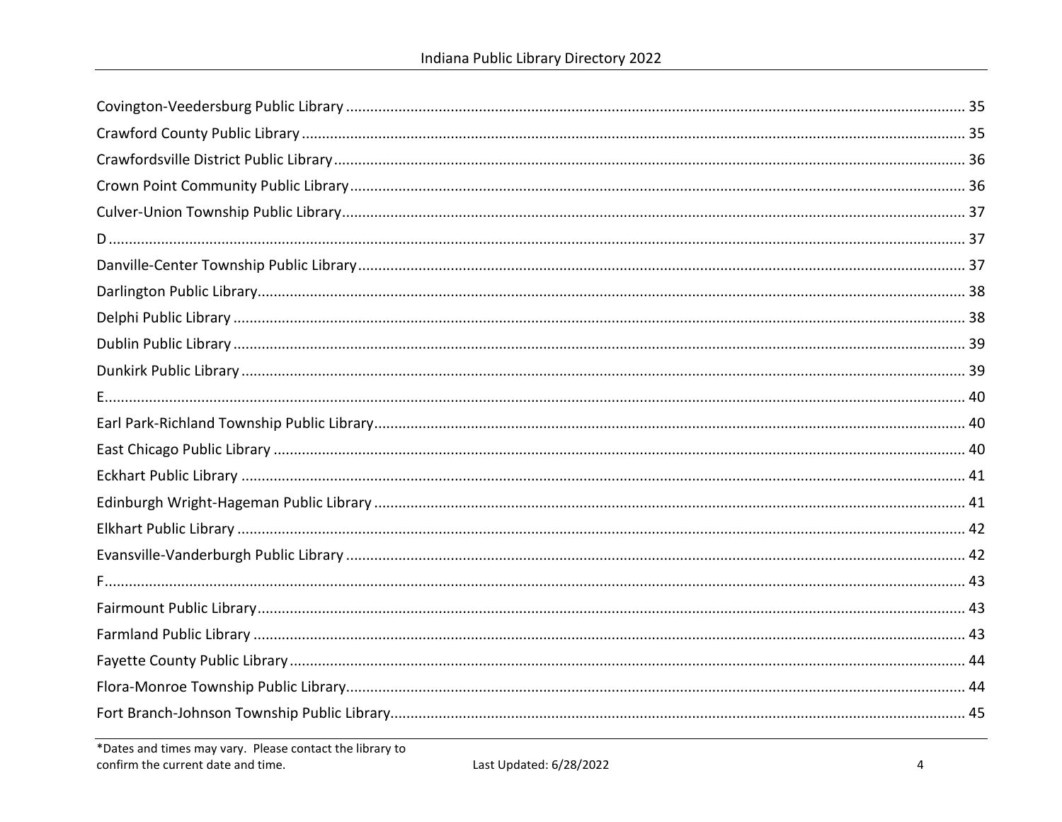Covington-Veedersburg Public Library ........................................ 35

Crawford County Public Library ........................................ 35

Crawfordsville District Public Library ........................................ 36

Crown Point Community Public Library ........................................ 36

Culver-Union Township Public Library ........................................ 37

D ........................................ 37

Danville-Center Township Public Library ........................................ 37

Darlington Public Library ........................................ 38

Delphi Public Library ........................................ 38

Dublin Public Library ........................................ 39

Dunkirk Public Library ........................................ 39

E ........................................ 40

Earl Park-Richland Township Public Library ........................................ 40

East Chicago Public Library ........................................ 40

Eckhart Public Library ........................................ 41

Edinburgh Wright-Hageman Public Library ........................................ 41

Elkhart Public Library ........................................ 42

Evansville-Vanderburgh Public Library ........................................ 42

F ........................................ 43

Fairmount Public Library ........................................ 43

Farmland Public Library ........................................ 43

Fayette County Public Library ........................................ 44

Flora-Monroe Township Public Library ........................................ 44

Fort Branch-Johnson Township Public Library ........................................ 45

*Dates and times may vary. Please contact the library to confirm the current date and time.

Last Updated: 6/28/2022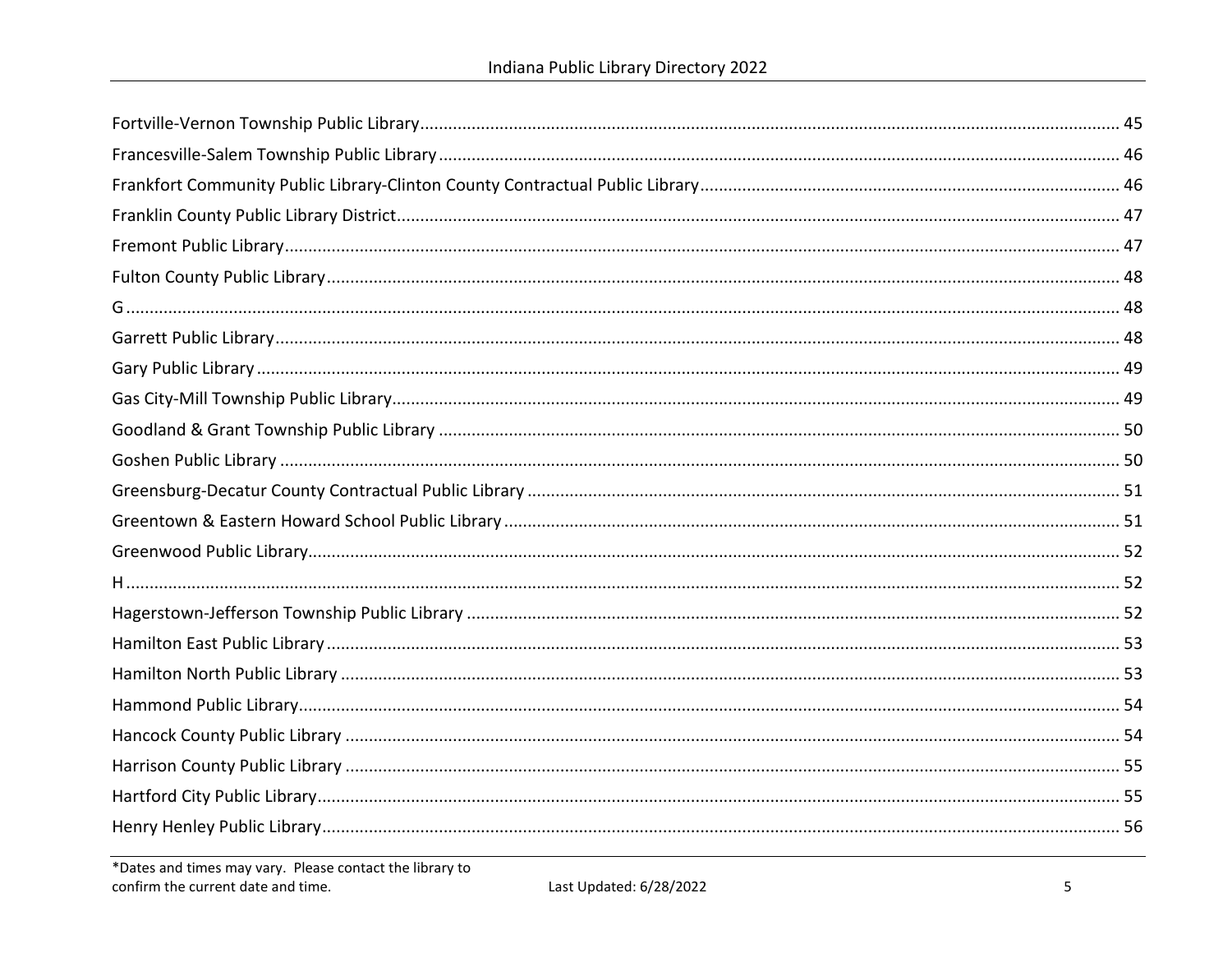Fortville-Vernon Township Public Library ........ 45
Francesville-Salem Township Public Library ........ 46
Frankfort Community Public Library-Clinton County Contractual Public Library ........ 46
Franklin County Public Library District ........ 47
Fremont Public Library ........ 47
Fulton County Public Library ........ 48
G ........ 48
Garrett Public Library ........ 48
Gary Public Library ........ 49
Gas City-Mill Township Public Library ........ 49
Goodland & Grant Township Public Library ........ 50
Goshen Public Library ........ 50
Greensburg-Decatur County Contractual Public Library ........ 51
Greentown & Eastern Howard School Public Library ........ 51
Greenwood Public Library ........ 52
H ........ 52
Hagerstown-Jefferson Township Public Library ........ 52
Hamilton East Public Library ........ 53
Hamilton North Public Library ........ 53
Hammond Public Library ........ 54
Hancock County Public Library ........ 54
Harrison County Public Library ........ 55
Hartford City Public Library ........ 55
Henry Henley Public Library ........ 56

*Dates and times may vary. Please contact the library to confirm the current date and time.

Last Updated: 6/28/2022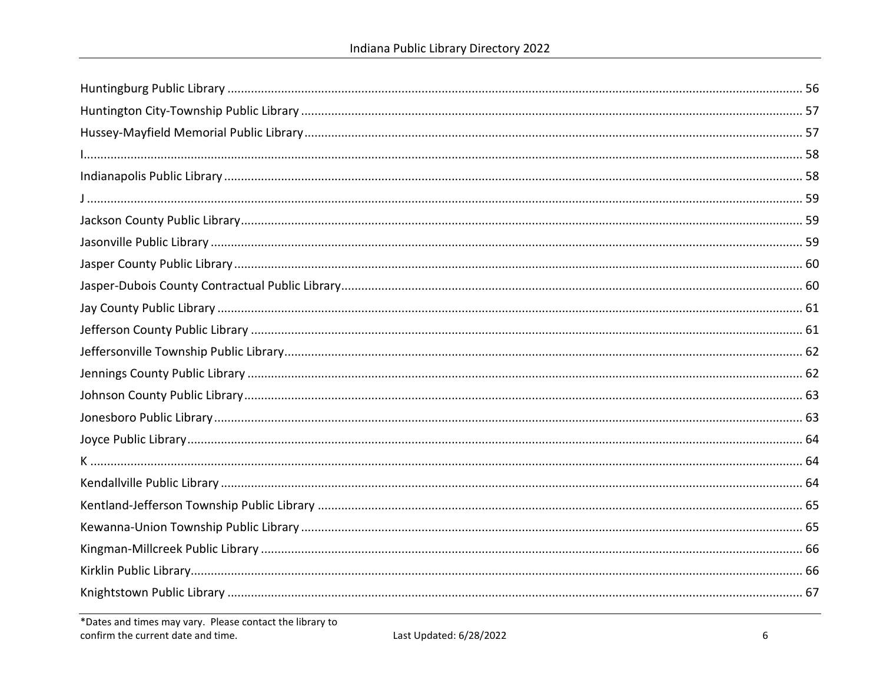Huntingburg Public Library ........................................................................................................ 56
Huntington City-Township Public Library .................................................................................. 57
Hussey-Mayfield Memorial Public Library .................................................................................. 57
I ................................................................................................................................................. 58
Indianapolis Public Library ......................................................................................................... 58
J ................................................................................................................................................. 59
Jackson County Public Library .................................................................................................... 59
Jasonville Public Library ............................................................................................................. 59
Jasper County Public Library ....................................................................................................... 60
Jasper-Dubois County Contractual Public Library ....................................................................... 60
Jay County Public Library ............................................................................................................ 61
Jefferson County Public Library .................................................................................................. 61
Jeffersonville Township Public Library ........................................................................................ 62
Jennings County Public Library .................................................................................................. 62
Johnson County Public Library .................................................................................................... 63
Jonesboro Public Library ............................................................................................................. 63
Joyce Public Library ..................................................................................................................... 64
K ................................................................................................................................................. 64
Kendallville Public Library ........................................................................................................... 64
Kentland-Jefferson Township Public Library ............................................................................... 65
Kewanna-Union Township Public Library .................................................................................... 65
Kingman-Millcreek Public Library ................................................................................................ 66
Kirklin Public Library .................................................................................................................... 66
Knightstown Public Library .......................................................................................................... 67

*Dates and times may vary. Please contact the library to confirm the current date and time.

Last Updated: 6/28/2022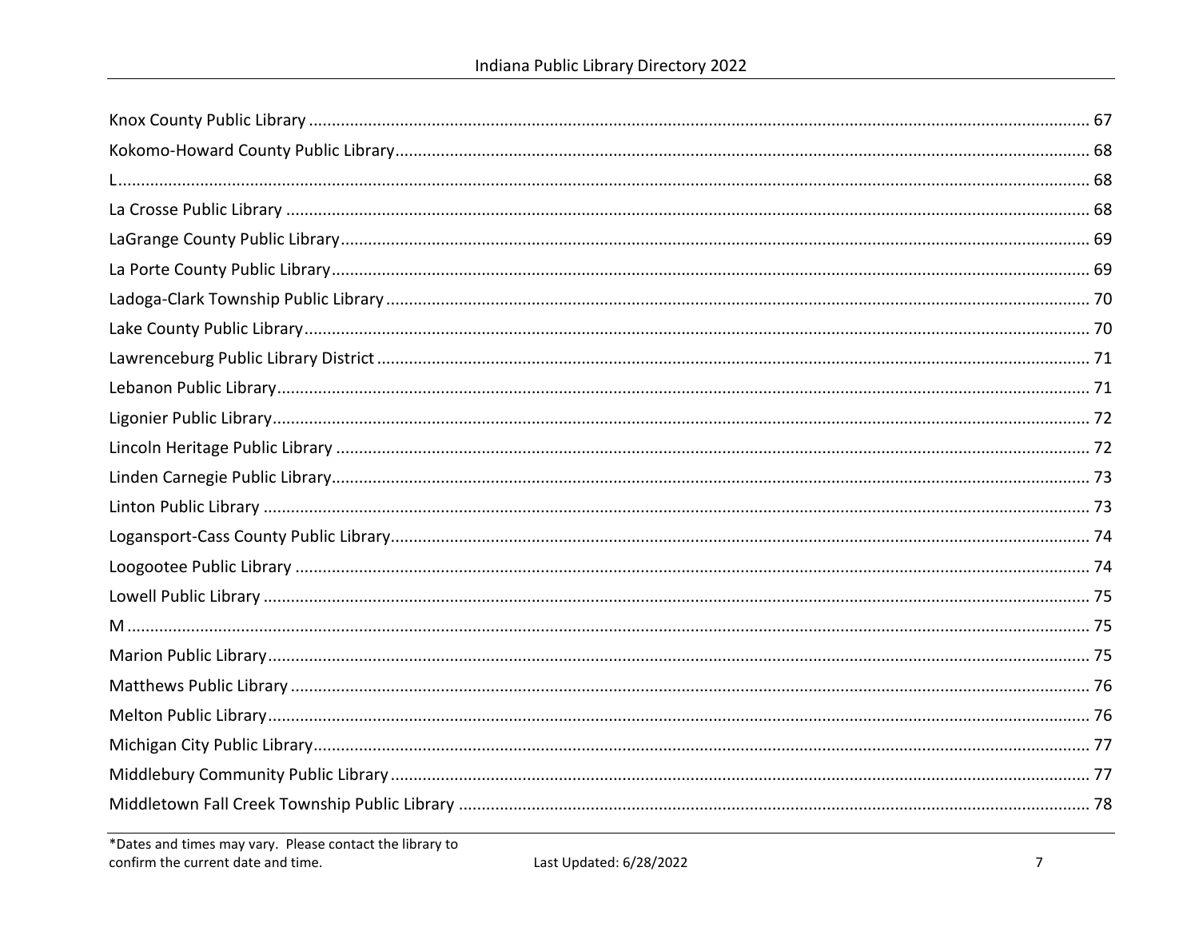Knox County Public Library ........................................................................................................ 67

Kokomo-Howard County Public Library ........................................................................................ 68

L ........................................................................................................................................................ 68

La Crosse Public Library ............................................................................................................... 68

LaGrange County Public Library ................................................................................................... 69

La Porte County Public Library ..................................................................................................... 69

Ladoga-Clark Township Public Library ........................................................................................ 70

Lake County Public Library ........................................................................................................... 70

Lawrenceburg Public Library District ........................................................................................... 71

Lebanon Public Library ................................................................................................................. 71

Ligonier Public Library .................................................................................................................. 72

Lincoln Heritage Public Library .................................................................................................... 72

Linden Carnegie Public Library ..................................................................................................... 73

Linton Public Library ..................................................................................................................... 73

Logansport-Cass County Public Library ........................................................................................ 74

Loogootee Public Library .............................................................................................................. 74

Lowell Public Library ..................................................................................................................... 75

M ....................................................................................................................................................... 75

Marion Public Library .................................................................................................................... 75

Matthews Public Library ............................................................................................................... 76

Melton Public Library .................................................................................................................... 76

Michigan City Public Library ......................................................................................................... 77

Middlebury Community Public Library ......................................................................................... 77

Middletown Fall Creek Township Public Library .......................................................................... 78

*Dates and times may vary. Please contact the library to confirm the current date and time.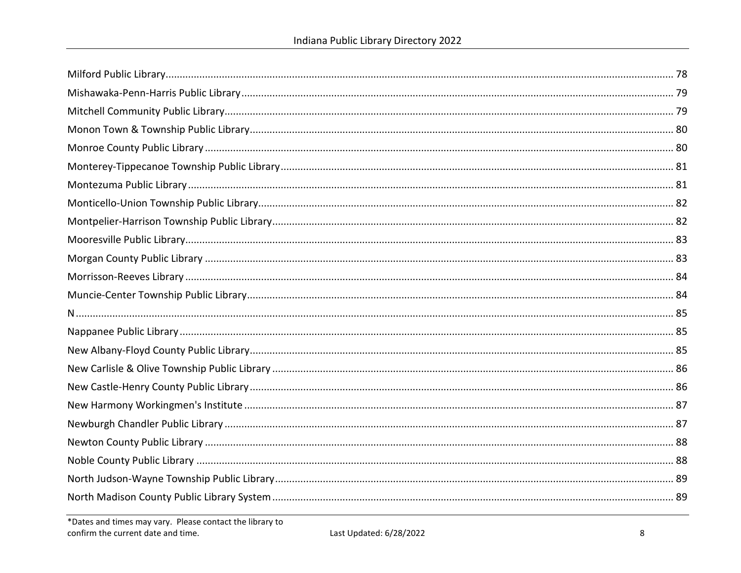Milford Public Library ........................................................................................................................................................................ 78
Mishawaka-Penn-Harris Public Library ........................................................................................................................................... 79
Mitchell Community Public Library ................................................................................................................................................... 79
Monon Town & Township Public Library .......................................................................................................................................... 80
Monroe County Public Library ........................................................................................................................................................... 80
Monterey-Tippecanoe Township Public Library ............................................................................................................................... 81
Montezuma Public Library ................................................................................................................................................................. 81
Monticello-Union Township Public Library ....................................................................................................................................... 82
Montpelier-Harrison Township Public Library ................................................................................................................................... 82
Mooresville Public Library .................................................................................................................................................................. 83
Morgan County Public Library ........................................................................................................................................................... 83
Morrisson-Reeves Library .................................................................................................................................................................. 84
Muncie-Center Township Public Library ............................................................................................................................................ 84
N ......................................................................................................................................................................................................... 85
Nappanee Public Library .................................................................................................................................................................... 85
New Albany-Floyd County Public Library .......................................................................................................................................... 85
New Carlisle & Olive Township Public Library ................................................................................................................................... 86
New Castle-Henry County Public Library ........................................................................................................................................... 86
New Harmony Workingmen's Institute ............................................................................................................................................. 87
Newburgh Chandler Public Library .................................................................................................................................................... 87
Newton County Public Library ........................................................................................................................................................... 88
Noble County Public Library .............................................................................................................................................................. 88
North Judson-Wayne Township Public Library ................................................................................................................................. 89
North Madison County Public Library System .................................................................................................................................. 89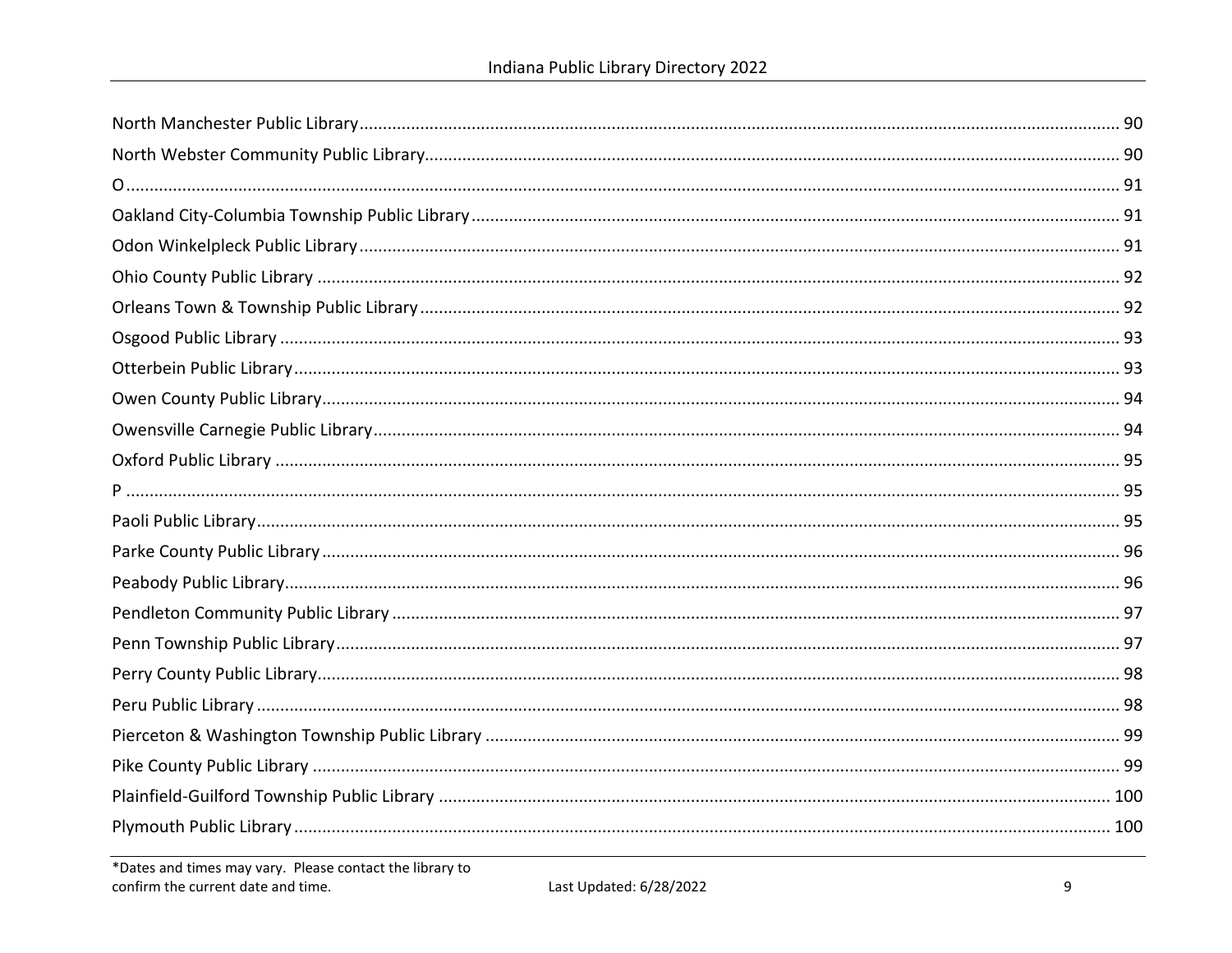North Manchester Public Library........................................................................................................................................................ 90
North Webster Community Public Library.......................................................................................................................................... 90
O........................................................................................................................................................................................................ 91
Oakland City-Columbia Township Public Library................................................................................................................................ 91
Odon Winkelpleck Public Library........................................................................................................................................................ 91
Ohio County Public Library ................................................................................................................................................................. 92
Orleans Town & Township Public Library........................................................................................................................................... 92
Osgood Public Library ........................................................................................................................................................................ 93
Otterbein Public Library...................................................................................................................................................................... 93
Owen County Public Library................................................................................................................................................................ 94
Owensville Carnegie Public Library..................................................................................................................................................... 94
Oxford Public Library .......................................................................................................................................................................... 95
P ......................................................................................................................................................................................................... 95
Paoli Public Library............................................................................................................................................................................. 95
Parke County Public Library................................................................................................................................................................ 96
Peabody Public Library........................................................................................................................................................................ 96
Pendleton Community Public Library ................................................................................................................................................. 97
Penn Township Public Library............................................................................................................................................................. 97
Perry County Public Library................................................................................................................................................................. 98
Peru Public Library ............................................................................................................................................................................. 98
Pierceton & Washington Township Public Library ............................................................................................................................. 99
Pike County Public Library .................................................................................................................................................................. 99
Plainfield-Guilford Township Public Library ...................................................................................................................................... 100
Plymouth Public Library.................................................................................................................................................................... 100

*Dates and times may vary. Please contact the library to confirm the current date and time.

Last Updated: 6/28/2022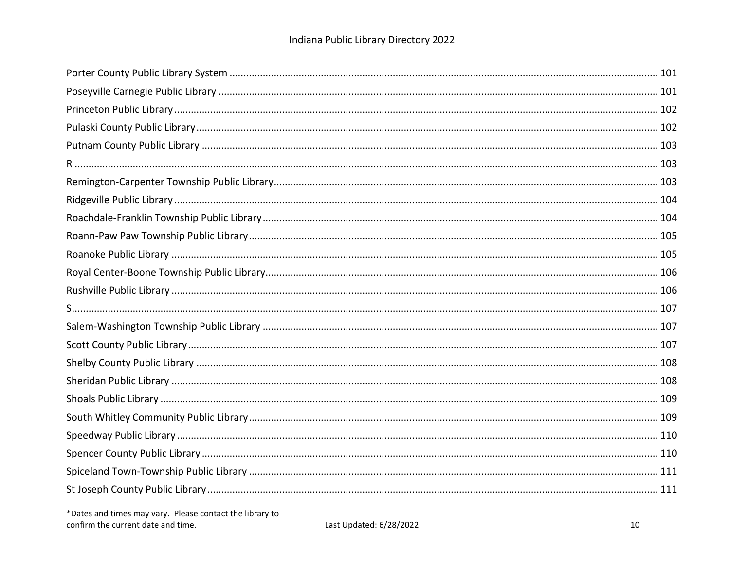Porter County Public Library System ........................................................................................................ 101
Poseyville Carnegie Public Library ........................................................................................................ 101
Princeton Public Library ........................................................................................................ 102
Pulaski County Public Library ........................................................................................................ 102
Putnam County Public Library ........................................................................................................ 103
R ........................................................................................................ 103
Remington-Carpenter Township Public Library ........................................................................................................ 103
Ridgeville Public Library ........................................................................................................ 104
Roachdale-Franklin Township Public Library ........................................................................................................ 104
Roann-Paw Paw Township Public Library ........................................................................................................ 105
Roanoke Public Library ........................................................................................................ 105
Royal Center-Boone Township Public Library ........................................................................................................ 106
Rushville Public Library ........................................................................................................ 106
S ........................................................................................................ 107
Salem-Washington Township Public Library ........................................................................................................ 107
Scott County Public Library ........................................................................................................ 107
Shelby County Public Library ........................................................................................................ 108
Sheridan Public Library ........................................................................................................ 108
Shoals Public Library ........................................................................................................ 109
South Whitley Community Public Library ........................................................................................................ 109
Speedway Public Library ........................................................................................................ 110
Spencer County Public Library ........................................................................................................ 110
Spiceland Town-Township Public Library ........................................................................................................ 111
St Joseph County Public Library ........................................................................................................ 111

*Dates and times may vary. Please contact the library to confirm the current date and time.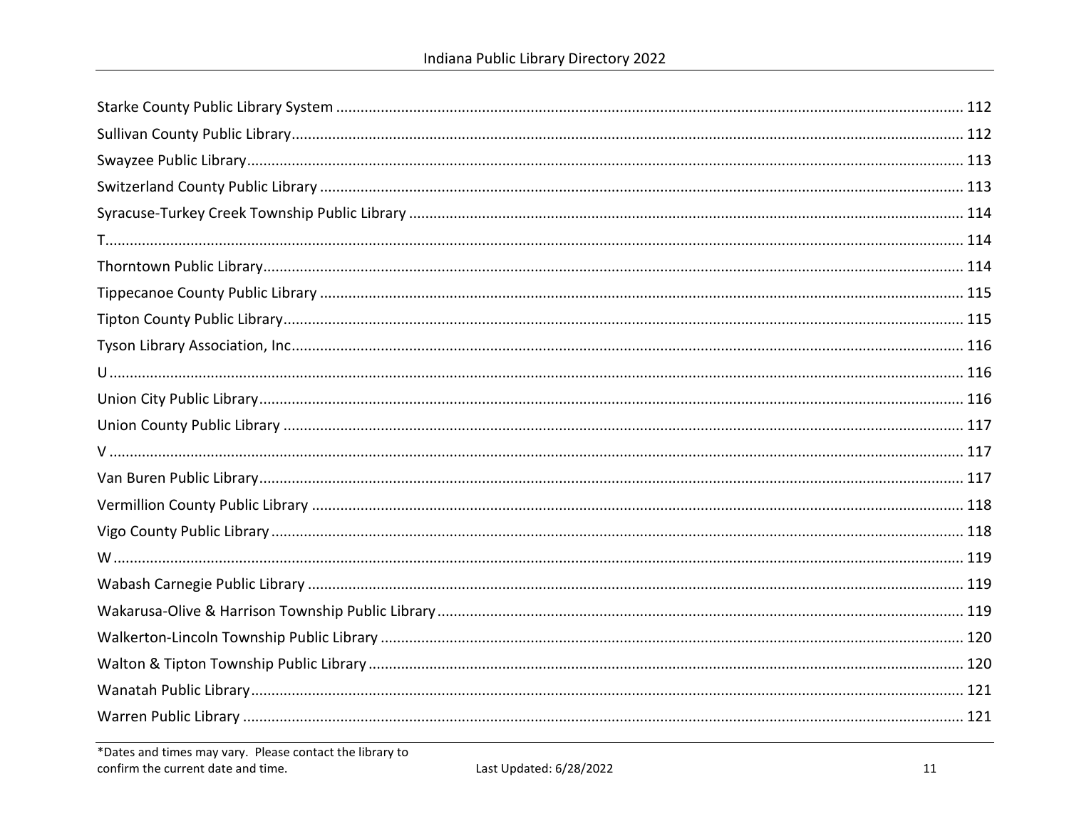Starke County Public Library System ........................................................................................................................................... 112
Sullivan County Public Library..................................................................................................................................................... 112
Swayzee Public Library................................................................................................................................................................ 113
Switzerland County Public Library .............................................................................................................................................. 113
Syracuse-Turkey Creek Township Public Library ........................................................................................................................ 114
T.................................................................................................................................................................................................... 114
Thorntown Public Library............................................................................................................................................................ 114
Tippecanoe County Public Library .............................................................................................................................................. 115
Tipton County Public Library....................................................................................................................................................... 115
Tyson Library Association, Inc..................................................................................................................................................... 116
U ................................................................................................................................................................................................... 116
Union City Public Library............................................................................................................................................................. 116
Union County Public Library ....................................................................................................................................................... 117
V ................................................................................................................................................................................................... 117
Van Buren Public Library............................................................................................................................................................. 117
Vermillion County Public Library ................................................................................................................................................ 118
Vigo County Public Library .......................................................................................................................................................... 118
W .................................................................................................................................................................................................. 119
Wabash Carnegie Public Library ................................................................................................................................................. 119
Wakarusa-Olive & Harrison Township Public Library.................................................................................................................. 119
Walkerton-Lincoln Township Public Library ................................................................................................................................ 120
Walton & Tipton Township Public Library................................................................................................................................... 120
Wanatah Public Library................................................................................................................................................................ 121
Warren Public Library ................................................................................................................................................................. 121

*Dates and times may vary. Please contact the library to confirm the current date and time.

Last Updated: 6/28/2022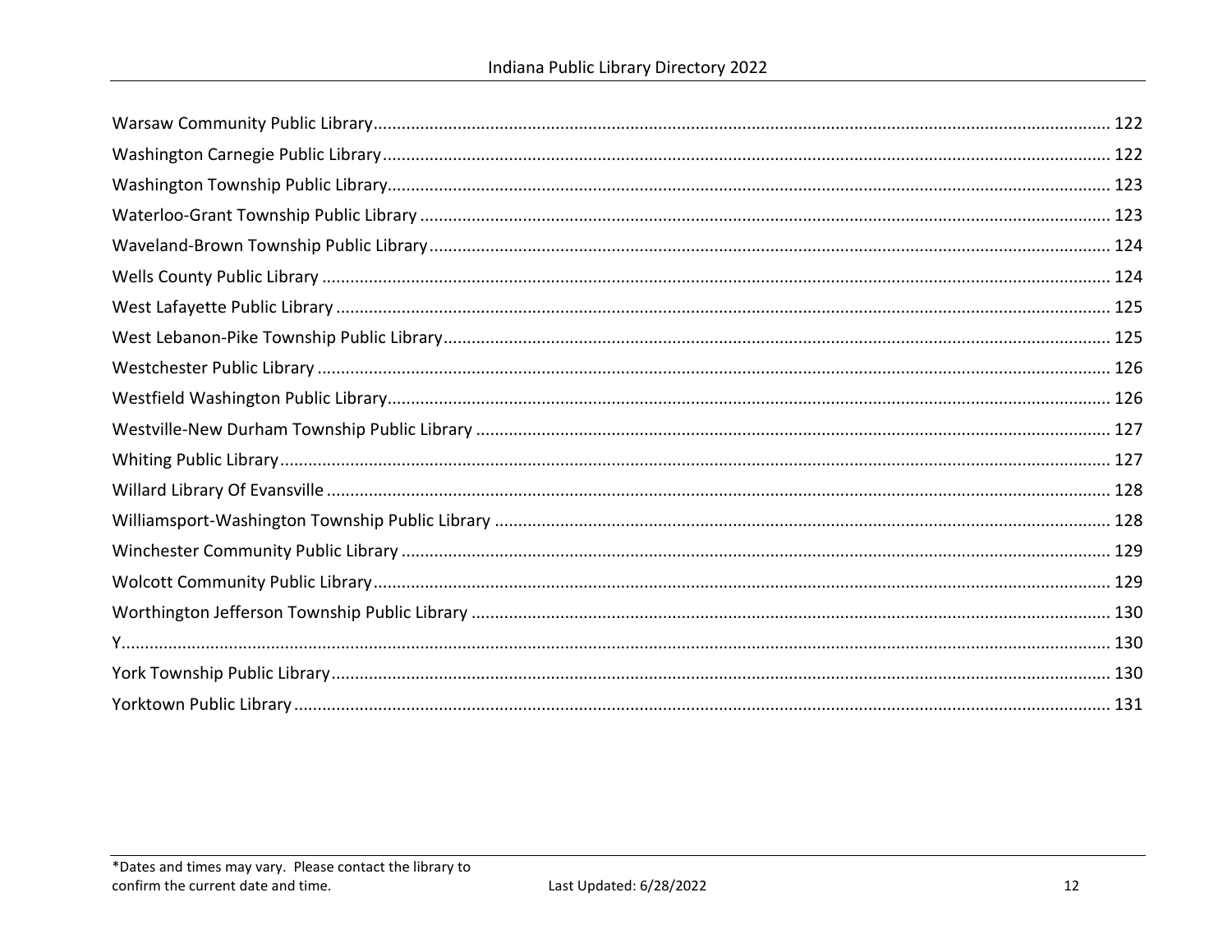Warsaw Community Public Library........................................................................................................................................................ 122
Washington Carnegie Public Library...................................................................................................................................................... 122
Washington Township Public Library...................................................................................................................................................... 123
Waterloo-Grant Township Public Library .............................................................................................................................................. 123
Waveland-Brown Township Public Library............................................................................................................................................. 124
Wells County Public Library ................................................................................................................................................................... 124
West Lafayette Public Library ................................................................................................................................................................ 125
West Lebanon-Pike Township Public Library.......................................................................................................................................... 125
Westchester Public Library .................................................................................................................................................................... 126
Westfield Washington Public Library...................................................................................................................................................... 126
Westville-New Durham Township Public Library ................................................................................................................................... 127
Whiting Public Library............................................................................................................................................................................ 127
Willard Library Of Evansville .................................................................................................................................................................. 128
Williamsport-Washington Township Public Library ............................................................................................................................... 128
Winchester Community Public Library .................................................................................................................................................. 129
Wolcott Community Public Library......................................................................................................................................................... 129
Worthington Jefferson Township Public Library .................................................................................................................................... 130
Y.............................................................................................................................................................................................................. 130
York Township Public Library................................................................................................................................................................. 130
Yorktown Public Library ......................................................................................................................................................................... 131

*Dates and times may vary. Please contact the library to confirm the current date and time.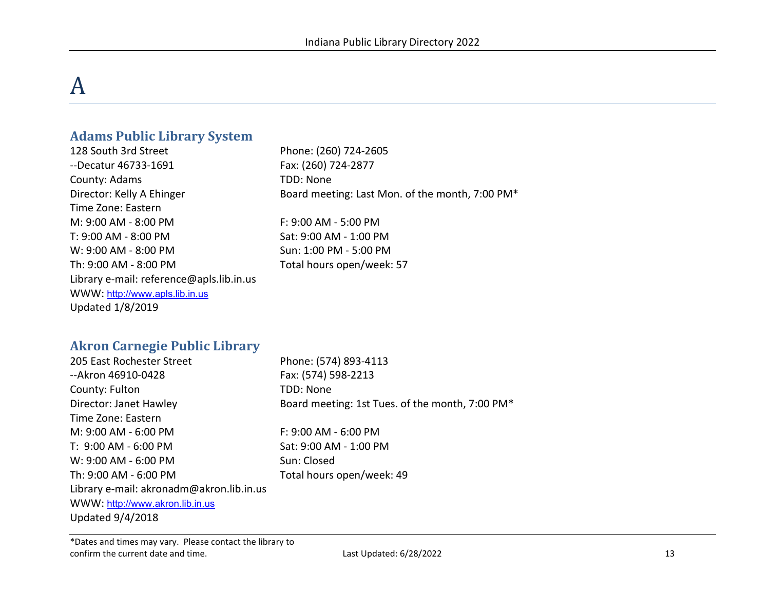# A

## Adams Public Library System

128 South 3rd Street
--Decatur 46733-1691
County: Adams
Director: Kelly A Ehinger
Time Zone: Eastern

Phone: (260) 724-2605
Fax: (260) 724-2877
TDD: None
Board meeting: Last Mon. of the month, 7:00 PM*

M: 9:00 AM - 8:00 PM
T: 9:00 AM - 8:00 PM
W: 9:00 AM - 8:00 PM
Th: 9:00 AM - 8:00 PM
F: 9:00 AM - 5:00 PM
Sat: 9:00 AM - 1:00 PM
Sun: 1:00 PM - 5:00 PM
Total hours open/week: 57

Library e-mail: reference@apls.lib.in.us
WWW: http://www.apls.lib.in.us
Updated 1/8/2019

## Akron Carnegie Public Library

205 East Rochester Street
--Akron 46910-0428
County: Fulton
Director: Janet Hawley
Time Zone: Eastern

Phone: (574) 893-4113
Fax: (574) 598-2213
TDD: None
Board meeting: 1st Tues. of the month, 7:00 PM*

M: 9:00 AM - 6:00 PM
T: 9:00 AM - 6:00 PM
W: 9:00 AM - 6:00 PM
Th: 9:00 AM - 6:00 PM
F: 9:00 AM - 6:00 PM
Sat: 9:00 AM - 1:00 PM
Sun: Closed
Total hours open/week: 49

Library e-mail: akronadm@akron.lib.in.us
WWW: http://www.akron.lib.in.us
Updated 9/4/2018

*Dates and times may vary. Please contact the library to confirm the current date and time.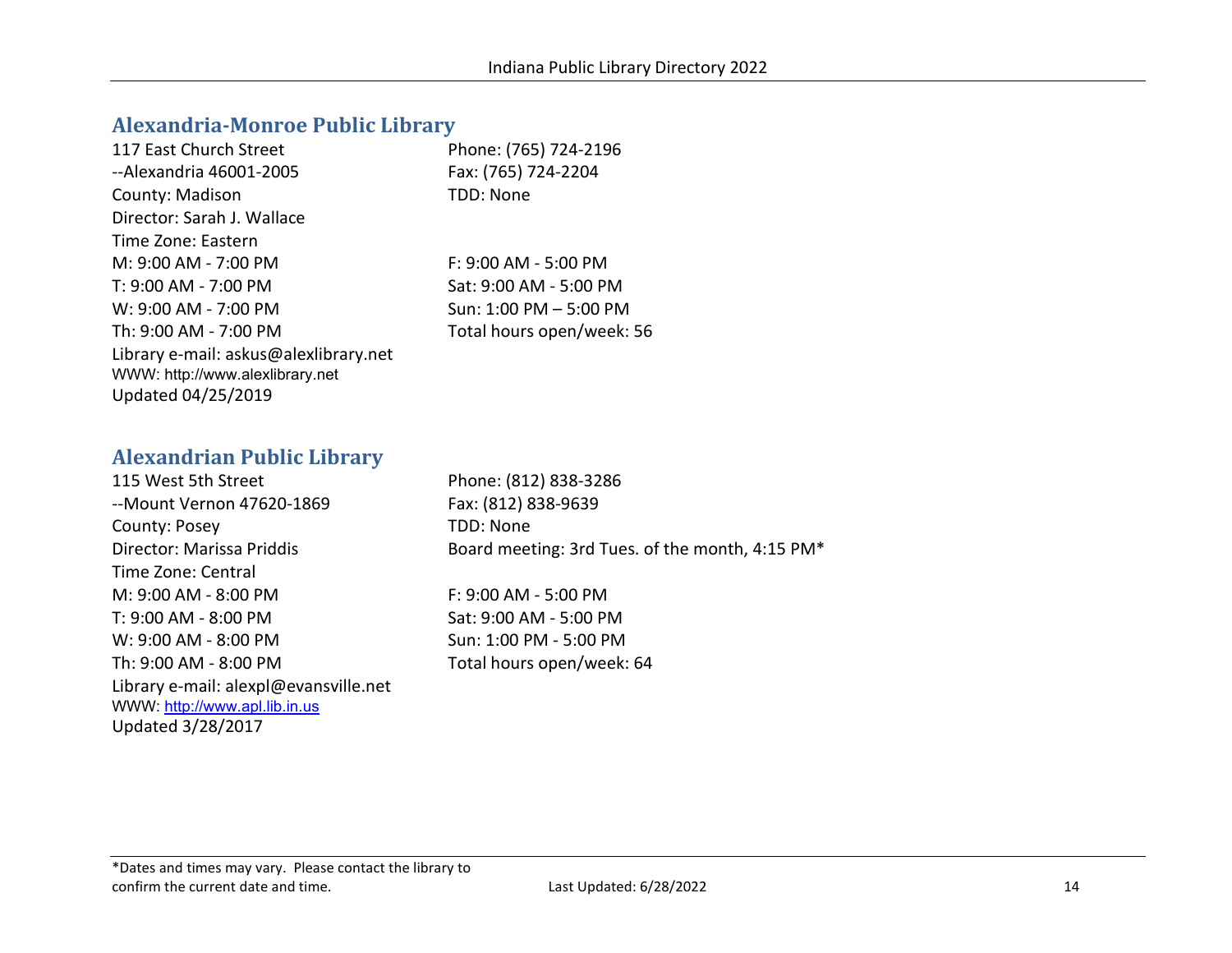## Alexandria-Monroe Public Library

117 East Church Street
--Alexandria 46001-2005
County: Madison
Director: Sarah J. Wallace
Time Zone: Eastern

Phone: (765) 724-2196
Fax: (765) 724-2204
TDD: None

M: 9:00 AM - 7:00 PM
T: 9:00 AM - 7:00 PM
W: 9:00 AM - 7:00 PM
Th: 9:00 AM - 7:00 PM
F: 9:00 AM - 5:00 PM
Sat: 9:00 AM - 5:00 PM
Sun: 1:00 PM – 5:00 PM
Total hours open/week: 56

Library e-mail: askus@alexlibrary.net
WWW: http://www.alexlibrary.net
Updated 04/25/2019

## Alexandrian Public Library

115 West 5th Street
--Mount Vernon 47620-1869
County: Posey
Director: Marissa Priddis
Time Zone: Central

Phone: (812) 838-3286
Fax: (812) 838-9639
TDD: None
Board meeting: 3rd Tues. of the month, 4:15 PM*

M: 9:00 AM - 8:00 PM
T: 9:00 AM - 8:00 PM
W: 9:00 AM - 8:00 PM
Th: 9:00 AM - 8:00 PM
F: 9:00 AM - 5:00 PM
Sat: 9:00 AM - 5:00 PM
Sun: 1:00 PM - 5:00 PM
Total hours open/week: 64

Library e-mail: alexpl@evansville.net
WWW: http://www.apl.lib.in.us
Updated 3/28/2017

*Dates and times may vary. Please contact the library to confirm the current date and time.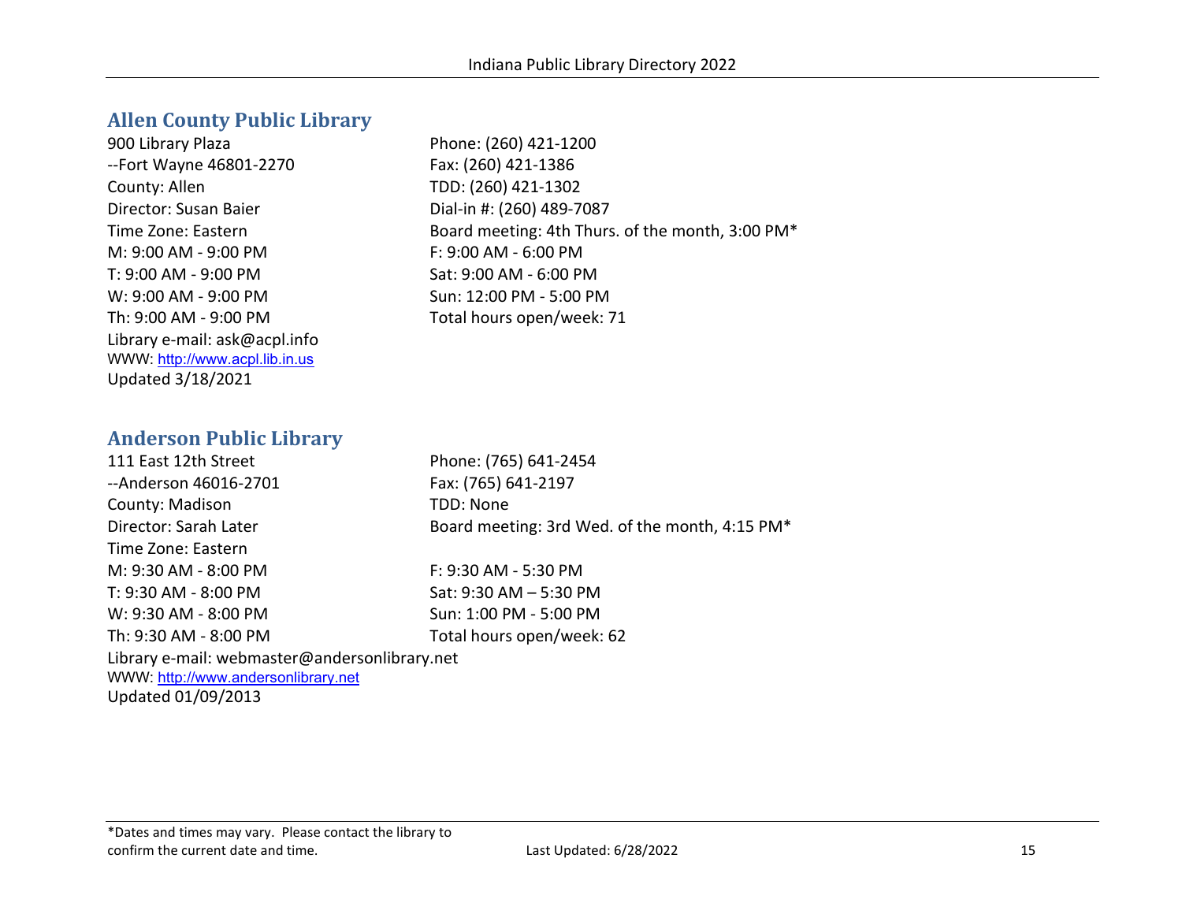## Allen County Public Library

900 Library Plaza
--Fort Wayne 46801-2270
County: Allen
Director: Susan Baier
Time Zone: Eastern
M: 9:00 AM - 9:00 PM
T: 9:00 AM - 9:00 PM
W: 9:00 AM - 9:00 PM
Th: 9:00 AM - 9:00 PM
Library e-mail: ask@acpl.info
WWW: http://www.acpl.lib.in.us
Updated 3/18/2021

Phone: (260) 421-1200
Fax: (260) 421-1386
TDD: (260) 421-1302
Dial-in #: (260) 489-7087
Board meeting: 4th Thurs. of the month, 3:00 PM*
F: 9:00 AM - 6:00 PM
Sat: 9:00 AM - 6:00 PM
Sun: 12:00 PM - 5:00 PM
Total hours open/week: 71

## Anderson Public Library

111 East 12th Street
--Anderson 46016-2701
County: Madison
Director: Sarah Later
Time Zone: Eastern
M: 9:30 AM - 8:00 PM
T: 9:30 AM - 8:00 PM
W: 9:30 AM - 8:00 PM
Th: 9:30 AM - 8:00 PM
Library e-mail: webmaster@andersonlibrary.net
WWW: http://www.andersonlibrary.net
Updated 01/09/2013

Phone: (765) 641-2454
Fax: (765) 641-2197
TDD: None
Board meeting: 3rd Wed. of the month, 4:15 PM*
F: 9:30 AM - 5:30 PM
Sat: 9:30 AM – 5:30 PM
Sun: 1:00 PM - 5:00 PM
Total hours open/week: 62

*Dates and times may vary. Please contact the library to confirm the current date and time.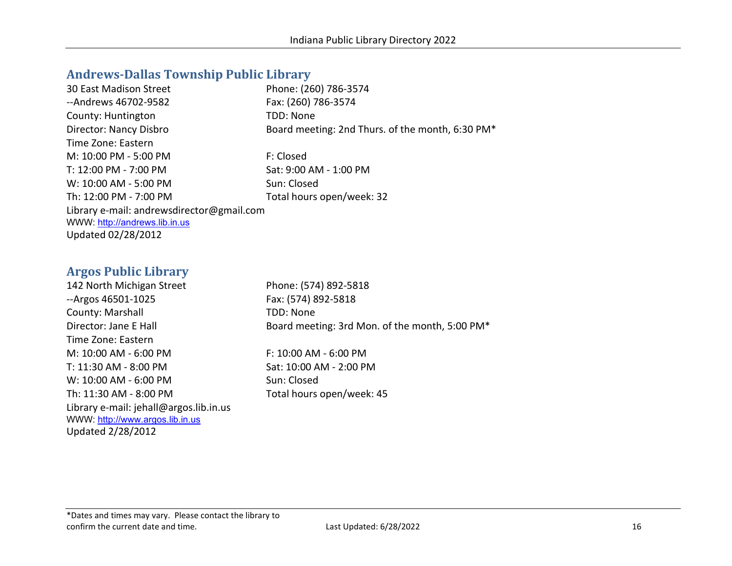## Andrews-Dallas Township Public Library

30 East Madison Street
--Andrews 46702-9582
County: Huntington
Director: Nancy Disbro
Time Zone: Eastern

Phone: (260) 786-3574
Fax: (260) 786-3574
TDD: None
Board meeting: 2nd Thurs. of the month, 6:30 PM*

M: 10:00 PM - 5:00 PM
T: 12:00 PM - 7:00 PM
W: 10:00 AM - 5:00 PM
Th: 12:00 PM - 7:00 PM
F: Closed
Sat: 9:00 AM - 1:00 PM
Sun: Closed
Total hours open/week: 32

Library e-mail: andrewsdirector@gmail.com
WWW: http://andrews.lib.in.us
Updated 02/28/2012

## Argos Public Library

142 North Michigan Street
--Argos 46501-1025
County: Marshall
Director: Jane E Hall
Time Zone: Eastern

Phone: (574) 892-5818
Fax: (574) 892-5818
TDD: None
Board meeting: 3rd Mon. of the month, 5:00 PM*

M: 10:00 AM - 6:00 PM
T: 11:30 AM - 8:00 PM
W: 10:00 AM - 6:00 PM
Th: 11:30 AM - 8:00 PM
F: 10:00 AM - 6:00 PM
Sat: 10:00 AM - 2:00 PM
Sun: Closed
Total hours open/week: 45

Library e-mail: jehall@argos.lib.in.us
WWW: http://www.argos.lib.in.us
Updated 2/28/2012

*Dates and times may vary. Please contact the library to confirm the current date and time.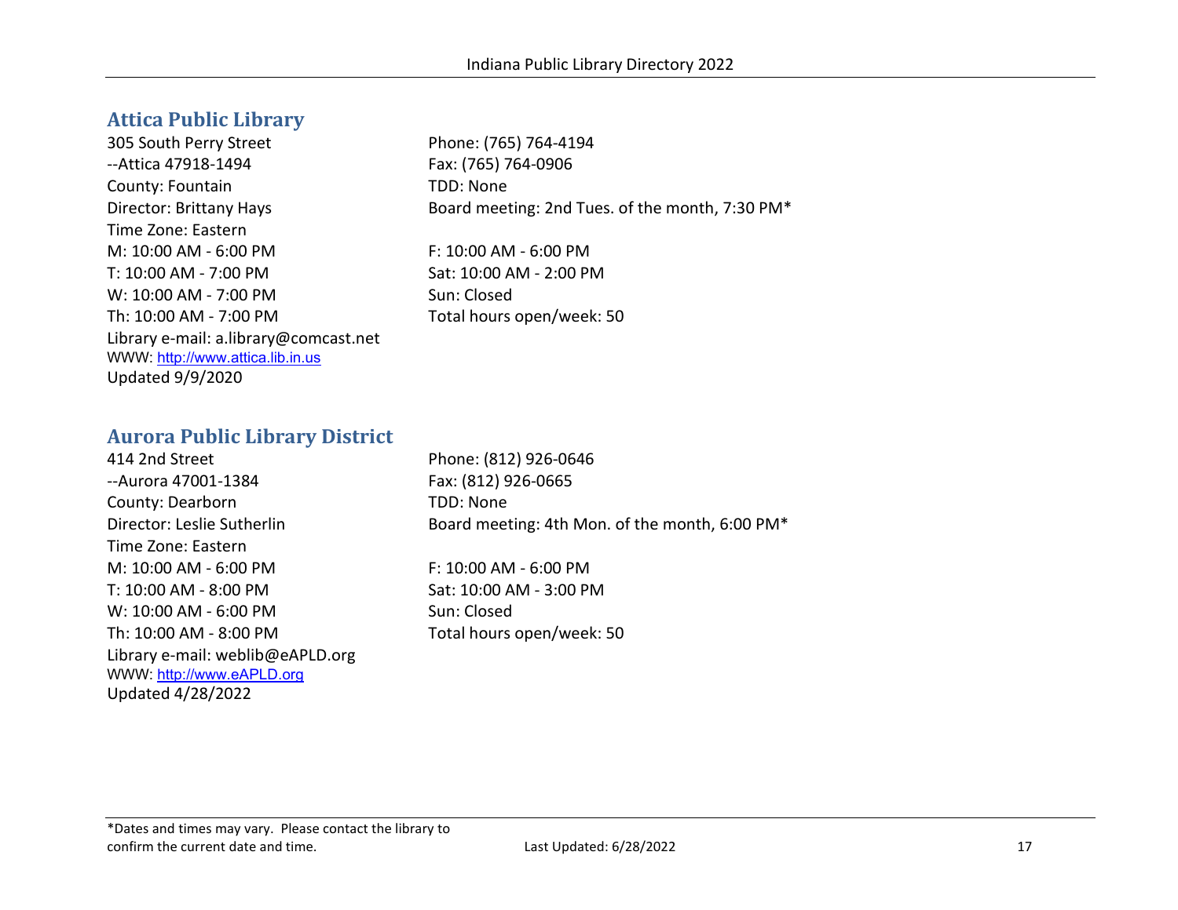## Attica Public Library

305 South Perry Street
--Attica 47918-1494
County: Fountain
Director: Brittany Hays
Time Zone: Eastern

Phone: (765) 764-4194
Fax: (765) 764-0906
TDD: None
Board meeting: 2nd Tues. of the month, 7:30 PM*

M: 10:00 AM - 6:00 PM
T: 10:00 AM - 7:00 PM
W: 10:00 AM - 7:00 PM
Th: 10:00 AM - 7:00 PM
F: 10:00 AM - 6:00 PM
Sat: 10:00 AM - 2:00 PM
Sun: Closed
Total hours open/week: 50

Library e-mail: a.library@comcast.net
WWW: http://www.attica.lib.in.us
Updated 9/9/2020

## Aurora Public Library District

414 2nd Street
--Aurora 47001-1384
County: Dearborn
Director: Leslie Sutherlin
Time Zone: Eastern

Phone: (812) 926-0646
Fax: (812) 926-0665
TDD: None
Board meeting: 4th Mon. of the month, 6:00 PM*

M: 10:00 AM - 6:00 PM
T: 10:00 AM - 8:00 PM
W: 10:00 AM - 6:00 PM
Th: 10:00 AM - 8:00 PM
F: 10:00 AM - 6:00 PM
Sat: 10:00 AM - 3:00 PM
Sun: Closed
Total hours open/week: 50

Library e-mail: weblib@eAPLD.org
WWW: http://www.eAPLD.org
Updated 4/28/2022

*Dates and times may vary. Please contact the library to confirm the current date and time.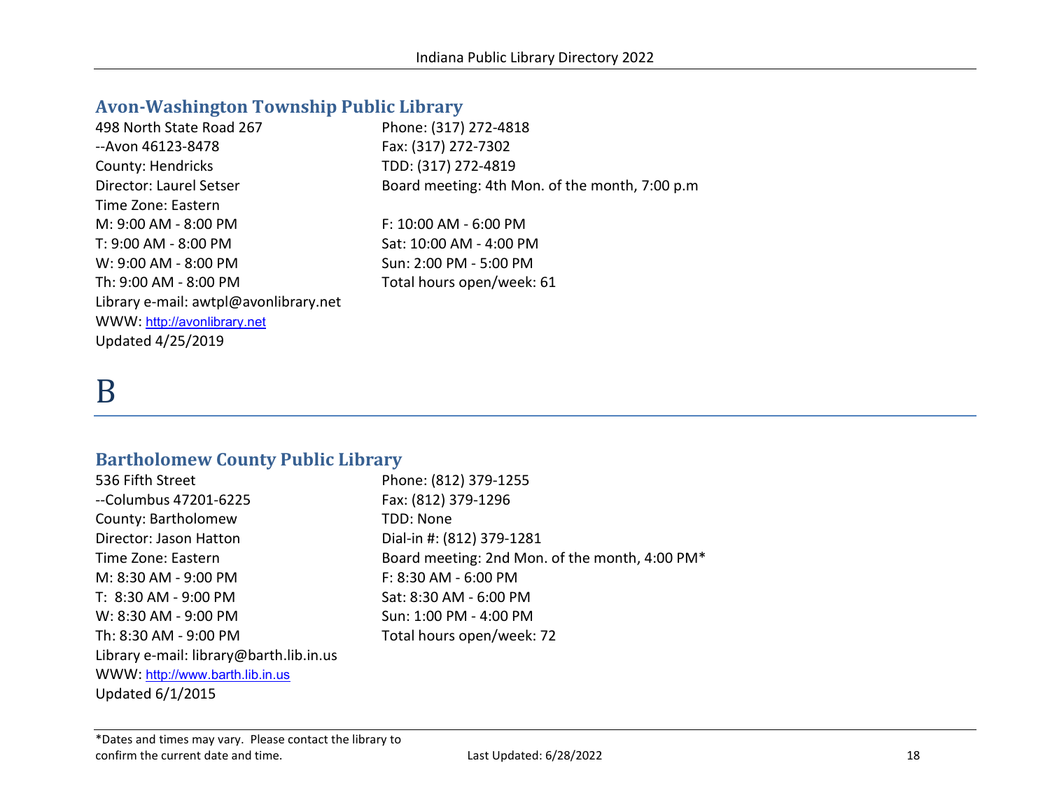## Avon-Washington Township Public Library

498 North State Road 267
--Avon 46123-8478
County: Hendricks
Director: Laurel Setser
Time Zone: Eastern
M: 9:00 AM - 8:00 PM
T: 9:00 AM - 8:00 PM
W: 9:00 AM - 8:00 PM
Th: 9:00 AM - 8:00 PM
Library e-mail: awtpl@avonlibrary.net
WWW: http://avonlibrary.net
Updated 4/25/2019

Phone: (317) 272-4818
Fax: (317) 272-7302
TDD: (317) 272-4819
Board meeting: 4th Mon. of the month, 7:00 p.m

F: 10:00 AM - 6:00 PM
Sat: 10:00 AM - 4:00 PM
Sun: 2:00 PM - 5:00 PM
Total hours open/week: 61

# B

## Bartholomew County Public Library

536 Fifth Street
--Columbus 47201-6225
County: Bartholomew
Director: Jason Hatton
Time Zone: Eastern
M: 8:30 AM - 9:00 PM
T: 8:30 AM - 9:00 PM
W: 8:30 AM - 9:00 PM
Th: 8:30 AM - 9:00 PM
Library e-mail: library@barth.lib.in.us
WWW: http://www.barth.lib.in.us
Updated 6/1/2015

Phone: (812) 379-1255
Fax: (812) 379-1296
TDD: None
Dial-in #: (812) 379-1281
Board meeting: 2nd Mon. of the month, 4:00 PM*
F: 8:30 AM - 6:00 PM
Sat: 8:30 AM - 6:00 PM
Sun: 1:00 PM - 4:00 PM
Total hours open/week: 72

*Dates and times may vary. Please contact the library to confirm the current date and time.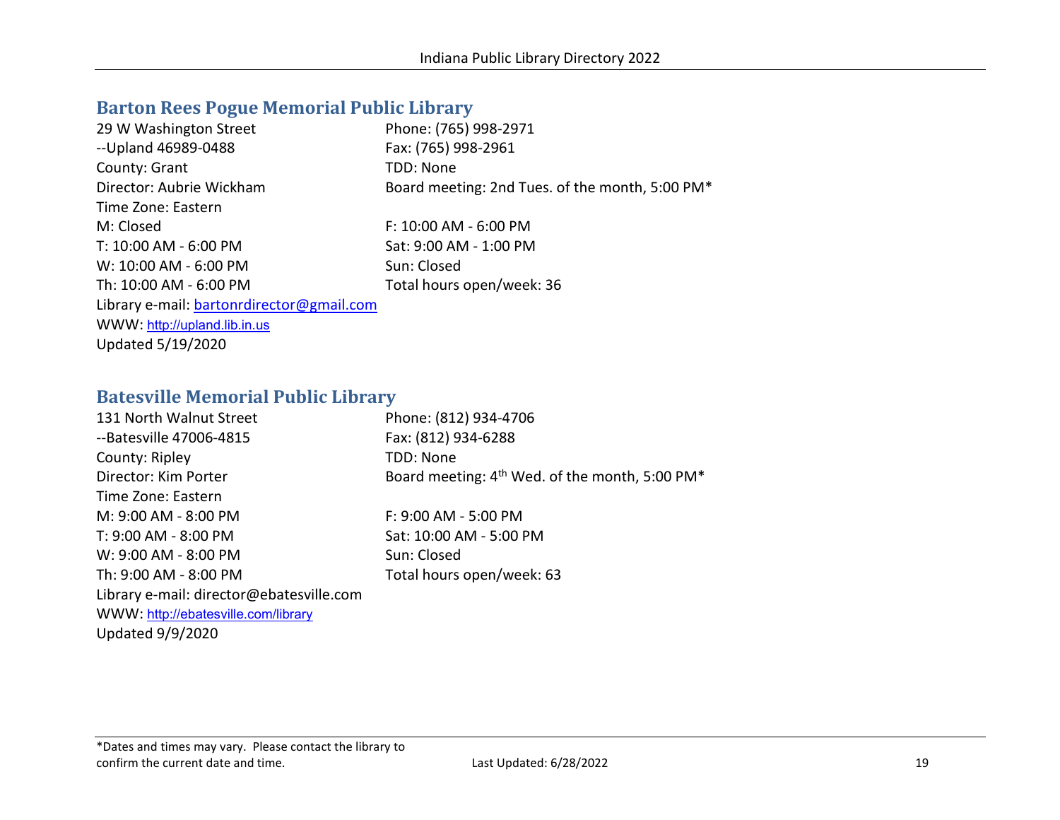## Barton Rees Pogue Memorial Public Library

29 W Washington Street
--Upland 46989-0488
County: Grant
Director: Aubrie Wickham
Time Zone: Eastern

Phone: (765) 998-2971
Fax: (765) 998-2961
TDD: None
Board meeting: 2nd Tues. of the month, 5:00 PM*

M: Closed
T: 10:00 AM - 6:00 PM
W: 10:00 AM - 6:00 PM
Th: 10:00 AM - 6:00 PM
F: 10:00 AM - 6:00 PM
Sat: 9:00 AM - 1:00 PM
Sun: Closed
Total hours open/week: 36

Library e-mail: bartonrdirector@gmail.com
WWW: http://upland.lib.in.us
Updated 5/19/2020

## Batesville Memorial Public Library

131 North Walnut Street
--Batesville 47006-4815
County: Ripley
Director: Kim Porter
Time Zone: Eastern

Phone: (812) 934-4706
Fax: (812) 934-6288
TDD: None
Board meeting: 4th Wed. of the month, 5:00 PM*

M: 9:00 AM - 8:00 PM
T: 9:00 AM - 8:00 PM
W: 9:00 AM - 8:00 PM
Th: 9:00 AM - 8:00 PM
F: 9:00 AM - 5:00 PM
Sat: 10:00 AM - 5:00 PM
Sun: Closed
Total hours open/week: 63

Library e-mail: director@ebatesville.com
WWW: http://ebatesville.com/library
Updated 9/9/2020

*Dates and times may vary. Please contact the library to confirm the current date and time.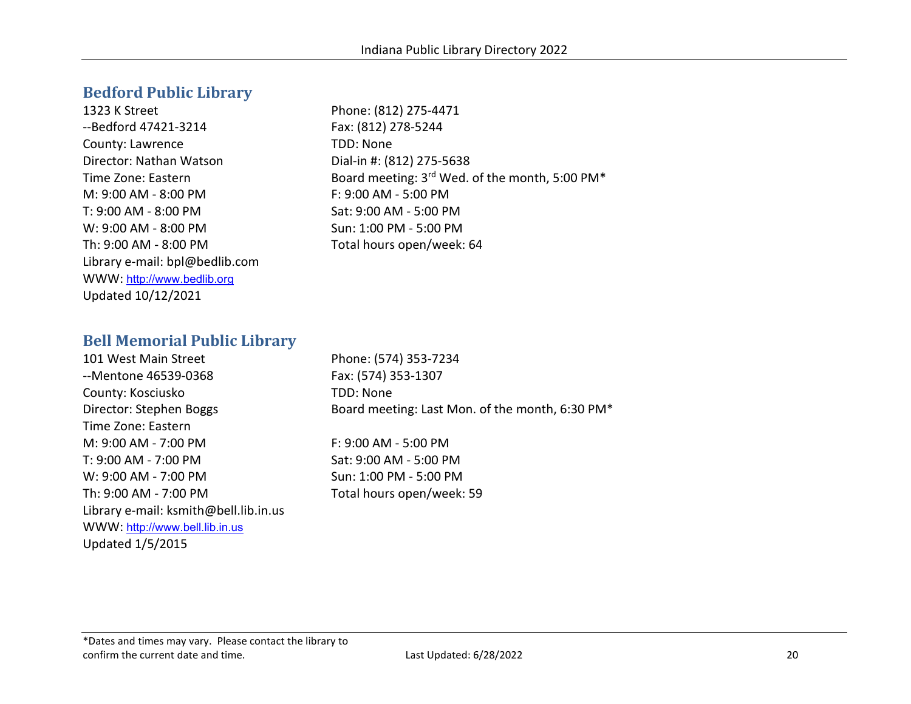## Bedford Public Library

1323 K Street
--Bedford 47421-3214
County: Lawrence
Director: Nathan Watson
Time Zone: Eastern
M: 9:00 AM - 8:00 PM
T: 9:00 AM - 8:00 PM
W: 9:00 AM - 8:00 PM
Th: 9:00 AM - 8:00 PM
Library e-mail: bpl@bedlib.com
WWW: http://www.bedlib.org
Updated 10/12/2021

Phone: (812) 275-4471
Fax: (812) 278-5244
TDD: None
Dial-in #: (812) 275-5638
Board meeting: 3rd Wed. of the month, 5:00 PM*
F: 9:00 AM - 5:00 PM
Sat: 9:00 AM - 5:00 PM
Sun: 1:00 PM - 5:00 PM
Total hours open/week: 64

## Bell Memorial Public Library

101 West Main Street
--Mentone 46539-0368
County: Kosciusko
Director: Stephen Boggs
Time Zone: Eastern
M: 9:00 AM - 7:00 PM
T: 9:00 AM - 7:00 PM
W: 9:00 AM - 7:00 PM
Th: 9:00 AM - 7:00 PM
Library e-mail: ksmith@bell.lib.in.us
WWW: http://www.bell.lib.in.us
Updated 1/5/2015

Phone: (574) 353-7234
Fax: (574) 353-1307
TDD: None
Board meeting: Last Mon. of the month, 6:30 PM*
F: 9:00 AM - 5:00 PM
Sat: 9:00 AM - 5:00 PM
Sun: 1:00 PM - 5:00 PM
Total hours open/week: 59

*Dates and times may vary. Please contact the library to confirm the current date and time.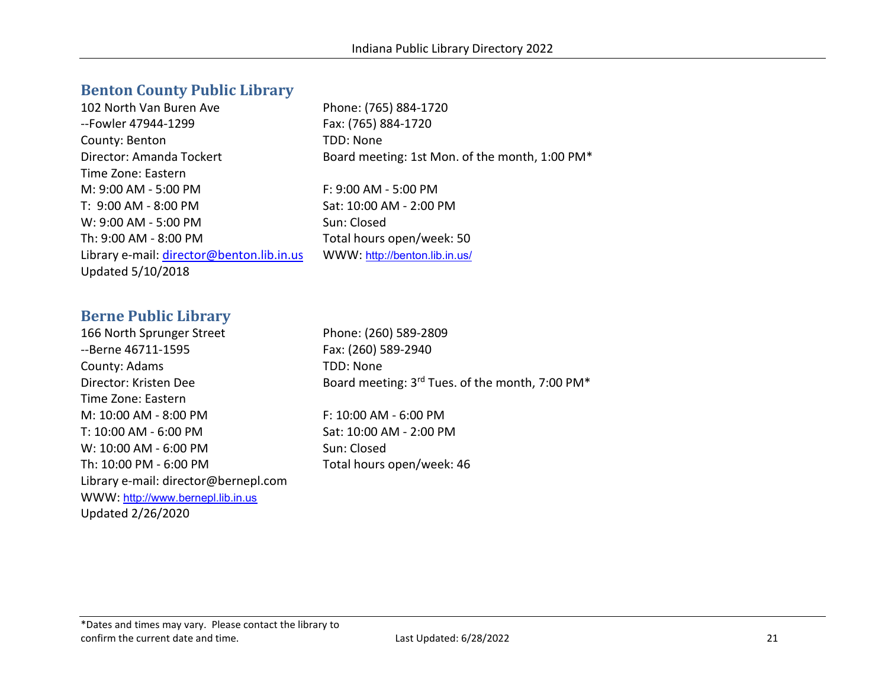## Benton County Public Library

102 North Van Buren Ave
--Fowler 47944-1299
County: Benton
Director: Amanda Tockert
Time Zone: Eastern
M: 9:00 AM - 5:00 PM
T: 9:00 AM - 8:00 PM
W: 9:00 AM - 5:00 PM
Th: 9:00 AM - 8:00 PM
Library e-mail: director@benton.lib.in.us
Updated 5/10/2018

Phone: (765) 884-1720
Fax: (765) 884-1720
TDD: None
Board meeting: 1st Mon. of the month, 1:00 PM*

F: 9:00 AM - 5:00 PM
Sat: 10:00 AM - 2:00 PM
Sun: Closed
Total hours open/week: 50
WWW: http://benton.lib.in.us/

## Berne Public Library

166 North Sprunger Street
--Berne 46711-1595
County: Adams
Director: Kristen Dee
Time Zone: Eastern
M: 10:00 AM - 8:00 PM
T: 10:00 AM - 6:00 PM
W: 10:00 AM - 6:00 PM
Th: 10:00 PM - 6:00 PM
Library e-mail: director@bernepl.com
WWW: http://www.bernepl.lib.in.us
Updated 2/26/2020

Phone: (260) 589-2809
Fax: (260) 589-2940
TDD: None
Board meeting: 3rd Tues. of the month, 7:00 PM*

F: 10:00 AM - 6:00 PM
Sat: 10:00 AM - 2:00 PM
Sun: Closed
Total hours open/week: 46

*Dates and times may vary. Please contact the library to confirm the current date and time.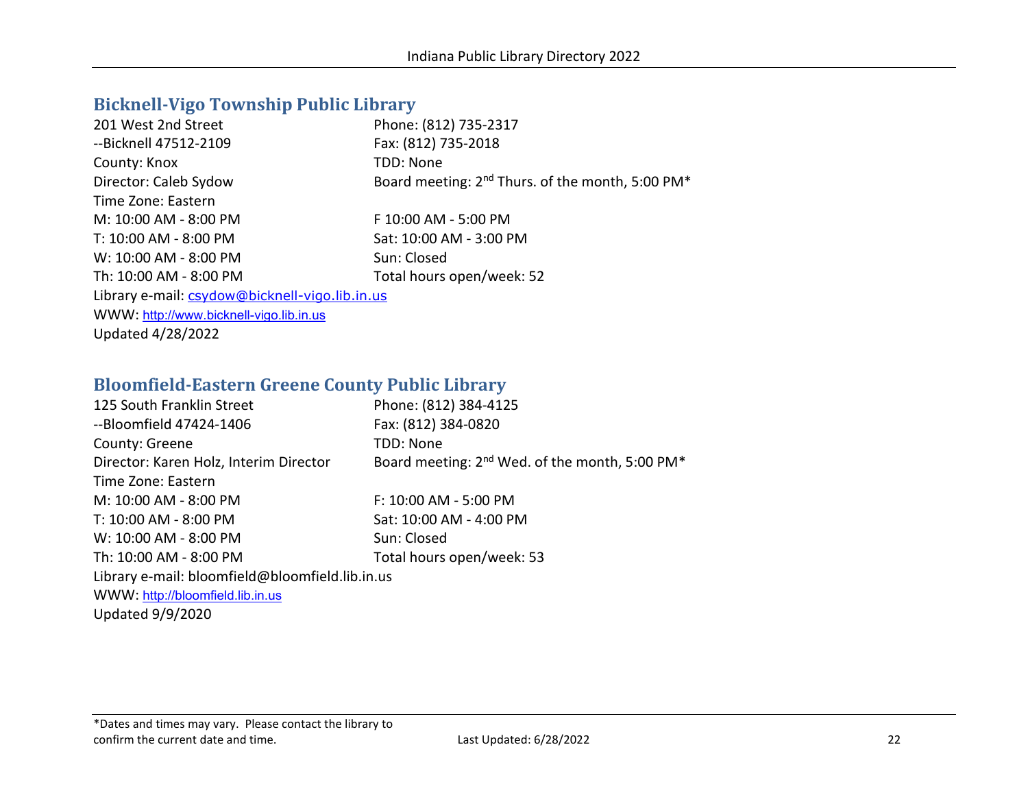## Bicknell-Vigo Township Public Library

201 West 2nd Street
--Bicknell 47512-2109
County: Knox
Director: Caleb Sydow
Time Zone: Eastern

Phone: (812) 735-2317
Fax: (812) 735-2018
TDD: None
Board meeting: 2nd Thurs. of the month, 5:00 PM*

M: 10:00 AM - 8:00 PM
T: 10:00 AM - 8:00 PM
W: 10:00 AM - 8:00 PM
Th: 10:00 AM - 8:00 PM
F 10:00 AM - 5:00 PM
Sat: 10:00 AM - 3:00 PM
Sun: Closed
Total hours open/week: 52

Library e-mail: csydow@bicknell-vigo.lib.in.us
WWW: http://www.bicknell-vigo.lib.in.us
Updated 4/28/2022

## Bloomfield-Eastern Greene County Public Library

125 South Franklin Street
--Bloomfield 47424-1406
County: Greene
Director: Karen Holz, Interim Director
Time Zone: Eastern

Phone: (812) 384-4125
Fax: (812) 384-0820
TDD: None
Board meeting: 2nd Wed. of the month, 5:00 PM*

M: 10:00 AM - 8:00 PM
T: 10:00 AM - 8:00 PM
W: 10:00 AM - 8:00 PM
Th: 10:00 AM - 8:00 PM
F: 10:00 AM - 5:00 PM
Sat: 10:00 AM - 4:00 PM
Sun: Closed
Total hours open/week: 53

Library e-mail: bloomfield@bloomfield.lib.in.us
WWW: http://bloomfield.lib.in.us
Updated 9/9/2020

*Dates and times may vary. Please contact the library to confirm the current date and time.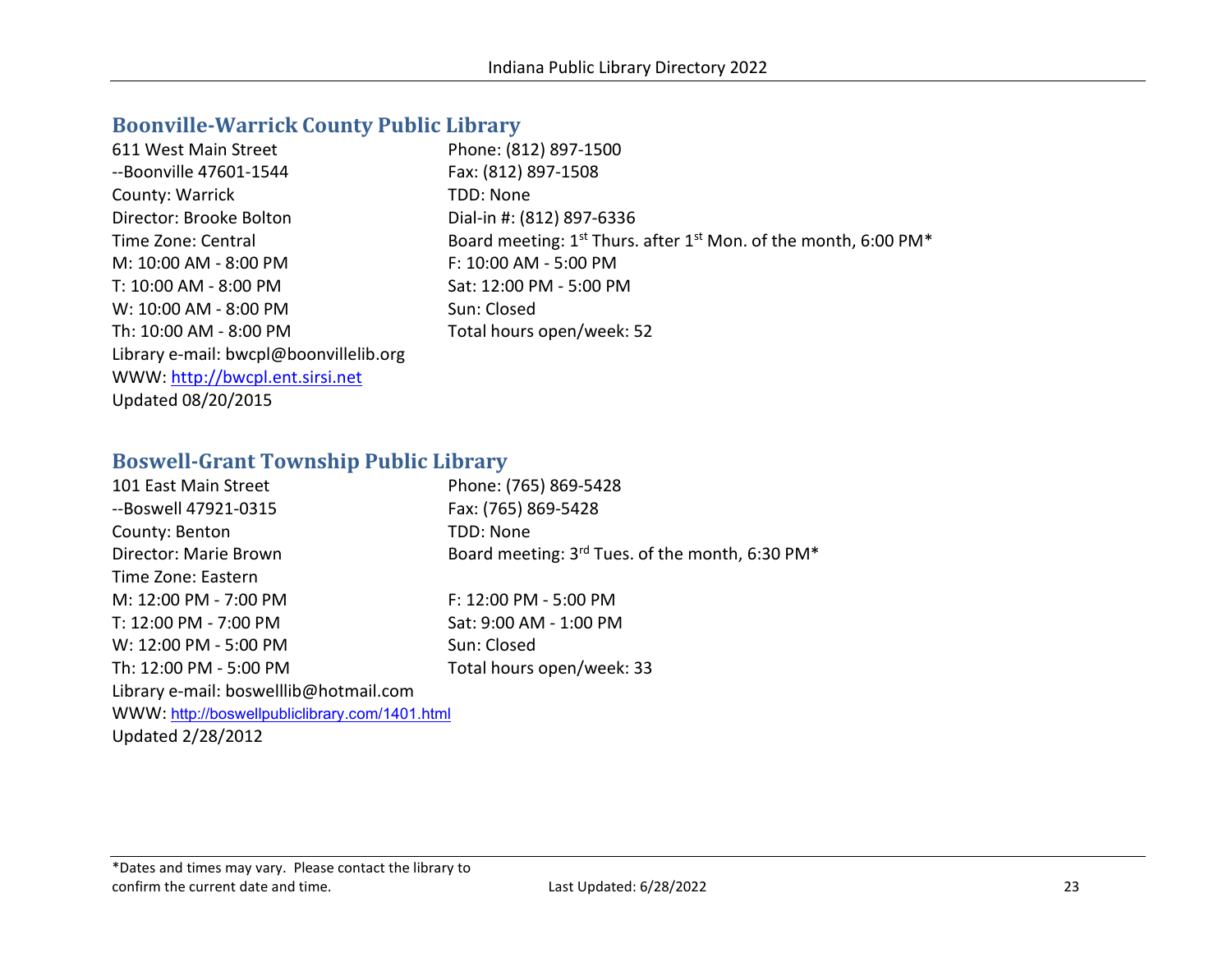## Boonville-Warrick County Public Library

611 West Main Street
--Boonville 47601-1544
County: Warrick
Director: Brooke Bolton
Time Zone: Central
M: 10:00 AM - 8:00 PM
T: 10:00 AM - 8:00 PM
W: 10:00 AM - 8:00 PM
Th: 10:00 AM - 8:00 PM
Library e-mail: bwcpl@boonvillelib.org
WWW: http://bwcpl.ent.sirsi.net
Updated 08/20/2015

Phone: (812) 897-1500
Fax: (812) 897-1508
TDD: None
Dial-in #: (812) 897-6336
Board meeting: 1st Thurs. after 1st Mon. of the month, 6:00 PM*
F: 10:00 AM - 5:00 PM
Sat: 12:00 PM - 5:00 PM
Sun: Closed
Total hours open/week: 52

## Boswell-Grant Township Public Library

101 East Main Street
--Boswell 47921-0315
County: Benton
Director: Marie Brown
Time Zone: Eastern
M: 12:00 PM - 7:00 PM
T: 12:00 PM - 7:00 PM
W: 12:00 PM - 5:00 PM
Th: 12:00 PM - 5:00 PM
Library e-mail: boswelllib@hotmail.com
WWW: http://boswellpubliclibrary.com/1401.html
Updated 2/28/2012

Phone: (765) 869-5428
Fax: (765) 869-5428
TDD: None
Board meeting: 3rd Tues. of the month, 6:30 PM*
F: 12:00 PM - 5:00 PM
Sat: 9:00 AM - 1:00 PM
Sun: Closed
Total hours open/week: 33

*Dates and times may vary. Please contact the library to confirm the current date and time.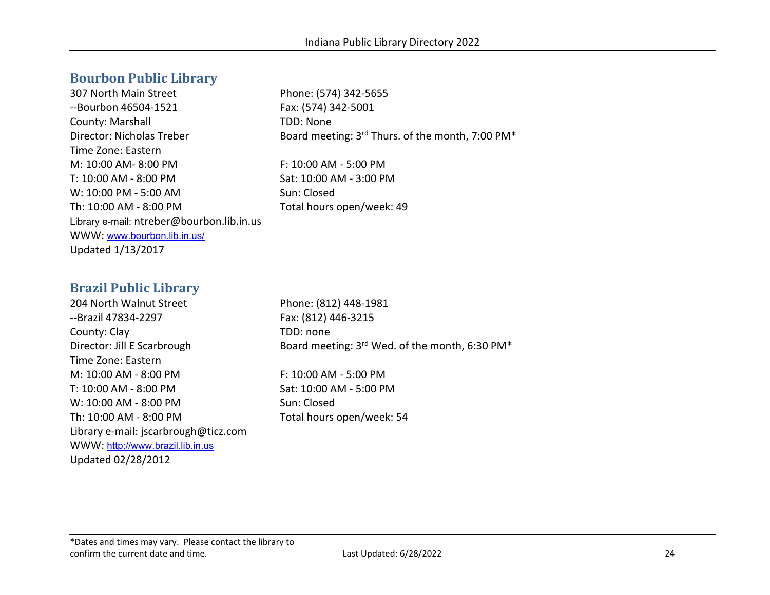## Bourbon Public Library

307 North Main Street
--Bourbon 46504-1521
County: Marshall
Director: Nicholas Treber
Time Zone: Eastern

Phone: (574) 342-5655
Fax: (574) 342-5001
TDD: None
Board meeting: 3rd Thurs. of the month, 7:00 PM*

M: 10:00 AM- 8:00 PM
T: 10:00 AM - 8:00 PM
W: 10:00 PM - 5:00 AM
Th: 10:00 AM - 8:00 PM
F: 10:00 AM - 5:00 PM
Sat: 10:00 AM - 3:00 PM
Sun: Closed
Total hours open/week: 49

Library e-mail: ntreber@bourbon.lib.in.us
WWW: www.bourbon.lib.in.us/
Updated 1/13/2017

## Brazil Public Library

204 North Walnut Street
--Brazil 47834-2297
County: Clay
Director: Jill E Scarbrough
Time Zone: Eastern

Phone: (812) 448-1981
Fax: (812) 446-3215
TDD: none
Board meeting: 3rd Wed. of the month, 6:30 PM*

M: 10:00 AM - 8:00 PM
T: 10:00 AM - 8:00 PM
W: 10:00 AM - 8:00 PM
Th: 10:00 AM - 8:00 PM
F: 10:00 AM - 5:00 PM
Sat: 10:00 AM - 5:00 PM
Sun: Closed
Total hours open/week: 54

Library e-mail: jscarbrough@ticz.com
WWW: http://www.brazil.lib.in.us
Updated 02/28/2012

*Dates and times may vary. Please contact the library to confirm the current date and time.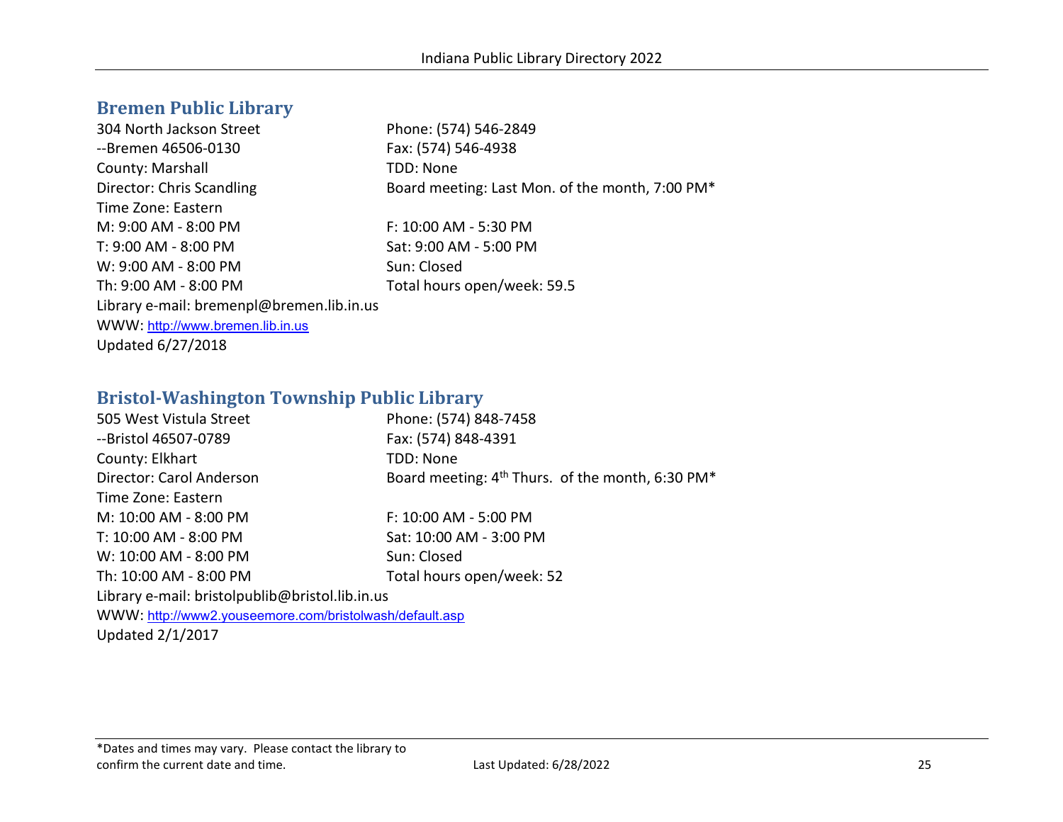## Bremen Public Library

304 North Jackson Street
--Bremen 46506-0130
County: Marshall
Director: Chris Scandling
Time Zone: Eastern

Phone: (574) 546-2849
Fax: (574) 546-4938
TDD: None
Board meeting: Last Mon. of the month, 7:00 PM*

M: 9:00 AM - 8:00 PM
T: 9:00 AM - 8:00 PM
W: 9:00 AM - 8:00 PM
Th: 9:00 AM - 8:00 PM
F: 10:00 AM - 5:30 PM
Sat: 9:00 AM - 5:00 PM
Sun: Closed
Total hours open/week: 59.5

Library e-mail: bremenpl@bremen.lib.in.us
WWW: http://www.bremen.lib.in.us
Updated 6/27/2018

## Bristol-Washington Township Public Library

505 West Vistula Street
--Bristol 46507-0789
County: Elkhart
Director: Carol Anderson
Time Zone: Eastern

Phone: (574) 848-7458
Fax: (574) 848-4391
TDD: None
Board meeting: 4th Thurs. of the month, 6:30 PM*

M: 10:00 AM - 8:00 PM
T: 10:00 AM - 8:00 PM
W: 10:00 AM - 8:00 PM
Th: 10:00 AM - 8:00 PM
F: 10:00 AM - 5:00 PM
Sat: 10:00 AM - 3:00 PM
Sun: Closed
Total hours open/week: 52

Library e-mail: bristolpublib@bristol.lib.in.us
WWW: http://www2.youseemore.com/bristolwash/default.asp
Updated 2/1/2017

*Dates and times may vary. Please contact the library to confirm the current date and time.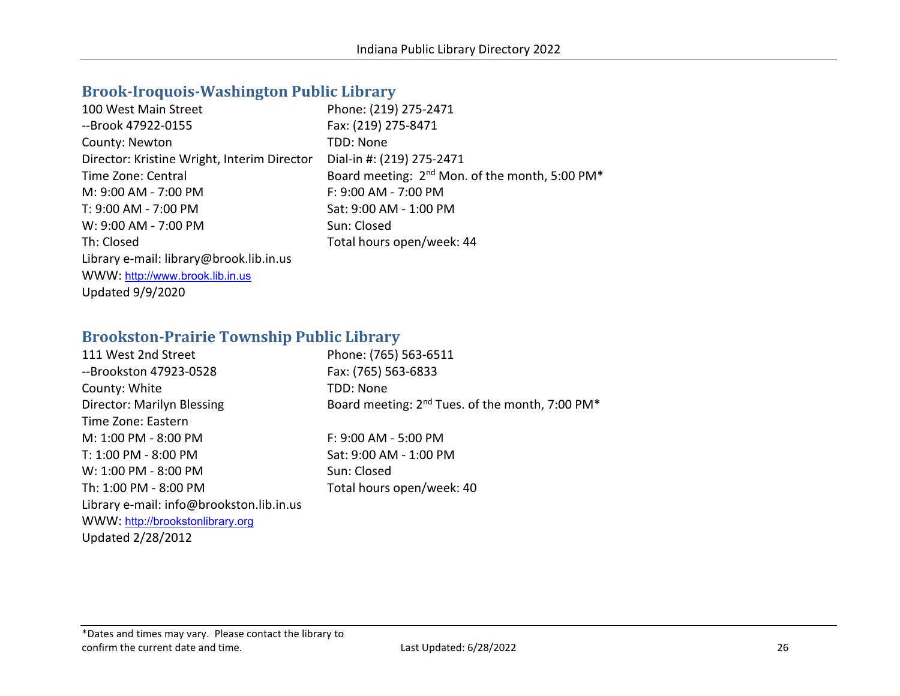## Brook-Iroquois-Washington Public Library

100 West Main Street
--Brook 47922-0155
County: Newton
Director: Kristine Wright, Interim Director
Time Zone: Central
M: 9:00 AM - 7:00 PM
T: 9:00 AM - 7:00 PM
W: 9:00 AM - 7:00 PM
Th: Closed
Library e-mail: library@brook.lib.in.us
WWW: http://www.brook.lib.in.us
Updated 9/9/2020

Phone: (219) 275-2471
Fax: (219) 275-8471
TDD: None
Dial-in #: (219) 275-2471
Board meeting: 2nd Mon. of the month, 5:00 PM*
F: 9:00 AM - 7:00 PM
Sat: 9:00 AM - 1:00 PM
Sun: Closed
Total hours open/week: 44

## Brookston-Prairie Township Public Library

111 West 2nd Street
--Brookston 47923-0528
County: White
Director: Marilyn Blessing
Time Zone: Eastern
M: 1:00 PM - 8:00 PM
T: 1:00 PM - 8:00 PM
W: 1:00 PM - 8:00 PM
Th: 1:00 PM - 8:00 PM
Library e-mail: info@brookston.lib.in.us
WWW: http://brookstonlibrary.org
Updated 2/28/2012

Phone: (765) 563-6511
Fax: (765) 563-6833
TDD: None
Board meeting: 2nd Tues. of the month, 7:00 PM*
F: 9:00 AM - 5:00 PM
Sat: 9:00 AM - 1:00 PM
Sun: Closed
Total hours open/week: 40

*Dates and times may vary. Please contact the library to confirm the current date and time.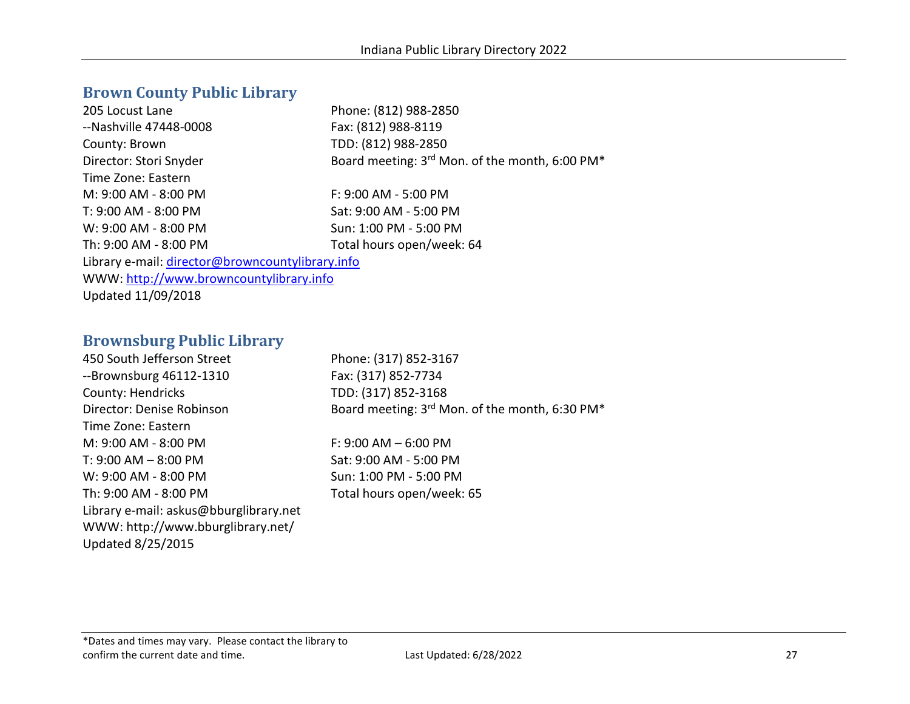## Brown County Public Library

205 Locust Lane
--Nashville 47448-0008
County: Brown
Director: Stori Snyder
Time Zone: Eastern

Phone: (812) 988-2850
Fax: (812) 988-8119
TDD: (812) 988-2850
Board meeting: 3rd Mon. of the month, 6:00 PM*

M: 9:00 AM - 8:00 PM
T: 9:00 AM - 8:00 PM
W: 9:00 AM - 8:00 PM
Th: 9:00 AM - 8:00 PM
F: 9:00 AM - 5:00 PM
Sat: 9:00 AM - 5:00 PM
Sun: 1:00 PM - 5:00 PM
Total hours open/week: 64

Library e-mail: director@browncountylibrary.info
WWW: http://www.browncountylibrary.info
Updated 11/09/2018

## Brownsburg Public Library

450 South Jefferson Street
--Brownsburg 46112-1310
County: Hendricks
Director: Denise Robinson
Time Zone: Eastern

Phone: (317) 852-3167
Fax: (317) 852-7734
TDD: (317) 852-3168
Board meeting: 3rd Mon. of the month, 6:30 PM*

M: 9:00 AM - 8:00 PM
T: 9:00 AM – 8:00 PM
W: 9:00 AM - 8:00 PM
Th: 9:00 AM - 8:00 PM
F: 9:00 AM – 6:00 PM
Sat: 9:00 AM - 5:00 PM
Sun: 1:00 PM - 5:00 PM
Total hours open/week: 65

Library e-mail: askus@bburglibrary.net
WWW: http://www.bburglibrary.net/
Updated 8/25/2015

*Dates and times may vary. Please contact the library to confirm the current date and time.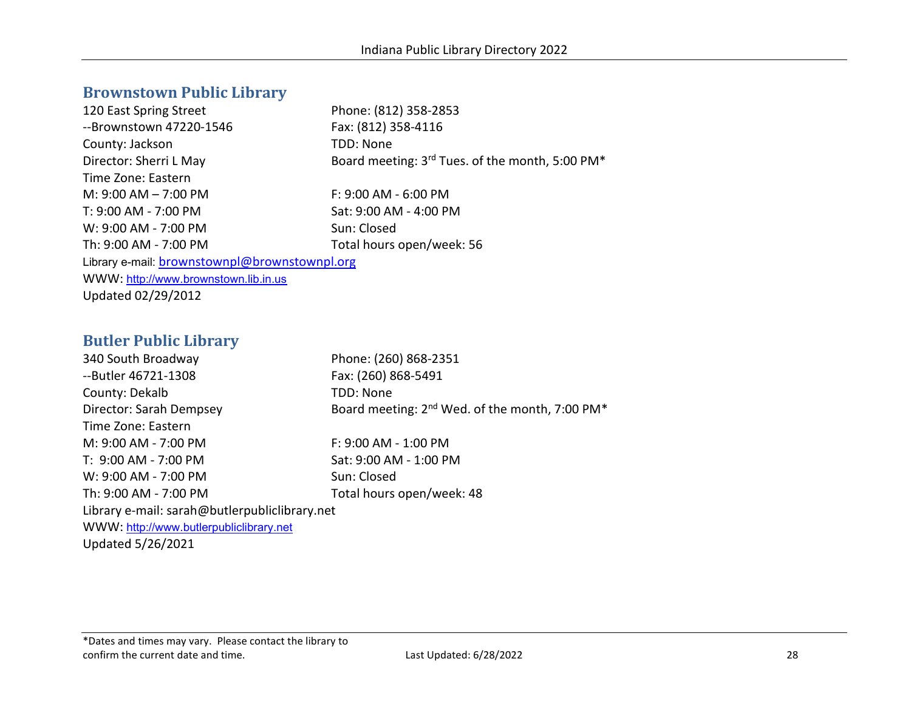## Brownstown Public Library

120 East Spring Street
--Brownstown 47220-1546
County: Jackson
Director: Sherri L May
Time Zone: Eastern

Phone: (812) 358-2853
Fax: (812) 358-4116
TDD: None
Board meeting: 3rd Tues. of the month, 5:00 PM*

M: 9:00 AM – 7:00 PM
T: 9:00 AM - 7:00 PM
W: 9:00 AM - 7:00 PM
Th: 9:00 AM - 7:00 PM
F: 9:00 AM - 6:00 PM
Sat: 9:00 AM - 4:00 PM
Sun: Closed
Total hours open/week: 56

Library e-mail: brownstownpl@brownstownpl.org
WWW: http://www.brownstown.lib.in.us
Updated 02/29/2012

## Butler Public Library

340 South Broadway
--Butler 46721-1308
County: Dekalb
Director: Sarah Dempsey
Time Zone: Eastern

Phone: (260) 868-2351
Fax: (260) 868-5491
TDD: None
Board meeting: 2nd Wed. of the month, 7:00 PM*

M: 9:00 AM - 7:00 PM
T: 9:00 AM - 7:00 PM
W: 9:00 AM - 7:00 PM
Th: 9:00 AM - 7:00 PM
F: 9:00 AM - 1:00 PM
Sat: 9:00 AM - 1:00 PM
Sun: Closed
Total hours open/week: 48

Library e-mail: sarah@butlerpubliclibrary.net
WWW: http://www.butlerpubliclibrary.net
Updated 5/26/2021

*Dates and times may vary. Please contact the library to confirm the current date and time.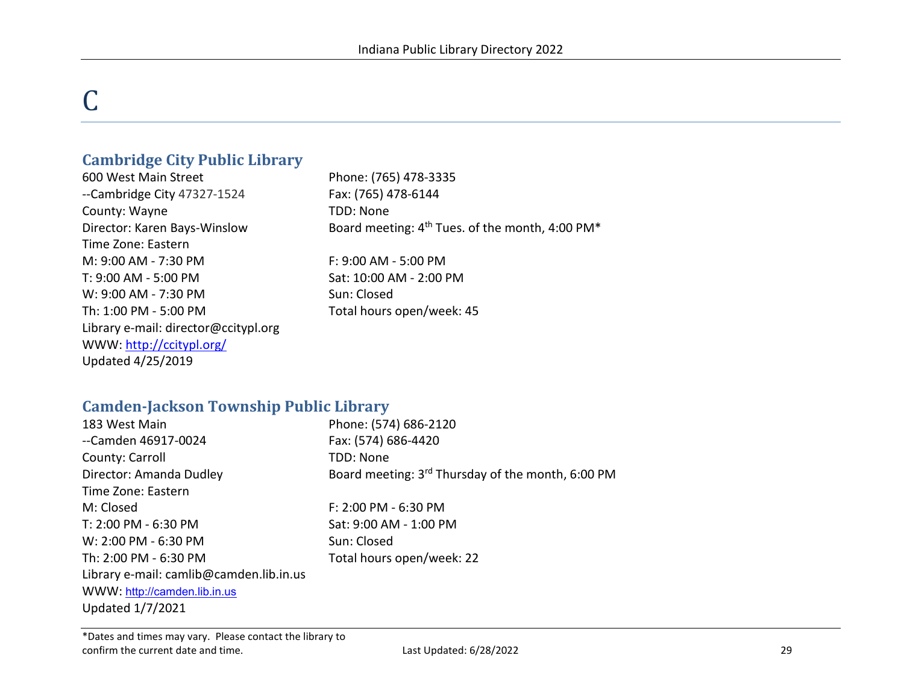# C

## Cambridge City Public Library

600 West Main Street
--Cambridge City 47327-1524
County: Wayne
Director: Karen Bays-Winslow
Time Zone: Eastern

Phone: (765) 478-3335
Fax: (765) 478-6144
TDD: None
Board meeting: 4th Tues. of the month, 4:00 PM*

M: 9:00 AM - 7:30 PM
T: 9:00 AM - 5:00 PM
W: 9:00 AM - 7:30 PM
Th: 1:00 PM - 5:00 PM
F: 9:00 AM - 5:00 PM
Sat: 10:00 AM - 2:00 PM
Sun: Closed
Total hours open/week: 45

Library e-mail: director@ccitypl.org
WWW: http://ccitypl.org/
Updated 4/25/2019

## Camden-Jackson Township Public Library

183 West Main
--Camden 46917-0024
County: Carroll
Director: Amanda Dudley
Time Zone: Eastern

Phone: (574) 686-2120
Fax: (574) 686-4420
TDD: None
Board meeting: 3rd Thursday of the month, 6:00 PM

M: Closed
T: 2:00 PM - 6:30 PM
W: 2:00 PM - 6:30 PM
Th: 2:00 PM - 6:30 PM
F: 2:00 PM - 6:30 PM
Sat: 9:00 AM - 1:00 PM
Sun: Closed
Total hours open/week: 22

Library e-mail: camlib@camden.lib.in.us
WWW: http://camden.lib.in.us
Updated 1/7/2021

*Dates and times may vary. Please contact the library to confirm the current date and time.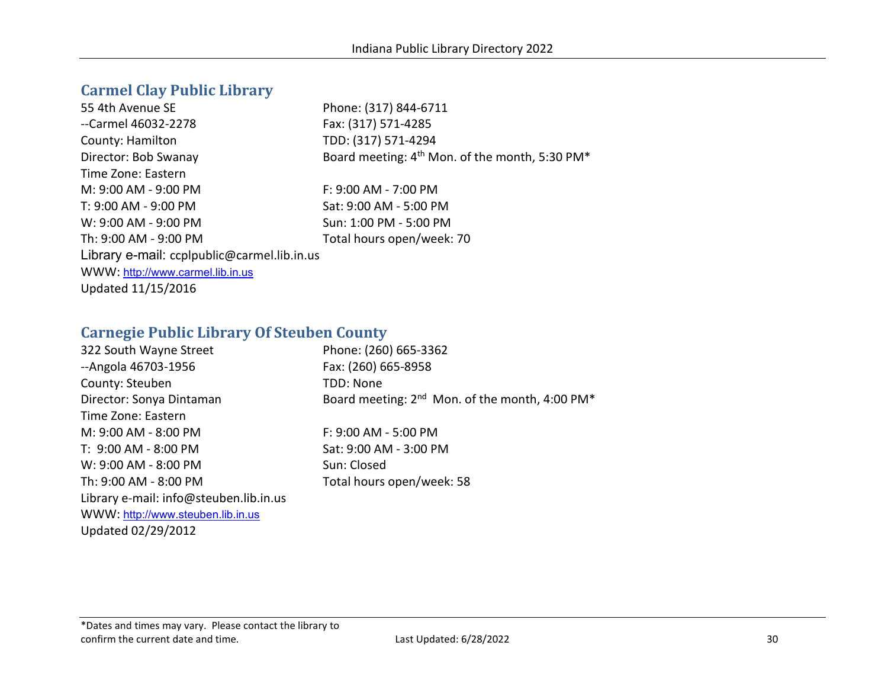## Carmel Clay Public Library

55 4th Avenue SE
--Carmel 46032-2278
County: Hamilton
Director: Bob Swanay
Time Zone: Eastern

Phone: (317) 844-6711
Fax: (317) 571-4285
TDD: (317) 571-4294
Board meeting: 4th Mon. of the month, 5:30 PM*

M: 9:00 AM - 9:00 PM
T: 9:00 AM - 9:00 PM
W: 9:00 AM - 9:00 PM
Th: 9:00 AM - 9:00 PM
F: 9:00 AM - 7:00 PM
Sat: 9:00 AM - 5:00 PM
Sun: 1:00 PM - 5:00 PM
Total hours open/week: 70

Library e-mail: ccplpublic@carmel.lib.in.us
WWW: http://www.carmel.lib.in.us
Updated 11/15/2016

## Carnegie Public Library Of Steuben County

322 South Wayne Street
--Angola 46703-1956
County: Steuben
Director: Sonya Dintaman
Time Zone: Eastern

Phone: (260) 665-3362
Fax: (260) 665-8958
TDD: None
Board meeting: 2nd Mon. of the month, 4:00 PM*

M: 9:00 AM - 8:00 PM
T: 9:00 AM - 8:00 PM
W: 9:00 AM - 8:00 PM
Th: 9:00 AM - 8:00 PM
F: 9:00 AM - 5:00 PM
Sat: 9:00 AM - 3:00 PM
Sun: Closed
Total hours open/week: 58

Library e-mail: info@steuben.lib.in.us
WWW: http://www.steuben.lib.in.us
Updated 02/29/2012

*Dates and times may vary. Please contact the library to confirm the current date and time.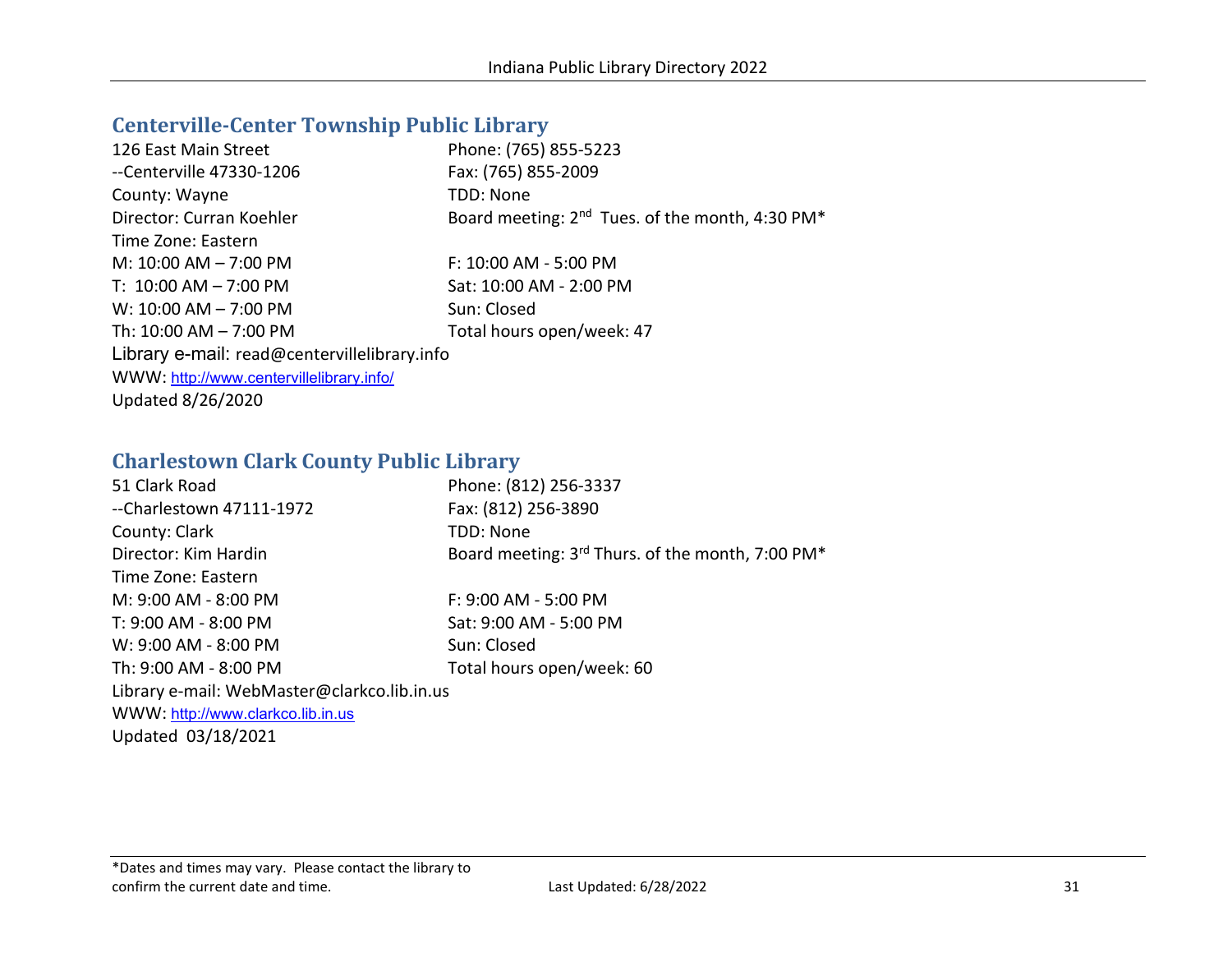## Centerville-Center Township Public Library

126 East Main Street
--Centerville 47330-1206
County: Wayne
Director: Curran Koehler
Time Zone: Eastern

Phone: (765) 855-5223
Fax: (765) 855-2009
TDD: None
Board meeting: 2nd Tues. of the month, 4:30 PM*

M: 10:00 AM – 7:00 PM
T: 10:00 AM – 7:00 PM
W: 10:00 AM – 7:00 PM
Th: 10:00 AM – 7:00 PM
F: 10:00 AM - 5:00 PM
Sat: 10:00 AM - 2:00 PM
Sun: Closed
Total hours open/week: 47

Library e-mail: read@centervillelibrary.info
WWW: http://www.centervillelibrary.info/
Updated 8/26/2020

## Charlestown Clark County Public Library

51 Clark Road
--Charlestown 47111-1972
County: Clark
Director: Kim Hardin
Time Zone: Eastern

Phone: (812) 256-3337
Fax: (812) 256-3890
TDD: None
Board meeting: 3rd Thurs. of the month, 7:00 PM*

M: 9:00 AM - 8:00 PM
T: 9:00 AM - 8:00 PM
W: 9:00 AM - 8:00 PM
Th: 9:00 AM - 8:00 PM
F: 9:00 AM - 5:00 PM
Sat: 9:00 AM - 5:00 PM
Sun: Closed
Total hours open/week: 60

Library e-mail: WebMaster@clarkco.lib.in.us
WWW: http://www.clarkco.lib.in.us
Updated 03/18/2021

*Dates and times may vary. Please contact the library to confirm the current date and time.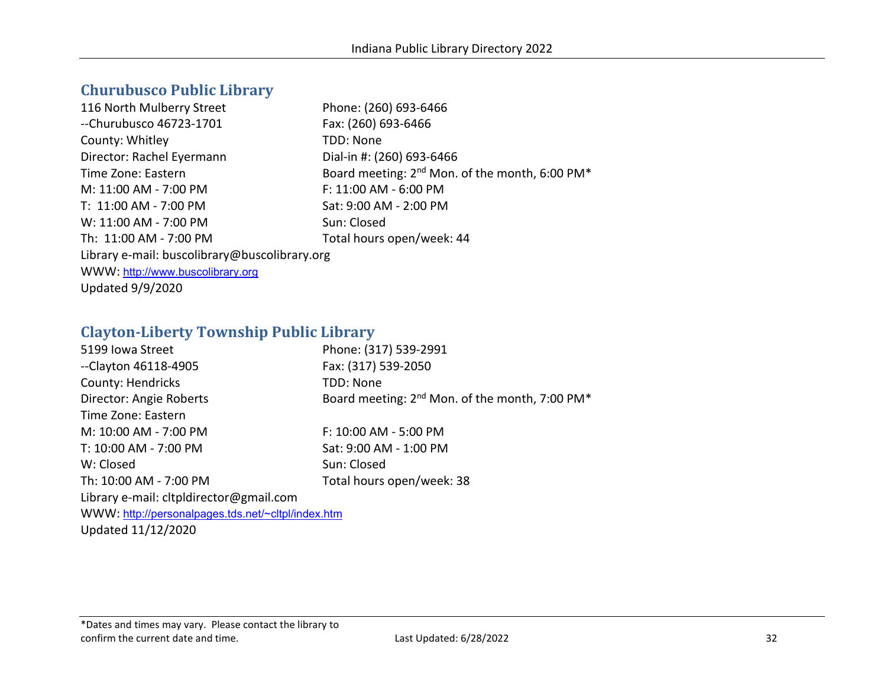## Churubusco Public Library

116 North Mulberry Street
--Churubusco 46723-1701
County: Whitley
Director: Rachel Eyermann
Time Zone: Eastern
M: 11:00 AM - 7:00 PM
T: 11:00 AM - 7:00 PM
W: 11:00 AM - 7:00 PM
Th: 11:00 AM - 7:00 PM

Phone: (260) 693-6466
Fax: (260) 693-6466
TDD: None
Dial-in #: (260) 693-6466
Board meeting: 2nd Mon. of the month, 6:00 PM*
F: 11:00 AM - 6:00 PM
Sat: 9:00 AM - 2:00 PM
Sun: Closed
Total hours open/week: 44

Library e-mail: buscolibrary@buscolibrary.org
WWW: http://www.buscolibrary.org
Updated 9/9/2020

## Clayton-Liberty Township Public Library

5199 Iowa Street
--Clayton 46118-4905
County: Hendricks
Director: Angie Roberts
Time Zone: Eastern
M: 10:00 AM - 7:00 PM
T: 10:00 AM - 7:00 PM
W: Closed
Th: 10:00 AM - 7:00 PM

Phone: (317) 539-2991
Fax: (317) 539-2050
TDD: None
Board meeting: 2nd Mon. of the month, 7:00 PM*
F: 10:00 AM - 5:00 PM
Sat: 9:00 AM - 1:00 PM
Sun: Closed
Total hours open/week: 38

Library e-mail: cltpldirector@gmail.com
WWW: http://personalpages.tds.net/~cltpl/index.htm
Updated 11/12/2020

*Dates and times may vary. Please contact the library to confirm the current date and time.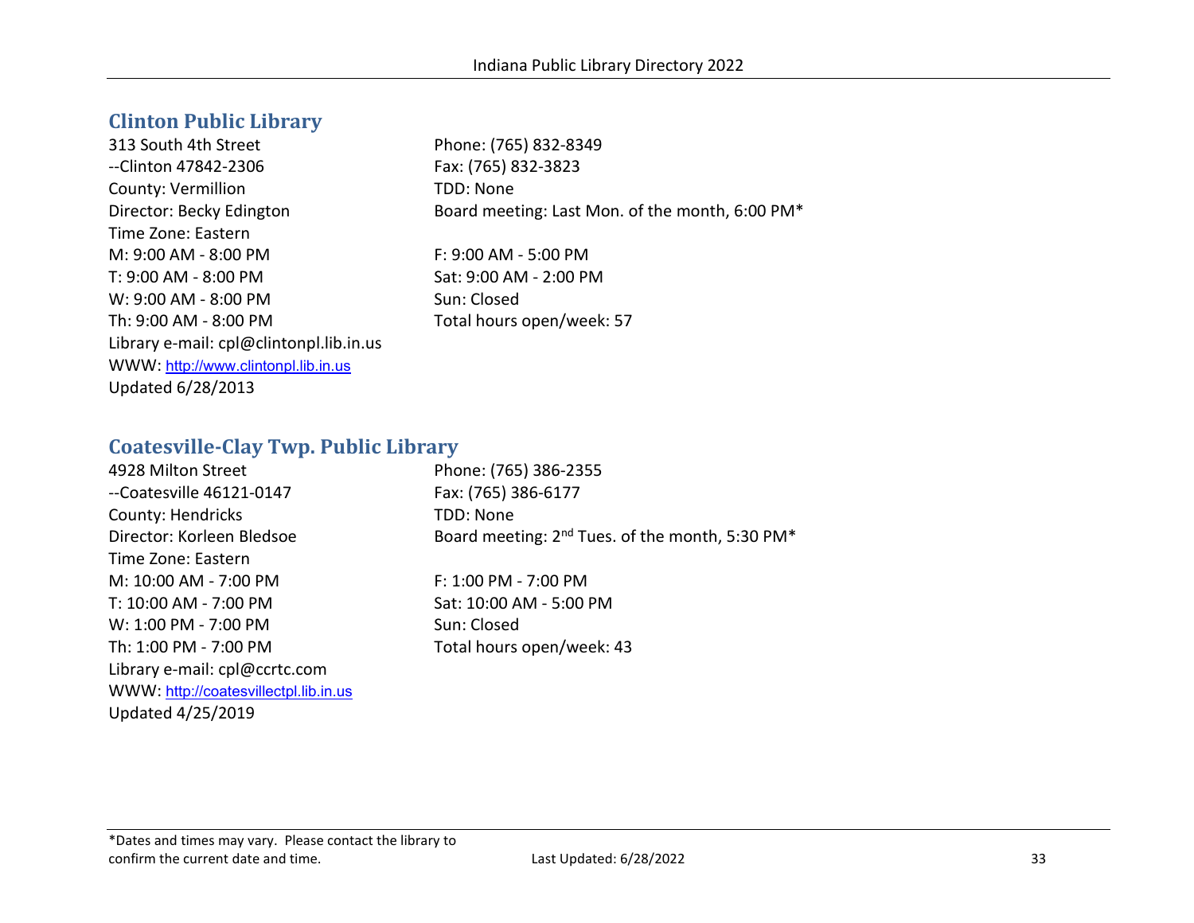## Clinton Public Library

313 South 4th Street
--Clinton 47842-2306
County: Vermillion
Director: Becky Edington
Time Zone: Eastern

Phone: (765) 832-8349
Fax: (765) 832-3823
TDD: None
Board meeting: Last Mon. of the month, 6:00 PM*

M: 9:00 AM - 8:00 PM
T: 9:00 AM - 8:00 PM
W: 9:00 AM - 8:00 PM
Th: 9:00 AM - 8:00 PM
F: 9:00 AM - 5:00 PM
Sat: 9:00 AM - 2:00 PM
Sun: Closed
Total hours open/week: 57

Library e-mail: cpl@clintonpl.lib.in.us
WWW: http://www.clintonpl.lib.in.us
Updated 6/28/2013

## Coatesville-Clay Twp. Public Library

4928 Milton Street
--Coatesville 46121-0147
County: Hendricks
Director: Korleen Bledsoe
Time Zone: Eastern

Phone: (765) 386-2355
Fax: (765) 386-6177
TDD: None
Board meeting: 2nd Tues. of the month, 5:30 PM*

M: 10:00 AM - 7:00 PM
T: 10:00 AM - 7:00 PM
W: 1:00 PM - 7:00 PM
Th: 1:00 PM - 7:00 PM
F: 1:00 PM - 7:00 PM
Sat: 10:00 AM - 5:00 PM
Sun: Closed
Total hours open/week: 43

Library e-mail: cpl@ccrtc.com
WWW: http://coatesvillectpl.lib.in.us
Updated 4/25/2019

*Dates and times may vary. Please contact the library to confirm the current date and time.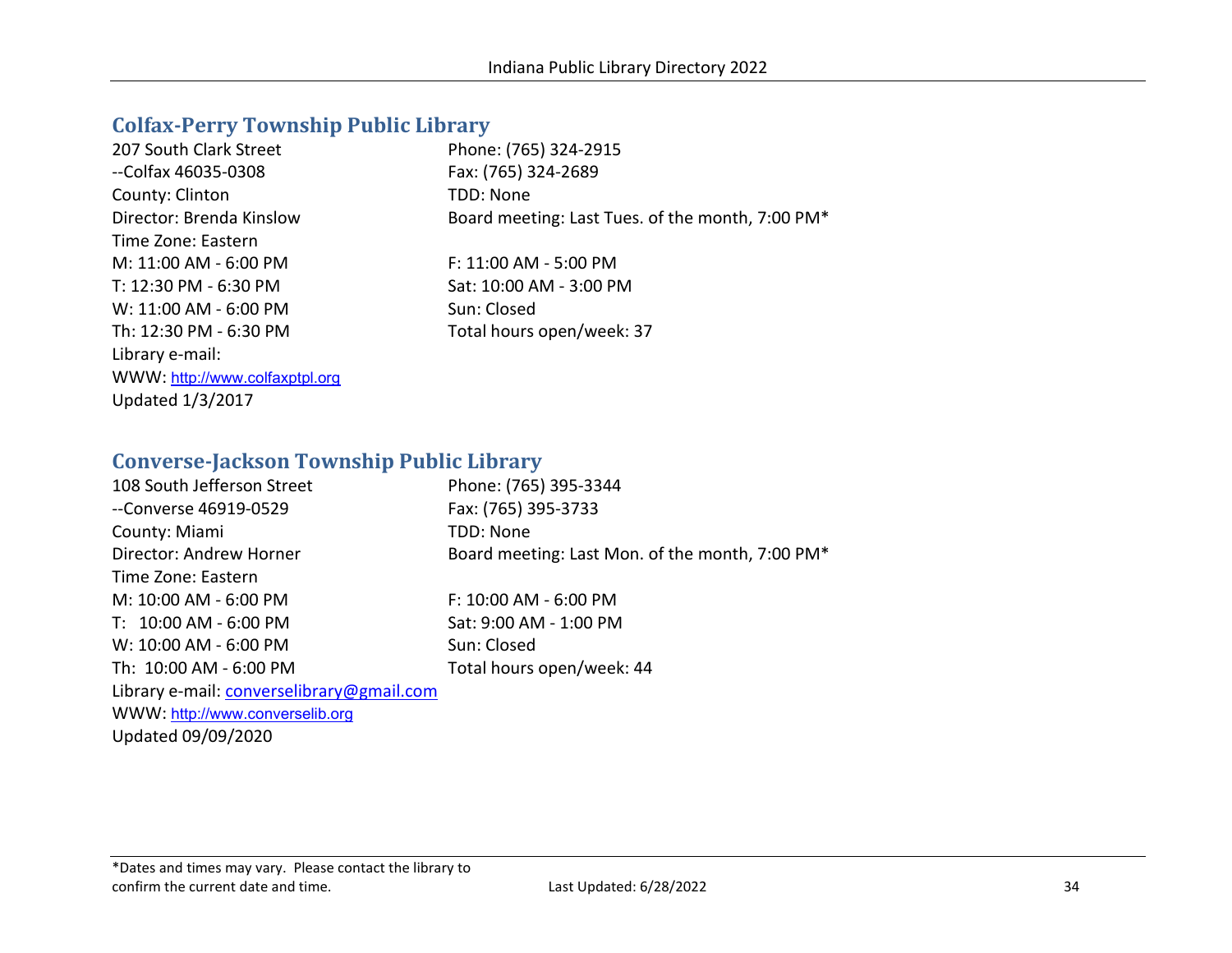## Colfax-Perry Township Public Library

207 South Clark Street
--Colfax 46035-0308
County: Clinton
Director: Brenda Kinslow
Time Zone: Eastern

Phone: (765) 324-2915
Fax: (765) 324-2689
TDD: None
Board meeting: Last Tues. of the month, 7:00 PM*

M: 11:00 AM - 6:00 PM
T: 12:30 PM - 6:30 PM
W: 11:00 AM - 6:00 PM
Th: 12:30 PM - 6:30 PM
F: 11:00 AM - 5:00 PM
Sat: 10:00 AM - 3:00 PM
Sun: Closed
Total hours open/week: 37

Library e-mail:
WWW: http://www.colfaxptpl.org
Updated 1/3/2017

## Converse-Jackson Township Public Library

108 South Jefferson Street
--Converse 46919-0529
County: Miami
Director: Andrew Horner
Time Zone: Eastern

Phone: (765) 395-3344
Fax: (765) 395-3733
TDD: None
Board meeting: Last Mon. of the month, 7:00 PM*

M: 10:00 AM - 6:00 PM
T: 10:00 AM - 6:00 PM
W: 10:00 AM - 6:00 PM
Th: 10:00 AM - 6:00 PM
F: 10:00 AM - 6:00 PM
Sat: 9:00 AM - 1:00 PM
Sun: Closed
Total hours open/week: 44

Library e-mail: converselibrary@gmail.com
WWW: http://www.converselib.org
Updated 09/09/2020

*Dates and times may vary. Please contact the library to confirm the current date and time.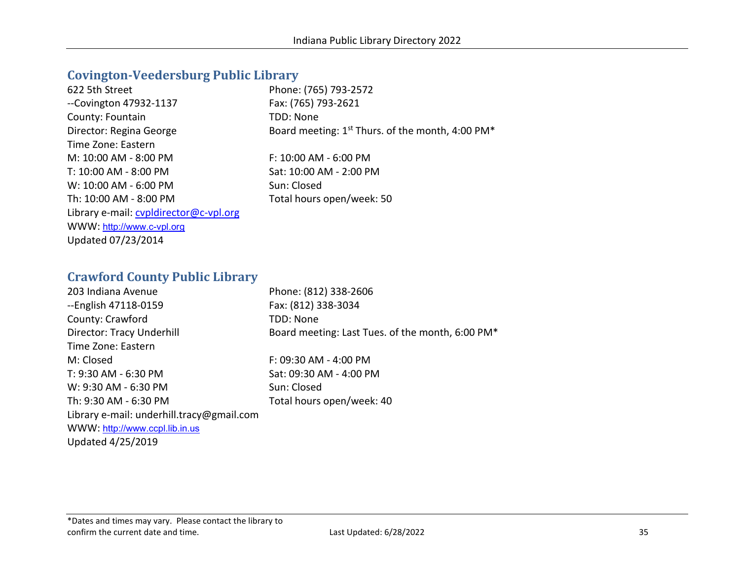## Covington-Veedersburg Public Library

622 5th Street
--Covington 47932-1137
County: Fountain
Director: Regina George
Time Zone: Eastern
M: 10:00 AM - 8:00 PM
T: 10:00 AM - 8:00 PM
W: 10:00 AM - 6:00 PM
Th: 10:00 AM - 8:00 PM
Library e-mail: cvpldirector@c-vpl.org
WWW: http://www.c-vpl.org
Updated 07/23/2014

Phone: (765) 793-2572
Fax: (765) 793-2621
TDD: None
Board meeting: 1st Thurs. of the month, 4:00 PM*

F: 10:00 AM - 6:00 PM
Sat: 10:00 AM - 2:00 PM
Sun: Closed
Total hours open/week: 50

## Crawford County Public Library

203 Indiana Avenue
--English 47118-0159
County: Crawford
Director: Tracy Underhill
Time Zone: Eastern
M: Closed
T: 9:30 AM - 6:30 PM
W: 9:30 AM - 6:30 PM
Th: 9:30 AM - 6:30 PM
Library e-mail: underhill.tracy@gmail.com
WWW: http://www.ccpl.lib.in.us
Updated 4/25/2019

Phone: (812) 338-2606
Fax: (812) 338-3034
TDD: None
Board meeting: Last Tues. of the month, 6:00 PM*

F: 09:30 AM - 4:00 PM
Sat: 09:30 AM - 4:00 PM
Sun: Closed
Total hours open/week: 40

*Dates and times may vary. Please contact the library to confirm the current date and time.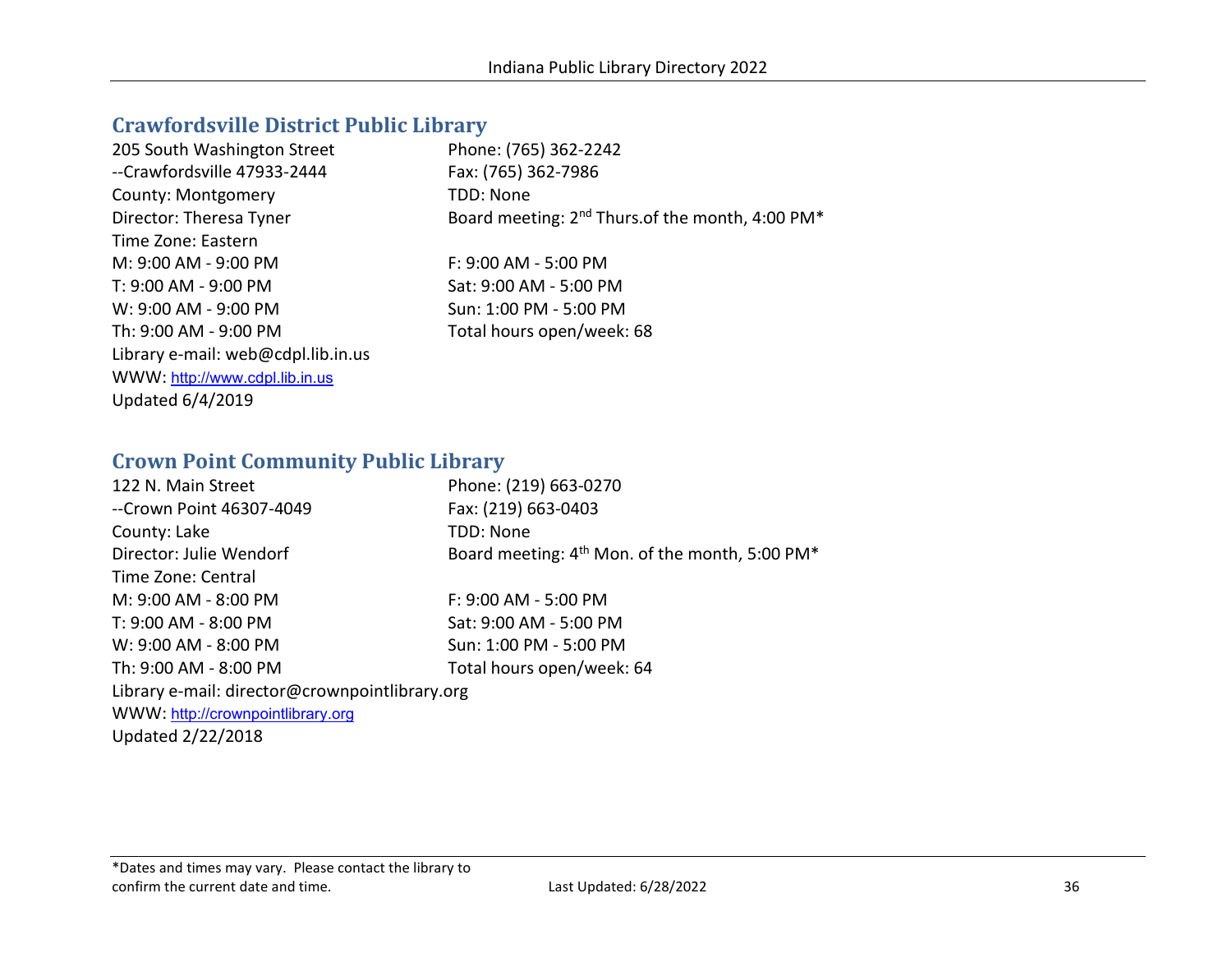## Crawfordsville District Public Library

205 South Washington Street
--Crawfordsville 47933-2444
County: Montgomery
Director: Theresa Tyner
Time Zone: Eastern
M: 9:00 AM - 9:00 PM
T: 9:00 AM - 9:00 PM
W: 9:00 AM - 9:00 PM
Th: 9:00 AM - 9:00 PM
Library e-mail: web@cdpl.lib.in.us
WWW: http://www.cdpl.lib.in.us
Updated 6/4/2019

Phone: (765) 362-2242
Fax: (765) 362-7986
TDD: None
Board meeting: 2nd Thurs.of the month, 4:00 PM*

F: 9:00 AM - 5:00 PM
Sat: 9:00 AM - 5:00 PM
Sun: 1:00 PM - 5:00 PM
Total hours open/week: 68

## Crown Point Community Public Library

122 N. Main Street
--Crown Point 46307-4049
County: Lake
Director: Julie Wendorf
Time Zone: Central
M: 9:00 AM - 8:00 PM
T: 9:00 AM - 8:00 PM
W: 9:00 AM - 8:00 PM
Th: 9:00 AM - 8:00 PM
Library e-mail: director@crownpointlibrary.org
WWW: http://crownpointlibrary.org
Updated 2/22/2018

Phone: (219) 663-0270
Fax: (219) 663-0403
TDD: None
Board meeting: 4th Mon. of the month, 5:00 PM*

F: 9:00 AM - 5:00 PM
Sat: 9:00 AM - 5:00 PM
Sun: 1:00 PM - 5:00 PM
Total hours open/week: 64

*Dates and times may vary. Please contact the library to confirm the current date and time.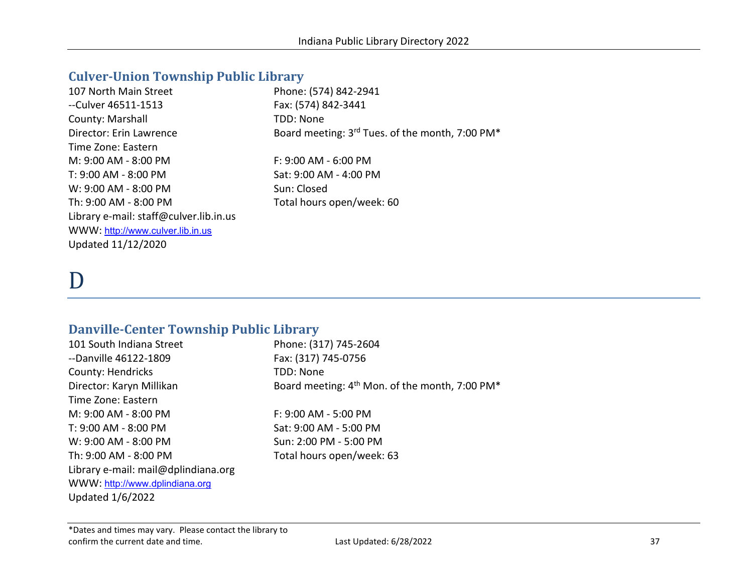## Culver-Union Township Public Library

107 North Main Street
--Culver 46511-1513
County: Marshall
Director: Erin Lawrence
Time Zone: Eastern
M: 9:00 AM - 8:00 PM
T: 9:00 AM - 8:00 PM
W: 9:00 AM - 8:00 PM
Th: 9:00 AM - 8:00 PM
Library e-mail: staff@culver.lib.in.us
WWW: http://www.culver.lib.in.us
Updated 11/12/2020

Phone: (574) 842-2941
Fax: (574) 842-3441
TDD: None
Board meeting: 3rd Tues. of the month, 7:00 PM*

F: 9:00 AM - 6:00 PM
Sat: 9:00 AM - 4:00 PM
Sun: Closed
Total hours open/week: 60

# D

## Danville-Center Township Public Library

101 South Indiana Street
--Danville 46122-1809
County: Hendricks
Director: Karyn Millikan
Time Zone: Eastern
M: 9:00 AM - 8:00 PM
T: 9:00 AM - 8:00 PM
W: 9:00 AM - 8:00 PM
Th: 9:00 AM - 8:00 PM
Library e-mail: mail@dplindiana.org
WWW: http://www.dplindiana.org
Updated 1/6/2022

Phone: (317) 745-2604
Fax: (317) 745-0756
TDD: None
Board meeting: 4th Mon. of the month, 7:00 PM*

F: 9:00 AM - 5:00 PM
Sat: 9:00 AM - 5:00 PM
Sun: 2:00 PM - 5:00 PM
Total hours open/week: 63

*Dates and times may vary. Please contact the library to confirm the current date and time.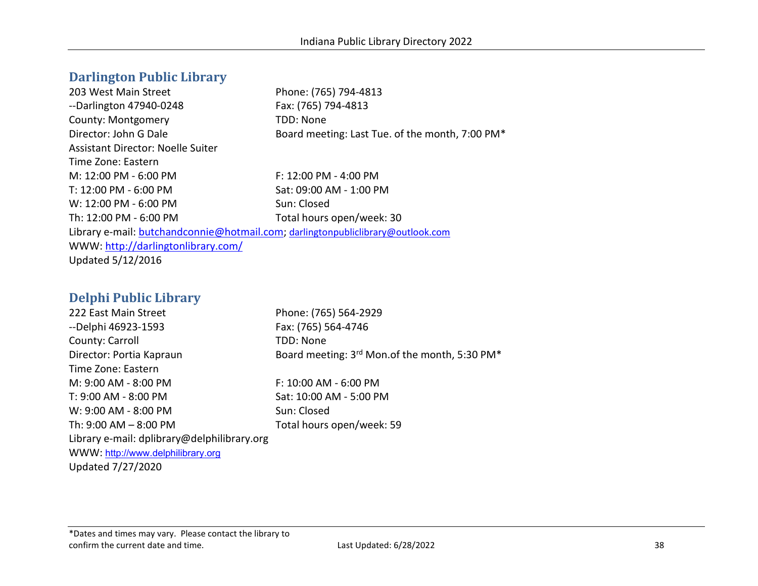## Darlington Public Library

203 West Main Street
--Darlington 47940-0248
County: Montgomery
Director: John G Dale
Assistant Director: Noelle Suiter
Time Zone: Eastern

Phone: (765) 794-4813
Fax: (765) 794-4813
TDD: None
Board meeting: Last Tue. of the month, 7:00 PM*

M: 12:00 PM - 6:00 PM
T: 12:00 PM - 6:00 PM
W: 12:00 PM - 6:00 PM
Th: 12:00 PM - 6:00 PM
F: 12:00 PM - 4:00 PM
Sat: 09:00 AM - 1:00 PM
Sun: Closed
Total hours open/week: 30

Library e-mail: butchandconnie@hotmail.com; darlingtonpubliclibrary@outlook.com
WWW: http://darlingtonlibrary.com/
Updated 5/12/2016

## Delphi Public Library

222 East Main Street
--Delphi 46923-1593
County: Carroll
Director: Portia Kapraun
Time Zone: Eastern

Phone: (765) 564-2929
Fax: (765) 564-4746
TDD: None
Board meeting: 3rd Mon.of the month, 5:30 PM*

M: 9:00 AM - 8:00 PM
T: 9:00 AM - 8:00 PM
W: 9:00 AM - 8:00 PM
Th: 9:00 AM – 8:00 PM
F: 10:00 AM - 6:00 PM
Sat: 10:00 AM - 5:00 PM
Sun: Closed
Total hours open/week: 59

Library e-mail: dplibrary@delphilibrary.org
WWW: http://www.delphilibrary.org
Updated 7/27/2020

*Dates and times may vary. Please contact the library to confirm the current date and time.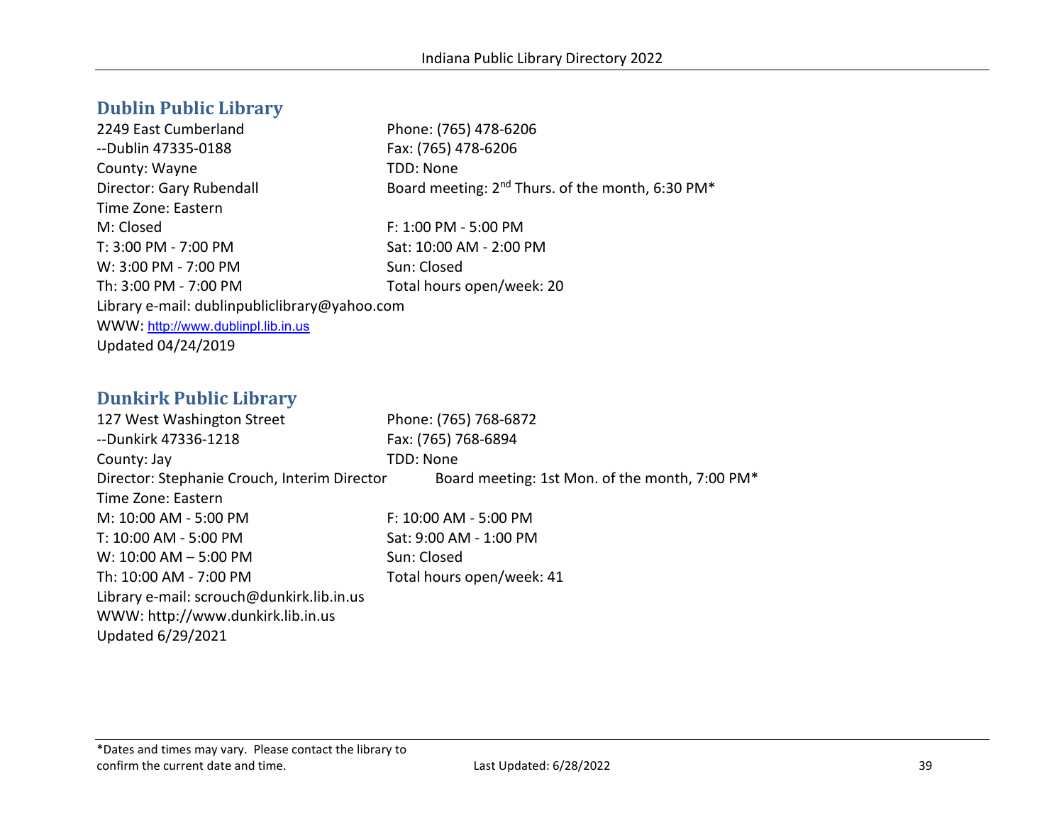## Dublin Public Library

2249 East Cumberland
--Dublin 47335-0188
County: Wayne
Director: Gary Rubendall
Time Zone: Eastern

Phone: (765) 478-6206
Fax: (765) 478-6206
TDD: None
Board meeting: 2nd Thurs. of the month, 6:30 PM*

M: Closed
T: 3:00 PM - 7:00 PM
W: 3:00 PM - 7:00 PM
Th: 3:00 PM - 7:00 PM
F: 1:00 PM - 5:00 PM
Sat: 10:00 AM - 2:00 PM
Sun: Closed
Total hours open/week: 20

Library e-mail: dublinpubliclibrary@yahoo.com
WWW: http://www.dublinpl.lib.in.us
Updated 04/24/2019

## Dunkirk Public Library

127 West Washington Street
--Dunkirk 47336-1218
County: Jay
Director: Stephanie Crouch, Interim Director
Time Zone: Eastern

Phone: (765) 768-6872
Fax: (765) 768-6894
TDD: None
Board meeting: 1st Mon. of the month, 7:00 PM*

M: 10:00 AM - 5:00 PM
T: 10:00 AM - 5:00 PM
W: 10:00 AM – 5:00 PM
Th: 10:00 AM - 7:00 PM
F: 10:00 AM - 5:00 PM
Sat: 9:00 AM - 1:00 PM
Sun: Closed
Total hours open/week: 41

Library e-mail: scrouch@dunkirk.lib.in.us
WWW: http://www.dunkirk.lib.in.us
Updated 6/29/2021

*Dates and times may vary. Please contact the library to confirm the current date and time.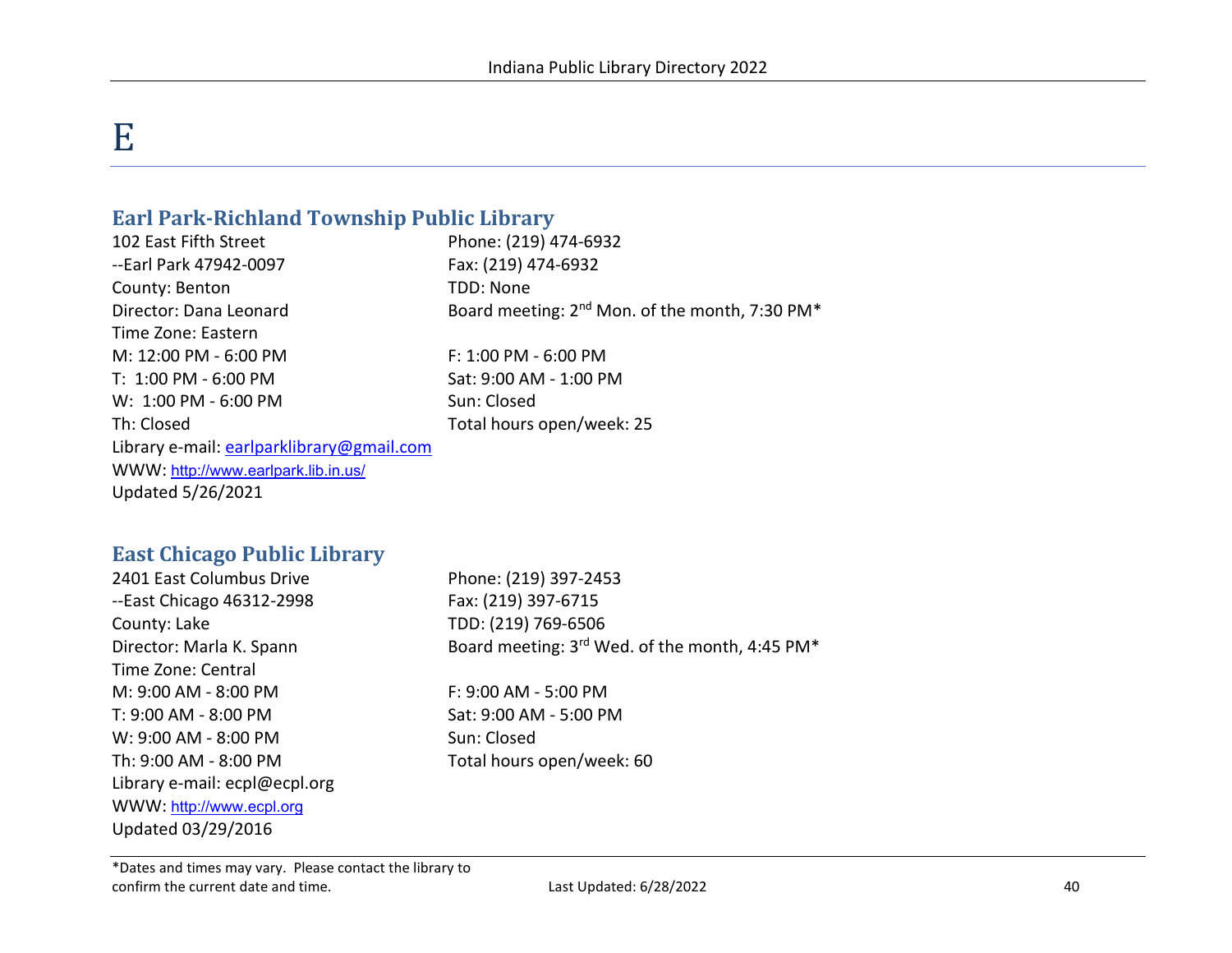# E

## Earl Park-Richland Township Public Library

102 East Fifth Street
--Earl Park 47942-0097
County: Benton
Director: Dana Leonard
Time Zone: Eastern

Phone: (219) 474-6932
Fax: (219) 474-6932
TDD: None
Board meeting: 2nd Mon. of the month, 7:30 PM*

M: 12:00 PM - 6:00 PM
T: 1:00 PM - 6:00 PM
W: 1:00 PM - 6:00 PM
Th: Closed
F: 1:00 PM - 6:00 PM
Sat: 9:00 AM - 1:00 PM
Sun: Closed
Total hours open/week: 25

Library e-mail: earlparklibrary@gmail.com
WWW: http://www.earlpark.lib.in.us/
Updated 5/26/2021

## East Chicago Public Library

2401 East Columbus Drive
--East Chicago 46312-2998
County: Lake
Director: Marla K. Spann
Time Zone: Central

Phone: (219) 397-2453
Fax: (219) 397-6715
TDD: (219) 769-6506
Board meeting: 3rd Wed. of the month, 4:45 PM*

M: 9:00 AM - 8:00 PM
T: 9:00 AM - 8:00 PM
W: 9:00 AM - 8:00 PM
Th: 9:00 AM - 8:00 PM
F: 9:00 AM - 5:00 PM
Sat: 9:00 AM - 5:00 PM
Sun: Closed
Total hours open/week: 60

Library e-mail: ecpl@ecpl.org
WWW: http://www.ecpl.org
Updated 03/29/2016

*Dates and times may vary. Please contact the library to confirm the current date and time.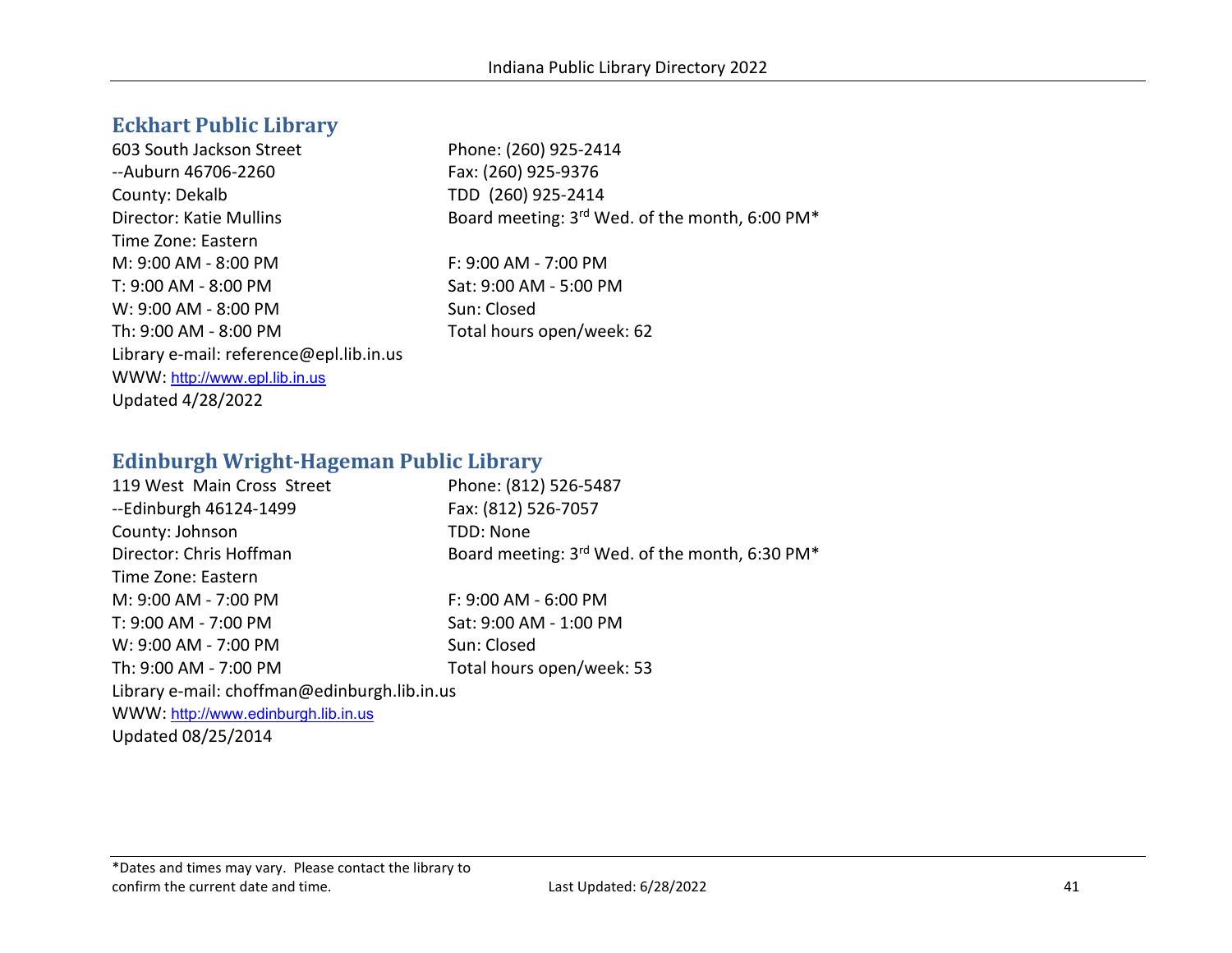## Eckhart Public Library

603 South Jackson Street
--Auburn 46706-2260
County: Dekalb
Director: Katie Mullins
Time Zone: Eastern

Phone: (260) 925-2414
Fax: (260) 925-9376
TDD (260) 925-2414
Board meeting: 3rd Wed. of the month, 6:00 PM*

M: 9:00 AM - 8:00 PM
T: 9:00 AM - 8:00 PM
W: 9:00 AM - 8:00 PM
Th: 9:00 AM - 8:00 PM
F: 9:00 AM - 7:00 PM
Sat: 9:00 AM - 5:00 PM
Sun: Closed
Total hours open/week: 62

Library e-mail: reference@epl.lib.in.us
WWW: http://www.epl.lib.in.us
Updated 4/28/2022

## Edinburgh Wright-Hageman Public Library

119 West Main Cross Street
--Edinburgh 46124-1499
County: Johnson
Director: Chris Hoffman
Time Zone: Eastern

Phone: (812) 526-5487
Fax: (812) 526-7057
TDD: None
Board meeting: 3rd Wed. of the month, 6:30 PM*

M: 9:00 AM - 7:00 PM
T: 9:00 AM - 7:00 PM
W: 9:00 AM - 7:00 PM
Th: 9:00 AM - 7:00 PM
F: 9:00 AM - 6:00 PM
Sat: 9:00 AM - 1:00 PM
Sun: Closed
Total hours open/week: 53

Library e-mail: choffman@edinburgh.lib.in.us
WWW: http://www.edinburgh.lib.in.us
Updated 08/25/2014

*Dates and times may vary. Please contact the library to confirm the current date and time.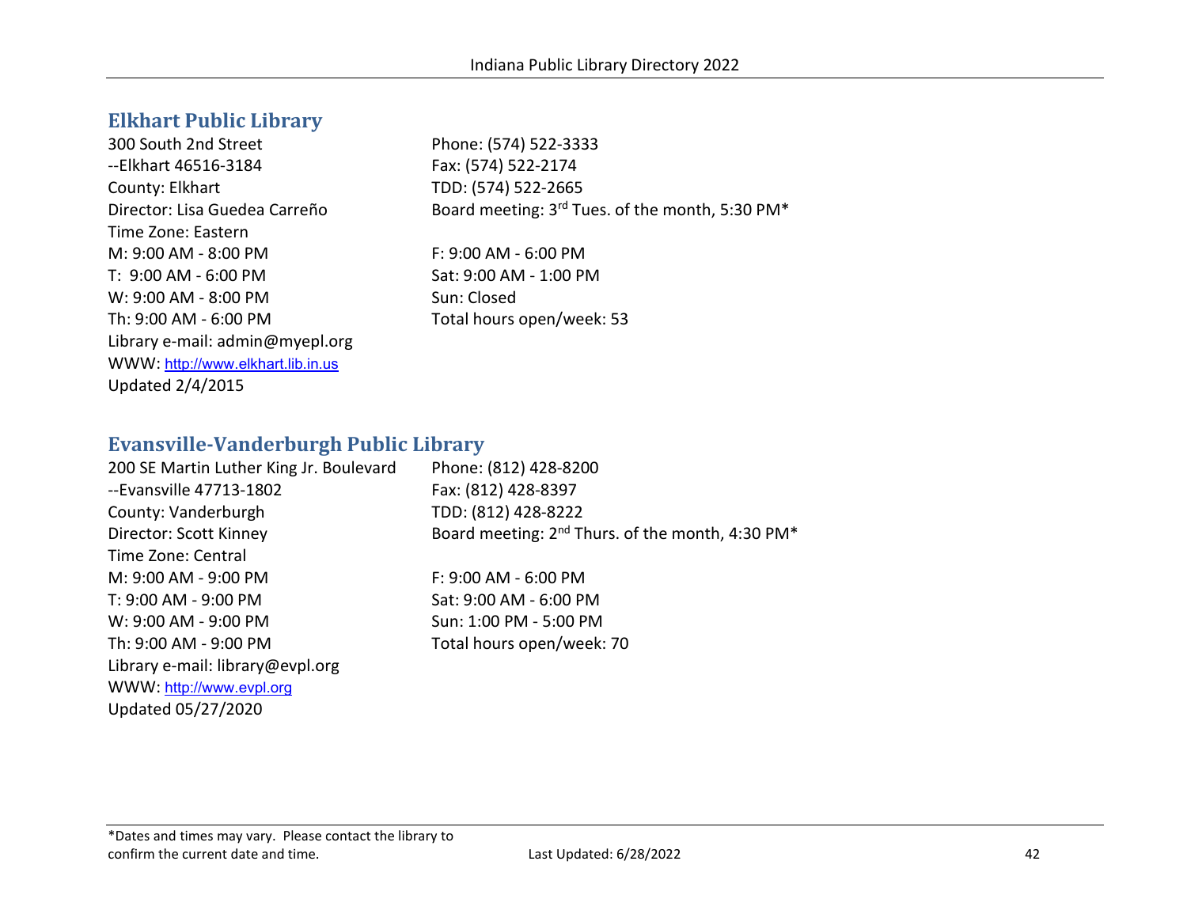## Elkhart Public Library

300 South 2nd Street
--Elkhart 46516-3184
County: Elkhart
Director: Lisa Guedea Carreño
Time Zone: Eastern
M: 9:00 AM - 8:00 PM
T: 9:00 AM - 6:00 PM
W: 9:00 AM - 8:00 PM
Th: 9:00 AM - 6:00 PM
Library e-mail: admin@myepl.org
WWW: http://www.elkhart.lib.in.us
Updated 2/4/2015

Phone: (574) 522-3333
Fax: (574) 522-2174
TDD: (574) 522-2665
Board meeting: 3rd Tues. of the month, 5:30 PM*

F: 9:00 AM - 6:00 PM
Sat: 9:00 AM - 1:00 PM
Sun: Closed
Total hours open/week: 53

## Evansville-Vanderburgh Public Library

200 SE Martin Luther King Jr. Boulevard
--Evansville 47713-1802
County: Vanderburgh
Director: Scott Kinney
Time Zone: Central
M: 9:00 AM - 9:00 PM
T: 9:00 AM - 9:00 PM
W: 9:00 AM - 9:00 PM
Th: 9:00 AM - 9:00 PM
Library e-mail: library@evpl.org
WWW: http://www.evpl.org
Updated 05/27/2020

Phone: (812) 428-8200
Fax: (812) 428-8397
TDD: (812) 428-8222
Board meeting: 2nd Thurs. of the month, 4:30 PM*

F: 9:00 AM - 6:00 PM
Sat: 9:00 AM - 6:00 PM
Sun: 1:00 PM - 5:00 PM
Total hours open/week: 70

*Dates and times may vary. Please contact the library to confirm the current date and time.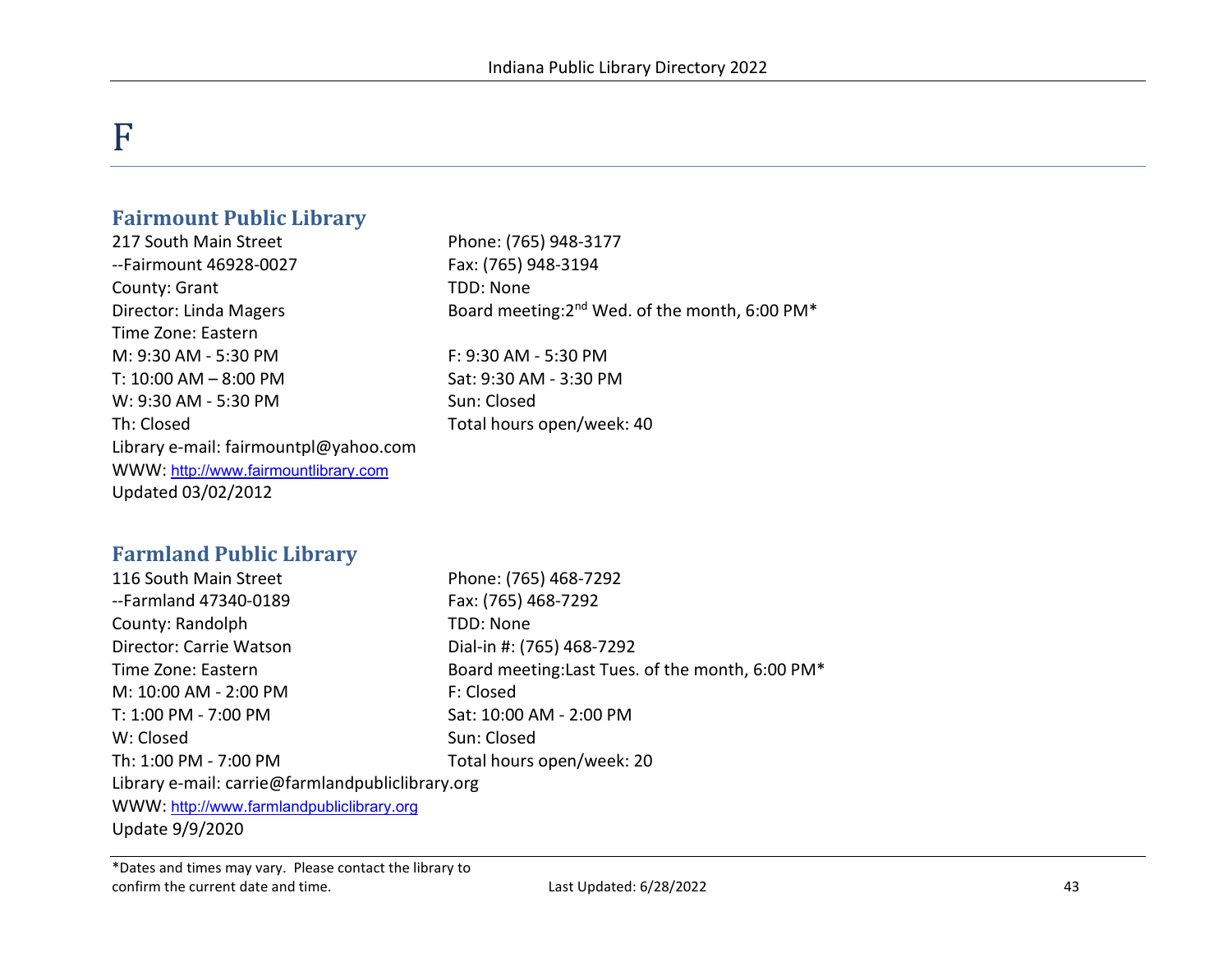# F

## Fairmount Public Library

217 South Main Street
--Fairmount 46928-0027
County: Grant
Director: Linda Magers
Time Zone: Eastern

Phone: (765) 948-3177
Fax: (765) 948-3194
TDD: None
Board meeting:2nd Wed. of the month, 6:00 PM*

M: 9:30 AM - 5:30 PM
T: 10:00 AM – 8:00 PM
W: 9:30 AM - 5:30 PM
Th: Closed
F: 9:30 AM - 5:30 PM
Sat: 9:30 AM - 3:30 PM
Sun: Closed
Total hours open/week: 40

Library e-mail: fairmountpl@yahoo.com
WWW: http://www.fairmountlibrary.com
Updated 03/02/2012

## Farmland Public Library

116 South Main Street
--Farmland 47340-0189
County: Randolph
Director: Carrie Watson
Time Zone: Eastern

Phone: (765) 468-7292
Fax: (765) 468-7292
TDD: None
Dial-in #: (765) 468-7292
Board meeting:Last Tues. of the month, 6:00 PM*

M: 10:00 AM - 2:00 PM
T: 1:00 PM - 7:00 PM
W: Closed
Th: 1:00 PM - 7:00 PM
F: Closed
Sat: 10:00 AM - 2:00 PM
Sun: Closed
Total hours open/week: 20

Library e-mail: carrie@farmlandpubliclibrary.org
WWW: http://www.farmlandpubliclibrary.org
Update 9/9/2020

*Dates and times may vary. Please contact the library to confirm the current date and time.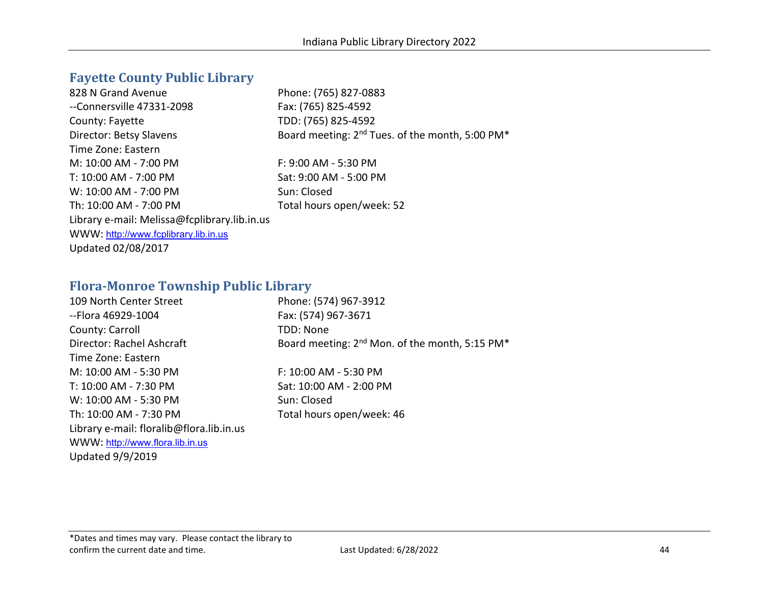## Fayette County Public Library

828 N Grand Avenue
--Connersville 47331-2098
County: Fayette
Director: Betsy Slavens
Time Zone: Eastern
M: 10:00 AM - 7:00 PM
T: 10:00 AM - 7:00 PM
W: 10:00 AM - 7:00 PM
Th: 10:00 AM - 7:00 PM
Library e-mail: Melissa@fcplibrary.lib.in.us
WWW: http://www.fcplibrary.lib.in.us
Updated 02/08/2017

Phone: (765) 827-0883
Fax: (765) 825-4592
TDD: (765) 825-4592
Board meeting: 2nd Tues. of the month, 5:00 PM*

F: 9:00 AM - 5:30 PM
Sat: 9:00 AM - 5:00 PM
Sun: Closed
Total hours open/week: 52

## Flora-Monroe Township Public Library

109 North Center Street
--Flora 46929-1004
County: Carroll
Director: Rachel Ashcraft
Time Zone: Eastern
M: 10:00 AM - 5:30 PM
T: 10:00 AM - 7:30 PM
W: 10:00 AM - 5:30 PM
Th: 10:00 AM - 7:30 PM
Library e-mail: floralib@flora.lib.in.us
WWW: http://www.flora.lib.in.us
Updated 9/9/2019

Phone: (574) 967-3912
Fax: (574) 967-3671
TDD: None
Board meeting: 2nd Mon. of the month, 5:15 PM*

F: 10:00 AM - 5:30 PM
Sat: 10:00 AM - 2:00 PM
Sun: Closed
Total hours open/week: 46

*Dates and times may vary. Please contact the library to confirm the current date and time.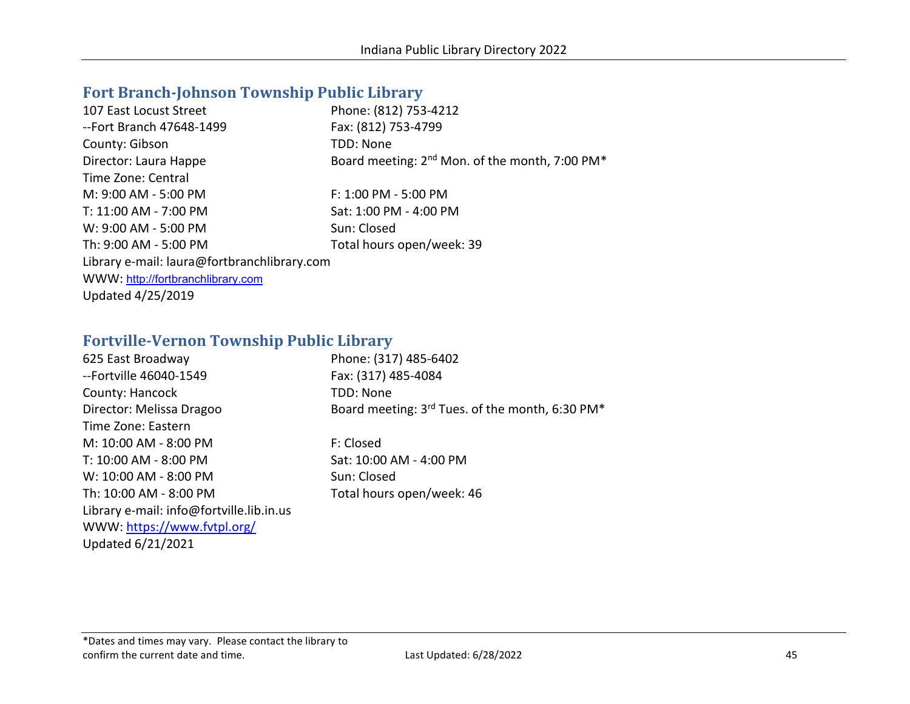## Fort Branch-Johnson Township Public Library

107 East Locust Street
--Fort Branch 47648-1499
County: Gibson
Director: Laura Happe
Time Zone: Central

Phone: (812) 753-4212
Fax: (812) 753-4799
TDD: None
Board meeting: 2nd Mon. of the month, 7:00 PM*

M: 9:00 AM - 5:00 PM
T: 11:00 AM - 7:00 PM
W: 9:00 AM - 5:00 PM
Th: 9:00 AM - 5:00 PM
F: 1:00 PM - 5:00 PM
Sat: 1:00 PM - 4:00 PM
Sun: Closed
Total hours open/week: 39

Library e-mail: laura@fortbranchlibrary.com
WWW: http://fortbranchlibrary.com
Updated 4/25/2019

## Fortville-Vernon Township Public Library

625 East Broadway
--Fortville 46040-1549
County: Hancock
Director: Melissa Dragoo
Time Zone: Eastern

Phone: (317) 485-6402
Fax: (317) 485-4084
TDD: None
Board meeting: 3rd Tues. of the month, 6:30 PM*

M: 10:00 AM - 8:00 PM
T: 10:00 AM - 8:00 PM
W: 10:00 AM - 8:00 PM
Th: 10:00 AM - 8:00 PM
F: Closed
Sat: 10:00 AM - 4:00 PM
Sun: Closed
Total hours open/week: 46

Library e-mail: info@fortville.lib.in.us
WWW: https://www.fvtpl.org/
Updated 6/21/2021

*Dates and times may vary. Please contact the library to confirm the current date and time.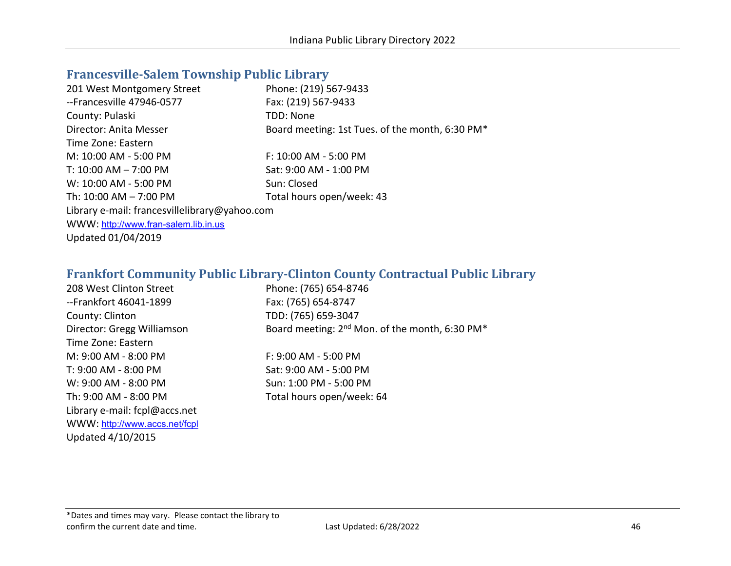## Francesville-Salem Township Public Library

201 West Montgomery Street
--Francesville 47946-0577
County: Pulaski
Director: Anita Messer
Time Zone: Eastern

Phone: (219) 567-9433
Fax: (219) 567-9433
TDD: None
Board meeting: 1st Tues. of the month, 6:30 PM*

M: 10:00 AM - 5:00 PM
T: 10:00 AM – 7:00 PM
W: 10:00 AM - 5:00 PM
Th: 10:00 AM – 7:00 PM
F: 10:00 AM - 5:00 PM
Sat: 9:00 AM - 1:00 PM
Sun: Closed
Total hours open/week: 43

Library e-mail: francesvillelibrary@yahoo.com
WWW: http://www.fran-salem.lib.in.us
Updated 01/04/2019

## Frankfort Community Public Library-Clinton County Contractual Public Library

208 West Clinton Street
--Frankfort 46041-1899
County: Clinton
Director: Gregg Williamson
Time Zone: Eastern

Phone: (765) 654-8746
Fax: (765) 654-8747
TDD: (765) 659-3047
Board meeting: 2nd Mon. of the month, 6:30 PM*

M: 9:00 AM - 8:00 PM
T: 9:00 AM - 8:00 PM
W: 9:00 AM - 8:00 PM
Th: 9:00 AM - 8:00 PM
F: 9:00 AM - 5:00 PM
Sat: 9:00 AM - 5:00 PM
Sun: 1:00 PM - 5:00 PM
Total hours open/week: 64

Library e-mail: fcpl@accs.net
WWW: http://www.accs.net/fcpl
Updated 4/10/2015

*Dates and times may vary. Please contact the library to confirm the current date and time.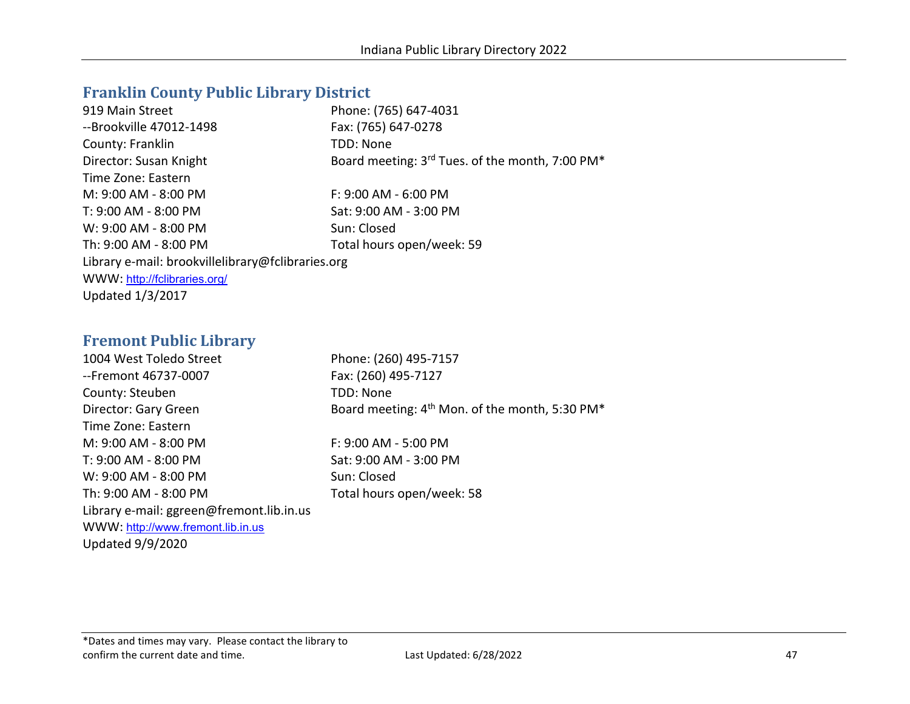## Franklin County Public Library District

919 Main Street
--Brookville 47012-1498
County: Franklin
Director: Susan Knight
Time Zone: Eastern

Phone: (765) 647-4031
Fax: (765) 647-0278
TDD: None
Board meeting: 3rd Tues. of the month, 7:00 PM*

M: 9:00 AM - 8:00 PM
T: 9:00 AM - 8:00 PM
W: 9:00 AM - 8:00 PM
Th: 9:00 AM - 8:00 PM
F: 9:00 AM - 6:00 PM
Sat: 9:00 AM - 3:00 PM
Sun: Closed
Total hours open/week: 59

Library e-mail: brookvillelibrary@fclibraries.org
WWW: http://fclibraries.org/
Updated 1/3/2017

## Fremont Public Library

1004 West Toledo Street
--Fremont 46737-0007
County: Steuben
Director: Gary Green
Time Zone: Eastern

Phone: (260) 495-7157
Fax: (260) 495-7127
TDD: None
Board meeting: 4th Mon. of the month, 5:30 PM*

M: 9:00 AM - 8:00 PM
T: 9:00 AM - 8:00 PM
W: 9:00 AM - 8:00 PM
Th: 9:00 AM - 8:00 PM
F: 9:00 AM - 5:00 PM
Sat: 9:00 AM - 3:00 PM
Sun: Closed
Total hours open/week: 58

Library e-mail: ggreen@fremont.lib.in.us
WWW: http://www.fremont.lib.in.us
Updated 9/9/2020

*Dates and times may vary. Please contact the library to confirm the current date and time.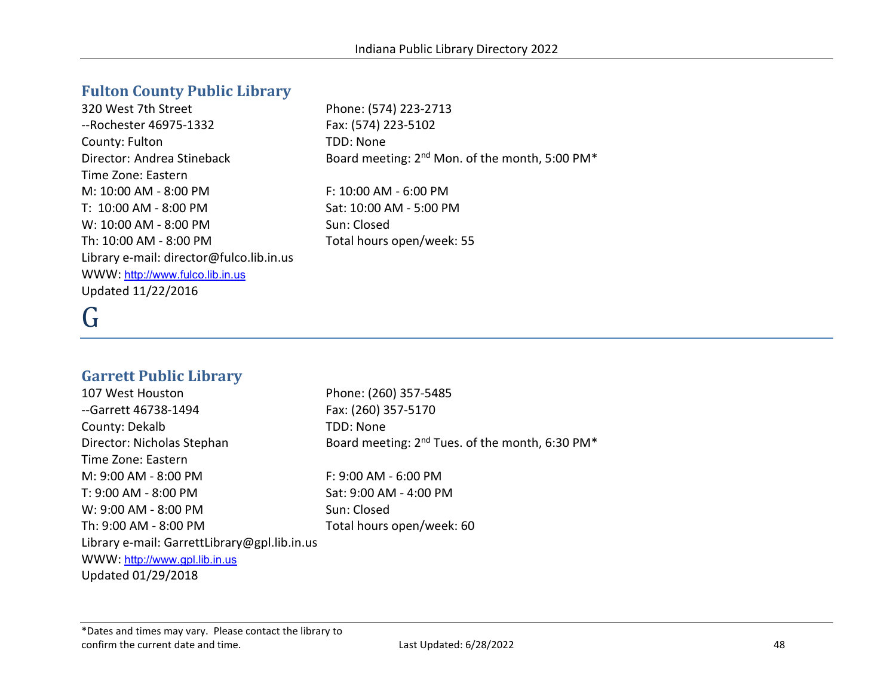## Fulton County Public Library

320 West 7th Street
--Rochester 46975-1332
County: Fulton
Director: Andrea Stineback
Time Zone: Eastern
M: 10:00 AM - 8:00 PM
T: 10:00 AM - 8:00 PM
W: 10:00 AM - 8:00 PM
Th: 10:00 AM - 8:00 PM
Library e-mail: director@fulco.lib.in.us
WWW: http://www.fulco.lib.in.us
Updated 11/22/2016

Phone: (574) 223-2713
Fax: (574) 223-5102
TDD: None
Board meeting: 2nd Mon. of the month, 5:00 PM*

F: 10:00 AM - 6:00 PM
Sat: 10:00 AM - 5:00 PM
Sun: Closed
Total hours open/week: 55

# G

## Garrett Public Library

107 West Houston
--Garrett 46738-1494
County: Dekalb
Director: Nicholas Stephan
Time Zone: Eastern
M: 9:00 AM - 8:00 PM
T: 9:00 AM - 8:00 PM
W: 9:00 AM - 8:00 PM
Th: 9:00 AM - 8:00 PM
Library e-mail: GarrettLibrary@gpl.lib.in.us
WWW: http://www.gpl.lib.in.us
Updated 01/29/2018

Phone: (260) 357-5485
Fax: (260) 357-5170
TDD: None
Board meeting: 2nd Tues. of the month, 6:30 PM*

F: 9:00 AM - 6:00 PM
Sat: 9:00 AM - 4:00 PM
Sun: Closed
Total hours open/week: 60

*Dates and times may vary. Please contact the library to confirm the current date and time.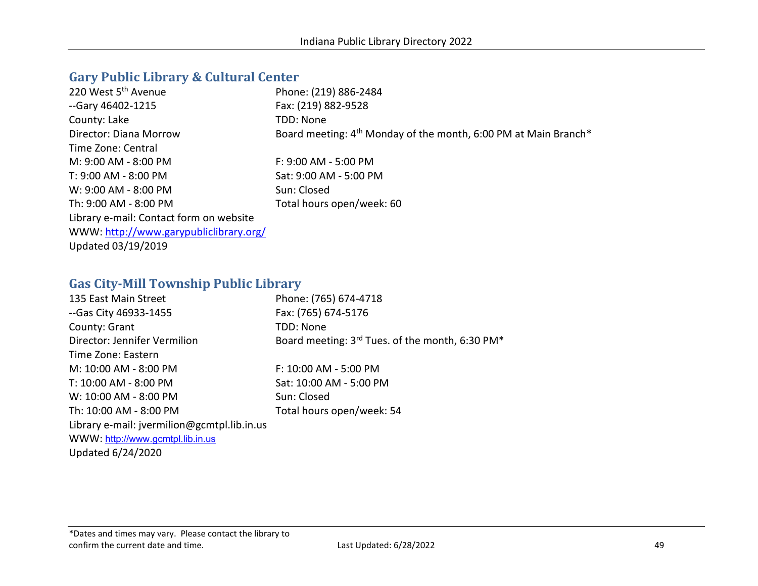## Gary Public Library & Cultural Center

220 West 5th Avenue
--Gary 46402-1215
County: Lake
Director: Diana Morrow
Time Zone: Central
M: 9:00 AM - 8:00 PM
T: 9:00 AM - 8:00 PM
W: 9:00 AM - 8:00 PM
Th: 9:00 AM - 8:00 PM
Library e-mail: Contact form on website
WWW: http://www.garypubliclibrary.org/
Updated 03/19/2019

Phone: (219) 886-2484
Fax: (219) 882-9528
TDD: None
Board meeting: 4th Monday of the month, 6:00 PM at Main Branch*

F: 9:00 AM - 5:00 PM
Sat: 9:00 AM - 5:00 PM
Sun: Closed
Total hours open/week: 60

## Gas City-Mill Township Public Library

135 East Main Street
--Gas City 46933-1455
County: Grant
Director: Jennifer Vermilion
Time Zone: Eastern
M: 10:00 AM - 8:00 PM
T: 10:00 AM - 8:00 PM
W: 10:00 AM - 8:00 PM
Th: 10:00 AM - 8:00 PM
Library e-mail: jvermilion@gcmtpl.lib.in.us
WWW: http://www.gcmtpl.lib.in.us
Updated 6/24/2020

Phone: (765) 674-4718
Fax: (765) 674-5176
TDD: None
Board meeting: 3rd Tues. of the month, 6:30 PM*

F: 10:00 AM - 5:00 PM
Sat: 10:00 AM - 5:00 PM
Sun: Closed
Total hours open/week: 54

*Dates and times may vary. Please contact the library to confirm the current date and time.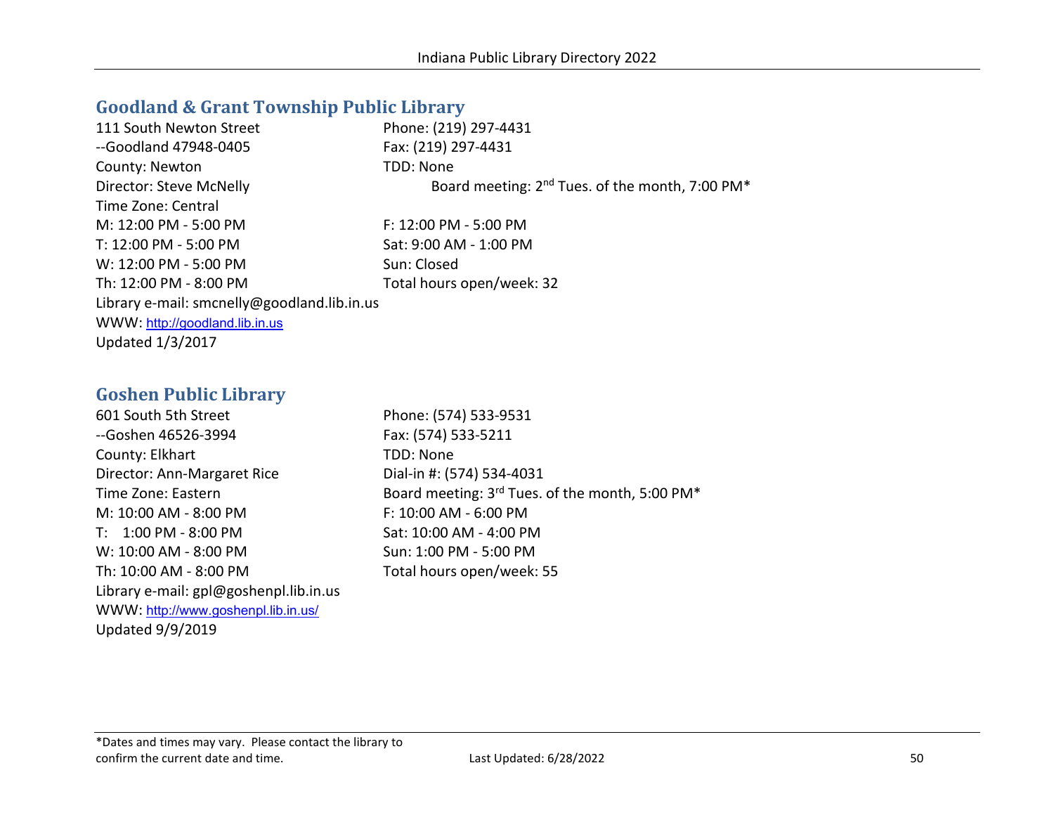## Goodland & Grant Township Public Library

111 South Newton Street
--Goodland 47948-0405
County: Newton
Director: Steve McNelly
Time Zone: Central
M: 12:00 PM - 5:00 PM
T: 12:00 PM - 5:00 PM
W: 12:00 PM - 5:00 PM
Th: 12:00 PM - 8:00 PM
Library e-mail: smcnelly@goodland.lib.in.us
WWW: http://goodland.lib.in.us
Updated 1/3/2017

Phone: (219) 297-4431
Fax: (219) 297-4431
TDD: None
Board meeting: 2nd Tues. of the month, 7:00 PM*

F: 12:00 PM - 5:00 PM
Sat: 9:00 AM - 1:00 PM
Sun: Closed
Total hours open/week: 32

## Goshen Public Library

601 South 5th Street
--Goshen 46526-3994
County: Elkhart
Director: Ann-Margaret Rice
Time Zone: Eastern
M: 10:00 AM - 8:00 PM
T: 1:00 PM - 8:00 PM
W: 10:00 AM - 8:00 PM
Th: 10:00 AM - 8:00 PM
Library e-mail: gpl@goshenpl.lib.in.us
WWW: http://www.goshenpl.lib.in.us/
Updated 9/9/2019

Phone: (574) 533-9531
Fax: (574) 533-5211
TDD: None
Dial-in #: (574) 534-4031
Board meeting: 3rd Tues. of the month, 5:00 PM*
F: 10:00 AM - 6:00 PM
Sat: 10:00 AM - 4:00 PM
Sun: 1:00 PM - 5:00 PM
Total hours open/week: 55

*Dates and times may vary. Please contact the library to confirm the current date and time.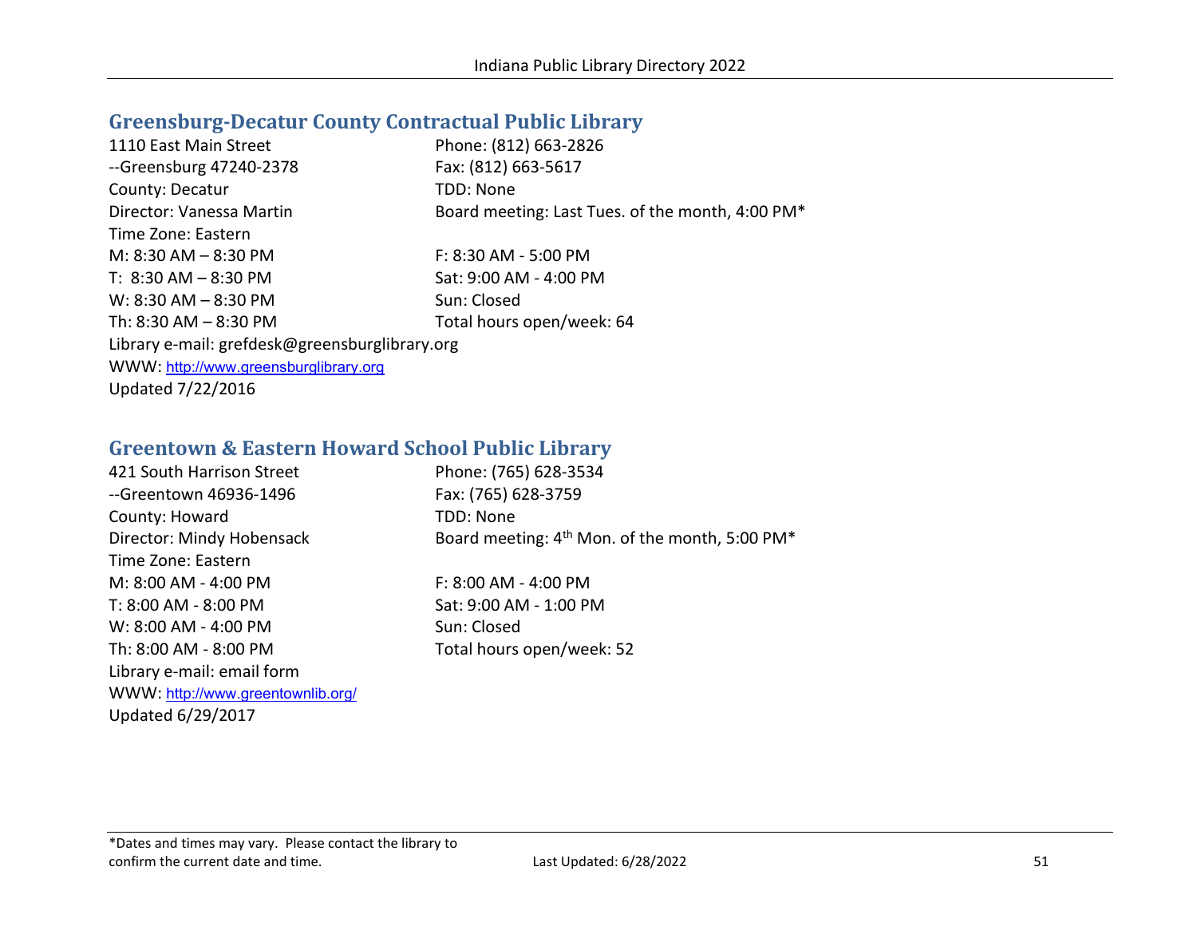## Greensburg-Decatur County Contractual Public Library

1110 East Main Street
--Greensburg 47240-2378
County: Decatur
Director: Vanessa Martin
Time Zone: Eastern

Phone: (812) 663-2826
Fax: (812) 663-5617
TDD: None
Board meeting: Last Tues. of the month, 4:00 PM*

M: 8:30 AM – 8:30 PM
T: 8:30 AM – 8:30 PM
W: 8:30 AM – 8:30 PM
Th: 8:30 AM – 8:30 PM
F: 8:30 AM - 5:00 PM
Sat: 9:00 AM - 4:00 PM
Sun: Closed
Total hours open/week: 64

Library e-mail: grefdesk@greensburglibrary.org
WWW: http://www.greensburglibrary.org
Updated 7/22/2016

## Greentown & Eastern Howard School Public Library

421 South Harrison Street
--Greentown 46936-1496
County: Howard
Director: Mindy Hobensack
Time Zone: Eastern

Phone: (765) 628-3534
Fax: (765) 628-3759
TDD: None
Board meeting: 4th Mon. of the month, 5:00 PM*

M: 8:00 AM - 4:00 PM
T: 8:00 AM - 8:00 PM
W: 8:00 AM - 4:00 PM
Th: 8:00 AM - 8:00 PM
F: 8:00 AM - 4:00 PM
Sat: 9:00 AM - 1:00 PM
Sun: Closed
Total hours open/week: 52

Library e-mail: email form
WWW: http://www.greentownlib.org/
Updated 6/29/2017

*Dates and times may vary. Please contact the library to confirm the current date and time.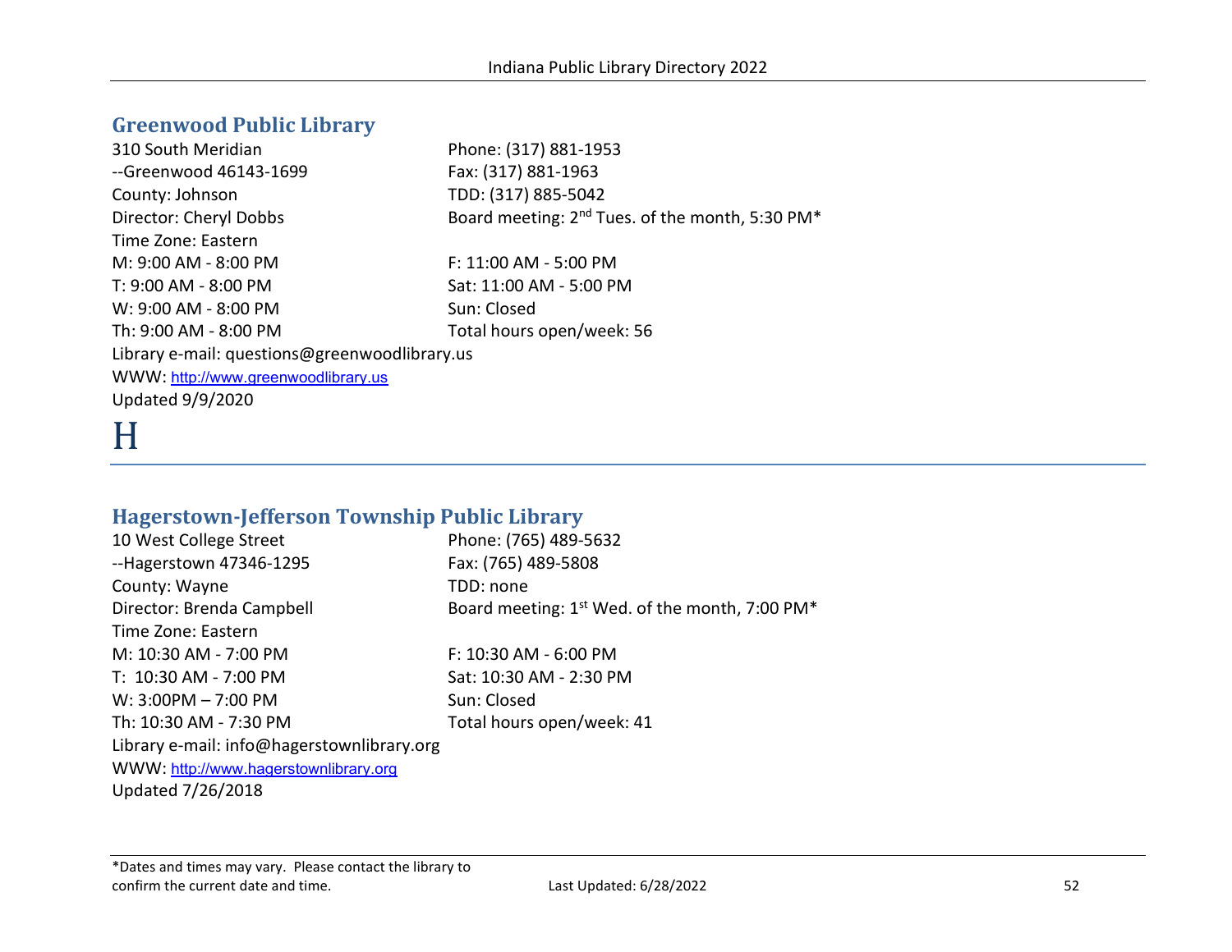## Greenwood Public Library

310 South Meridian
--Greenwood 46143-1699
County: Johnson
Director: Cheryl Dobbs
Time Zone: Eastern

Phone: (317) 881-1953
Fax: (317) 881-1963
TDD: (317) 885-5042
Board meeting: 2nd Tues. of the month, 5:30 PM*

M: 9:00 AM - 8:00 PM
T: 9:00 AM - 8:00 PM
W: 9:00 AM - 8:00 PM
Th: 9:00 AM - 8:00 PM
F: 11:00 AM - 5:00 PM
Sat: 11:00 AM - 5:00 PM
Sun: Closed
Total hours open/week: 56

Library e-mail: questions@greenwoodlibrary.us
WWW: http://www.greenwoodlibrary.us
Updated 9/9/2020

# H

## Hagerstown-Jefferson Township Public Library

10 West College Street
--Hagerstown 47346-1295
County: Wayne
Director: Brenda Campbell
Time Zone: Eastern

Phone: (765) 489-5632
Fax: (765) 489-5808
TDD: none
Board meeting: 1st Wed. of the month, 7:00 PM*

M: 10:30 AM - 7:00 PM
T: 10:30 AM - 7:00 PM
W: 3:00PM – 7:00 PM
Th: 10:30 AM - 7:30 PM
F: 10:30 AM - 6:00 PM
Sat: 10:30 AM - 2:30 PM
Sun: Closed
Total hours open/week: 41

Library e-mail: info@hagerstownlibrary.org
WWW: http://www.hagerstownlibrary.org
Updated 7/26/2018

*Dates and times may vary. Please contact the library to confirm the current date and time.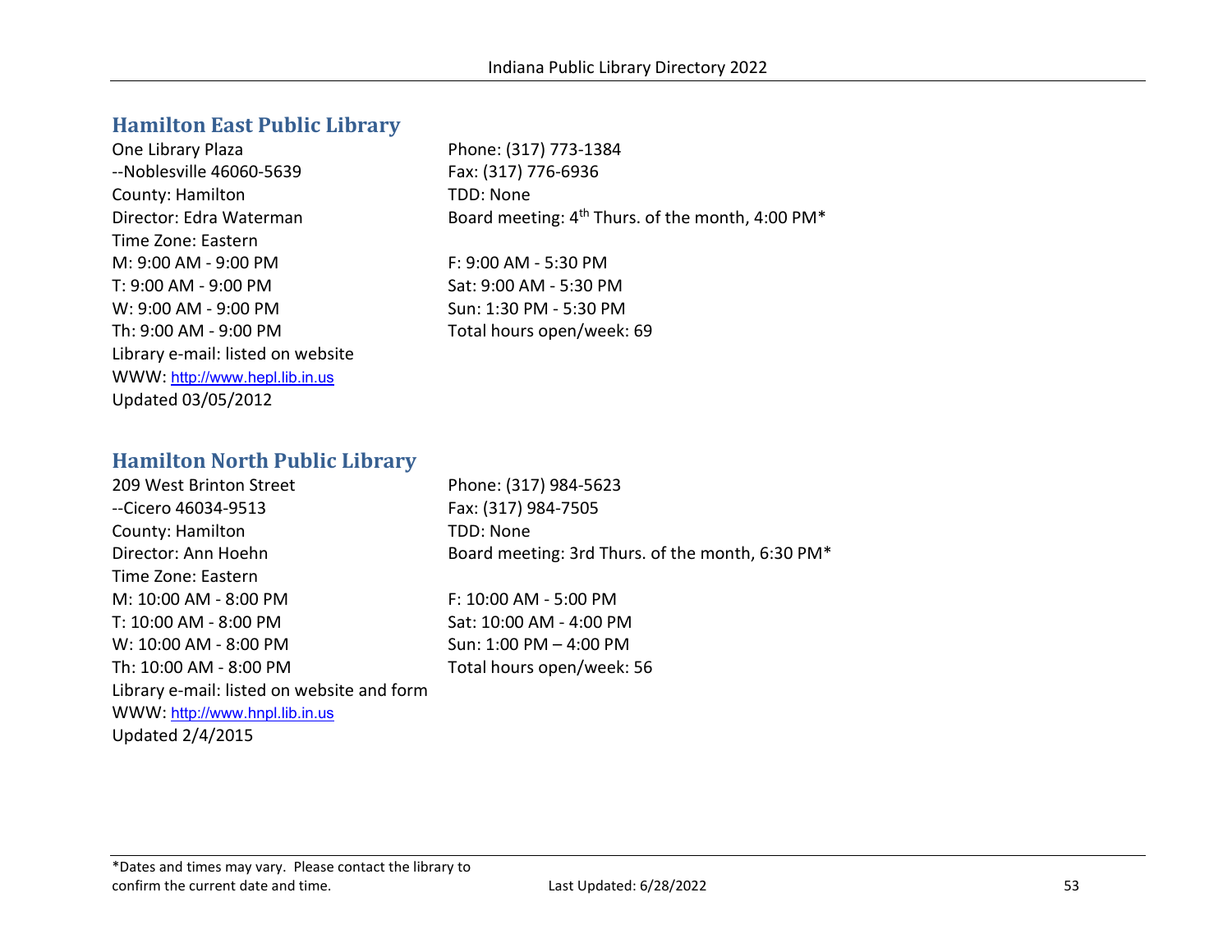## Hamilton East Public Library

One Library Plaza
--Noblesville 46060-5639
County: Hamilton
Director: Edra Waterman
Time Zone: Eastern
M: 9:00 AM - 9:00 PM
T: 9:00 AM - 9:00 PM
W: 9:00 AM - 9:00 PM
Th: 9:00 AM - 9:00 PM
Library e-mail: listed on website
WWW: http://www.hepl.lib.in.us
Updated 03/05/2012

Phone: (317) 773-1384
Fax: (317) 776-6936
TDD: None
Board meeting: 4th Thurs. of the month, 4:00 PM*

F: 9:00 AM - 5:30 PM
Sat: 9:00 AM - 5:30 PM
Sun: 1:30 PM - 5:30 PM
Total hours open/week: 69

## Hamilton North Public Library

209 West Brinton Street
--Cicero 46034-9513
County: Hamilton
Director: Ann Hoehn
Time Zone: Eastern
M: 10:00 AM - 8:00 PM
T: 10:00 AM - 8:00 PM
W: 10:00 AM - 8:00 PM
Th: 10:00 AM - 8:00 PM
Library e-mail: listed on website and form
WWW: http://www.hnpl.lib.in.us
Updated 2/4/2015

Phone: (317) 984-5623
Fax: (317) 984-7505
TDD: None
Board meeting: 3rd Thurs. of the month, 6:30 PM*

F: 10:00 AM - 5:00 PM
Sat: 10:00 AM - 4:00 PM
Sun: 1:00 PM – 4:00 PM
Total hours open/week: 56

*Dates and times may vary. Please contact the library to confirm the current date and time.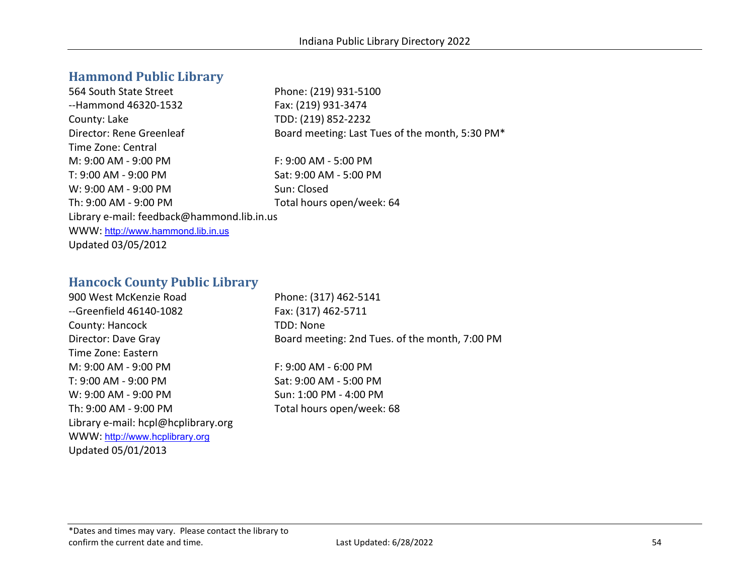## Hammond Public Library

564 South State Street
--Hammond 46320-1532
County: Lake
Director: Rene Greenleaf
Time Zone: Central

Phone: (219) 931-5100
Fax: (219) 931-3474
TDD: (219) 852-2232
Board meeting: Last Tues of the month, 5:30 PM*

M: 9:00 AM - 9:00 PM
T: 9:00 AM - 9:00 PM
W: 9:00 AM - 9:00 PM
Th: 9:00 AM - 9:00 PM
F: 9:00 AM - 5:00 PM
Sat: 9:00 AM - 5:00 PM
Sun: Closed
Total hours open/week: 64

Library e-mail: feedback@hammond.lib.in.us
WWW: http://www.hammond.lib.in.us
Updated 03/05/2012

## Hancock County Public Library

900 West McKenzie Road
--Greenfield 46140-1082
County: Hancock
Director: Dave Gray
Time Zone: Eastern

Phone: (317) 462-5141
Fax: (317) 462-5711
TDD: None
Board meeting: 2nd Tues. of the month, 7:00 PM

M: 9:00 AM - 9:00 PM
T: 9:00 AM - 9:00 PM
W: 9:00 AM - 9:00 PM
Th: 9:00 AM - 9:00 PM
F: 9:00 AM - 6:00 PM
Sat: 9:00 AM - 5:00 PM
Sun: 1:00 PM - 4:00 PM
Total hours open/week: 68

Library e-mail: hcpl@hcplibrary.org
WWW: http://www.hcplibrary.org
Updated 05/01/2013

*Dates and times may vary. Please contact the library to confirm the current date and time.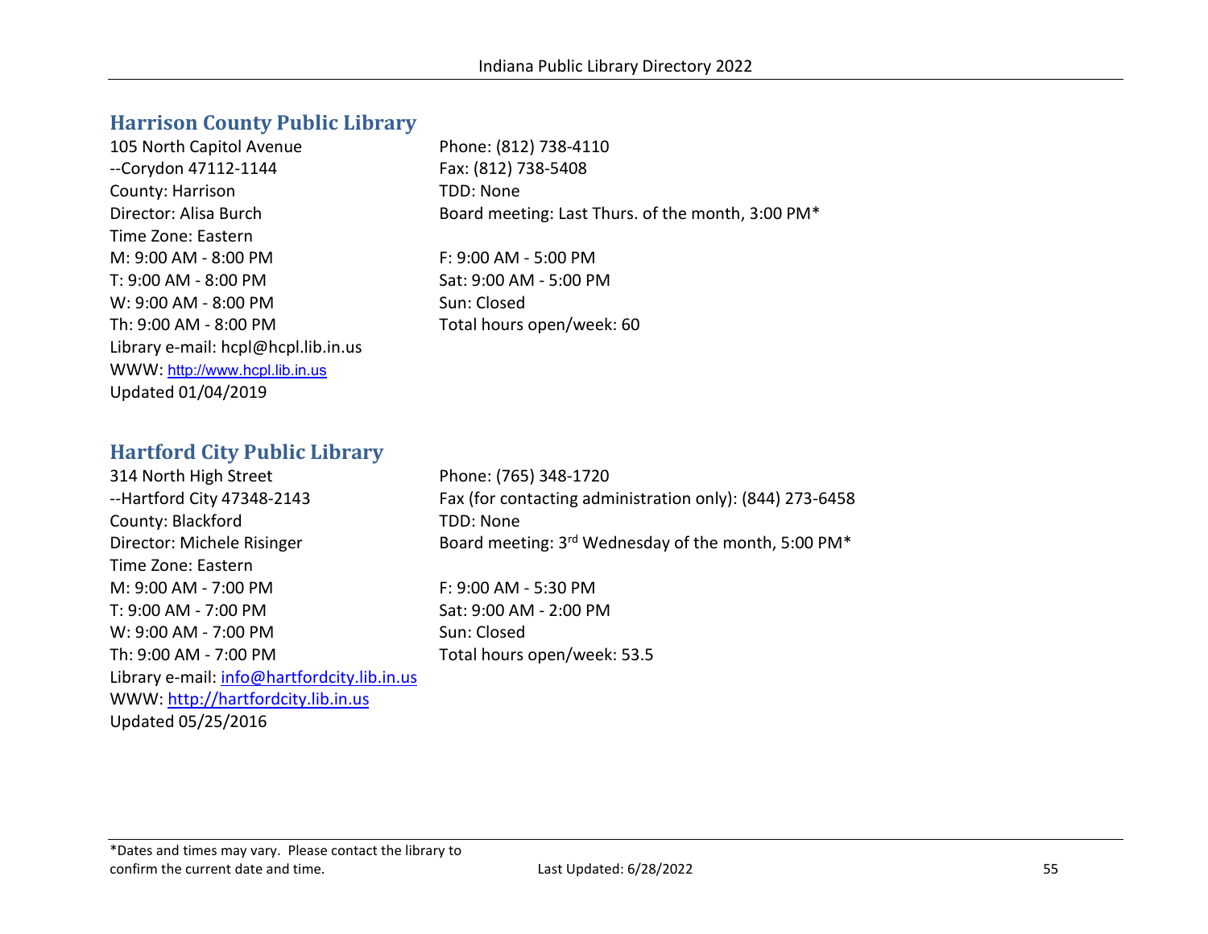## Harrison County Public Library

105 North Capitol Avenue
--Corydon 47112-1144
County: Harrison
Director: Alisa Burch
Time Zone: Eastern
M: 9:00 AM - 8:00 PM
T: 9:00 AM - 8:00 PM
W: 9:00 AM - 8:00 PM
Th: 9:00 AM - 8:00 PM
Library e-mail: hcpl@hcpl.lib.in.us
WWW: http://www.hcpl.lib.in.us
Updated 01/04/2019

Phone: (812) 738-4110
Fax: (812) 738-5408
TDD: None
Board meeting: Last Thurs. of the month, 3:00 PM*

F: 9:00 AM - 5:00 PM
Sat: 9:00 AM - 5:00 PM
Sun: Closed
Total hours open/week: 60

## Hartford City Public Library

314 North High Street
--Hartford City 47348-2143
County: Blackford
Director: Michele Risinger
Time Zone: Eastern
M: 9:00 AM - 7:00 PM
T: 9:00 AM - 7:00 PM
W: 9:00 AM - 7:00 PM
Th: 9:00 AM - 7:00 PM
Library e-mail: info@hartfordcity.lib.in.us
WWW: http://hartfordcity.lib.in.us
Updated 05/25/2016

Phone: (765) 348-1720
Fax (for contacting administration only): (844) 273-6458
TDD: None
Board meeting: 3rd Wednesday of the month, 5:00 PM*

F: 9:00 AM - 5:30 PM
Sat: 9:00 AM - 2:00 PM
Sun: Closed
Total hours open/week: 53.5

*Dates and times may vary. Please contact the library to confirm the current date and time.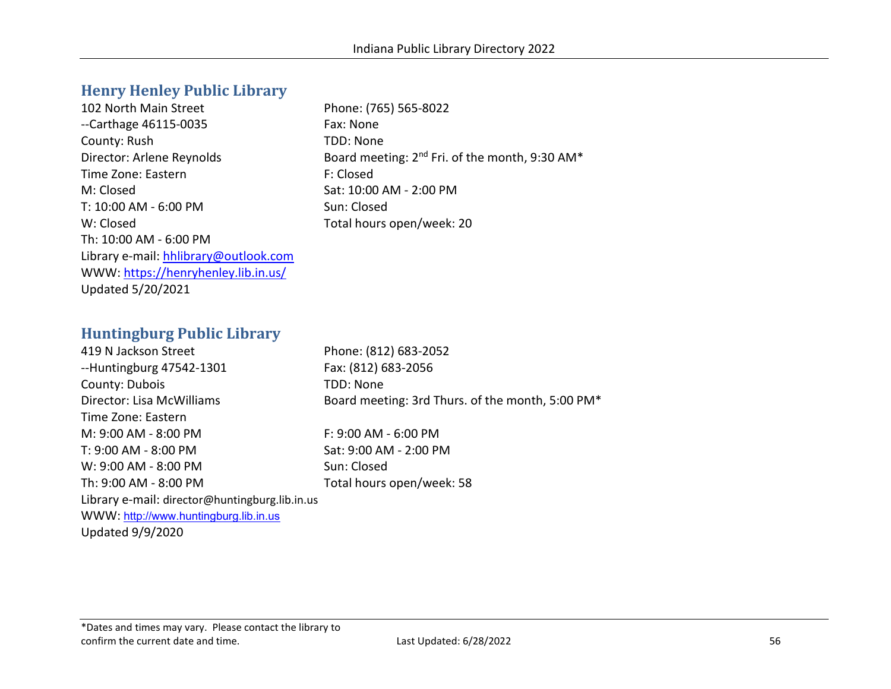## Henry Henley Public Library

102 North Main Street
--Carthage 46115-0035
County: Rush
Director: Arlene Reynolds
Time Zone: Eastern
M: Closed
T: 10:00 AM - 6:00 PM
W: Closed
Th: 10:00 AM - 6:00 PM
Library e-mail: hhlibrary@outlook.com
WWW: https://henryhenley.lib.in.us/
Updated 5/20/2021

Phone: (765) 565-8022
Fax: None
TDD: None
Board meeting: 2nd Fri. of the month, 9:30 AM*
F: Closed
Sat: 10:00 AM - 2:00 PM
Sun: Closed
Total hours open/week: 20

## Huntingburg Public Library

419 N Jackson Street
--Huntingburg 47542-1301
County: Dubois
Director: Lisa McWilliams
Time Zone: Eastern
M: 9:00 AM - 8:00 PM
T: 9:00 AM - 8:00 PM
W: 9:00 AM - 8:00 PM
Th: 9:00 AM - 8:00 PM
Library e-mail: director@huntingburg.lib.in.us
WWW: http://www.huntingburg.lib.in.us
Updated 9/9/2020

Phone: (812) 683-2052
Fax: (812) 683-2056
TDD: None
Board meeting: 3rd Thurs. of the month, 5:00 PM*
F: 9:00 AM - 6:00 PM
Sat: 9:00 AM - 2:00 PM
Sun: Closed
Total hours open/week: 58

*Dates and times may vary. Please contact the library to confirm the current date and time.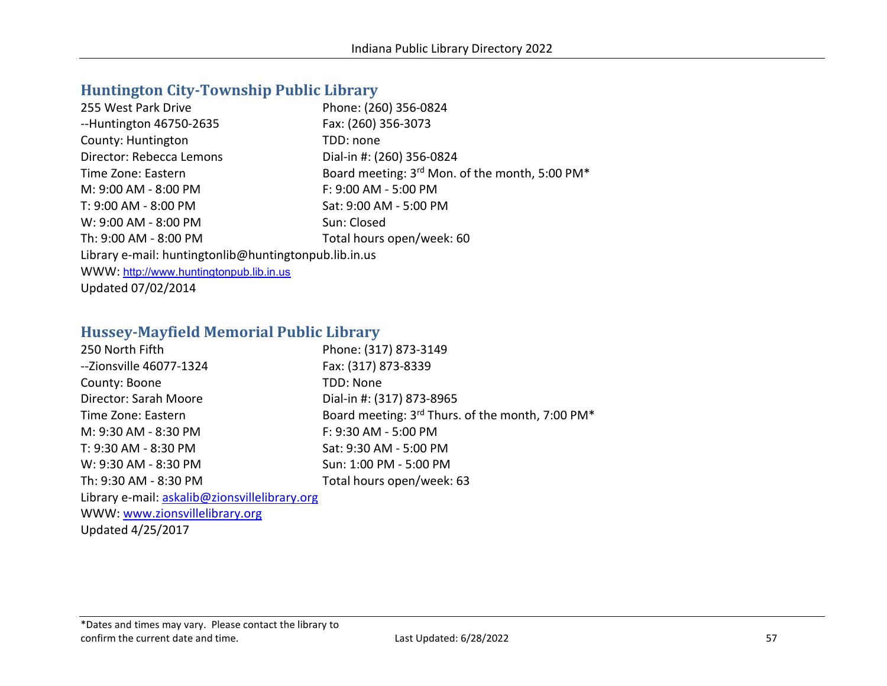## Huntington City-Township Public Library

255 West Park Drive
--Huntington 46750-2635
County: Huntington
Director: Rebecca Lemons
Time Zone: Eastern
M: 9:00 AM - 8:00 PM
T: 9:00 AM - 8:00 PM
W: 9:00 AM - 8:00 PM
Th: 9:00 AM - 8:00 PM

Phone: (260) 356-0824
Fax: (260) 356-3073
TDD: none
Dial-in #: (260) 356-0824
Board meeting: 3rd Mon. of the month, 5:00 PM*
F: 9:00 AM - 5:00 PM
Sat: 9:00 AM - 5:00 PM
Sun: Closed
Total hours open/week: 60

Library e-mail: huntingtonlib@huntingtonpub.lib.in.us
WWW: http://www.huntingtonpub.lib.in.us
Updated 07/02/2014

## Hussey-Mayfield Memorial Public Library

250 North Fifth
--Zionsville 46077-1324
County: Boone
Director: Sarah Moore
Time Zone: Eastern
M: 9:30 AM - 8:30 PM
T: 9:30 AM - 8:30 PM
W: 9:30 AM - 8:30 PM
Th: 9:30 AM - 8:30 PM

Phone: (317) 873-3149
Fax: (317) 873-8339
TDD: None
Dial-in #: (317) 873-8965
Board meeting: 3rd Thurs. of the month, 7:00 PM*
F: 9:30 AM - 5:00 PM
Sat: 9:30 AM - 5:00 PM
Sun: 1:00 PM - 5:00 PM
Total hours open/week: 63

Library e-mail: askalib@zionsvillelibrary.org
WWW: www.zionsvillelibrary.org
Updated 4/25/2017

*Dates and times may vary. Please contact the library to confirm the current date and time.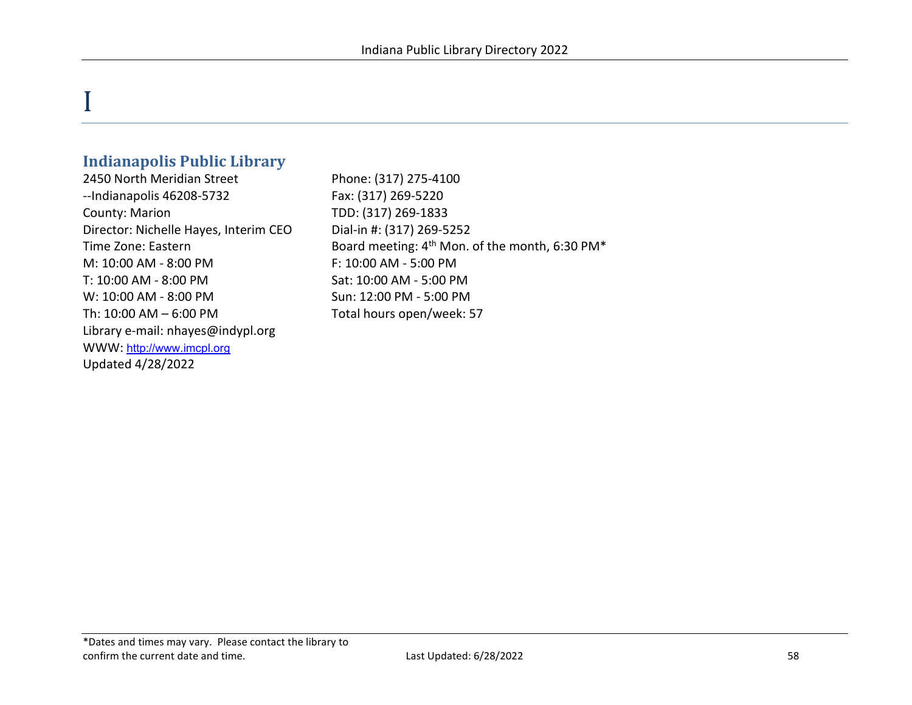# I

## Indianapolis Public Library

2450 North Meridian Street
--Indianapolis 46208-5732
County: Marion
Director: Nichelle Hayes, Interim CEO
Time Zone: Eastern
M: 10:00 AM - 8:00 PM
T: 10:00 AM - 8:00 PM
W: 10:00 AM - 8:00 PM
Th: 10:00 AM – 6:00 PM
Library e-mail: nhayes@indypl.org
WWW: http://www.imcpl.org
Updated 4/28/2022

Phone: (317) 275-4100
Fax: (317) 269-5220
TDD: (317) 269-1833
Dial-in #: (317) 269-5252
Board meeting: 4th Mon. of the month, 6:30 PM*
F: 10:00 AM - 5:00 PM
Sat: 10:00 AM - 5:00 PM
Sun: 12:00 PM - 5:00 PM
Total hours open/week: 57

*Dates and times may vary. Please contact the library to confirm the current date and time.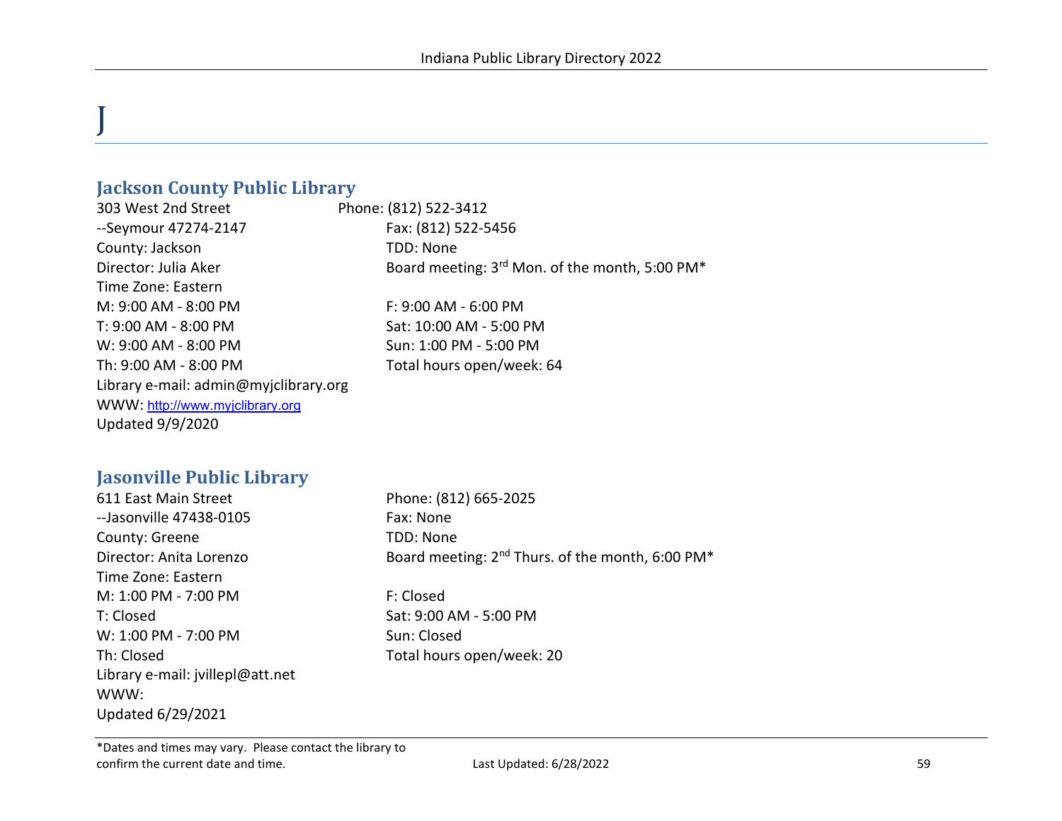# J

## Jackson County Public Library

303 West 2nd Street
--Seymour 47274-2147
County: Jackson
Director: Julia Aker
Time Zone: Eastern

Phone: (812) 522-3412
Fax: (812) 522-5456
TDD: None
Board meeting: 3rd Mon. of the month, 5:00 PM*

M: 9:00 AM - 8:00 PM
T: 9:00 AM - 8:00 PM
W: 9:00 AM - 8:00 PM
Th: 9:00 AM - 8:00 PM
F: 9:00 AM - 6:00 PM
Sat: 10:00 AM - 5:00 PM
Sun: 1:00 PM - 5:00 PM
Total hours open/week: 64

Library e-mail: admin@myjclibrary.org
WWW: http://www.myjclibrary.org
Updated 9/9/2020

## Jasonville Public Library

611 East Main Street
--Jasonville 47438-0105
County: Greene
Director: Anita Lorenzo
Time Zone: Eastern

Phone: (812) 665-2025
Fax: None
TDD: None
Board meeting: 2nd Thurs. of the month, 6:00 PM*

M: 1:00 PM - 7:00 PM
T: Closed
W: 1:00 PM - 7:00 PM
Th: Closed
F: Closed
Sat: 9:00 AM - 5:00 PM
Sun: Closed
Total hours open/week: 20

Library e-mail: jvillepl@att.net
WWW:
Updated 6/29/2021

*Dates and times may vary. Please contact the library to confirm the current date and time.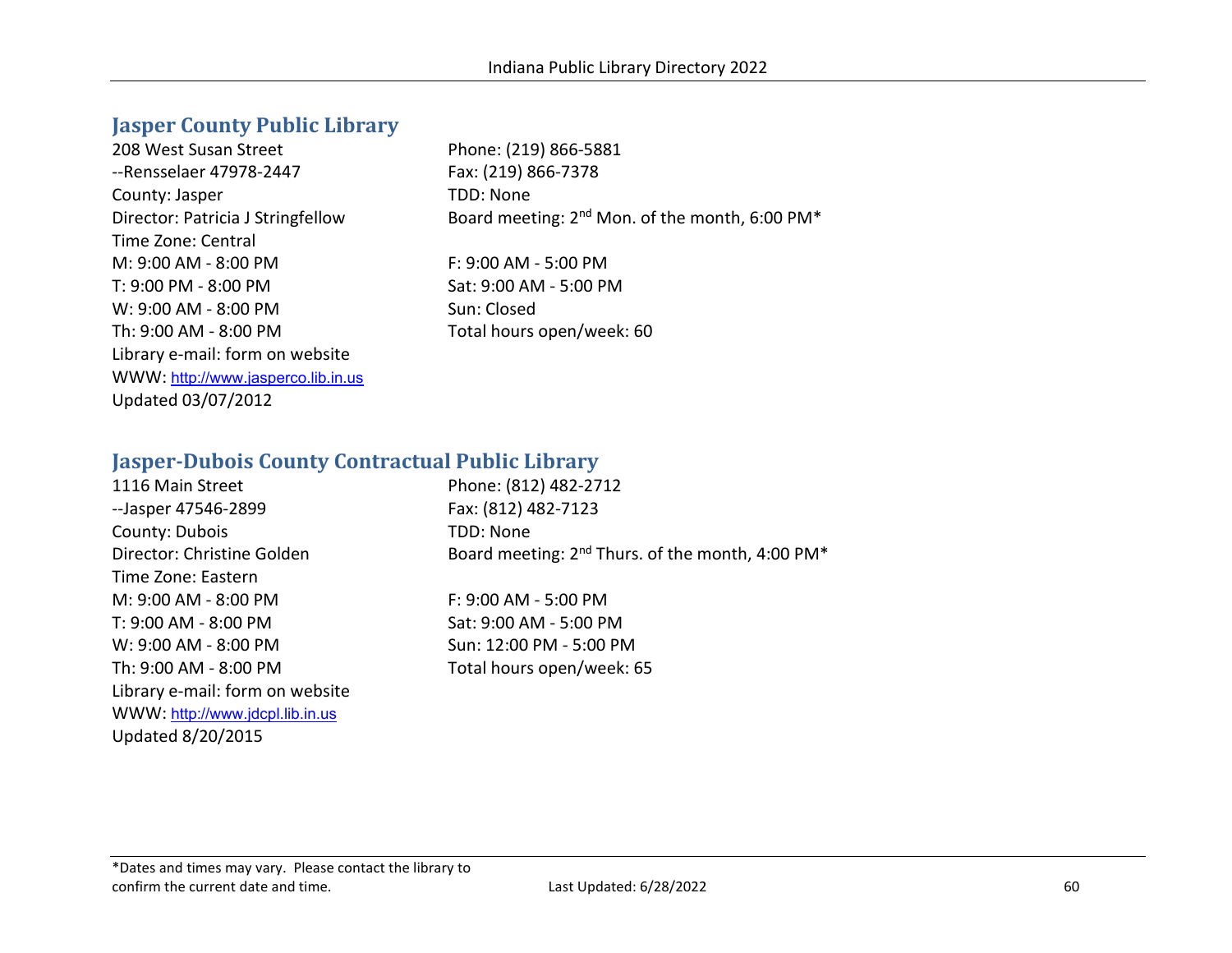## Jasper County Public Library

208 West Susan Street
--Rensselaer 47978-2447
County: Jasper
Director: Patricia J Stringfellow
Time Zone: Central
M: 9:00 AM - 8:00 PM
T: 9:00 PM - 8:00 PM
W: 9:00 AM - 8:00 PM
Th: 9:00 AM - 8:00 PM
Library e-mail: form on website
WWW: http://www.jasperco.lib.in.us
Updated 03/07/2012

Phone: (219) 866-5881
Fax: (219) 866-7378
TDD: None
Board meeting: 2nd Mon. of the month, 6:00 PM*

F: 9:00 AM - 5:00 PM
Sat: 9:00 AM - 5:00 PM
Sun: Closed
Total hours open/week: 60

## Jasper-Dubois County Contractual Public Library

1116 Main Street
--Jasper 47546-2899
County: Dubois
Director: Christine Golden
Time Zone: Eastern
M: 9:00 AM - 8:00 PM
T: 9:00 AM - 8:00 PM
W: 9:00 AM - 8:00 PM
Th: 9:00 AM - 8:00 PM
Library e-mail: form on website
WWW: http://www.jdcpl.lib.in.us
Updated 8/20/2015

Phone: (812) 482-2712
Fax: (812) 482-7123
TDD: None
Board meeting: 2nd Thurs. of the month, 4:00 PM*

F: 9:00 AM - 5:00 PM
Sat: 9:00 AM - 5:00 PM
Sun: 12:00 PM - 5:00 PM
Total hours open/week: 65

*Dates and times may vary. Please contact the library to confirm the current date and time.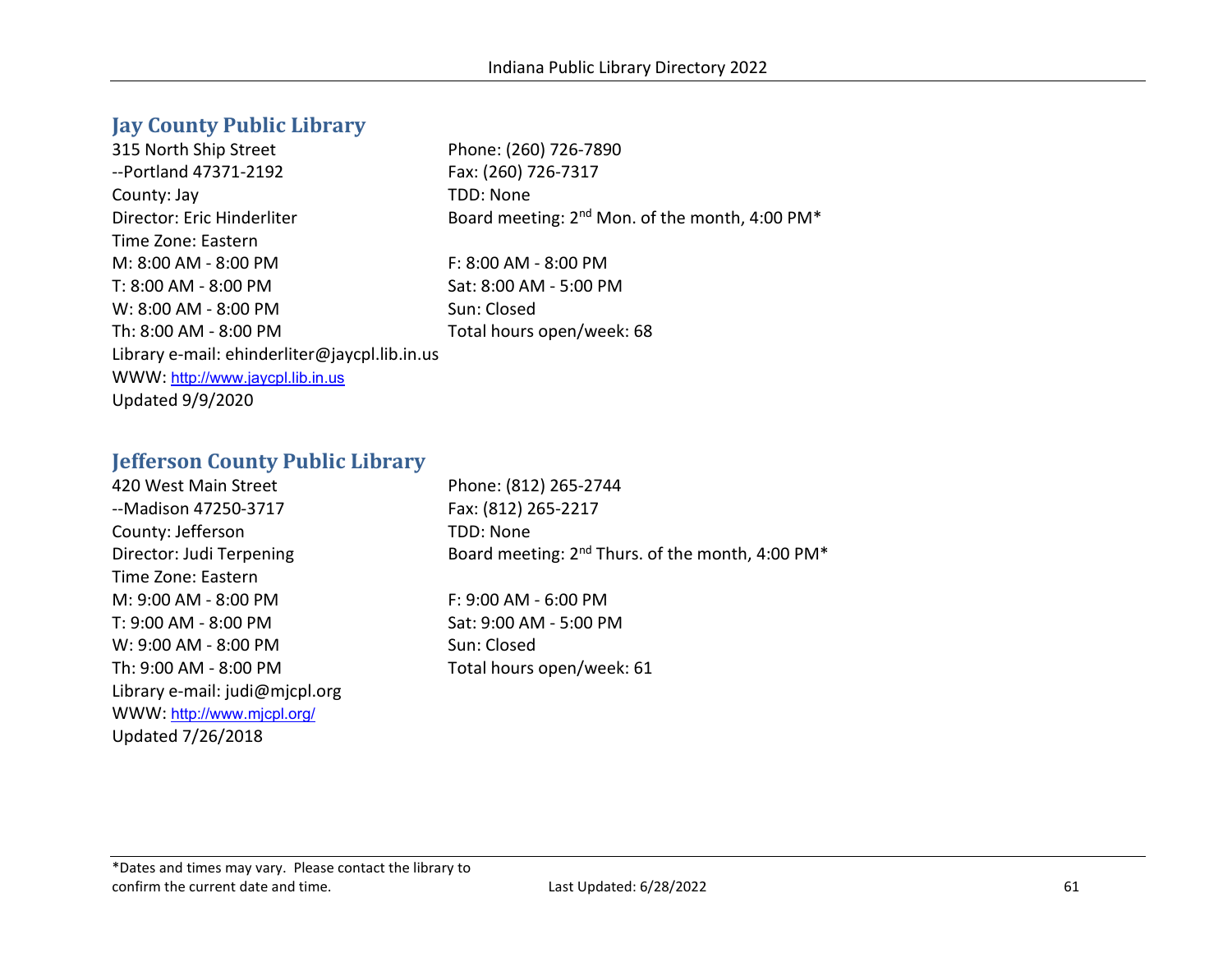## Jay County Public Library

315 North Ship Street
--Portland 47371-2192
County: Jay
Director: Eric Hinderliter
Time Zone: Eastern

Phone: (260) 726-7890
Fax: (260) 726-7317
TDD: None
Board meeting: 2nd Mon. of the month, 4:00 PM*

M: 8:00 AM - 8:00 PM
T: 8:00 AM - 8:00 PM
W: 8:00 AM - 8:00 PM
Th: 8:00 AM - 8:00 PM
F: 8:00 AM - 8:00 PM
Sat: 8:00 AM - 5:00 PM
Sun: Closed
Total hours open/week: 68

Library e-mail: ehinderliter@jaycpl.lib.in.us
WWW: http://www.jaycpl.lib.in.us
Updated 9/9/2020

## Jefferson County Public Library

420 West Main Street
--Madison 47250-3717
County: Jefferson
Director: Judi Terpening
Time Zone: Eastern

Phone: (812) 265-2744
Fax: (812) 265-2217
TDD: None
Board meeting: 2nd Thurs. of the month, 4:00 PM*

M: 9:00 AM - 8:00 PM
T: 9:00 AM - 8:00 PM
W: 9:00 AM - 8:00 PM
Th: 9:00 AM - 8:00 PM
F: 9:00 AM - 6:00 PM
Sat: 9:00 AM - 5:00 PM
Sun: Closed
Total hours open/week: 61

Library e-mail: judi@mjcpl.org
WWW: http://www.mjcpl.org/
Updated 7/26/2018

*Dates and times may vary. Please contact the library to confirm the current date and time.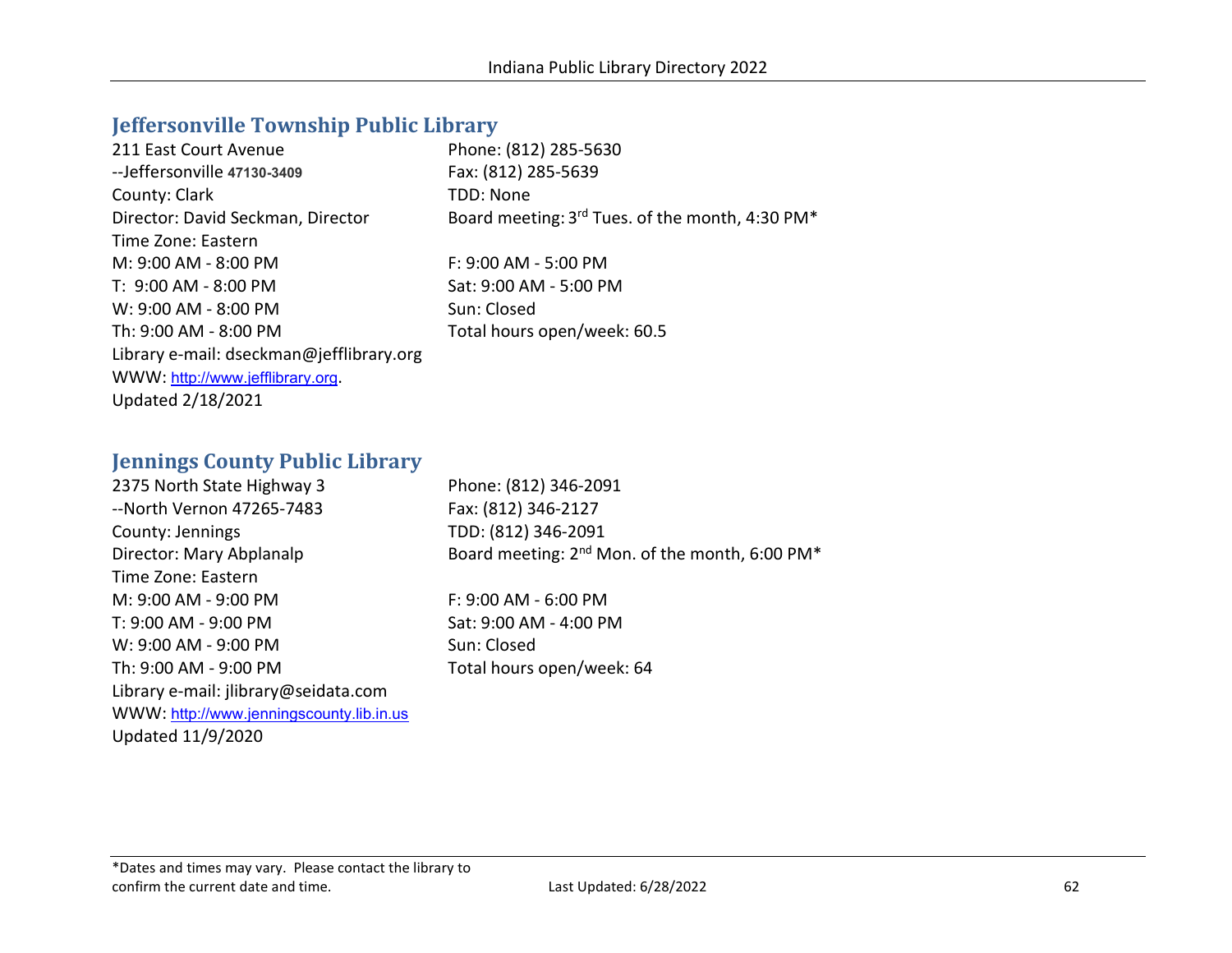## Jeffersonville Township Public Library

211 East Court Avenue
--Jeffersonville 47130-3409
County: Clark
Director: David Seckman, Director
Time Zone: Eastern
M: 9:00 AM - 8:00 PM
T: 9:00 AM - 8:00 PM
W: 9:00 AM - 8:00 PM
Th: 9:00 AM - 8:00 PM
Library e-mail: dseckman@jefflibrary.org
WWW: http://www.jefflibrary.org.
Updated 2/18/2021

Phone: (812) 285-5630
Fax: (812) 285-5639
TDD: None
Board meeting: 3rd Tues. of the month, 4:30 PM*

F: 9:00 AM - 5:00 PM
Sat: 9:00 AM - 5:00 PM
Sun: Closed
Total hours open/week: 60.5

## Jennings County Public Library

2375 North State Highway 3
--North Vernon 47265-7483
County: Jennings
Director: Mary Abplanalp
Time Zone: Eastern
M: 9:00 AM - 9:00 PM
T: 9:00 AM - 9:00 PM
W: 9:00 AM - 9:00 PM
Th: 9:00 AM - 9:00 PM
Library e-mail: jlibrary@seidata.com
WWW: http://www.jenningscounty.lib.in.us
Updated 11/9/2020

Phone: (812) 346-2091
Fax: (812) 346-2127
TDD: (812) 346-2091
Board meeting: 2nd Mon. of the month, 6:00 PM*

F: 9:00 AM - 6:00 PM
Sat: 9:00 AM - 4:00 PM
Sun: Closed
Total hours open/week: 64

*Dates and times may vary. Please contact the library to confirm the current date and time.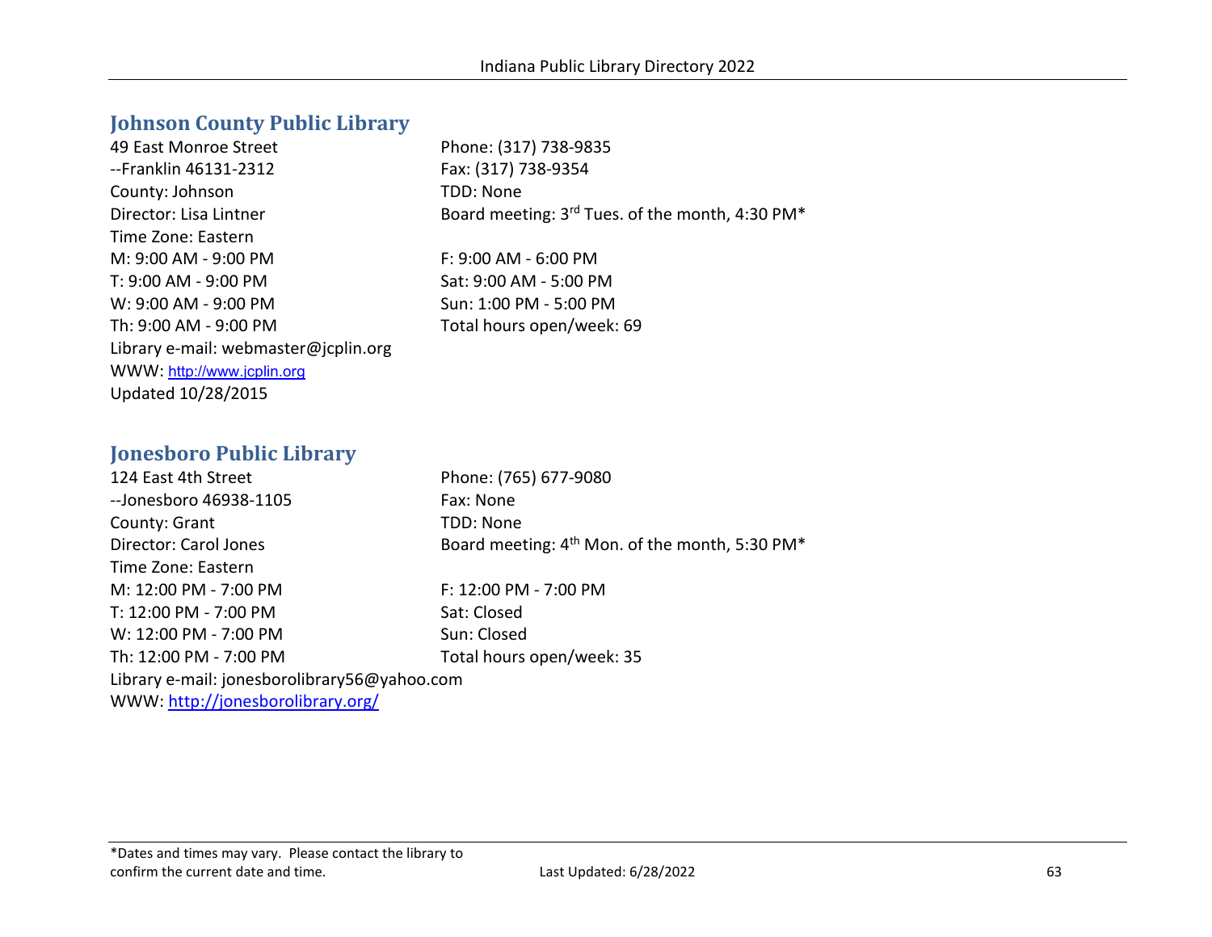## Johnson County Public Library

49 East Monroe Street
--Franklin 46131-2312
County: Johnson
Director: Lisa Lintner
Time Zone: Eastern
M: 9:00 AM - 9:00 PM
T: 9:00 AM - 9:00 PM
W: 9:00 AM - 9:00 PM
Th: 9:00 AM - 9:00 PM
Library e-mail: webmaster@jcplin.org
WWW: http://www.jcplin.org
Updated 10/28/2015

Phone: (317) 738-9835
Fax: (317) 738-9354
TDD: None
Board meeting: 3rd Tues. of the month, 4:30 PM*

F: 9:00 AM - 6:00 PM
Sat: 9:00 AM - 5:00 PM
Sun: 1:00 PM - 5:00 PM
Total hours open/week: 69

## Jonesboro Public Library

124 East 4th Street
--Jonesboro 46938-1105
County: Grant
Director: Carol Jones
Time Zone: Eastern
M: 12:00 PM - 7:00 PM
T: 12:00 PM - 7:00 PM
W: 12:00 PM - 7:00 PM
Th: 12:00 PM - 7:00 PM
Library e-mail: jonesborolibrary56@yahoo.com
WWW: http://jonesborolibrary.org/

Phone: (765) 677-9080
Fax: None
TDD: None
Board meeting: 4th Mon. of the month, 5:30 PM*

F: 12:00 PM - 7:00 PM
Sat: Closed
Sun: Closed
Total hours open/week: 35

*Dates and times may vary. Please contact the library to confirm the current date and time.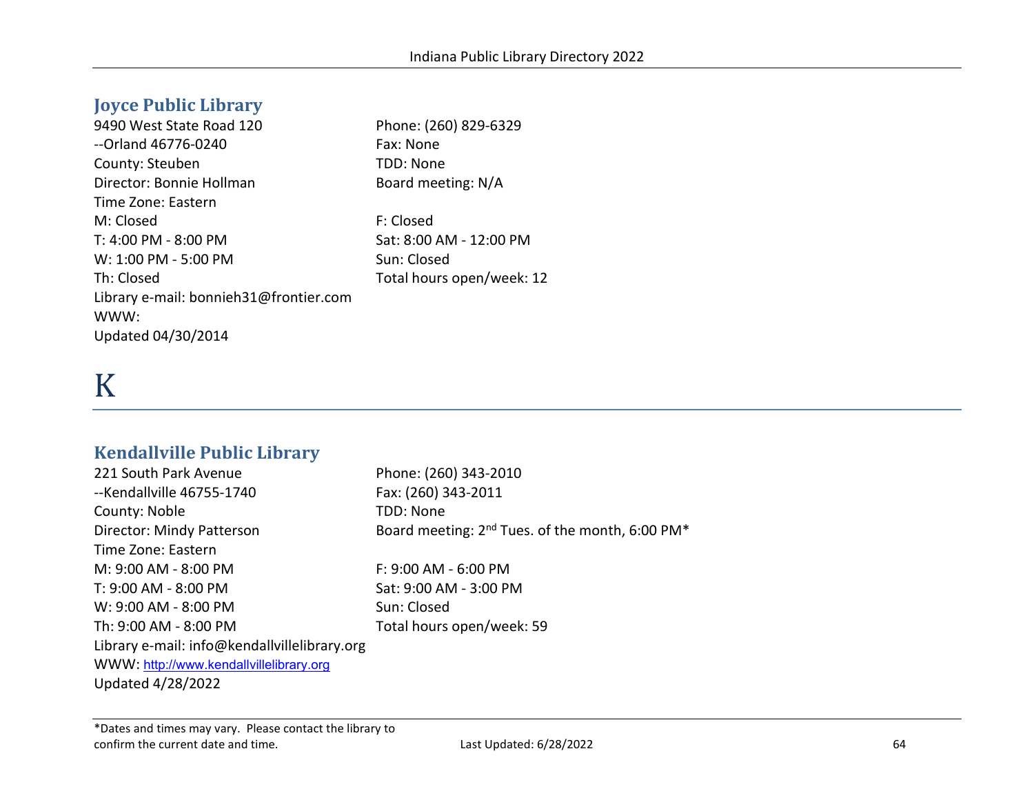## Joyce Public Library

9490 West State Road 120
--Orland 46776-0240
County: Steuben
Director: Bonnie Hollman
Time Zone: Eastern

Phone: (260) 829-6329
Fax: None
TDD: None
Board meeting: N/A

M: Closed
T: 4:00 PM - 8:00 PM
W: 1:00 PM - 5:00 PM
Th: Closed
F: Closed
Sat: 8:00 AM - 12:00 PM
Sun: Closed
Total hours open/week: 12

Library e-mail: bonnieh31@frontier.com
WWW:
Updated 04/30/2014

# K

## Kendallville Public Library

221 South Park Avenue
--Kendallville 46755-1740
County: Noble
Director: Mindy Patterson
Time Zone: Eastern

Phone: (260) 343-2010
Fax: (260) 343-2011
TDD: None
Board meeting: 2nd Tues. of the month, 6:00 PM*

M: 9:00 AM - 8:00 PM
T: 9:00 AM - 8:00 PM
W: 9:00 AM - 8:00 PM
Th: 9:00 AM - 8:00 PM
F: 9:00 AM - 6:00 PM
Sat: 9:00 AM - 3:00 PM
Sun: Closed
Total hours open/week: 59

Library e-mail: info@kendallvillelibrary.org
WWW: http://www.kendallvillelibrary.org
Updated 4/28/2022

*Dates and times may vary. Please contact the library to confirm the current date and time.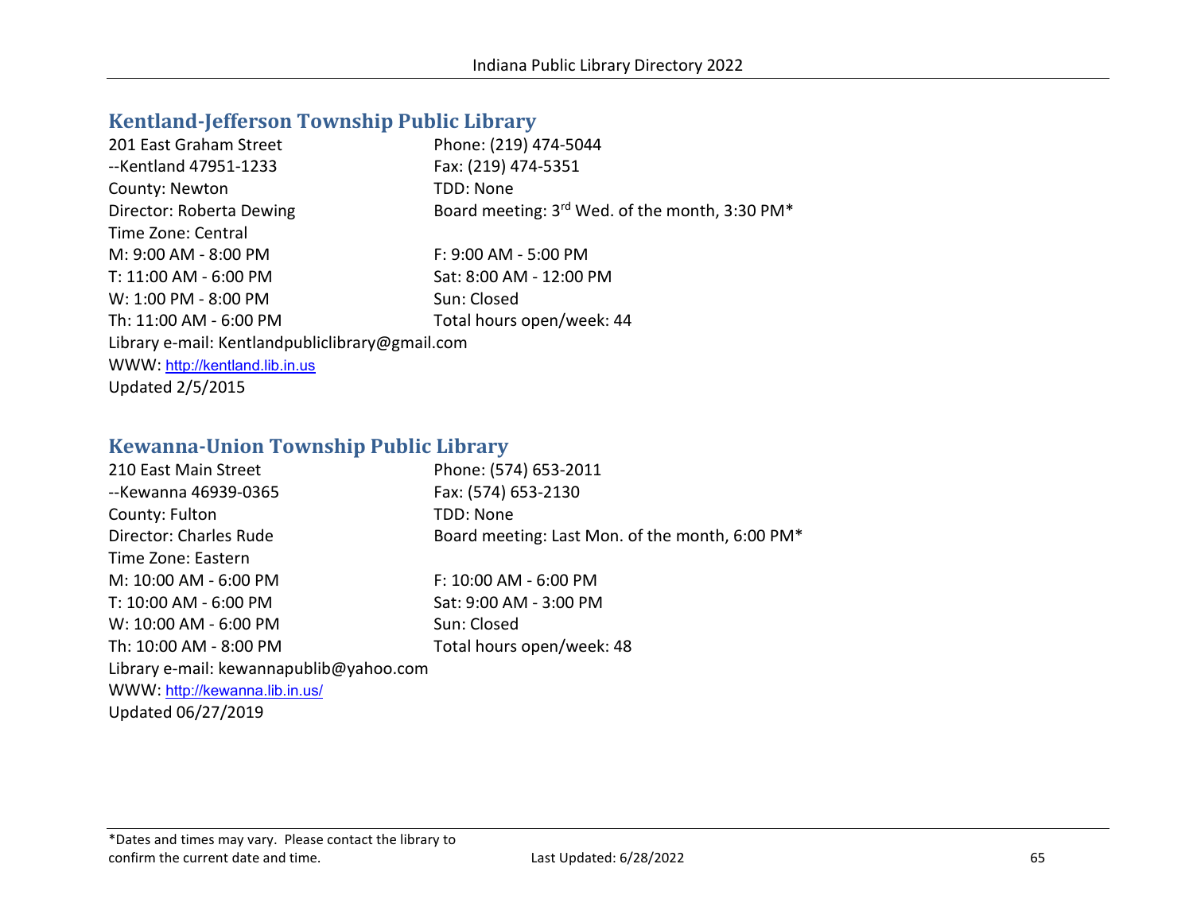## Kentland-Jefferson Township Public Library

201 East Graham Street
--Kentland 47951-1233
County: Newton
Director: Roberta Dewing
Time Zone: Central

Phone: (219) 474-5044
Fax: (219) 474-5351
TDD: None
Board meeting: 3rd Wed. of the month, 3:30 PM*

M: 9:00 AM - 8:00 PM
T: 11:00 AM - 6:00 PM
W: 1:00 PM - 8:00 PM
Th: 11:00 AM - 6:00 PM
F: 9:00 AM - 5:00 PM
Sat: 8:00 AM - 12:00 PM
Sun: Closed
Total hours open/week: 44

Library e-mail: Kentlandpubliclibrary@gmail.com
WWW: http://kentland.lib.in.us
Updated 2/5/2015

## Kewanna-Union Township Public Library

210 East Main Street
--Kewanna 46939-0365
County: Fulton
Director: Charles Rude
Time Zone: Eastern

Phone: (574) 653-2011
Fax: (574) 653-2130
TDD: None
Board meeting: Last Mon. of the month, 6:00 PM*

M: 10:00 AM - 6:00 PM
T: 10:00 AM - 6:00 PM
W: 10:00 AM - 6:00 PM
Th: 10:00 AM - 8:00 PM
F: 10:00 AM - 6:00 PM
Sat: 9:00 AM - 3:00 PM
Sun: Closed
Total hours open/week: 48

Library e-mail: kewannapublib@yahoo.com
WWW: http://kewanna.lib.in.us/
Updated 06/27/2019

*Dates and times may vary. Please contact the library to confirm the current date and time.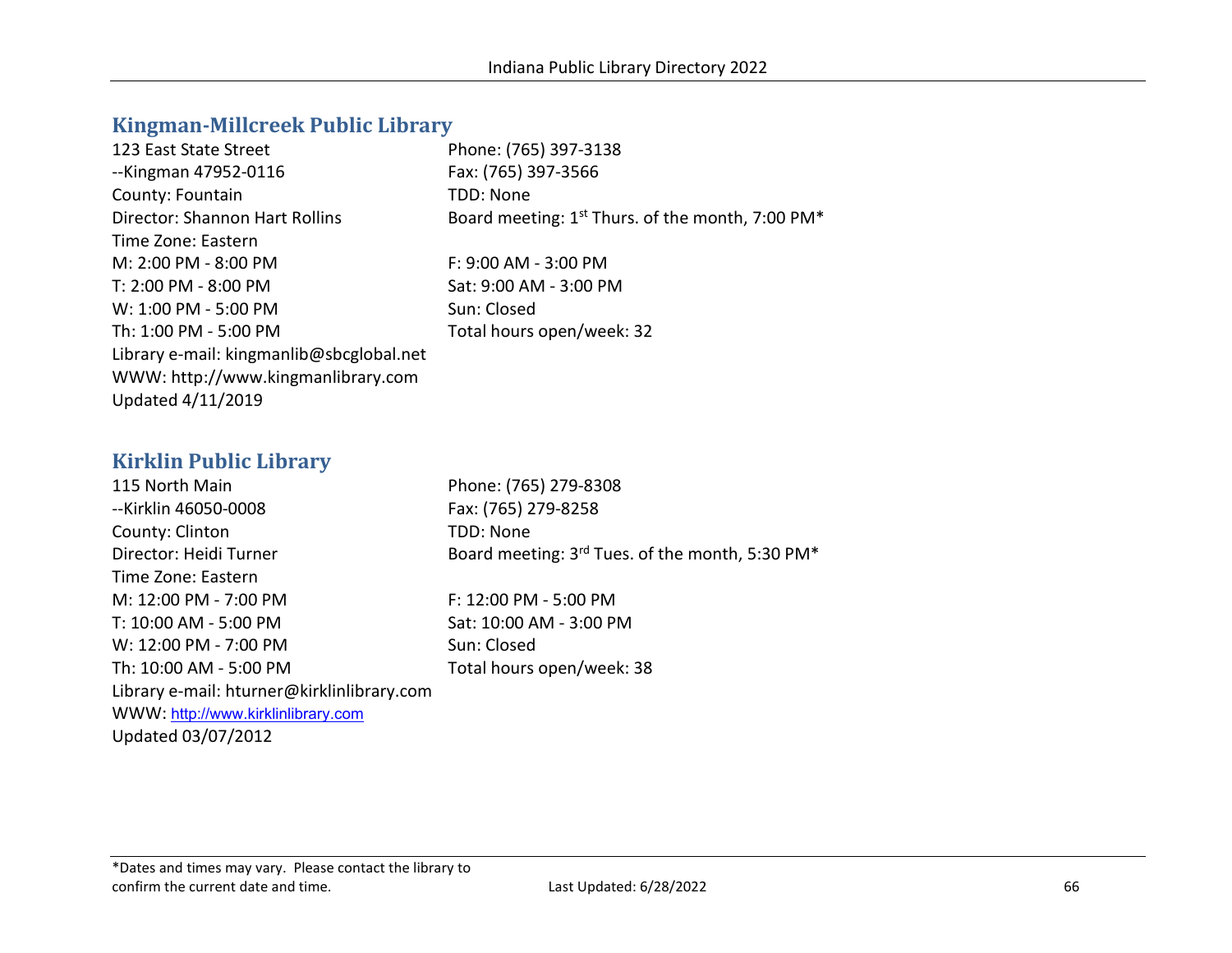## Kingman-Millcreek Public Library

123 East State Street
--Kingman 47952-0116
County: Fountain
Director: Shannon Hart Rollins
Time Zone: Eastern

Phone: (765) 397-3138
Fax: (765) 397-3566
TDD: None
Board meeting: 1st Thurs. of the month, 7:00 PM*

M: 2:00 PM - 8:00 PM
T: 2:00 PM - 8:00 PM
W: 1:00 PM - 5:00 PM
Th: 1:00 PM - 5:00 PM
F: 9:00 AM - 3:00 PM
Sat: 9:00 AM - 3:00 PM
Sun: Closed
Total hours open/week: 32

Library e-mail: kingmanlib@sbcglobal.net
WWW: http://www.kingmanlibrary.com
Updated 4/11/2019

## Kirklin Public Library

115 North Main
--Kirklin 46050-0008
County: Clinton
Director: Heidi Turner
Time Zone: Eastern

Phone: (765) 279-8308
Fax: (765) 279-8258
TDD: None
Board meeting: 3rd Tues. of the month, 5:30 PM*

M: 12:00 PM - 7:00 PM
T: 10:00 AM - 5:00 PM
W: 12:00 PM - 7:00 PM
Th: 10:00 AM - 5:00 PM
F: 12:00 PM - 5:00 PM
Sat: 10:00 AM - 3:00 PM
Sun: Closed
Total hours open/week: 38

Library e-mail: hturner@kirklinlibrary.com
WWW: http://www.kirklinlibrary.com
Updated 03/07/2012

*Dates and times may vary. Please contact the library to confirm the current date and time.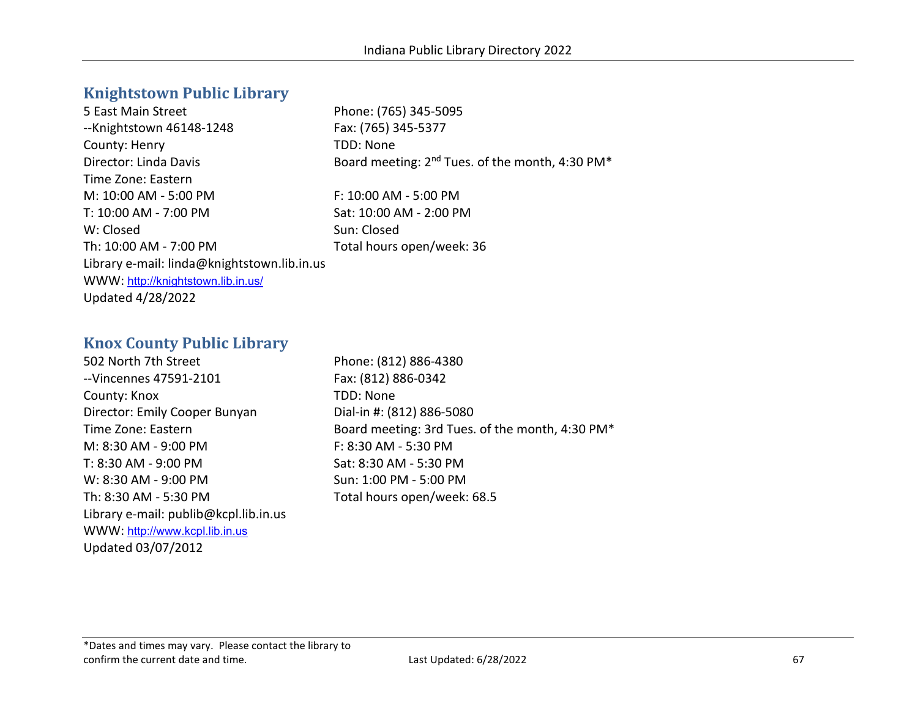## Knightstown Public Library

5 East Main Street
--Knightstown 46148-1248
County: Henry
Director: Linda Davis
Time Zone: Eastern
M: 10:00 AM - 5:00 PM
T: 10:00 AM - 7:00 PM
W: Closed
Th: 10:00 AM - 7:00 PM
Library e-mail: linda@knightstown.lib.in.us
WWW: http://knightstown.lib.in.us/
Updated 4/28/2022

Phone: (765) 345-5095
Fax: (765) 345-5377
TDD: None
Board meeting: 2nd Tues. of the month, 4:30 PM*

F: 10:00 AM - 5:00 PM
Sat: 10:00 AM - 2:00 PM
Sun: Closed
Total hours open/week: 36

## Knox County Public Library

502 North 7th Street
--Vincennes 47591-2101
County: Knox
Director: Emily Cooper Bunyan
Time Zone: Eastern
M: 8:30 AM - 9:00 PM
T: 8:30 AM - 9:00 PM
W: 8:30 AM - 9:00 PM
Th: 8:30 AM - 5:30 PM
Library e-mail: publib@kcpl.lib.in.us
WWW: http://www.kcpl.lib.in.us
Updated 03/07/2012

Phone: (812) 886-4380
Fax: (812) 886-0342
TDD: None
Dial-in #: (812) 886-5080
Board meeting: 3rd Tues. of the month, 4:30 PM*
F: 8:30 AM - 5:30 PM
Sat: 8:30 AM - 5:30 PM
Sun: 1:00 PM - 5:00 PM
Total hours open/week: 68.5

*Dates and times may vary. Please contact the library to confirm the current date and time.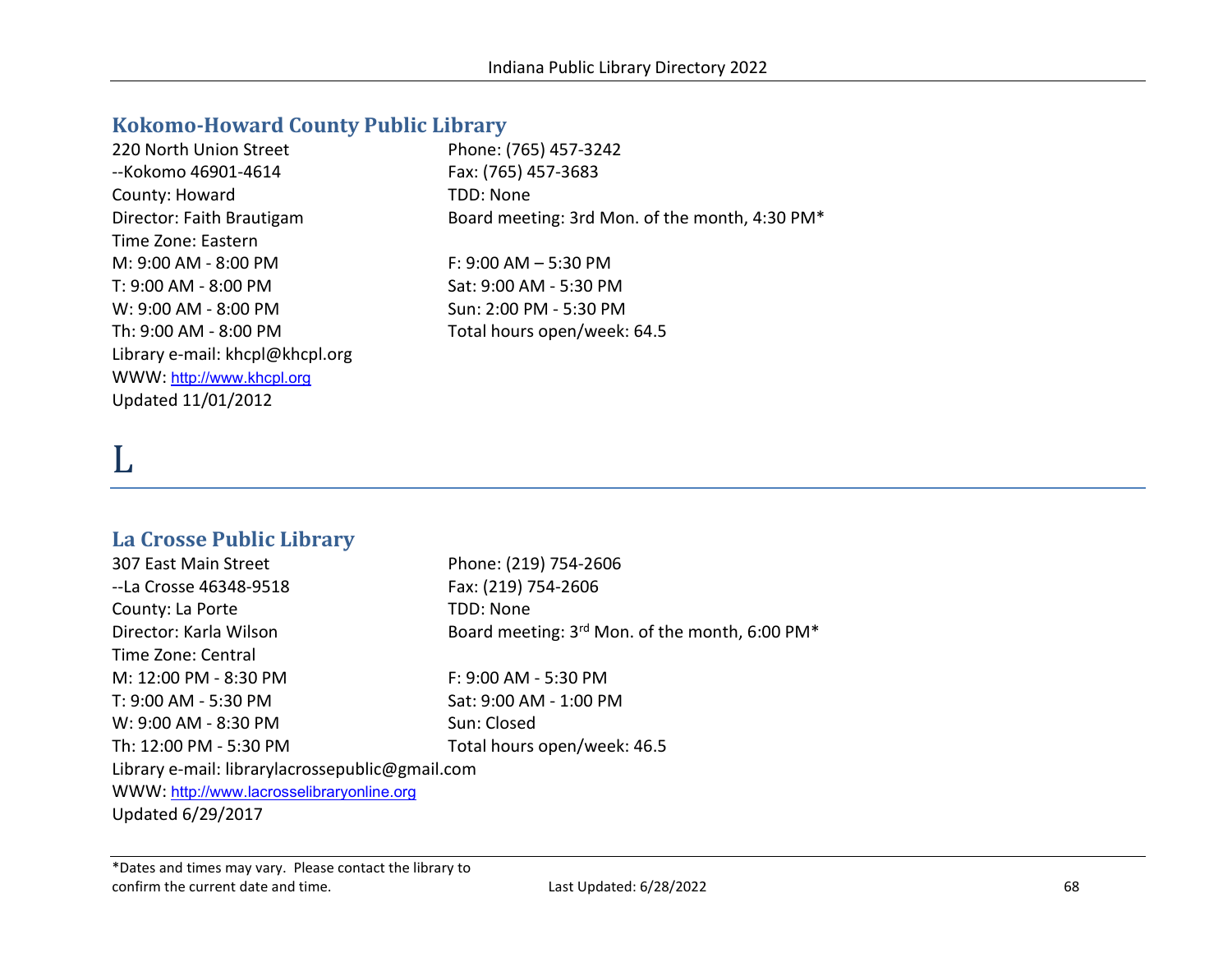## Kokomo-Howard County Public Library

220 North Union Street
--Kokomo 46901-4614
County: Howard
Director: Faith Brautigam
Time Zone: Eastern
M: 9:00 AM - 8:00 PM
T: 9:00 AM - 8:00 PM
W: 9:00 AM - 8:00 PM
Th: 9:00 AM - 8:00 PM
F: 9:00 AM – 5:30 PM
Sat: 9:00 AM - 5:30 PM
Sun: 2:00 PM - 5:30 PM
Total hours open/week: 64.5
Phone: (765) 457-3242
Fax: (765) 457-3683
TDD: None
Board meeting: 3rd Mon. of the month, 4:30 PM*
Library e-mail: khcpl@khcpl.org
WWW: http://www.khcpl.org
Updated 11/01/2012

# L

## La Crosse Public Library

307 East Main Street
--La Crosse 46348-9518
County: La Porte
Director: Karla Wilson
Time Zone: Central
M: 12:00 PM - 8:30 PM
T: 9:00 AM - 5:30 PM
W: 9:00 AM - 8:30 PM
Th: 12:00 PM - 5:30 PM
F: 9:00 AM - 5:30 PM
Sat: 9:00 AM - 1:00 PM
Sun: Closed
Total hours open/week: 46.5
Phone: (219) 754-2606
Fax: (219) 754-2606
TDD: None
Board meeting: 3rd Mon. of the month, 6:00 PM*
Library e-mail: librarylacrossepublic@gmail.com
WWW: http://www.lacrosselibraryonline.org
Updated 6/29/2017

*Dates and times may vary. Please contact the library to confirm the current date and time.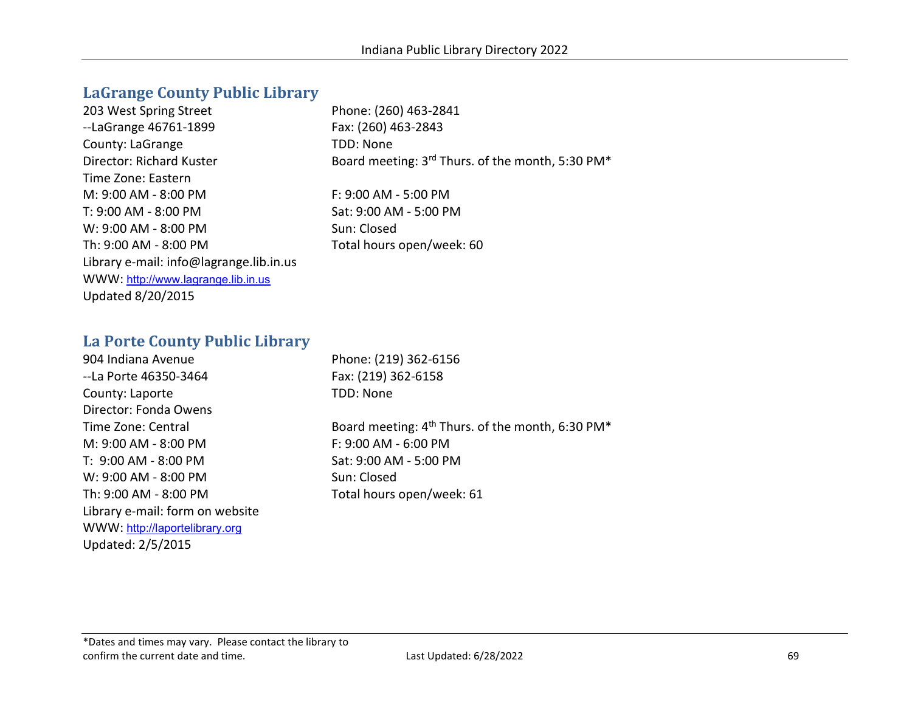## LaGrange County Public Library

203 West Spring Street
--LaGrange 46761-1899
County: LaGrange
Director: Richard Kuster
Time Zone: Eastern
M: 9:00 AM - 8:00 PM
T: 9:00 AM - 8:00 PM
W: 9:00 AM - 8:00 PM
Th: 9:00 AM - 8:00 PM
Library e-mail: info@lagrange.lib.in.us
WWW: http://www.lagrange.lib.in.us
Updated 8/20/2015

Phone: (260) 463-2841
Fax: (260) 463-2843
TDD: None
Board meeting: 3rd Thurs. of the month, 5:30 PM*

F: 9:00 AM - 5:00 PM
Sat: 9:00 AM - 5:00 PM
Sun: Closed
Total hours open/week: 60

## La Porte County Public Library

904 Indiana Avenue
--La Porte 46350-3464
County: Laporte
Director: Fonda Owens
Time Zone: Central
M: 9:00 AM - 8:00 PM
T: 9:00 AM - 8:00 PM
W: 9:00 AM - 8:00 PM
Th: 9:00 AM - 8:00 PM
Library e-mail: form on website
WWW: http://laportelibrary.org
Updated: 2/5/2015

Phone: (219) 362-6156
Fax: (219) 362-6158
TDD: None

Board meeting: 4th Thurs. of the month, 6:30 PM*
F: 9:00 AM - 6:00 PM
Sat: 9:00 AM - 5:00 PM
Sun: Closed
Total hours open/week: 61

*Dates and times may vary. Please contact the library to confirm the current date and time.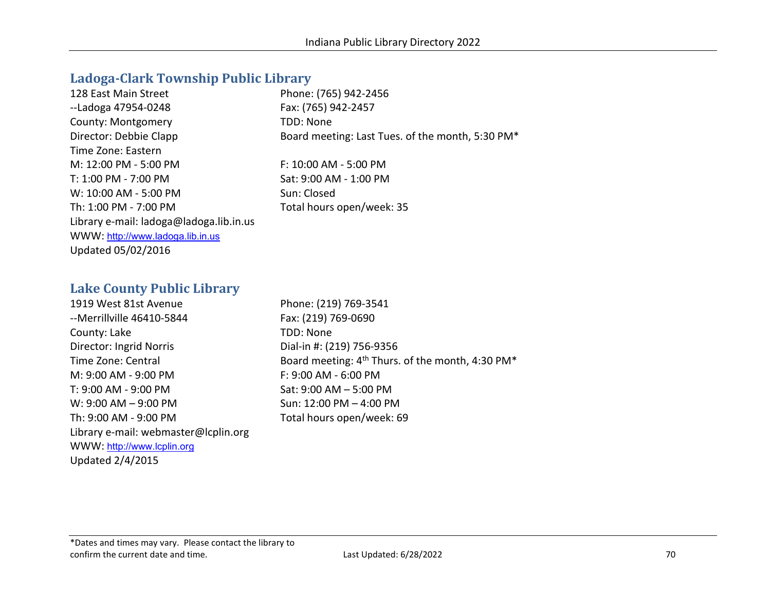## Ladoga-Clark Township Public Library

128 East Main Street
--Ladoga 47954-0248
County: Montgomery
Director: Debbie Clapp
Time Zone: Eastern
M: 12:00 PM - 5:00 PM
T: 1:00 PM - 7:00 PM
W: 10:00 AM - 5:00 PM
Th: 1:00 PM - 7:00 PM
Library e-mail: ladoga@ladoga.lib.in.us
WWW: http://www.ladoga.lib.in.us
Updated 05/02/2016

Phone: (765) 942-2456
Fax: (765) 942-2457
TDD: None
Board meeting: Last Tues. of the month, 5:30 PM*

F: 10:00 AM - 5:00 PM
Sat: 9:00 AM - 1:00 PM
Sun: Closed
Total hours open/week: 35

## Lake County Public Library

1919 West 81st Avenue
--Merrillville 46410-5844
County: Lake
Director: Ingrid Norris
Time Zone: Central
M: 9:00 AM - 9:00 PM
T: 9:00 AM - 9:00 PM
W: 9:00 AM – 9:00 PM
Th: 9:00 AM - 9:00 PM
Library e-mail: webmaster@lcplin.org
WWW: http://www.lcplin.org
Updated 2/4/2015

Phone: (219) 769-3541
Fax: (219) 769-0690
TDD: None
Dial-in #: (219) 756-9356
Board meeting: 4th Thurs. of the month, 4:30 PM*
F: 9:00 AM - 6:00 PM
Sat: 9:00 AM – 5:00 PM
Sun: 12:00 PM – 4:00 PM
Total hours open/week: 69

*Dates and times may vary. Please contact the library to confirm the current date and time.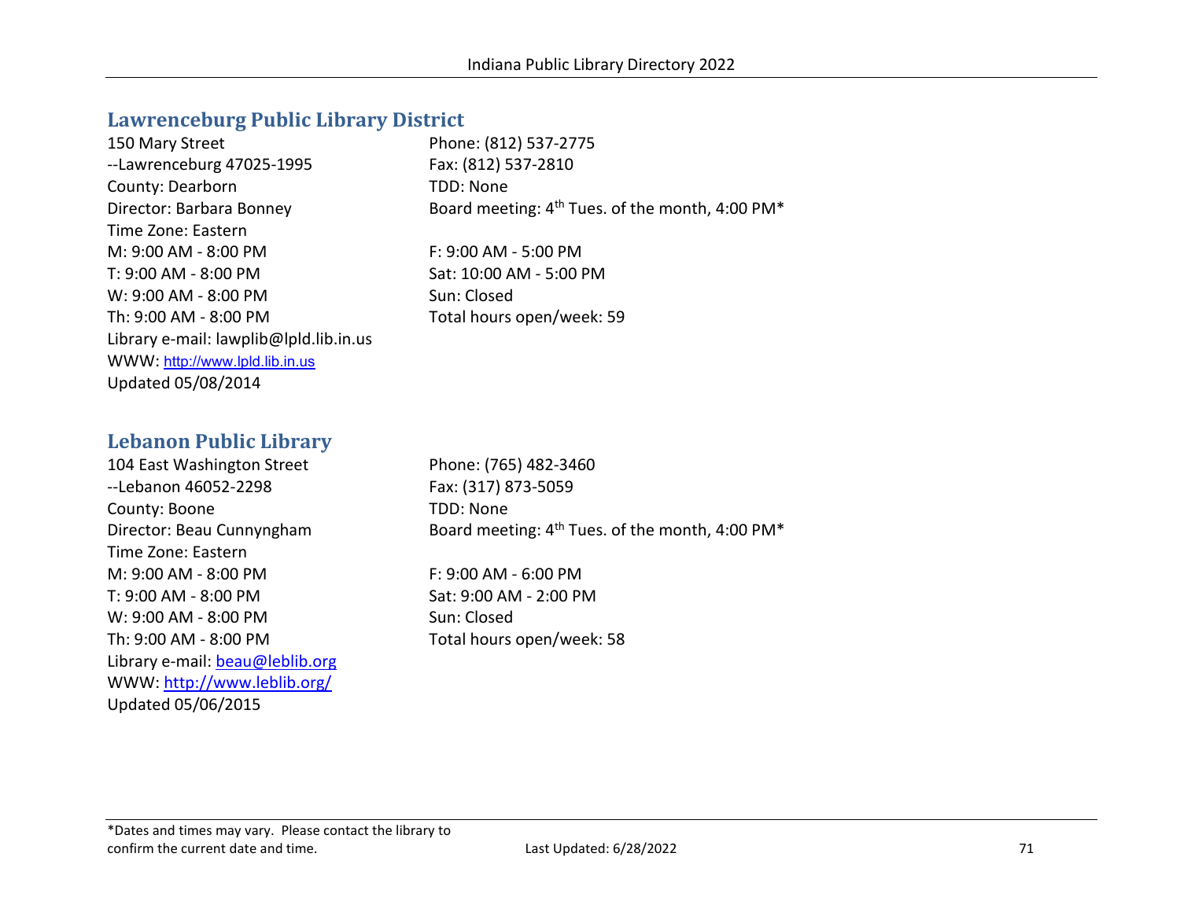## Lawrenceburg Public Library District

150 Mary Street
--Lawrenceburg 47025-1995
County: Dearborn
Director: Barbara Bonney
Time Zone: Eastern
M: 9:00 AM - 8:00 PM
T: 9:00 AM - 8:00 PM
W: 9:00 AM - 8:00 PM
Th: 9:00 AM - 8:00 PM
Library e-mail: lawplib@lpld.lib.in.us
WWW: http://www.lpld.lib.in.us
Updated 05/08/2014

Phone: (812) 537-2775
Fax: (812) 537-2810
TDD: None
Board meeting: 4th Tues. of the month, 4:00 PM*

F: 9:00 AM - 5:00 PM
Sat: 10:00 AM - 5:00 PM
Sun: Closed
Total hours open/week: 59

## Lebanon Public Library

104 East Washington Street
--Lebanon 46052-2298
County: Boone
Director: Beau Cunnyngham
Time Zone: Eastern
M: 9:00 AM - 8:00 PM
T: 9:00 AM - 8:00 PM
W: 9:00 AM - 8:00 PM
Th: 9:00 AM - 8:00 PM
Library e-mail: beau@leblib.org
WWW: http://www.leblib.org/
Updated 05/06/2015

Phone: (765) 482-3460
Fax: (317) 873-5059
TDD: None
Board meeting: 4th Tues. of the month, 4:00 PM*

F: 9:00 AM - 6:00 PM
Sat: 9:00 AM - 2:00 PM
Sun: Closed
Total hours open/week: 58

*Dates and times may vary. Please contact the library to confirm the current date and time.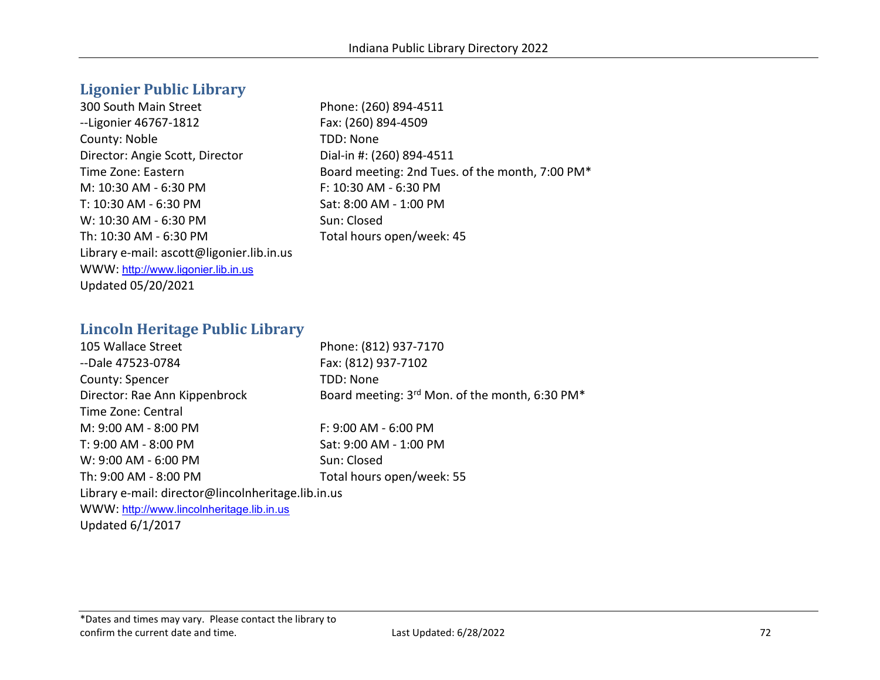## Ligonier Public Library

300 South Main Street
--Ligonier 46767-1812
County: Noble
Director: Angie Scott, Director
Time Zone: Eastern
M: 10:30 AM - 6:30 PM
T: 10:30 AM - 6:30 PM
W: 10:30 AM - 6:30 PM
Th: 10:30 AM - 6:30 PM
Library e-mail: ascott@ligonier.lib.in.us
WWW: http://www.ligonier.lib.in.us
Updated 05/20/2021

Phone: (260) 894-4511
Fax: (260) 894-4509
TDD: None
Dial-in #: (260) 894-4511
Board meeting: 2nd Tues. of the month, 7:00 PM*
F: 10:30 AM - 6:30 PM
Sat: 8:00 AM - 1:00 PM
Sun: Closed
Total hours open/week: 45

## Lincoln Heritage Public Library

105 Wallace Street
--Dale 47523-0784
County: Spencer
Director: Rae Ann Kippenbrock
Time Zone: Central
M: 9:00 AM - 8:00 PM
T: 9:00 AM - 8:00 PM
W: 9:00 AM - 6:00 PM
Th: 9:00 AM - 8:00 PM
Library e-mail: director@lincolnheritage.lib.in.us
WWW: http://www.lincolnheritage.lib.in.us
Updated 6/1/2017

Phone: (812) 937-7170
Fax: (812) 937-7102
TDD: None
Board meeting: 3rd Mon. of the month, 6:30 PM*
F: 9:00 AM - 6:00 PM
Sat: 9:00 AM - 1:00 PM
Sun: Closed
Total hours open/week: 55

*Dates and times may vary. Please contact the library to confirm the current date and time.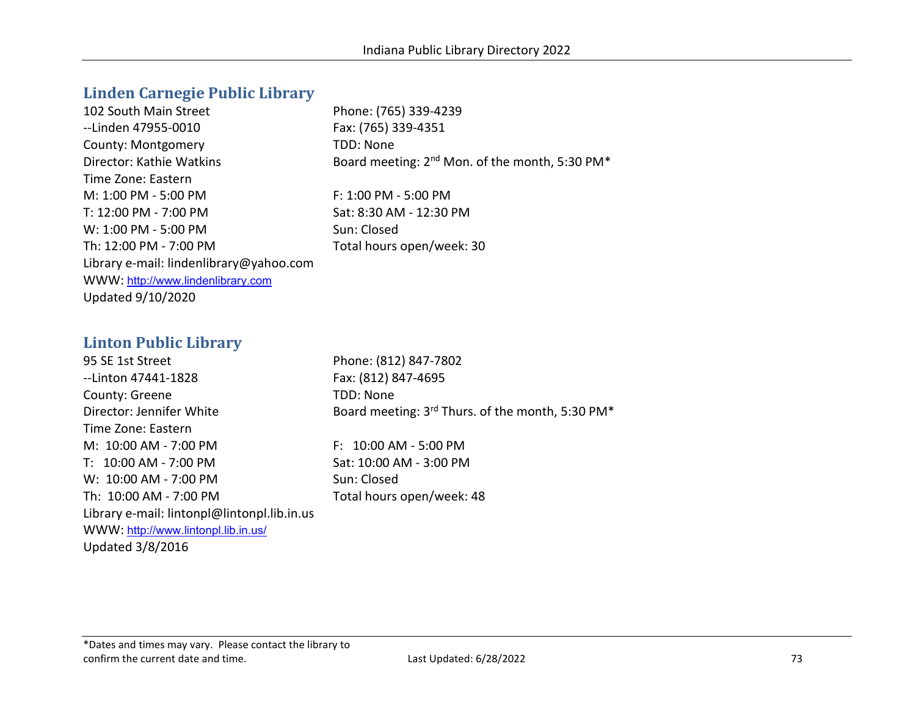## Linden Carnegie Public Library

102 South Main Street
--Linden 47955-0010
County: Montgomery
Director: Kathie Watkins
Time Zone: Eastern

Phone: (765) 339-4239
Fax: (765) 339-4351
TDD: None
Board meeting: 2nd Mon. of the month, 5:30 PM*

M: 1:00 PM - 5:00 PM
T: 12:00 PM - 7:00 PM
W: 1:00 PM - 5:00 PM
Th: 12:00 PM - 7:00 PM
F: 1:00 PM - 5:00 PM
Sat: 8:30 AM - 12:30 PM
Sun: Closed
Total hours open/week: 30

Library e-mail: lindenlibrary@yahoo.com
WWW: http://www.lindenlibrary.com
Updated 9/10/2020

## Linton Public Library

95 SE 1st Street
--Linton 47441-1828
County: Greene
Director: Jennifer White
Time Zone: Eastern

Phone: (812) 847-7802
Fax: (812) 847-4695
TDD: None
Board meeting: 3rd Thurs. of the month, 5:30 PM*

M: 10:00 AM - 7:00 PM
T: 10:00 AM - 7:00 PM
W: 10:00 AM - 7:00 PM
Th: 10:00 AM - 7:00 PM
F: 10:00 AM - 5:00 PM
Sat: 10:00 AM - 3:00 PM
Sun: Closed
Total hours open/week: 48

Library e-mail: lintonpl@lintonpl.lib.in.us
WWW: http://www.lintonpl.lib.in.us/
Updated 3/8/2016

*Dates and times may vary. Please contact the library to confirm the current date and time.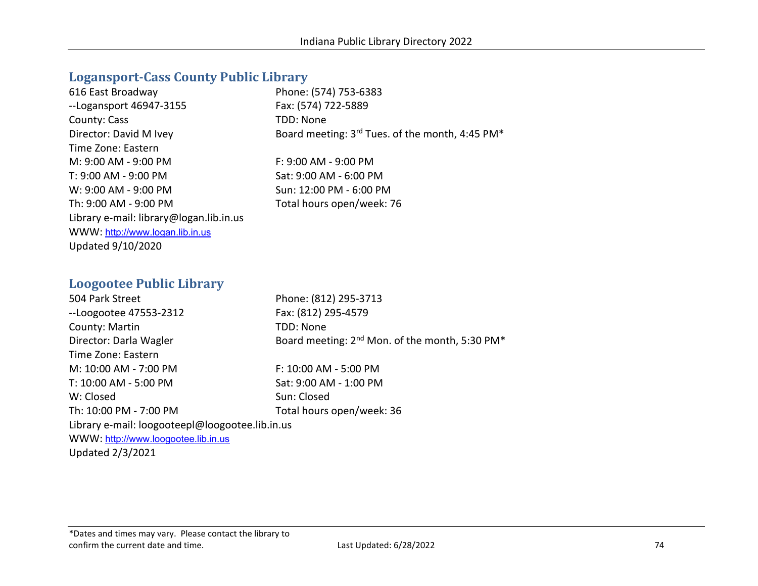## Logansport-Cass County Public Library

616 East Broadway
--Logansport 46947-3155
County: Cass
Director: David M Ivey
Time Zone: Eastern
M: 9:00 AM - 9:00 PM
T: 9:00 AM - 9:00 PM
W: 9:00 AM - 9:00 PM
Th: 9:00 AM - 9:00 PM
Library e-mail: library@logan.lib.in.us
WWW: http://www.logan.lib.in.us
Updated 9/10/2020

Phone: (574) 753-6383
Fax: (574) 722-5889
TDD: None
Board meeting: 3rd Tues. of the month, 4:45 PM*

F: 9:00 AM - 9:00 PM
Sat: 9:00 AM - 6:00 PM
Sun: 12:00 PM - 6:00 PM
Total hours open/week: 76

## Loogootee Public Library

504 Park Street
--Loogootee 47553-2312
County: Martin
Director: Darla Wagler
Time Zone: Eastern
M: 10:00 AM - 7:00 PM
T: 10:00 AM - 5:00 PM
W: Closed
Th: 10:00 PM - 7:00 PM
Library e-mail: loogooteepl@loogootee.lib.in.us
WWW: http://www.loogootee.lib.in.us
Updated 2/3/2021

Phone: (812) 295-3713
Fax: (812) 295-4579
TDD: None
Board meeting: 2nd Mon. of the month, 5:30 PM*

F: 10:00 AM - 5:00 PM
Sat: 9:00 AM - 1:00 PM
Sun: Closed
Total hours open/week: 36

*Dates and times may vary. Please contact the library to confirm the current date and time.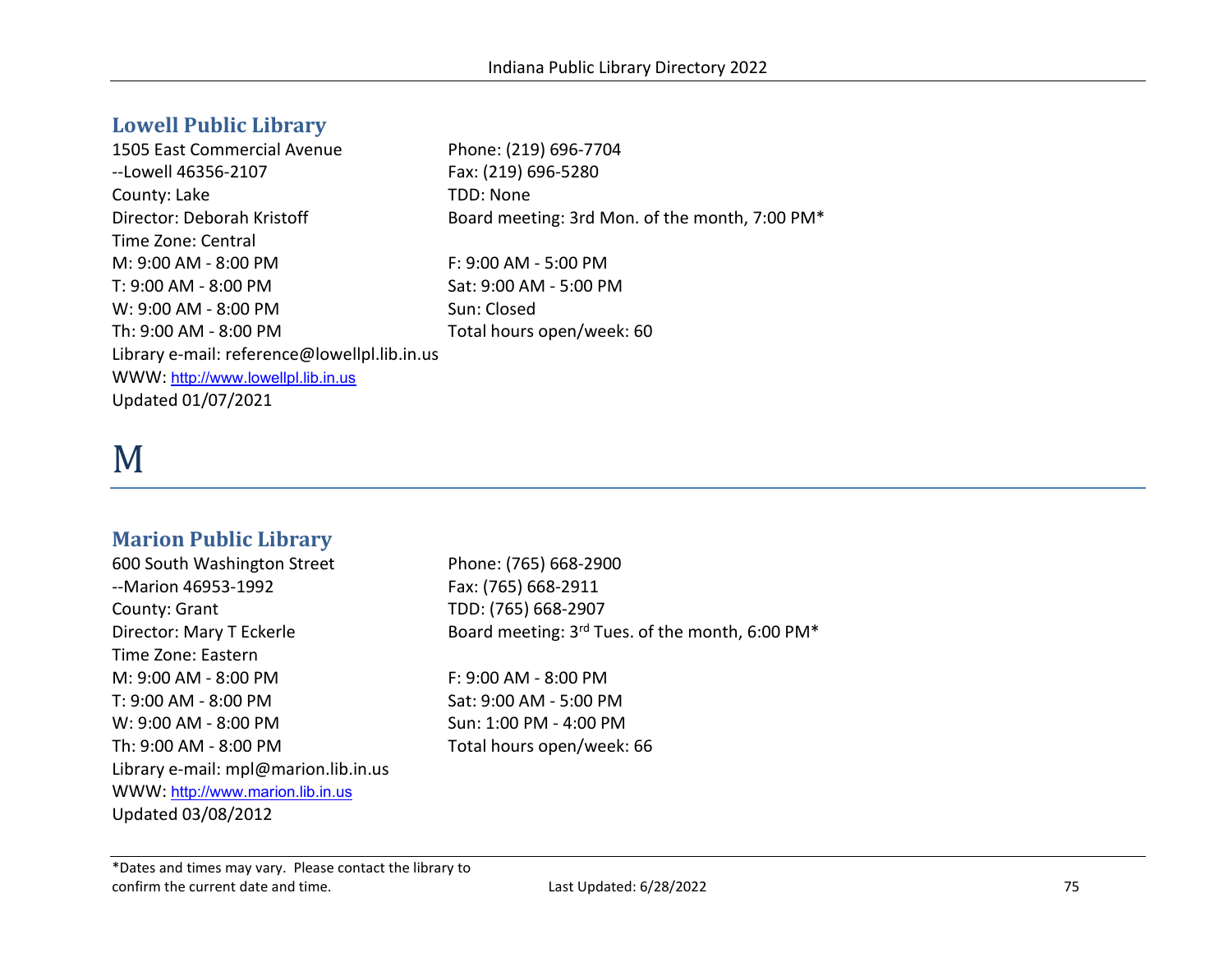## Lowell Public Library

1505 East Commercial Avenue
--Lowell 46356-2107
County: Lake
Director: Deborah Kristoff
Time Zone: Central

Phone: (219) 696-7704
Fax: (219) 696-5280
TDD: None
Board meeting: 3rd Mon. of the month, 7:00 PM*

M: 9:00 AM - 8:00 PM
T: 9:00 AM - 8:00 PM
W: 9:00 AM - 8:00 PM
Th: 9:00 AM - 8:00 PM
F: 9:00 AM - 5:00 PM
Sat: 9:00 AM - 5:00 PM
Sun: Closed
Total hours open/week: 60

Library e-mail: reference@lowellpl.lib.in.us
WWW: http://www.lowellpl.lib.in.us
Updated 01/07/2021

# M

## Marion Public Library

600 South Washington Street
--Marion 46953-1992
County: Grant
Director: Mary T Eckerle
Time Zone: Eastern

Phone: (765) 668-2900
Fax: (765) 668-2911
TDD: (765) 668-2907
Board meeting: 3rd Tues. of the month, 6:00 PM*

M: 9:00 AM - 8:00 PM
T: 9:00 AM - 8:00 PM
W: 9:00 AM - 8:00 PM
Th: 9:00 AM - 8:00 PM
F: 9:00 AM - 8:00 PM
Sat: 9:00 AM - 5:00 PM
Sun: 1:00 PM - 4:00 PM
Total hours open/week: 66

Library e-mail: mpl@marion.lib.in.us
WWW: http://www.marion.lib.in.us
Updated 03/08/2012

*Dates and times may vary. Please contact the library to confirm the current date and time.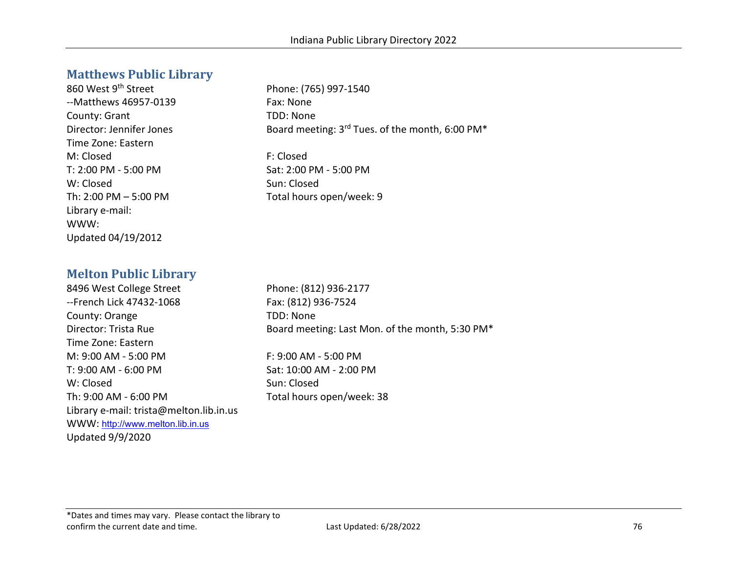## Matthews Public Library

860 West 9th Street
--Matthews 46957-0139
County: Grant
Director: Jennifer Jones
Time Zone: Eastern
M: Closed
T: 2:00 PM - 5:00 PM
W: Closed
Th: 2:00 PM – 5:00 PM
Library e-mail:
WWW:
Updated 04/19/2012

Phone: (765) 997-1540
Fax: None
TDD: None
Board meeting: 3rd Tues. of the month, 6:00 PM*

F: Closed
Sat: 2:00 PM - 5:00 PM
Sun: Closed
Total hours open/week: 9

## Melton Public Library

8496 West College Street
--French Lick 47432-1068
County: Orange
Director: Trista Rue
Time Zone: Eastern
M: 9:00 AM - 5:00 PM
T: 9:00 AM - 6:00 PM
W: Closed
Th: 9:00 AM - 6:00 PM
Library e-mail: trista@melton.lib.in.us
WWW: http://www.melton.lib.in.us
Updated 9/9/2020

Phone: (812) 936-2177
Fax: (812) 936-7524
TDD: None
Board meeting: Last Mon. of the month, 5:30 PM*

F: 9:00 AM - 5:00 PM
Sat: 10:00 AM - 2:00 PM
Sun: Closed
Total hours open/week: 38

*Dates and times may vary. Please contact the library to confirm the current date and time.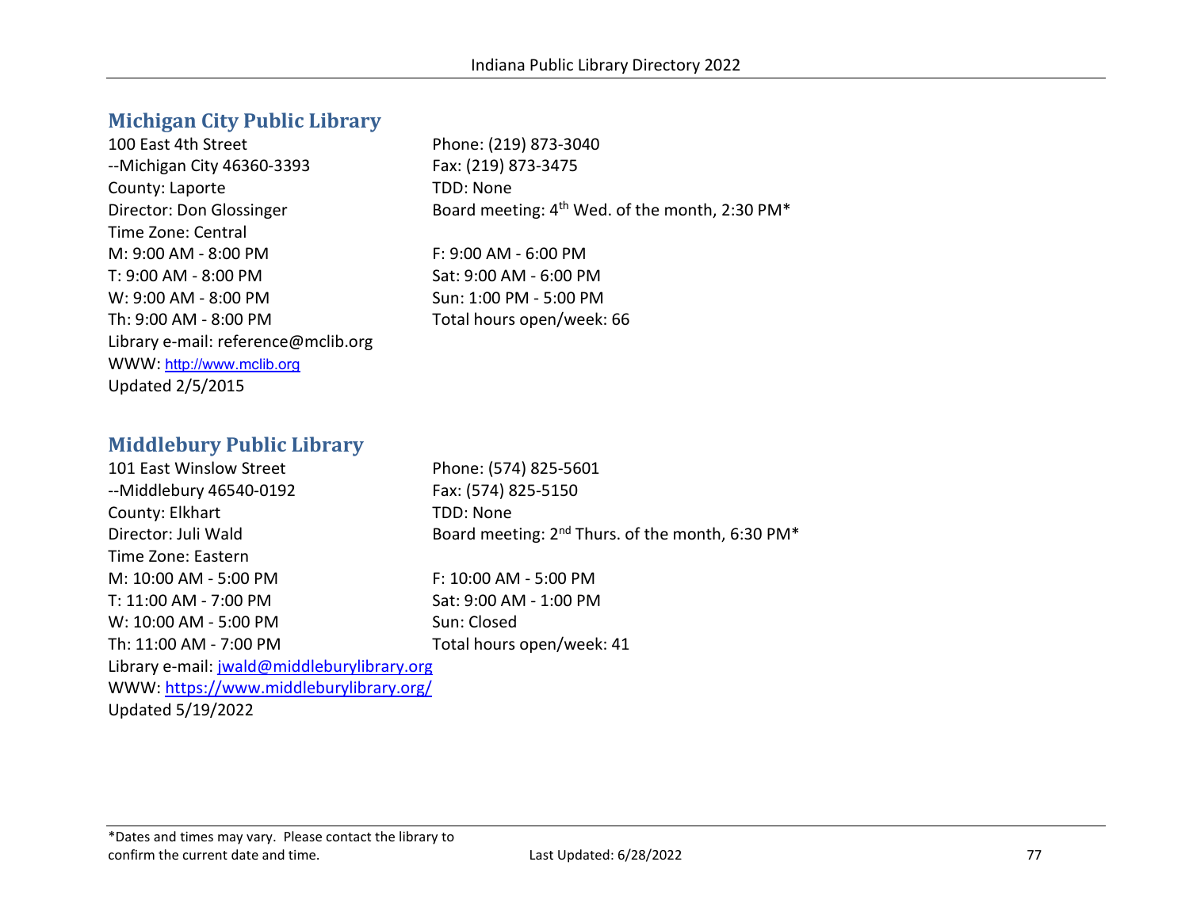## Michigan City Public Library

100 East 4th Street
--Michigan City 46360-3393
County: Laporte
Director: Don Glossinger
Time Zone: Central
M: 9:00 AM - 8:00 PM
T: 9:00 AM - 8:00 PM
W: 9:00 AM - 8:00 PM
Th: 9:00 AM - 8:00 PM
Library e-mail: reference@mclib.org
WWW: http://www.mclib.org
Updated 2/5/2015

Phone: (219) 873-3040
Fax: (219) 873-3475
TDD: None
Board meeting: 4th Wed. of the month, 2:30 PM*

F: 9:00 AM - 6:00 PM
Sat: 9:00 AM - 6:00 PM
Sun: 1:00 PM - 5:00 PM
Total hours open/week: 66

## Middlebury Public Library

101 East Winslow Street
--Middlebury 46540-0192
County: Elkhart
Director: Juli Wald
Time Zone: Eastern
M: 10:00 AM - 5:00 PM
T: 11:00 AM - 7:00 PM
W: 10:00 AM - 5:00 PM
Th: 11:00 AM - 7:00 PM
Library e-mail: jwald@middleburylibrary.org
WWW: https://www.middleburylibrary.org/
Updated 5/19/2022

Phone: (574) 825-5601
Fax: (574) 825-5150
TDD: None
Board meeting: 2nd Thurs. of the month, 6:30 PM*

F: 10:00 AM - 5:00 PM
Sat: 9:00 AM - 1:00 PM
Sun: Closed
Total hours open/week: 41

*Dates and times may vary. Please contact the library to confirm the current date and time.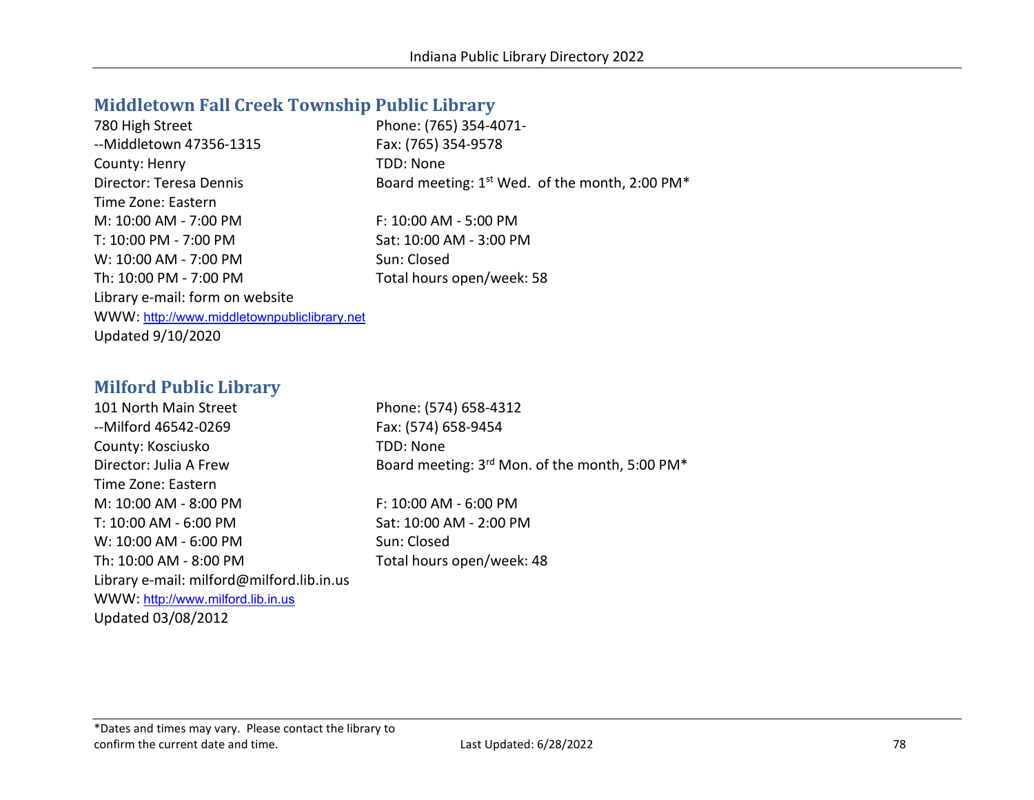## Middletown Fall Creek Township Public Library

780 High Street
--Middletown 47356-1315
County: Henry
Director: Teresa Dennis
Time Zone: Eastern

Phone: (765) 354-4071-
Fax: (765) 354-9578
TDD: None
Board meeting: 1st Wed. of the month, 2:00 PM*

M: 10:00 AM - 7:00 PM
T: 10:00 PM - 7:00 PM
W: 10:00 AM - 7:00 PM
Th: 10:00 PM - 7:00 PM
F: 10:00 AM - 5:00 PM
Sat: 10:00 AM - 3:00 PM
Sun: Closed
Total hours open/week: 58

Library e-mail: form on website
WWW: http://www.middletownpubliclibrary.net
Updated 9/10/2020

## Milford Public Library

101 North Main Street
--Milford 46542-0269
County: Kosciusko
Director: Julia A Frew
Time Zone: Eastern

Phone: (574) 658-4312
Fax: (574) 658-9454
TDD: None
Board meeting: 3rd Mon. of the month, 5:00 PM*

M: 10:00 AM - 8:00 PM
T: 10:00 AM - 6:00 PM
W: 10:00 AM - 6:00 PM
Th: 10:00 AM - 8:00 PM
F: 10:00 AM - 6:00 PM
Sat: 10:00 AM - 2:00 PM
Sun: Closed
Total hours open/week: 48

Library e-mail: milford@milford.lib.in.us
WWW: http://www.milford.lib.in.us
Updated 03/08/2012

*Dates and times may vary. Please contact the library to confirm the current date and time.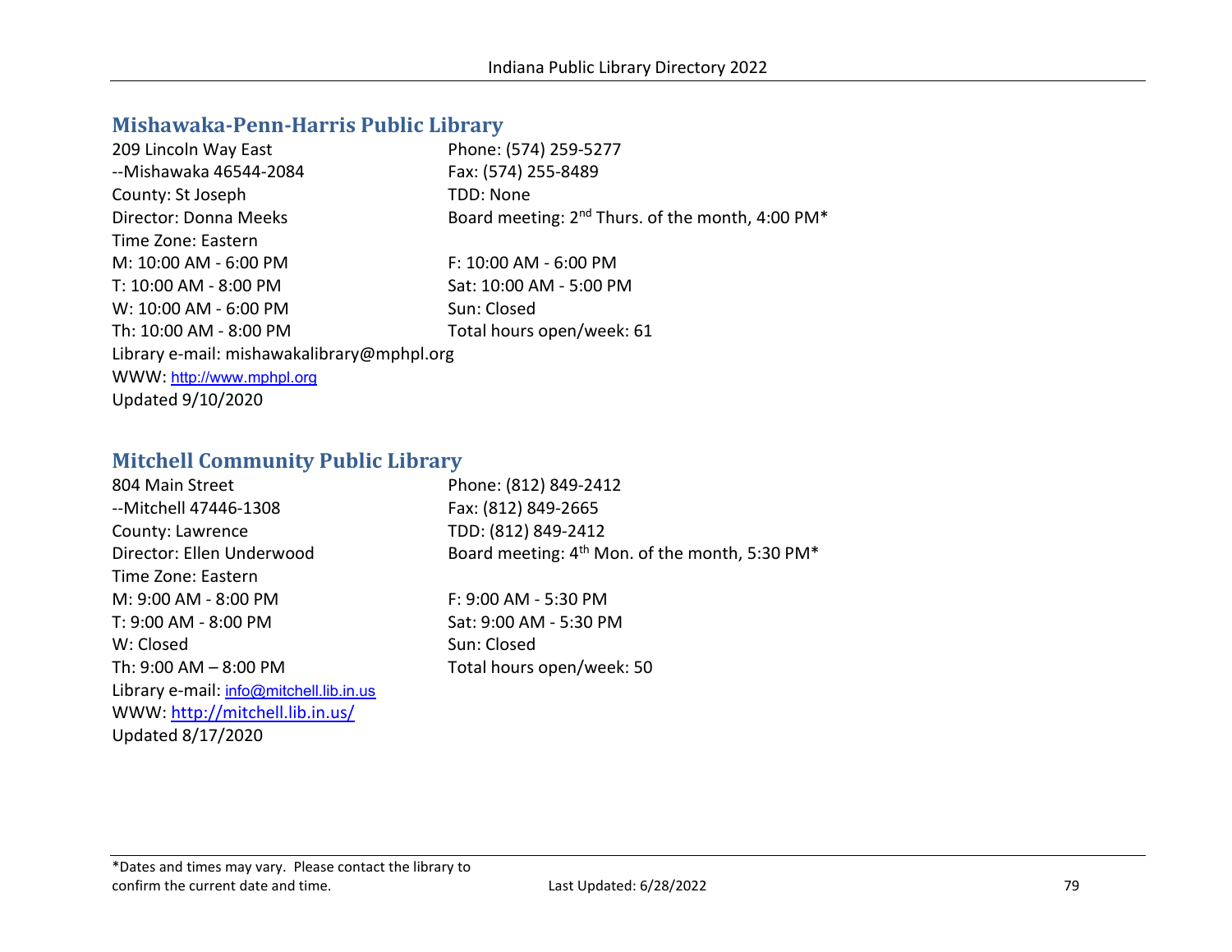## Mishawaka-Penn-Harris Public Library

209 Lincoln Way East
--Mishawaka 46544-2084
County: St Joseph
Director: Donna Meeks
Time Zone: Eastern

Phone: (574) 259-5277
Fax: (574) 255-8489
TDD: None
Board meeting: 2nd Thurs. of the month, 4:00 PM*

M: 10:00 AM - 6:00 PM
T: 10:00 AM - 8:00 PM
W: 10:00 AM - 6:00 PM
Th: 10:00 AM - 8:00 PM
F: 10:00 AM - 6:00 PM
Sat: 10:00 AM - 5:00 PM
Sun: Closed
Total hours open/week: 61

Library e-mail: mishawakalibrary@mphpl.org
WWW: http://www.mphpl.org
Updated 9/10/2020

## Mitchell Community Public Library

804 Main Street
--Mitchell 47446-1308
County: Lawrence
Director: Ellen Underwood
Time Zone: Eastern

Phone: (812) 849-2412
Fax: (812) 849-2665
TDD: (812) 849-2412
Board meeting: 4th Mon. of the month, 5:30 PM*

M: 9:00 AM - 8:00 PM
T: 9:00 AM - 8:00 PM
W: Closed
Th: 9:00 AM – 8:00 PM
F: 9:00 AM - 5:30 PM
Sat: 9:00 AM - 5:30 PM
Sun: Closed
Total hours open/week: 50

Library e-mail: info@mitchell.lib.in.us
WWW: http://mitchell.lib.in.us/
Updated 8/17/2020

*Dates and times may vary. Please contact the library to confirm the current date and time.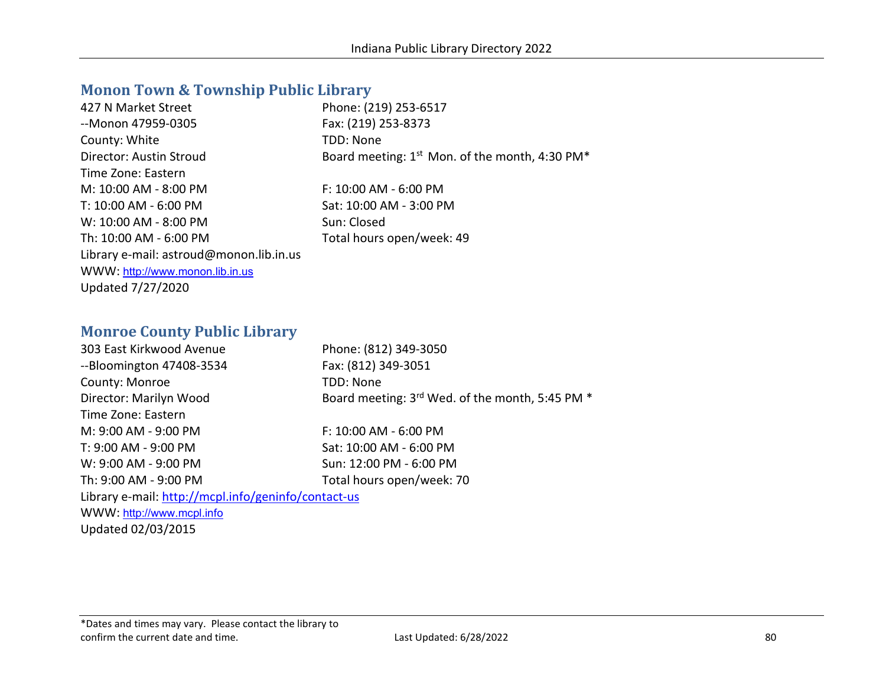## Monon Town & Township Public Library

427 N Market Street
--Monon 47959-0305
County: White
Director: Austin Stroud
Time Zone: Eastern

Phone: (219) 253-6517
Fax: (219) 253-8373
TDD: None
Board meeting: 1st Mon. of the month, 4:30 PM*

M: 10:00 AM - 8:00 PM
T: 10:00 AM - 6:00 PM
W: 10:00 AM - 8:00 PM
Th: 10:00 AM - 6:00 PM
F: 10:00 AM - 6:00 PM
Sat: 10:00 AM - 3:00 PM
Sun: Closed
Total hours open/week: 49

Library e-mail: astroud@monon.lib.in.us
WWW: http://www.monon.lib.in.us
Updated 7/27/2020

## Monroe County Public Library

303 East Kirkwood Avenue
--Bloomington 47408-3534
County: Monroe
Director: Marilyn Wood
Time Zone: Eastern

Phone: (812) 349-3050
Fax: (812) 349-3051
TDD: None
Board meeting: 3rd Wed. of the month, 5:45 PM *

M: 9:00 AM - 9:00 PM
T: 9:00 AM - 9:00 PM
W: 9:00 AM - 9:00 PM
Th: 9:00 AM - 9:00 PM
F: 10:00 AM - 6:00 PM
Sat: 10:00 AM - 6:00 PM
Sun: 12:00 PM - 6:00 PM
Total hours open/week: 70

Library e-mail: http://mcpl.info/geninfo/contact-us
WWW: http://www.mcpl.info
Updated 02/03/2015

*Dates and times may vary. Please contact the library to confirm the current date and time.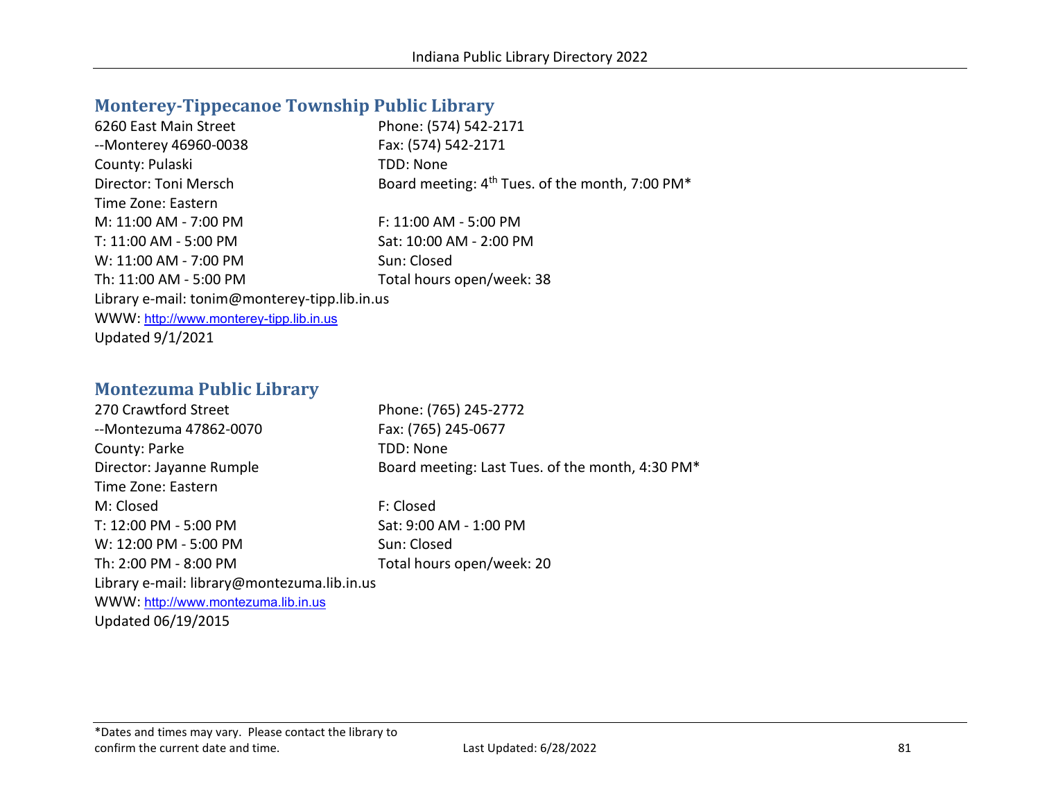## Monterey-Tippecanoe Township Public Library

6260 East Main Street
--Monterey 46960-0038
County: Pulaski
Director: Toni Mersch
Time Zone: Eastern

Phone: (574) 542-2171
Fax: (574) 542-2171
TDD: None
Board meeting: 4th Tues. of the month, 7:00 PM*

M: 11:00 AM - 7:00 PM
T: 11:00 AM - 5:00 PM
W: 11:00 AM - 7:00 PM
Th: 11:00 AM - 5:00 PM
F: 11:00 AM - 5:00 PM
Sat: 10:00 AM - 2:00 PM
Sun: Closed
Total hours open/week: 38

Library e-mail: tonim@monterey-tipp.lib.in.us
WWW: http://www.monterey-tipp.lib.in.us
Updated 9/1/2021

## Montezuma Public Library

270 Crawtford Street
--Montezuma 47862-0070
County: Parke
Director: Jayanne Rumple
Time Zone: Eastern

Phone: (765) 245-2772
Fax: (765) 245-0677
TDD: None
Board meeting: Last Tues. of the month, 4:30 PM*

M: Closed
T: 12:00 PM - 5:00 PM
W: 12:00 PM - 5:00 PM
Th: 2:00 PM - 8:00 PM
F: Closed
Sat: 9:00 AM - 1:00 PM
Sun: Closed
Total hours open/week: 20

Library e-mail: library@montezuma.lib.in.us
WWW: http://www.montezuma.lib.in.us
Updated 06/19/2015

*Dates and times may vary. Please contact the library to confirm the current date and time.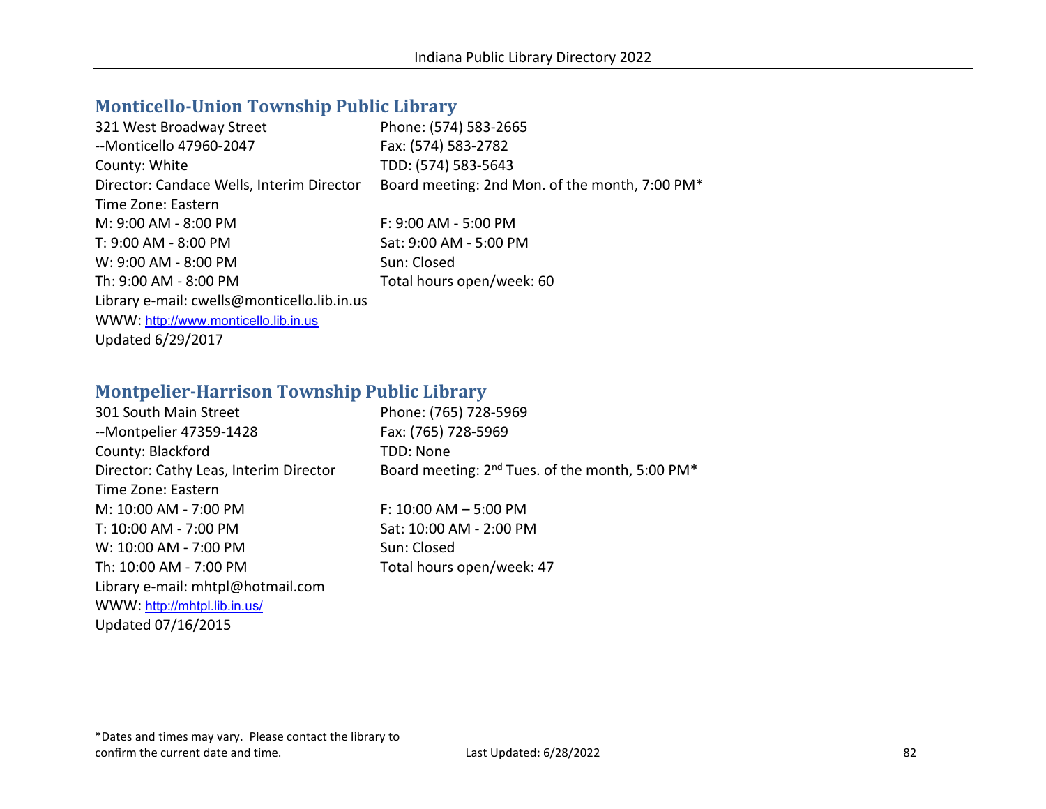## Monticello-Union Township Public Library

321 West Broadway Street
--Monticello 47960-2047
County: White
Director: Candace Wells, Interim Director
Time Zone: Eastern
M: 9:00 AM - 8:00 PM
T: 9:00 AM - 8:00 PM
W: 9:00 AM - 8:00 PM
Th: 9:00 AM - 8:00 PM
Library e-mail: cwells@monticello.lib.in.us
WWW: http://www.monticello.lib.in.us
Updated 6/29/2017

Phone: (574) 583-2665
Fax: (574) 583-2782
TDD: (574) 583-5643
Board meeting: 2nd Mon. of the month, 7:00 PM*

F: 9:00 AM - 5:00 PM
Sat: 9:00 AM - 5:00 PM
Sun: Closed
Total hours open/week: 60

## Montpelier-Harrison Township Public Library

301 South Main Street
--Montpelier 47359-1428
County: Blackford
Director: Cathy Leas, Interim Director
Time Zone: Eastern
M: 10:00 AM - 7:00 PM
T: 10:00 AM - 7:00 PM
W: 10:00 AM - 7:00 PM
Th: 10:00 AM - 7:00 PM
Library e-mail: mhtpl@hotmail.com
WWW: http://mhtpl.lib.in.us/
Updated 07/16/2015

Phone: (765) 728-5969
Fax: (765) 728-5969
TDD: None
Board meeting: 2nd Tues. of the month, 5:00 PM*

F: 10:00 AM – 5:00 PM
Sat: 10:00 AM - 2:00 PM
Sun: Closed
Total hours open/week: 47

*Dates and times may vary. Please contact the library to confirm the current date and time.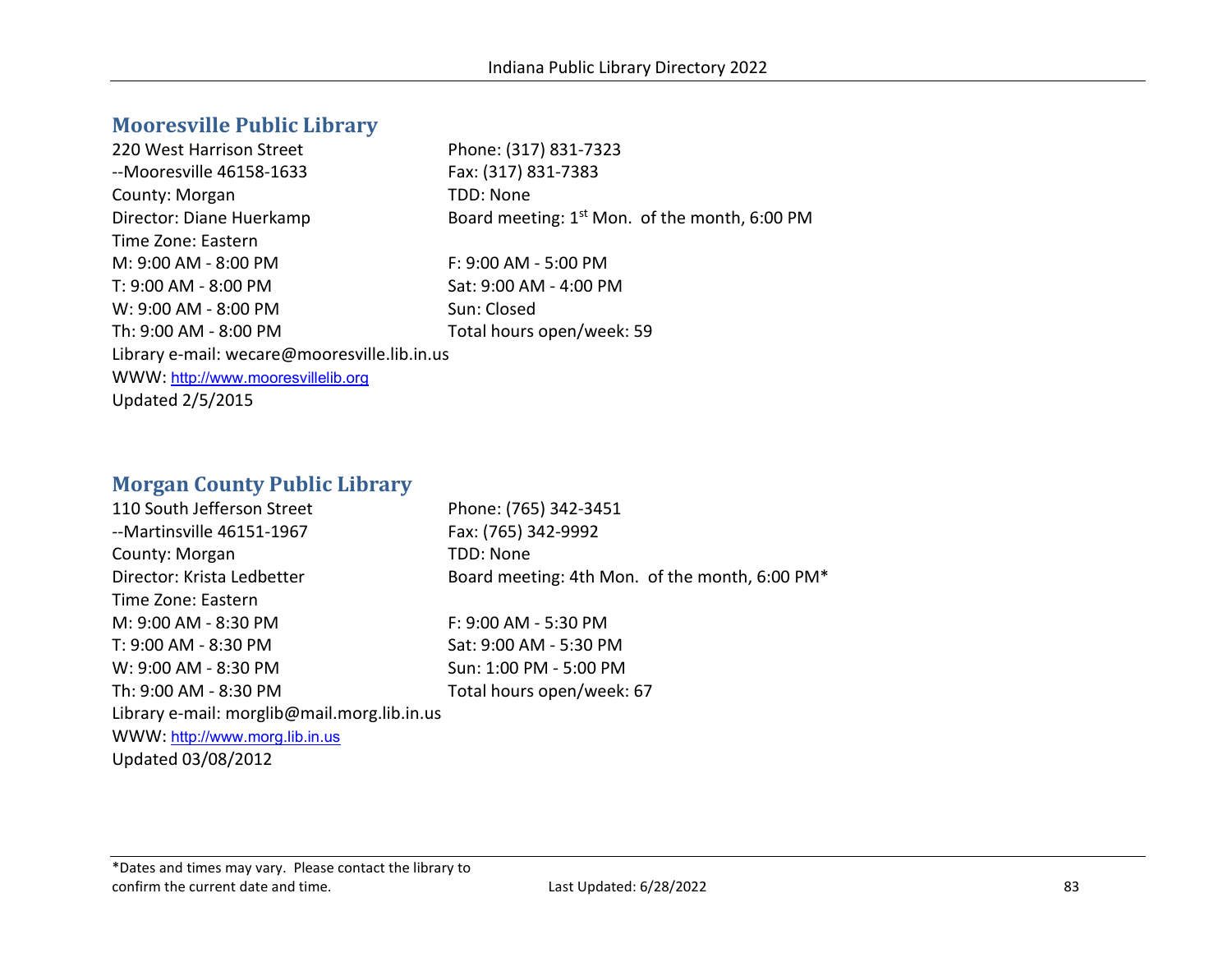## Mooresville Public Library

220 West Harrison Street
--Mooresville 46158-1633
County: Morgan
Director: Diane Huerkamp
Time Zone: Eastern

Phone: (317) 831-7323
Fax: (317) 831-7383
TDD: None
Board meeting: 1st Mon. of the month, 6:00 PM

M: 9:00 AM - 8:00 PM
T: 9:00 AM - 8:00 PM
W: 9:00 AM - 8:00 PM
Th: 9:00 AM - 8:00 PM
F: 9:00 AM - 5:00 PM
Sat: 9:00 AM - 4:00 PM
Sun: Closed
Total hours open/week: 59

Library e-mail: wecare@mooresville.lib.in.us
WWW: http://www.mooresvillelib.org
Updated 2/5/2015

## Morgan County Public Library

110 South Jefferson Street
--Martinsville 46151-1967
County: Morgan
Director: Krista Ledbetter
Time Zone: Eastern

Phone: (765) 342-3451
Fax: (765) 342-9992
TDD: None
Board meeting: 4th Mon. of the month, 6:00 PM*

M: 9:00 AM - 8:30 PM
T: 9:00 AM - 8:30 PM
W: 9:00 AM - 8:30 PM
Th: 9:00 AM - 8:30 PM
F: 9:00 AM - 5:30 PM
Sat: 9:00 AM - 5:30 PM
Sun: 1:00 PM - 5:00 PM
Total hours open/week: 67

Library e-mail: morglib@mail.morg.lib.in.us
WWW: http://www.morg.lib.in.us
Updated 03/08/2012

*Dates and times may vary. Please contact the library to confirm the current date and time.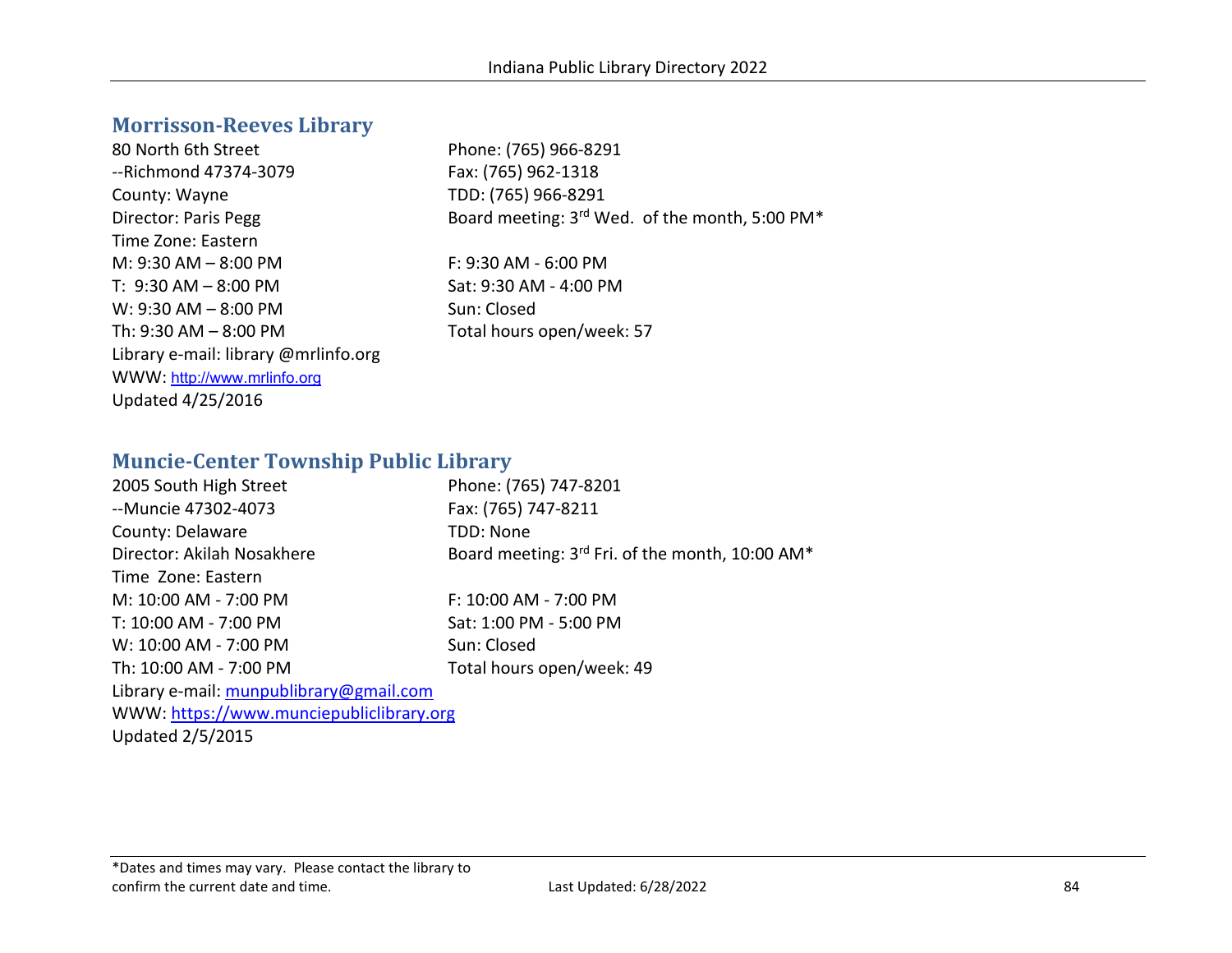## Morrisson-Reeves Library

80 North 6th Street
--Richmond 47374-3079
County: Wayne
Director: Paris Pegg
Time Zone: Eastern

Phone: (765) 966-8291
Fax: (765) 962-1318
TDD: (765) 966-8291
Board meeting: 3rd Wed. of the month, 5:00 PM*

M: 9:30 AM – 8:00 PM
T: 9:30 AM – 8:00 PM
W: 9:30 AM – 8:00 PM
Th: 9:30 AM – 8:00 PM
F: 9:30 AM - 6:00 PM
Sat: 9:30 AM - 4:00 PM
Sun: Closed
Total hours open/week: 57

Library e-mail: library @mrlinfo.org
WWW: http://www.mrlinfo.org
Updated 4/25/2016

## Muncie-Center Township Public Library

2005 South High Street
--Muncie 47302-4073
County: Delaware
Director: Akilah Nosakhere
Time Zone: Eastern

Phone: (765) 747-8201
Fax: (765) 747-8211
TDD: None
Board meeting: 3rd Fri. of the month, 10:00 AM*

M: 10:00 AM - 7:00 PM
T: 10:00 AM - 7:00 PM
W: 10:00 AM - 7:00 PM
Th: 10:00 AM - 7:00 PM
F: 10:00 AM - 7:00 PM
Sat: 1:00 PM - 5:00 PM
Sun: Closed
Total hours open/week: 49

Library e-mail: munpublibrary@gmail.com
WWW: https://www.munciepubliclibrary.org
Updated 2/5/2015

*Dates and times may vary. Please contact the library to confirm the current date and time.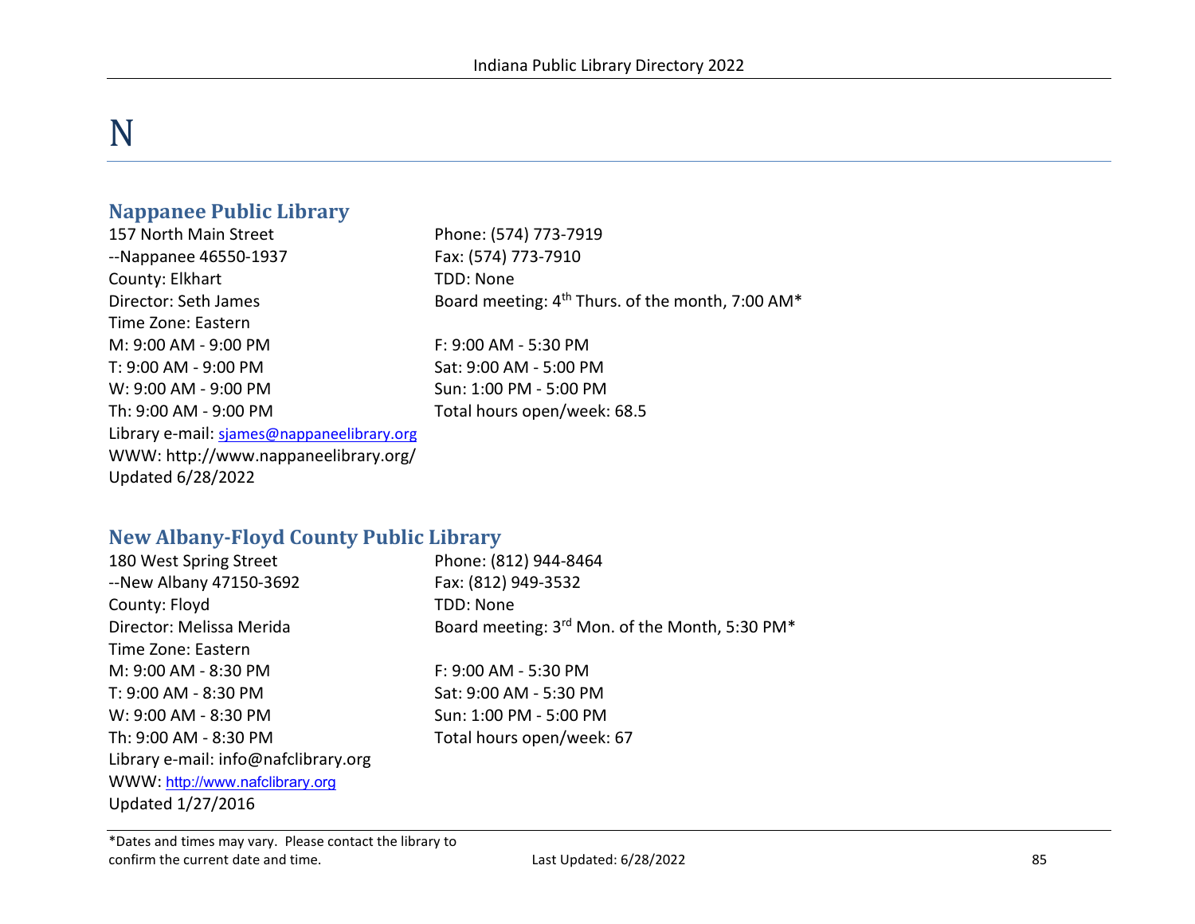# N

## Nappanee Public Library

157 North Main Street
--Nappanee 46550-1937
County: Elkhart
Director: Seth James
Time Zone: Eastern

Phone: (574) 773-7919
Fax: (574) 773-7910
TDD: None
Board meeting: 4th Thurs. of the month, 7:00 AM*

M: 9:00 AM - 9:00 PM
T: 9:00 AM - 9:00 PM
W: 9:00 AM - 9:00 PM
Th: 9:00 AM - 9:00 PM
F: 9:00 AM - 5:30 PM
Sat: 9:00 AM - 5:00 PM
Sun: 1:00 PM - 5:00 PM
Total hours open/week: 68.5

Library e-mail: sjames@nappaneelibrary.org
WWW: http://www.nappaneelibrary.org/
Updated 6/28/2022

## New Albany-Floyd County Public Library

180 West Spring Street
--New Albany 47150-3692
County: Floyd
Director: Melissa Merida
Time Zone: Eastern

Phone: (812) 944-8464
Fax: (812) 949-3532
TDD: None
Board meeting: 3rd Mon. of the Month, 5:30 PM*

M: 9:00 AM - 8:30 PM
T: 9:00 AM - 8:30 PM
W: 9:00 AM - 8:30 PM
Th: 9:00 AM - 8:30 PM
F: 9:00 AM - 5:30 PM
Sat: 9:00 AM - 5:30 PM
Sun: 1:00 PM - 5:00 PM
Total hours open/week: 67

Library e-mail: info@nafclibrary.org
WWW: http://www.nafclibrary.org
Updated 1/27/2016

*Dates and times may vary. Please contact the library to confirm the current date and time.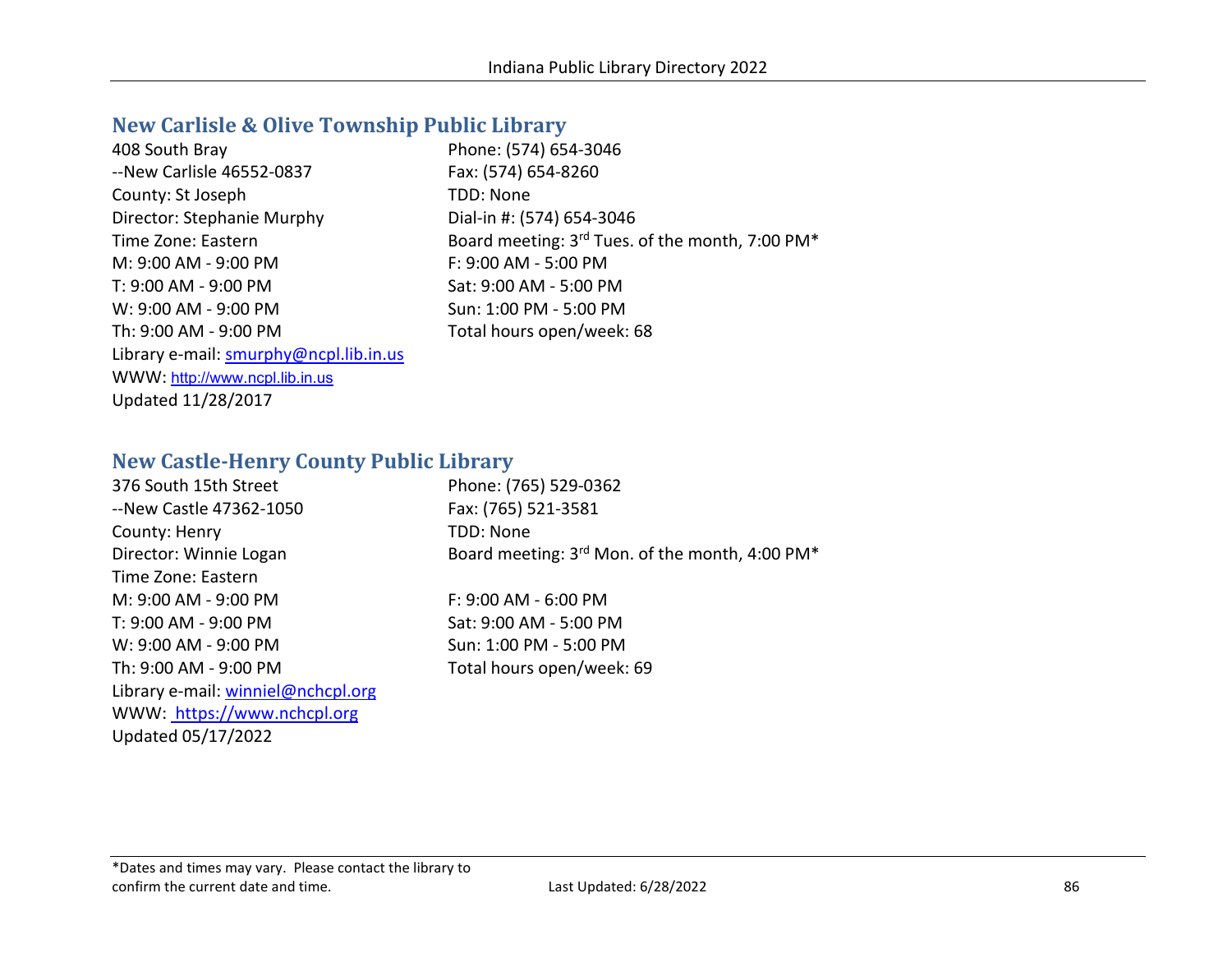## New Carlisle & Olive Township Public Library

408 South Bray
--New Carlisle 46552-0837
County: St Joseph
Director: Stephanie Murphy
Time Zone: Eastern
M: 9:00 AM - 9:00 PM
T: 9:00 AM - 9:00 PM
W: 9:00 AM - 9:00 PM
Th: 9:00 AM - 9:00 PM
Library e-mail: smurphy@ncpl.lib.in.us
WWW: http://www.ncpl.lib.in.us
Updated 11/28/2017

Phone: (574) 654-3046
Fax: (574) 654-8260
TDD: None
Dial-in #: (574) 654-3046
Board meeting: 3rd Tues. of the month, 7:00 PM*
F: 9:00 AM - 5:00 PM
Sat: 9:00 AM - 5:00 PM
Sun: 1:00 PM - 5:00 PM
Total hours open/week: 68

## New Castle-Henry County Public Library

376 South 15th Street
--New Castle 47362-1050
County: Henry
Director: Winnie Logan
Time Zone: Eastern
M: 9:00 AM - 9:00 PM
T: 9:00 AM - 9:00 PM
W: 9:00 AM - 9:00 PM
Th: 9:00 AM - 9:00 PM
Library e-mail: winniel@nchcpl.org
WWW: https://www.nchcpl.org
Updated 05/17/2022

Phone: (765) 529-0362
Fax: (765) 521-3581
TDD: None
Board meeting: 3rd Mon. of the month, 4:00 PM*
F: 9:00 AM - 6:00 PM
Sat: 9:00 AM - 5:00 PM
Sun: 1:00 PM - 5:00 PM
Total hours open/week: 69

*Dates and times may vary. Please contact the library to confirm the current date and time.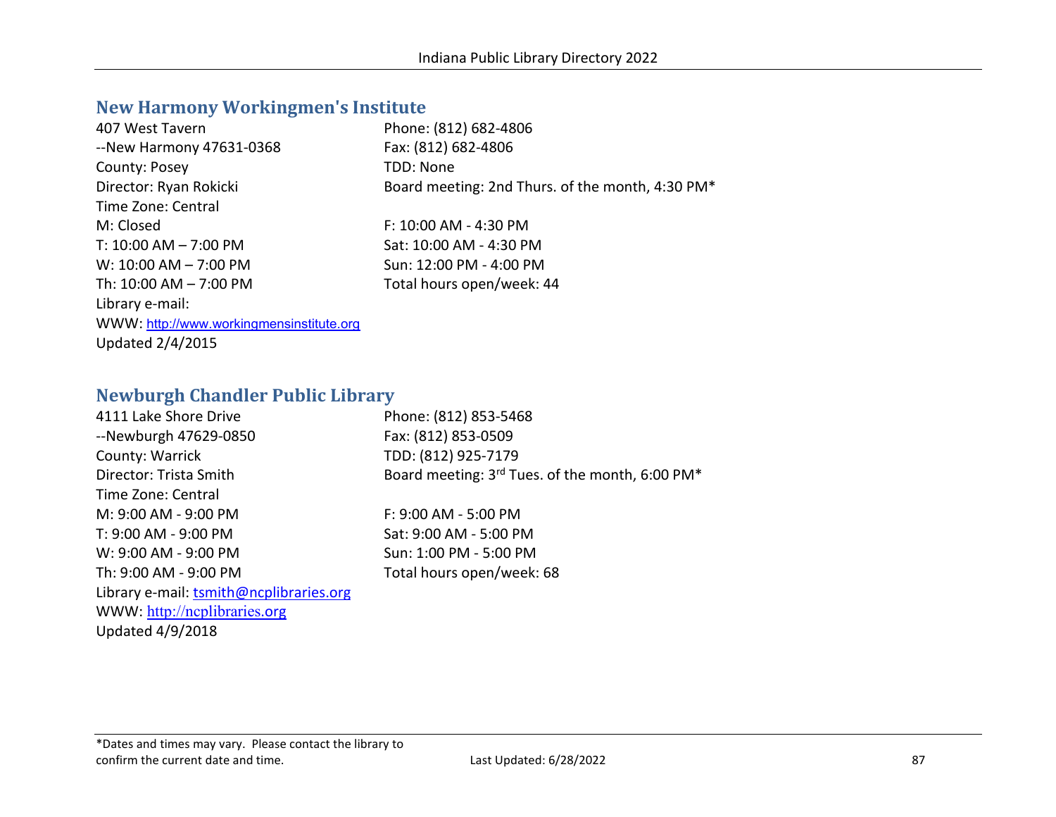## New Harmony Workingmen's Institute

407 West Tavern
--New Harmony 47631-0368
County: Posey
Director: Ryan Rokicki
Time Zone: Central
M: Closed
T: 10:00 AM – 7:00 PM
W: 10:00 AM – 7:00 PM
Th: 10:00 AM – 7:00 PM
Library e-mail:
WWW: http://www.workingmensinstitute.org
Updated 2/4/2015

Phone: (812) 682-4806
Fax: (812) 682-4806
TDD: None
Board meeting: 2nd Thurs. of the month, 4:30 PM*

F: 10:00 AM - 4:30 PM
Sat: 10:00 AM - 4:30 PM
Sun: 12:00 PM - 4:00 PM
Total hours open/week: 44

## Newburgh Chandler Public Library

4111 Lake Shore Drive
--Newburgh 47629-0850
County: Warrick
Director: Trista Smith
Time Zone: Central
M: 9:00 AM - 9:00 PM
T: 9:00 AM - 9:00 PM
W: 9:00 AM - 9:00 PM
Th: 9:00 AM - 9:00 PM
Library e-mail: tsmith@ncplibraries.org
WWW: http://ncplibraries.org
Updated 4/9/2018

Phone: (812) 853-5468
Fax: (812) 853-0509
TDD: (812) 925-7179
Board meeting: 3rd Tues. of the month, 6:00 PM*

F: 9:00 AM - 5:00 PM
Sat: 9:00 AM - 5:00 PM
Sun: 1:00 PM - 5:00 PM
Total hours open/week: 68

*Dates and times may vary. Please contact the library to confirm the current date and time.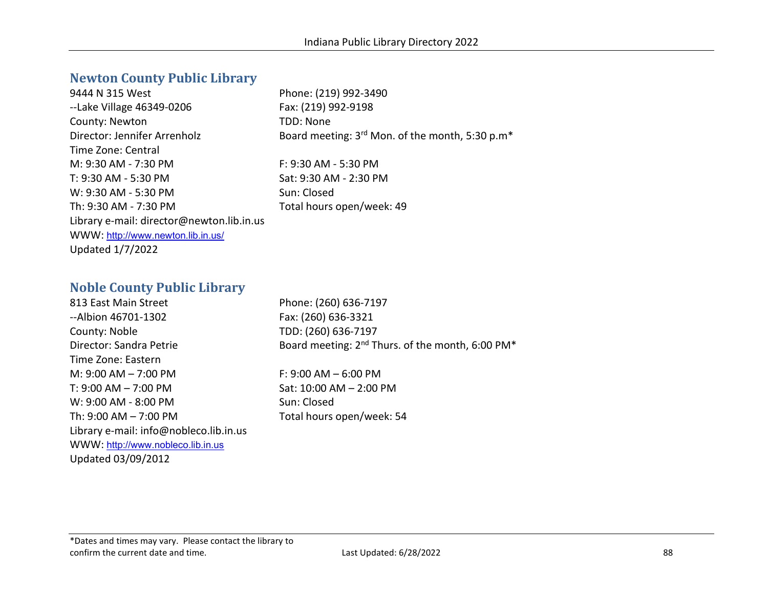## Newton County Public Library

9444 N 315 West
--Lake Village 46349-0206
County: Newton
Director: Jennifer Arrenholz
Time Zone: Central

Phone: (219) 992-3490
Fax: (219) 992-9198
TDD: None
Board meeting: 3rd Mon. of the month, 5:30 p.m*

M: 9:30 AM - 7:30 PM
T: 9:30 AM - 5:30 PM
W: 9:30 AM - 5:30 PM
Th: 9:30 AM - 7:30 PM
F: 9:30 AM - 5:30 PM
Sat: 9:30 AM - 2:30 PM
Sun: Closed
Total hours open/week: 49

Library e-mail: director@newton.lib.in.us
WWW: http://www.newton.lib.in.us/
Updated 1/7/2022

## Noble County Public Library

813 East Main Street
--Albion 46701-1302
County: Noble
Director: Sandra Petrie
Time Zone: Eastern

Phone: (260) 636-7197
Fax: (260) 636-3321
TDD: (260) 636-7197
Board meeting: 2nd Thurs. of the month, 6:00 PM*

M: 9:00 AM – 7:00 PM
T: 9:00 AM – 7:00 PM
W: 9:00 AM - 8:00 PM
Th: 9:00 AM – 7:00 PM
F: 9:00 AM – 6:00 PM
Sat: 10:00 AM – 2:00 PM
Sun: Closed
Total hours open/week: 54

Library e-mail: info@nobleco.lib.in.us
WWW: http://www.nobleco.lib.in.us
Updated 03/09/2012

*Dates and times may vary. Please contact the library to confirm the current date and time.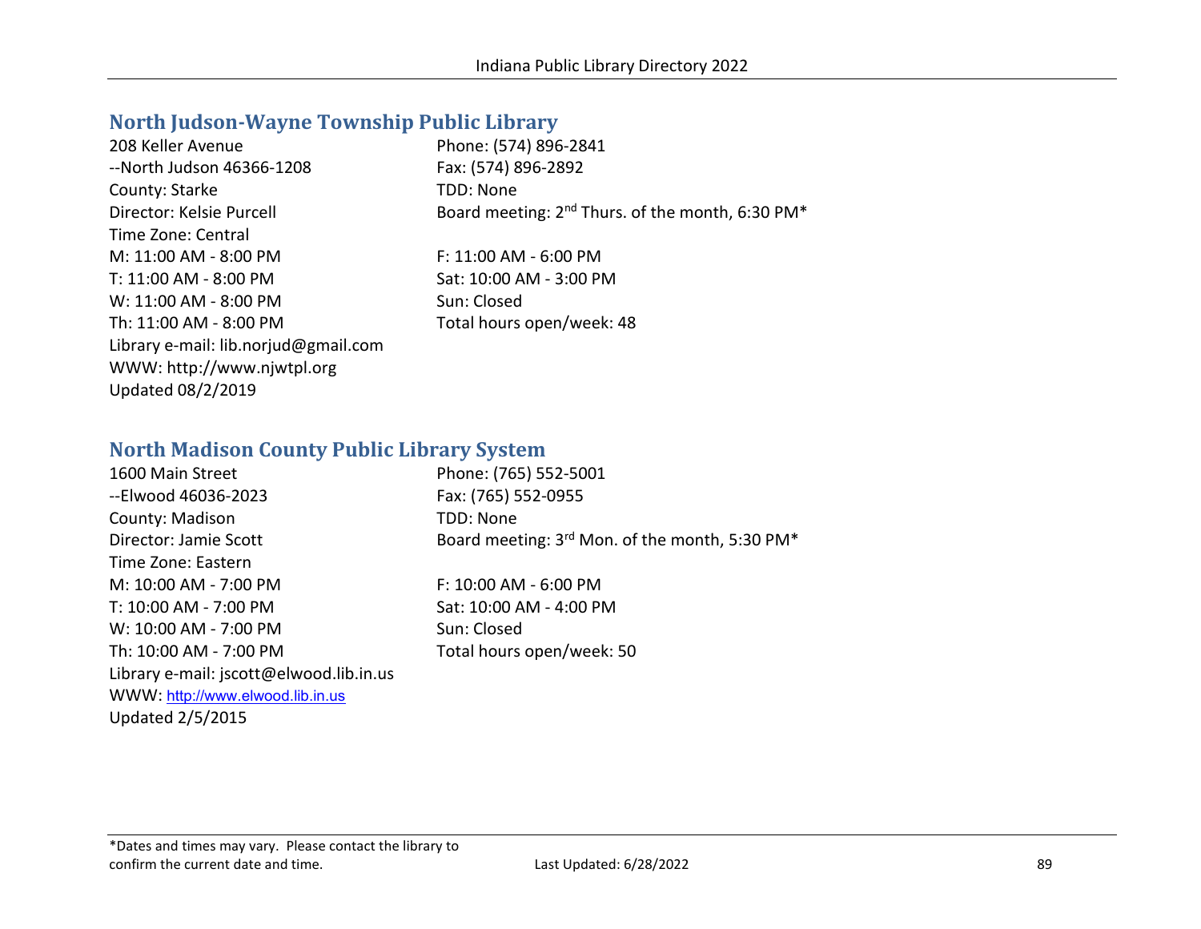## North Judson-Wayne Township Public Library

208 Keller Avenue
--North Judson 46366-1208
County: Starke
Director: Kelsie Purcell
Time Zone: Central
M: 11:00 AM - 8:00 PM
T: 11:00 AM - 8:00 PM
W: 11:00 AM - 8:00 PM
Th: 11:00 AM - 8:00 PM
Library e-mail: lib.norjud@gmail.com
WWW: http://www.njwtpl.org
Updated 08/2/2019

Phone: (574) 896-2841
Fax: (574) 896-2892
TDD: None
Board meeting: 2nd Thurs. of the month, 6:30 PM*

F: 11:00 AM - 6:00 PM
Sat: 10:00 AM - 3:00 PM
Sun: Closed
Total hours open/week: 48

## North Madison County Public Library System

1600 Main Street
--Elwood 46036-2023
County: Madison
Director: Jamie Scott
Time Zone: Eastern
M: 10:00 AM - 7:00 PM
T: 10:00 AM - 7:00 PM
W: 10:00 AM - 7:00 PM
Th: 10:00 AM - 7:00 PM
Library e-mail: jscott@elwood.lib.in.us
WWW: http://www.elwood.lib.in.us
Updated 2/5/2015

Phone: (765) 552-5001
Fax: (765) 552-0955
TDD: None
Board meeting: 3rd Mon. of the month, 5:30 PM*

F: 10:00 AM - 6:00 PM
Sat: 10:00 AM - 4:00 PM
Sun: Closed
Total hours open/week: 50

*Dates and times may vary. Please contact the library to confirm the current date and time.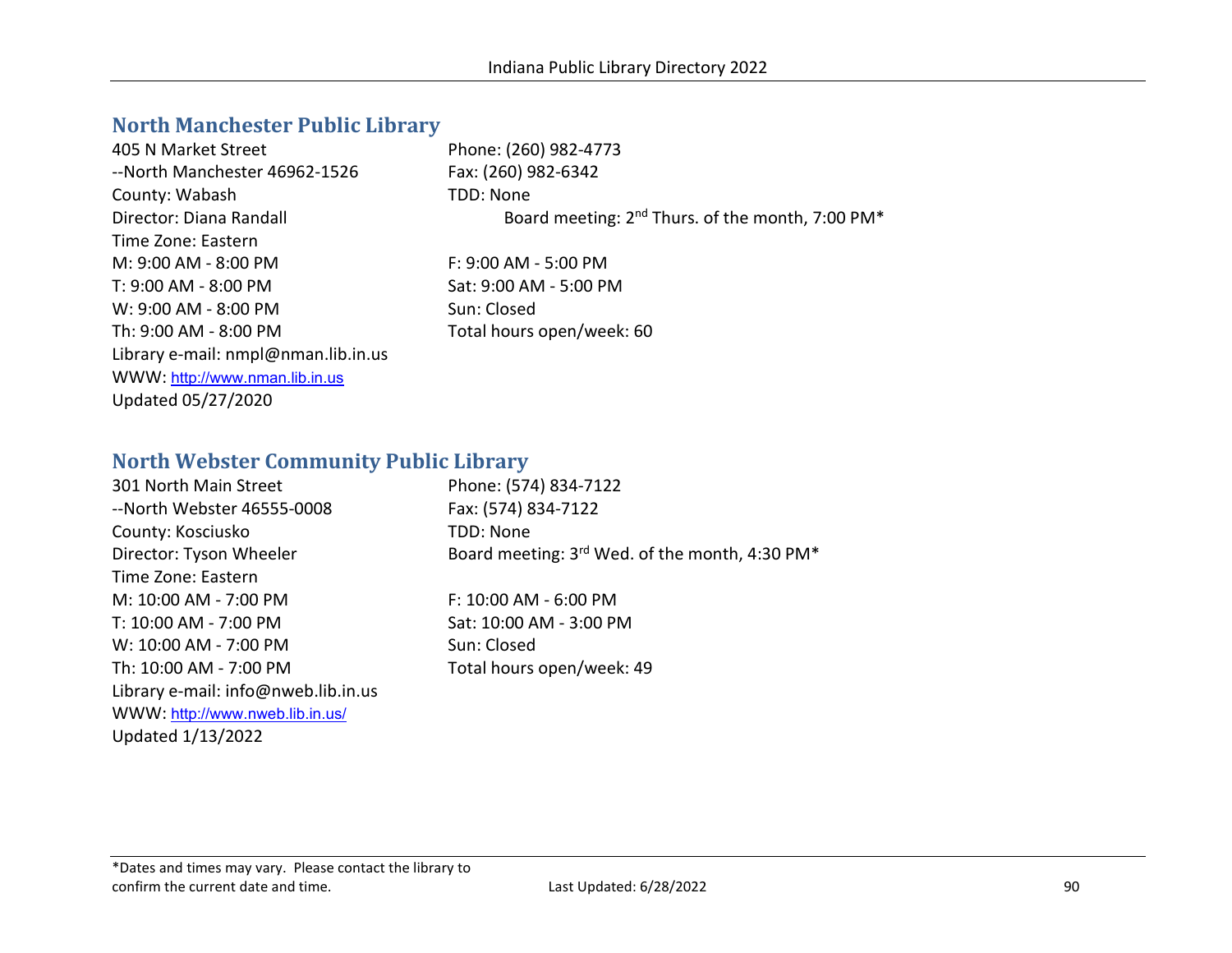## North Manchester Public Library

405 N Market Street
--North Manchester 46962-1526
County: Wabash
Director: Diana Randall
Time Zone: Eastern
M: 9:00 AM - 8:00 PM
T: 9:00 AM - 8:00 PM
W: 9:00 AM - 8:00 PM
Th: 9:00 AM - 8:00 PM
Library e-mail: nmpl@nman.lib.in.us
WWW: http://www.nman.lib.in.us
Updated 05/27/2020

Phone: (260) 982-4773
Fax: (260) 982-6342
TDD: None
Board meeting: 2nd Thurs. of the month, 7:00 PM*

F: 9:00 AM - 5:00 PM
Sat: 9:00 AM - 5:00 PM
Sun: Closed
Total hours open/week: 60

## North Webster Community Public Library

301 North Main Street
--North Webster 46555-0008
County: Kosciusko
Director: Tyson Wheeler
Time Zone: Eastern
M: 10:00 AM - 7:00 PM
T: 10:00 AM - 7:00 PM
W: 10:00 AM - 7:00 PM
Th: 10:00 AM - 7:00 PM
Library e-mail: info@nweb.lib.in.us
WWW: http://www.nweb.lib.in.us/
Updated 1/13/2022

Phone: (574) 834-7122
Fax: (574) 834-7122
TDD: None
Board meeting: 3rd Wed. of the month, 4:30 PM*

F: 10:00 AM - 6:00 PM
Sat: 10:00 AM - 3:00 PM
Sun: Closed
Total hours open/week: 49

*Dates and times may vary. Please contact the library to confirm the current date and time.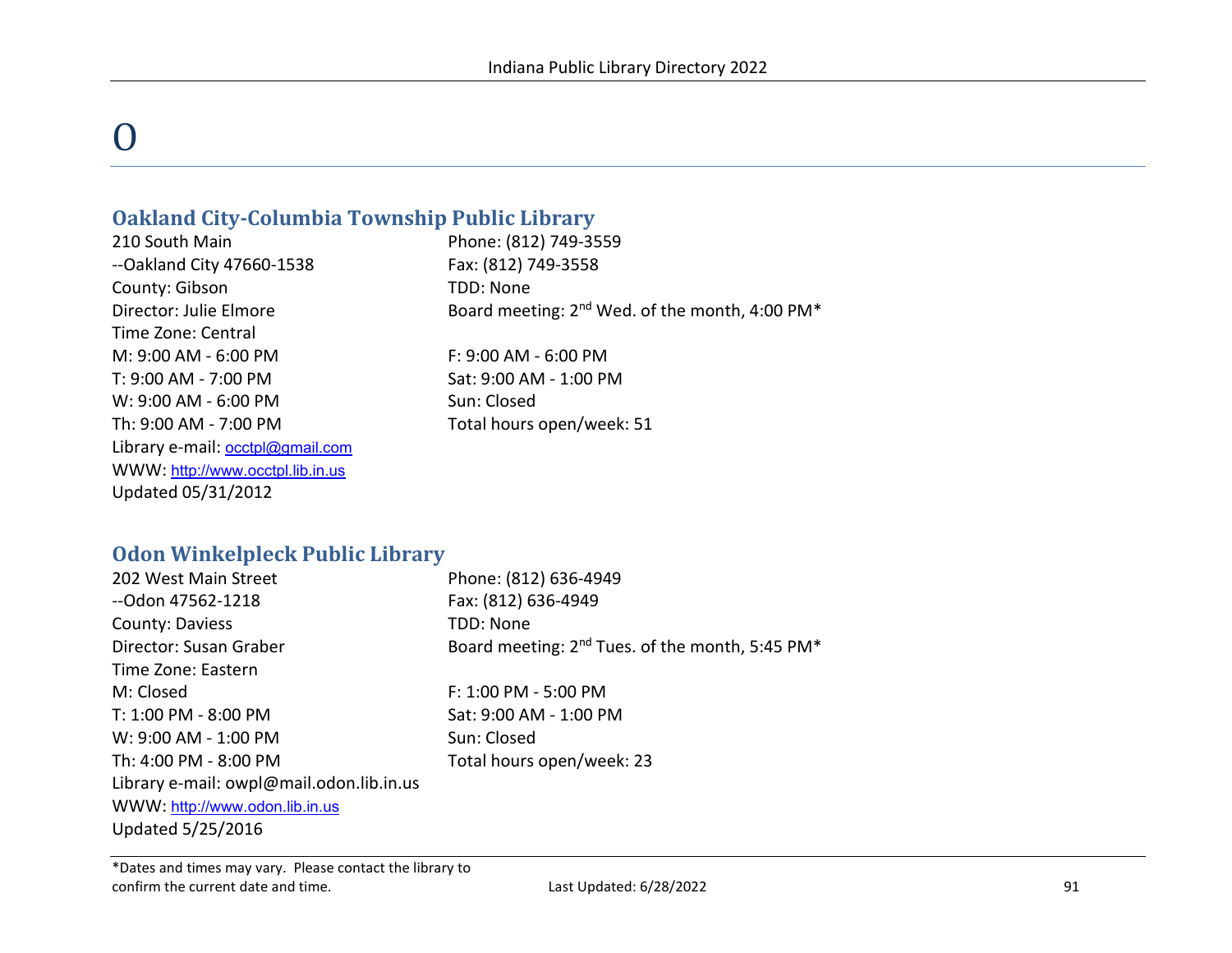# O

## Oakland City-Columbia Township Public Library

210 South Main
--Oakland City 47660-1538
County: Gibson
Director: Julie Elmore
Time Zone: Central
M: 9:00 AM - 6:00 PM
T: 9:00 AM - 7:00 PM
W: 9:00 AM - 6:00 PM
Th: 9:00 AM - 7:00 PM
Library e-mail: occtpl@gmail.com
WWW: http://www.occtpl.lib.in.us
Updated 05/31/2012

Phone: (812) 749-3559
Fax: (812) 749-3558
TDD: None
Board meeting: 2nd Wed. of the month, 4:00 PM*

F: 9:00 AM - 6:00 PM
Sat: 9:00 AM - 1:00 PM
Sun: Closed
Total hours open/week: 51

## Odon Winkelpleck Public Library

202 West Main Street
--Odon 47562-1218
County: Daviess
Director: Susan Graber
Time Zone: Eastern
M: Closed
T: 1:00 PM - 8:00 PM
W: 9:00 AM - 1:00 PM
Th: 4:00 PM - 8:00 PM
Library e-mail: owpl@mail.odon.lib.in.us
WWW: http://www.odon.lib.in.us
Updated 5/25/2016

Phone: (812) 636-4949
Fax: (812) 636-4949
TDD: None
Board meeting: 2nd Tues. of the month, 5:45 PM*

F: 1:00 PM - 5:00 PM
Sat: 9:00 AM - 1:00 PM
Sun: Closed
Total hours open/week: 23

*Dates and times may vary. Please contact the library to confirm the current date and time.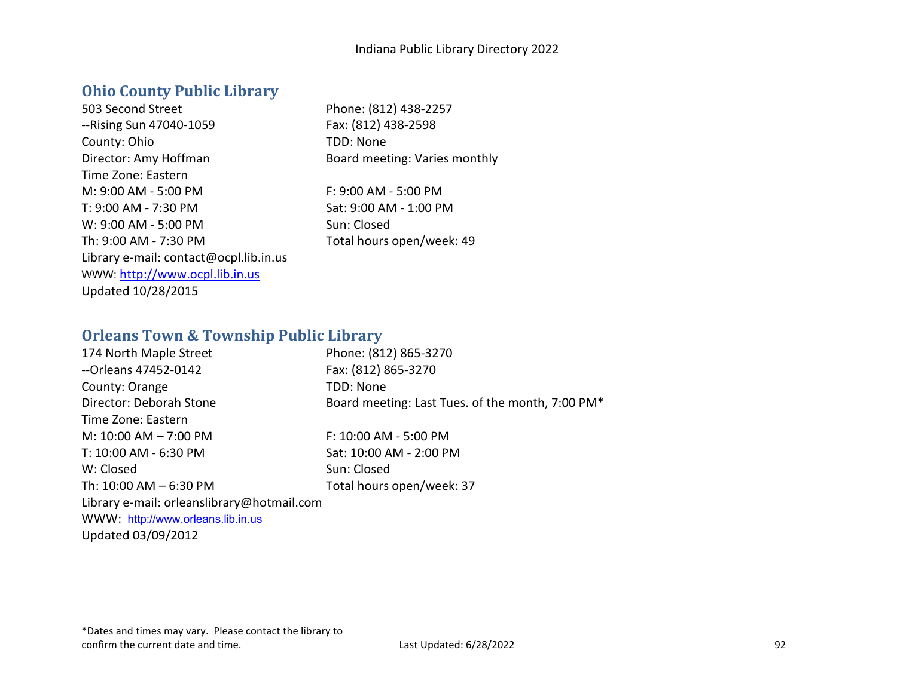## Ohio County Public Library

503 Second Street
--Rising Sun 47040-1059
County: Ohio
Director: Amy Hoffman
Time Zone: Eastern

Phone: (812) 438-2257
Fax: (812) 438-2598
TDD: None
Board meeting: Varies monthly

M: 9:00 AM - 5:00 PM
T: 9:00 AM - 7:30 PM
W: 9:00 AM - 5:00 PM
Th: 9:00 AM - 7:30 PM
F: 9:00 AM - 5:00 PM
Sat: 9:00 AM - 1:00 PM
Sun: Closed
Total hours open/week: 49

Library e-mail: contact@ocpl.lib.in.us
WWW: http://www.ocpl.lib.in.us
Updated 10/28/2015

## Orleans Town & Township Public Library

174 North Maple Street
--Orleans 47452-0142
County: Orange
Director: Deborah Stone
Time Zone: Eastern

Phone: (812) 865-3270
Fax: (812) 865-3270
TDD: None
Board meeting: Last Tues. of the month, 7:00 PM*

M: 10:00 AM – 7:00 PM
T: 10:00 AM - 6:30 PM
W: Closed
Th: 10:00 AM – 6:30 PM
F: 10:00 AM - 5:00 PM
Sat: 10:00 AM - 2:00 PM
Sun: Closed
Total hours open/week: 37

Library e-mail: orleanslibrary@hotmail.com
WWW: http://www.orleans.lib.in.us
Updated 03/09/2012

*Dates and times may vary. Please contact the library to confirm the current date and time.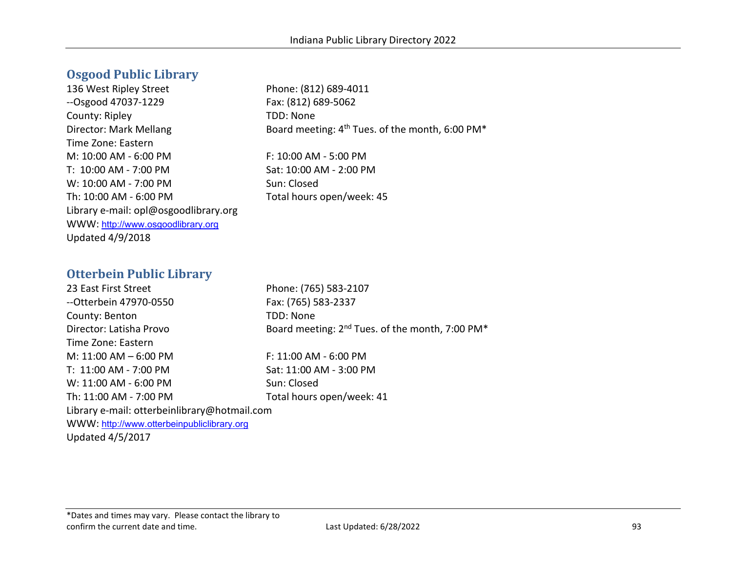## Osgood Public Library

136 West Ripley Street
--Osgood 47037-1229
County: Ripley
Director: Mark Mellang
Time Zone: Eastern
M: 10:00 AM - 6:00 PM
T: 10:00 AM - 7:00 PM
W: 10:00 AM - 7:00 PM
Th: 10:00 AM - 6:00 PM
Library e-mail: opl@osgoodlibrary.org
WWW: http://www.osgoodlibrary.org
Updated 4/9/2018

Phone: (812) 689-4011
Fax: (812) 689-5062
TDD: None
Board meeting: 4th Tues. of the month, 6:00 PM*

F: 10:00 AM - 5:00 PM
Sat: 10:00 AM - 2:00 PM
Sun: Closed
Total hours open/week: 45

## Otterbein Public Library

23 East First Street
--Otterbein 47970-0550
County: Benton
Director: Latisha Provo
Time Zone: Eastern
M: 11:00 AM – 6:00 PM
T: 11:00 AM - 7:00 PM
W: 11:00 AM - 6:00 PM
Th: 11:00 AM - 7:00 PM
Library e-mail: otterbeinlibrary@hotmail.com
WWW: http://www.otterbeinpubliclibrary.org
Updated 4/5/2017

Phone: (765) 583-2107
Fax: (765) 583-2337
TDD: None
Board meeting: 2nd Tues. of the month, 7:00 PM*

F: 11:00 AM - 6:00 PM
Sat: 11:00 AM - 3:00 PM
Sun: Closed
Total hours open/week: 41

*Dates and times may vary. Please contact the library to confirm the current date and time.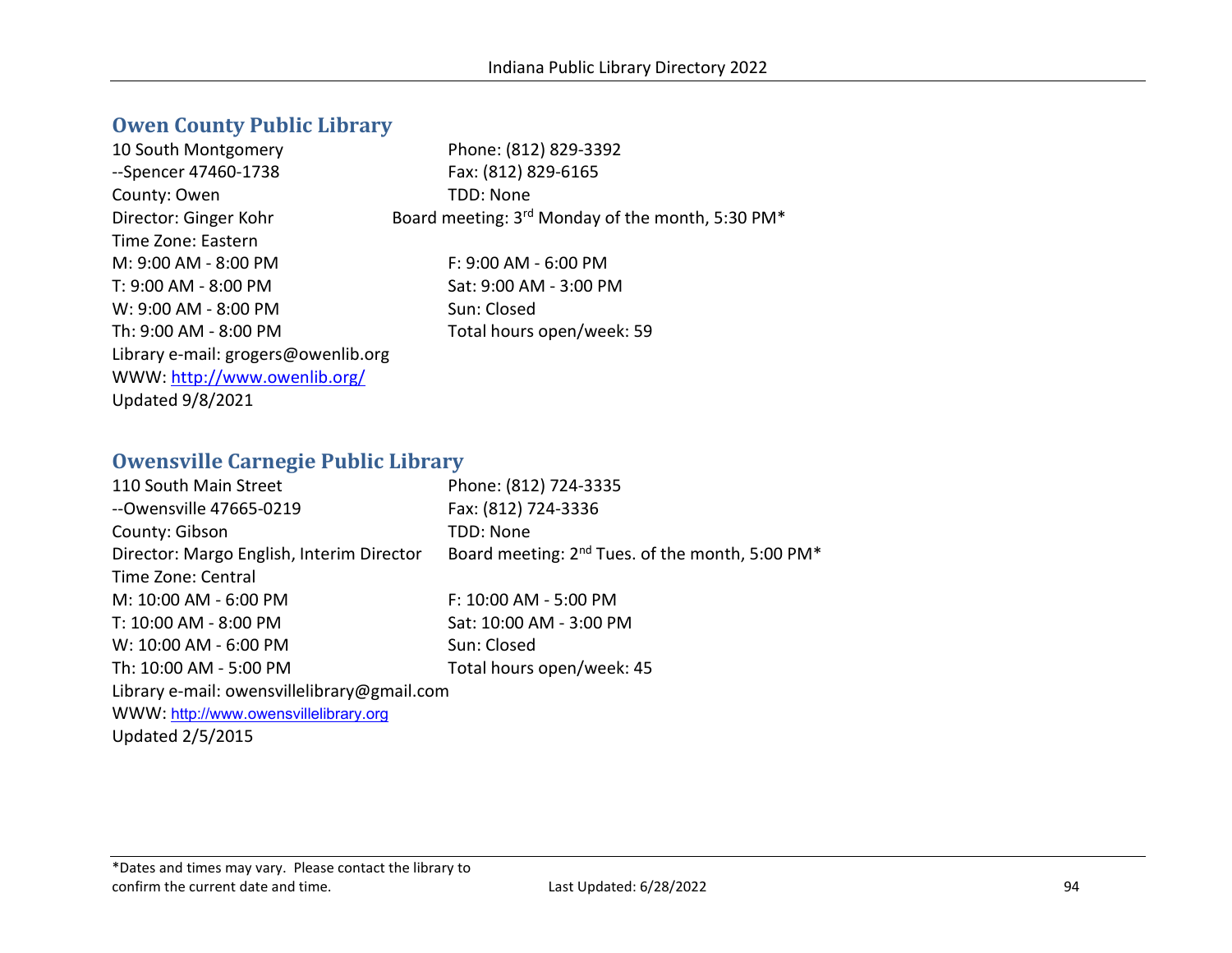## Owen County Public Library

10 South Montgomery
--Spencer 47460-1738
County: Owen
Director: Ginger Kohr
Time Zone: Eastern

Phone: (812) 829-3392
Fax: (812) 829-6165
TDD: None
Board meeting: 3rd Monday of the month, 5:30 PM*

M: 9:00 AM - 8:00 PM
T: 9:00 AM - 8:00 PM
W: 9:00 AM - 8:00 PM
Th: 9:00 AM - 8:00 PM
F: 9:00 AM - 6:00 PM
Sat: 9:00 AM - 3:00 PM
Sun: Closed
Total hours open/week: 59

Library e-mail: grogers@owenlib.org
WWW: http://www.owenlib.org/
Updated 9/8/2021

## Owensville Carnegie Public Library

110 South Main Street
--Owensville 47665-0219
County: Gibson
Director: Margo English, Interim Director
Time Zone: Central

Phone: (812) 724-3335
Fax: (812) 724-3336
TDD: None
Board meeting: 2nd Tues. of the month, 5:00 PM*

M: 10:00 AM - 6:00 PM
T: 10:00 AM - 8:00 PM
W: 10:00 AM - 6:00 PM
Th: 10:00 AM - 5:00 PM
F: 10:00 AM - 5:00 PM
Sat: 10:00 AM - 3:00 PM
Sun: Closed
Total hours open/week: 45

Library e-mail: owensvillelibrary@gmail.com
WWW: http://www.owensvillelibrary.org
Updated 2/5/2015

*Dates and times may vary. Please contact the library to confirm the current date and time.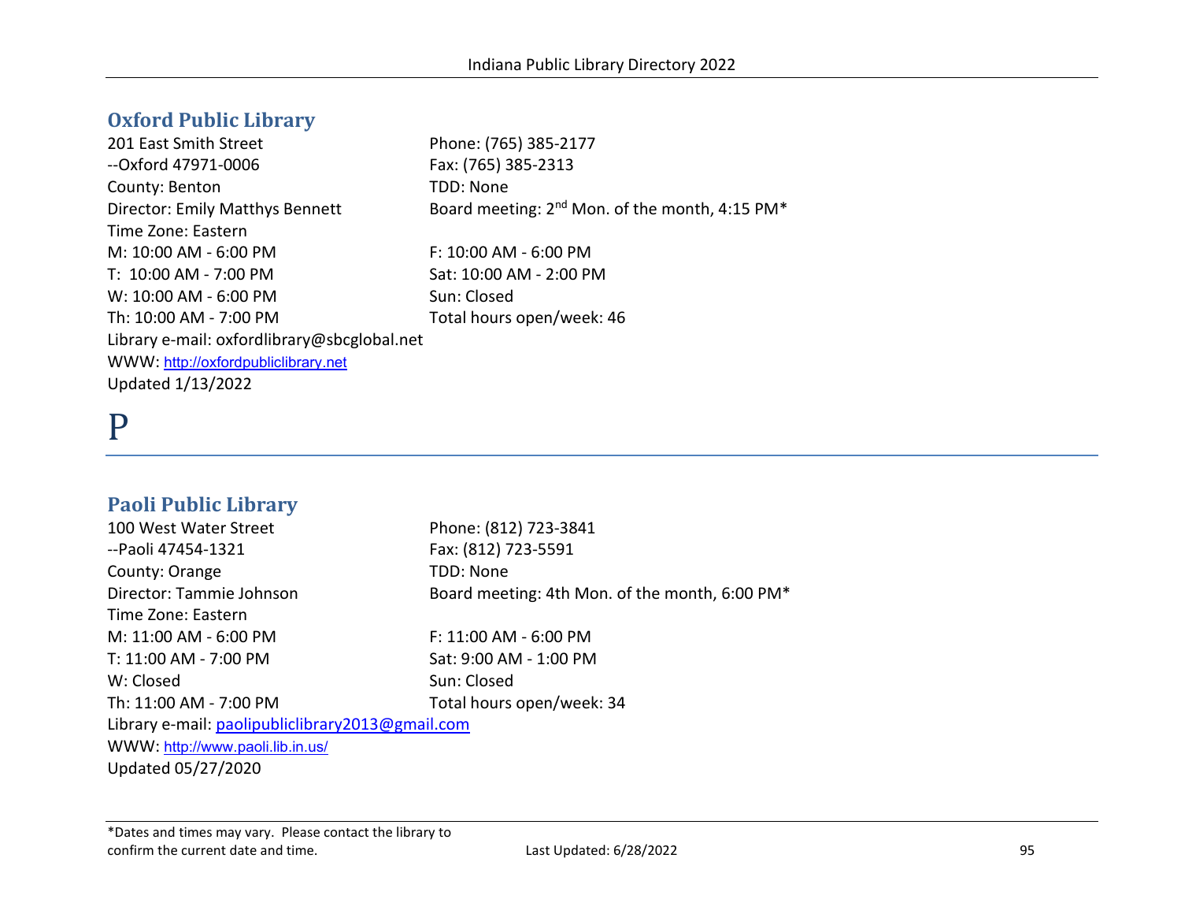## Oxford Public Library

201 East Smith Street
--Oxford 47971-0006
County: Benton
Director: Emily Matthys Bennett
Time Zone: Eastern

Phone: (765) 385-2177
Fax: (765) 385-2313
TDD: None
Board meeting: 2nd Mon. of the month, 4:15 PM*

M: 10:00 AM - 6:00 PM
T: 10:00 AM - 7:00 PM
W: 10:00 AM - 6:00 PM
Th: 10:00 AM - 7:00 PM
F: 10:00 AM - 6:00 PM
Sat: 10:00 AM - 2:00 PM
Sun: Closed
Total hours open/week: 46

Library e-mail: oxfordlibrary@sbcglobal.net
WWW: http://oxfordpubliclibrary.net
Updated 1/13/2022

# P

## Paoli Public Library

100 West Water Street
--Paoli 47454-1321
County: Orange
Director: Tammie Johnson
Time Zone: Eastern

Phone: (812) 723-3841
Fax: (812) 723-5591
TDD: None
Board meeting: 4th Mon. of the month, 6:00 PM*

M: 11:00 AM - 6:00 PM
T: 11:00 AM - 7:00 PM
W: Closed
Th: 11:00 AM - 7:00 PM
F: 11:00 AM - 6:00 PM
Sat: 9:00 AM - 1:00 PM
Sun: Closed
Total hours open/week: 34

Library e-mail: paolipubliclibrary2013@gmail.com
WWW: http://www.paoli.lib.in.us/
Updated 05/27/2020

*Dates and times may vary. Please contact the library to confirm the current date and time.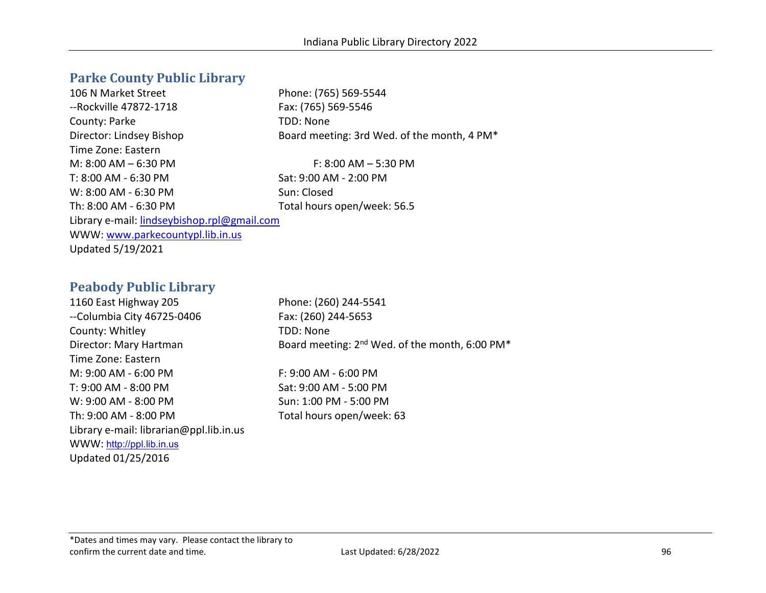## Parke County Public Library

106 N Market Street
--Rockville 47872-1718
County: Parke
Director: Lindsey Bishop
Time Zone: Eastern

Phone: (765) 569-5544
Fax: (765) 569-5546
TDD: None
Board meeting: 3rd Wed. of the month, 4 PM*

M: 8:00 AM – 6:30 PM
T: 8:00 AM - 6:30 PM
W: 8:00 AM - 6:30 PM
Th: 8:00 AM - 6:30 PM
F: 8:00 AM – 5:30 PM
Sat: 9:00 AM - 2:00 PM
Sun: Closed
Total hours open/week: 56.5

Library e-mail: lindseybishop.rpl@gmail.com
WWW: www.parkecountypl.lib.in.us
Updated 5/19/2021

## Peabody Public Library

1160 East Highway 205
--Columbia City 46725-0406
County: Whitley
Director: Mary Hartman
Time Zone: Eastern

Phone: (260) 244-5541
Fax: (260) 244-5653
TDD: None
Board meeting: 2nd Wed. of the month, 6:00 PM*

M: 9:00 AM - 6:00 PM
T: 9:00 AM - 8:00 PM
W: 9:00 AM - 8:00 PM
Th: 9:00 AM - 8:00 PM
F: 9:00 AM - 6:00 PM
Sat: 9:00 AM - 5:00 PM
Sun: 1:00 PM - 5:00 PM
Total hours open/week: 63

Library e-mail: librarian@ppl.lib.in.us
WWW: http://ppl.lib.in.us
Updated 01/25/2016

*Dates and times may vary. Please contact the library to confirm the current date and time.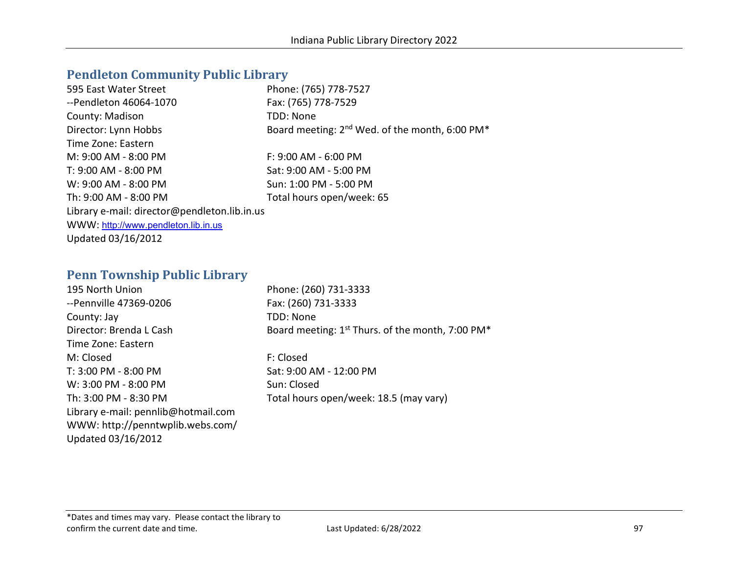## Pendleton Community Public Library

595 East Water Street
--Pendleton 46064-1070
County: Madison
Director: Lynn Hobbs
Time Zone: Eastern

Phone: (765) 778-7527
Fax: (765) 778-7529
TDD: None
Board meeting: 2nd Wed. of the month, 6:00 PM*

M: 9:00 AM - 8:00 PM
T: 9:00 AM - 8:00 PM
W: 9:00 AM - 8:00 PM
Th: 9:00 AM - 8:00 PM
F: 9:00 AM - 6:00 PM
Sat: 9:00 AM - 5:00 PM
Sun: 1:00 PM - 5:00 PM
Total hours open/week: 65

Library e-mail: director@pendleton.lib.in.us
WWW: http://www.pendleton.lib.in.us
Updated 03/16/2012

## Penn Township Public Library

195 North Union
--Pennville 47369-0206
County: Jay
Director: Brenda L Cash
Time Zone: Eastern

Phone: (260) 731-3333
Fax: (260) 731-3333
TDD: None
Board meeting: 1st Thurs. of the month, 7:00 PM*

M: Closed
T: 3:00 PM - 8:00 PM
W: 3:00 PM - 8:00 PM
Th: 3:00 PM - 8:30 PM
F: Closed
Sat: 9:00 AM - 12:00 PM
Sun: Closed
Total hours open/week: 18.5 (may vary)

Library e-mail: pennlib@hotmail.com
WWW: http://penntwplib.webs.com/
Updated 03/16/2012

*Dates and times may vary. Please contact the library to confirm the current date and time.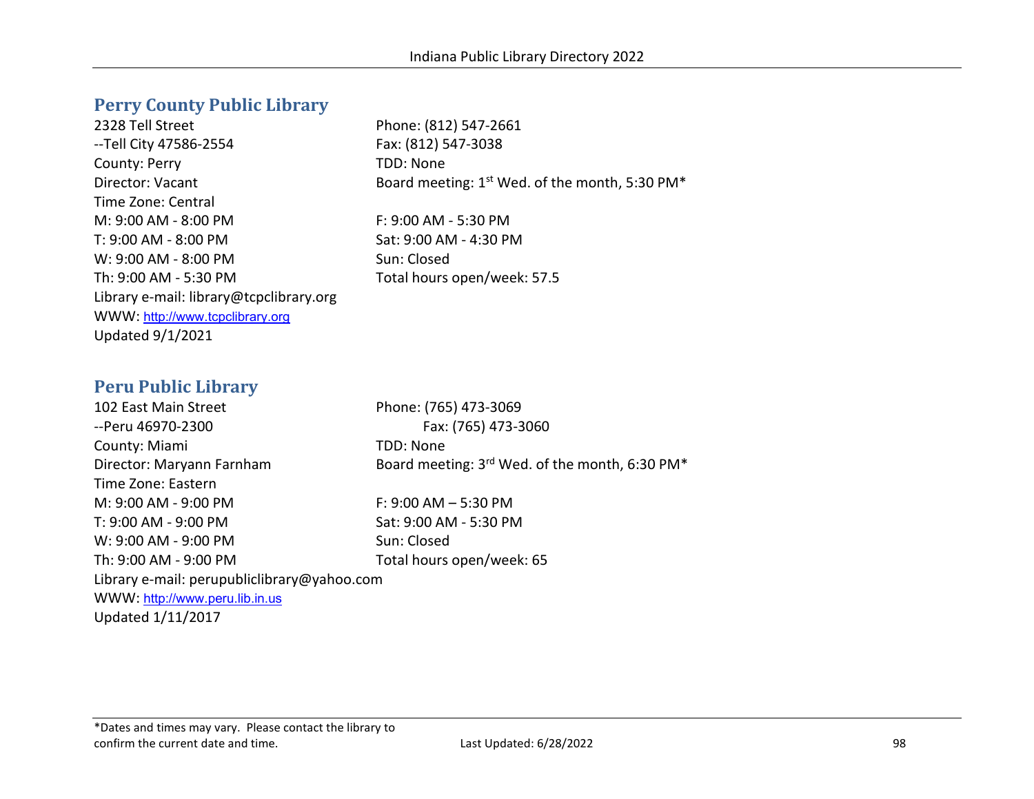## Perry County Public Library

2328 Tell Street
--Tell City 47586-2554
County: Perry
Director: Vacant
Time Zone: Central
M: 9:00 AM - 8:00 PM
T: 9:00 AM - 8:00 PM
W: 9:00 AM - 8:00 PM
Th: 9:00 AM - 5:30 PM
F: 9:00 AM - 5:30 PM
Sat: 9:00 AM - 4:30 PM
Sun: Closed
Total hours open/week: 57.5
Library e-mail: library@tcpclibrary.org
WWW: http://www.tcpclibrary.org
Updated 9/1/2021

Phone: (812) 547-2661
Fax: (812) 547-3038
TDD: None
Board meeting: 1st Wed. of the month, 5:30 PM*

## Peru Public Library

102 East Main Street
--Peru 46970-2300
County: Miami
Director: Maryann Farnham
Time Zone: Eastern
M: 9:00 AM - 9:00 PM
T: 9:00 AM - 9:00 PM
W: 9:00 AM - 9:00 PM
Th: 9:00 AM - 9:00 PM
F: 9:00 AM – 5:30 PM
Sat: 9:00 AM - 5:30 PM
Sun: Closed
Total hours open/week: 65
Library e-mail: perupubliclibrary@yahoo.com
WWW: http://www.peru.lib.in.us
Updated 1/11/2017

Phone: (765) 473-3069
Fax: (765) 473-3060
TDD: None
Board meeting: 3rd Wed. of the month, 6:30 PM*

*Dates and times may vary. Please contact the library to confirm the current date and time.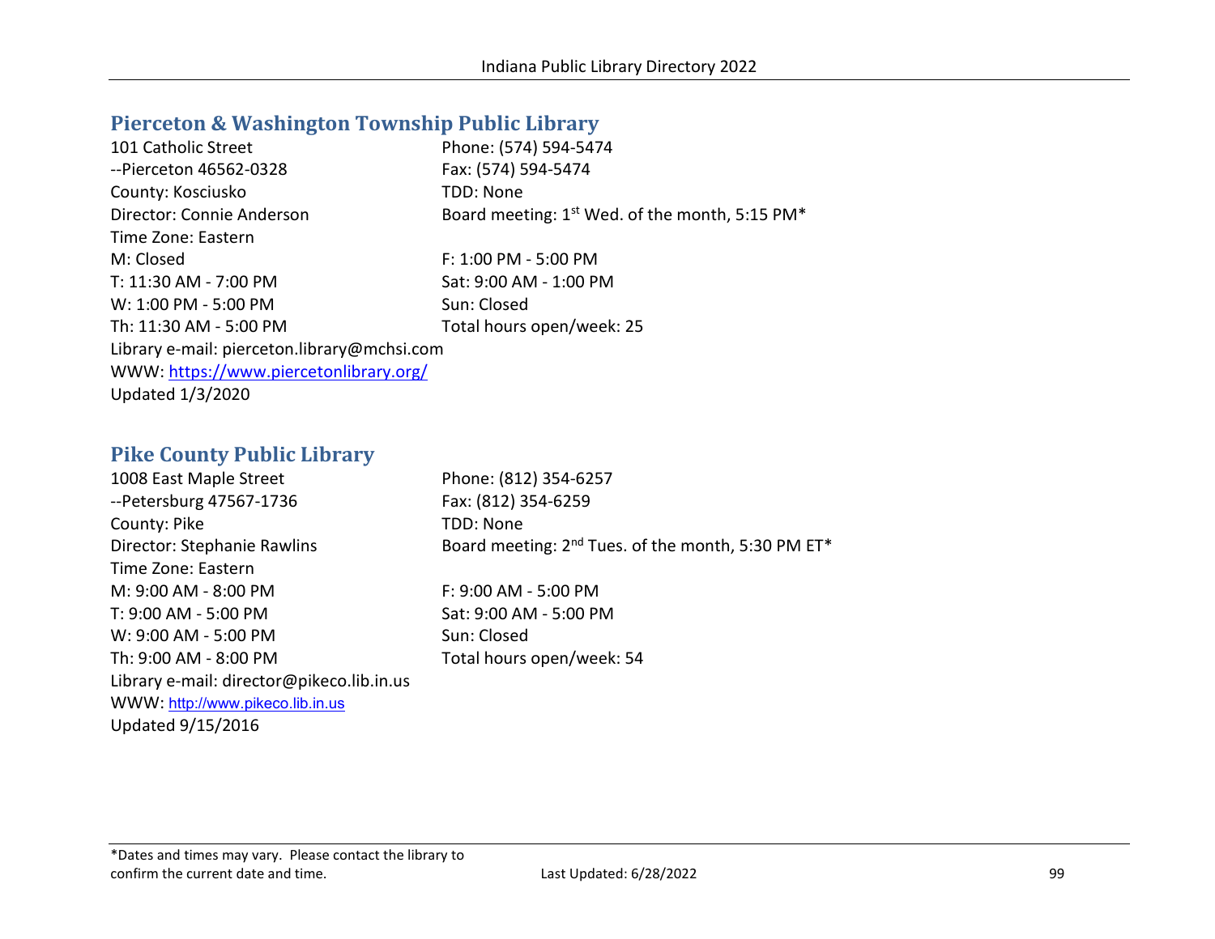## Pierceton & Washington Township Public Library

101 Catholic Street
--Pierceton 46562-0328
County: Kosciusko
Director: Connie Anderson
Time Zone: Eastern

Phone: (574) 594-5474
Fax: (574) 594-5474
TDD: None
Board meeting: 1st Wed. of the month, 5:15 PM*

M: Closed
T: 11:30 AM - 7:00 PM
W: 1:00 PM - 5:00 PM
Th: 11:30 AM - 5:00 PM
F: 1:00 PM - 5:00 PM
Sat: 9:00 AM - 1:00 PM
Sun: Closed
Total hours open/week: 25

Library e-mail: pierceton.library@mchsi.com
WWW: https://www.piercetonlibrary.org/
Updated 1/3/2020

## Pike County Public Library

1008 East Maple Street
--Petersburg 47567-1736
County: Pike
Director: Stephanie Rawlins
Time Zone: Eastern

Phone: (812) 354-6257
Fax: (812) 354-6259
TDD: None
Board meeting: 2nd Tues. of the month, 5:30 PM ET*

M: 9:00 AM - 8:00 PM
T: 9:00 AM - 5:00 PM
W: 9:00 AM - 5:00 PM
Th: 9:00 AM - 8:00 PM
F: 9:00 AM - 5:00 PM
Sat: 9:00 AM - 5:00 PM
Sun: Closed
Total hours open/week: 54

Library e-mail: director@pikeco.lib.in.us
WWW: http://www.pikeco.lib.in.us
Updated 9/15/2016

*Dates and times may vary. Please contact the library to confirm the current date and time.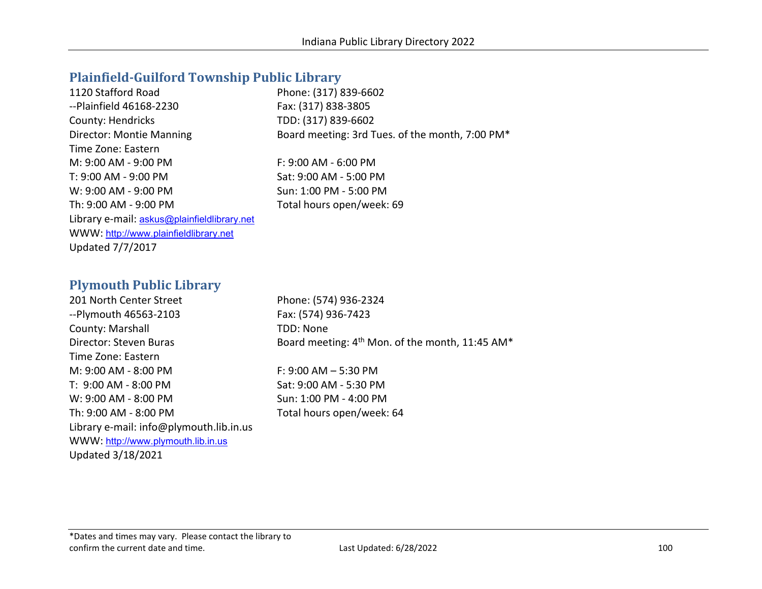## Plainfield-Guilford Township Public Library

1120 Stafford Road
--Plainfield 46168-2230
County: Hendricks
Director: Montie Manning
Time Zone: Eastern
M: 9:00 AM - 9:00 PM
T: 9:00 AM - 9:00 PM
W: 9:00 AM - 9:00 PM
Th: 9:00 AM - 9:00 PM
Library e-mail: askus@plainfieldlibrary.net
WWW: http://www.plainfieldlibrary.net
Updated 7/7/2017

Phone: (317) 839-6602
Fax: (317) 838-3805
TDD: (317) 839-6602
Board meeting: 3rd Tues. of the month, 7:00 PM*

F: 9:00 AM - 6:00 PM
Sat: 9:00 AM - 5:00 PM
Sun: 1:00 PM - 5:00 PM
Total hours open/week: 69

## Plymouth Public Library

201 North Center Street
--Plymouth 46563-2103
County: Marshall
Director: Steven Buras
Time Zone: Eastern
M: 9:00 AM - 8:00 PM
T: 9:00 AM - 8:00 PM
W: 9:00 AM - 8:00 PM
Th: 9:00 AM - 8:00 PM
Library e-mail: info@plymouth.lib.in.us
WWW: http://www.plymouth.lib.in.us
Updated 3/18/2021

Phone: (574) 936-2324
Fax: (574) 936-7423
TDD: None
Board meeting: 4th Mon. of the month, 11:45 AM*

F: 9:00 AM – 5:30 PM
Sat: 9:00 AM - 5:30 PM
Sun: 1:00 PM - 4:00 PM
Total hours open/week: 64

*Dates and times may vary. Please contact the library to confirm the current date and time.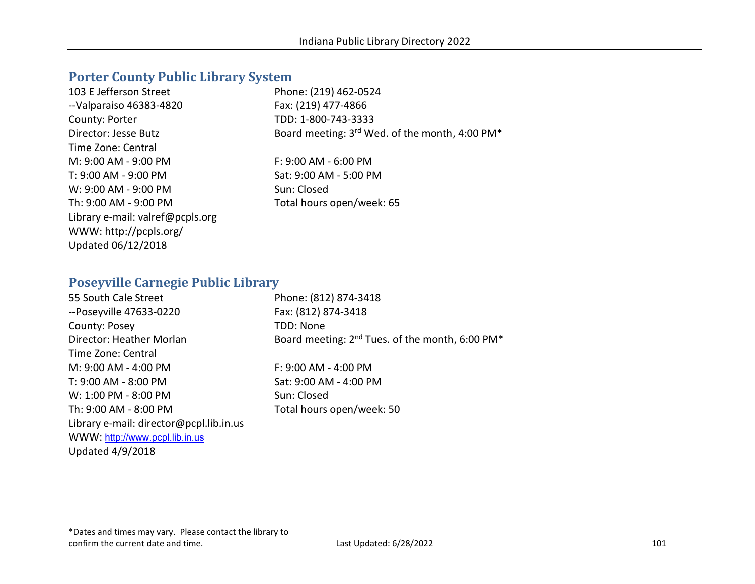## Porter County Public Library System

103 E Jefferson Street
--Valparaiso 46383-4820
County: Porter
Director: Jesse Butz
Time Zone: Central
M: 9:00 AM - 9:00 PM
T: 9:00 AM - 9:00 PM
W: 9:00 AM - 9:00 PM
Th: 9:00 AM - 9:00 PM
Library e-mail: valref@pcpls.org
WWW: http://pcpls.org/
Updated 06/12/2018

Phone: (219) 462-0524
Fax: (219) 477-4866
TDD: 1-800-743-3333
Board meeting: 3rd Wed. of the month, 4:00 PM*

F: 9:00 AM - 6:00 PM
Sat: 9:00 AM - 5:00 PM
Sun: Closed
Total hours open/week: 65

## Poseyville Carnegie Public Library

55 South Cale Street
--Poseyville 47633-0220
County: Posey
Director: Heather Morlan
Time Zone: Central
M: 9:00 AM - 4:00 PM
T: 9:00 AM - 8:00 PM
W: 1:00 PM - 8:00 PM
Th: 9:00 AM - 8:00 PM
Library e-mail: director@pcpl.lib.in.us
WWW: http://www.pcpl.lib.in.us
Updated 4/9/2018

Phone: (812) 874-3418
Fax: (812) 874-3418
TDD: None
Board meeting: 2nd Tues. of the month, 6:00 PM*

F: 9:00 AM - 4:00 PM
Sat: 9:00 AM - 4:00 PM
Sun: Closed
Total hours open/week: 50

*Dates and times may vary. Please contact the library to confirm the current date and time.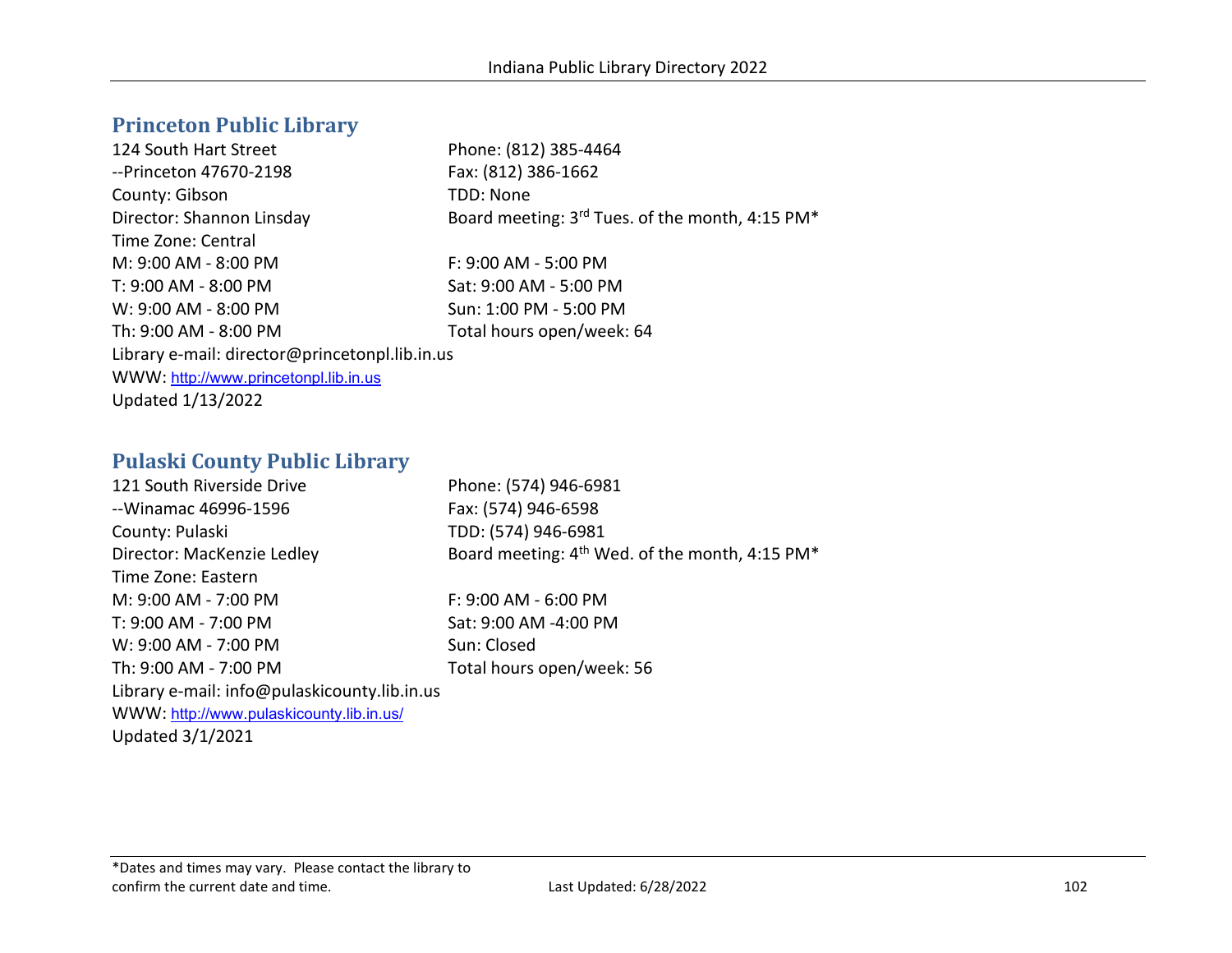## Princeton Public Library

124 South Hart Street
--Princeton 47670-2198
County: Gibson
Director: Shannon Linsday
Time Zone: Central

Phone: (812) 385-4464
Fax: (812) 386-1662
TDD: None
Board meeting: 3rd Tues. of the month, 4:15 PM*

M: 9:00 AM - 8:00 PM
T: 9:00 AM - 8:00 PM
W: 9:00 AM - 8:00 PM
Th: 9:00 AM - 8:00 PM
F: 9:00 AM - 5:00 PM
Sat: 9:00 AM - 5:00 PM
Sun: 1:00 PM - 5:00 PM
Total hours open/week: 64

Library e-mail: director@princetonpl.lib.in.us
WWW: http://www.princetonpl.lib.in.us
Updated 1/13/2022

## Pulaski County Public Library

121 South Riverside Drive
--Winamac 46996-1596
County: Pulaski
Director: MacKenzie Ledley
Time Zone: Eastern

Phone: (574) 946-6981
Fax: (574) 946-6598
TDD: (574) 946-6981
Board meeting: 4th Wed. of the month, 4:15 PM*

M: 9:00 AM - 7:00 PM
T: 9:00 AM - 7:00 PM
W: 9:00 AM - 7:00 PM
Th: 9:00 AM - 7:00 PM
F: 9:00 AM - 6:00 PM
Sat: 9:00 AM -4:00 PM
Sun: Closed
Total hours open/week: 56

Library e-mail: info@pulaskicounty.lib.in.us
WWW: http://www.pulaskicounty.lib.in.us/
Updated 3/1/2021

*Dates and times may vary. Please contact the library to confirm the current date and time.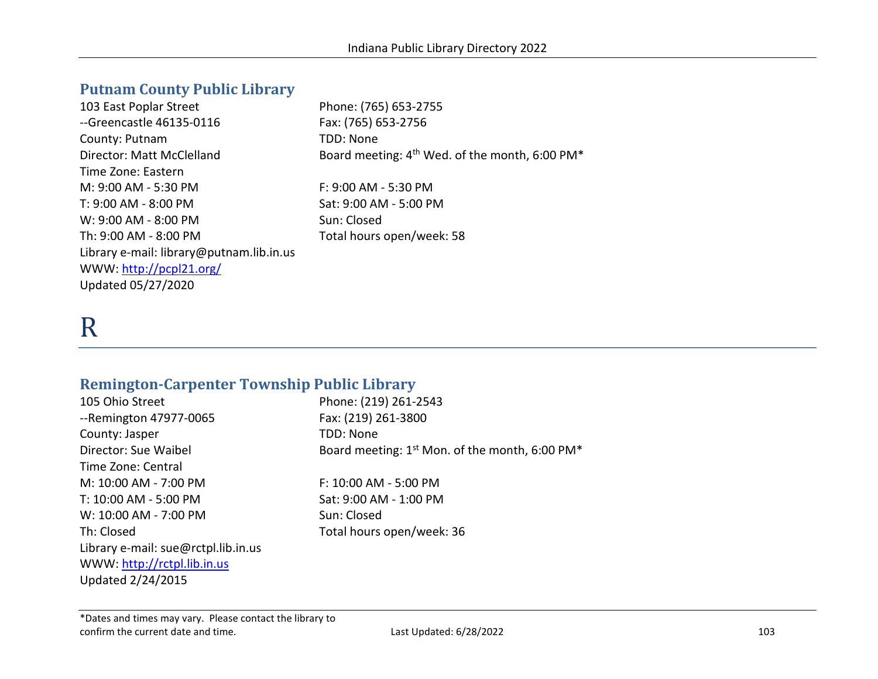## Putnam County Public Library

103 East Poplar Street
--Greencastle 46135-0116
County: Putnam
Director: Matt McClelland
Time Zone: Eastern
M: 9:00 AM - 5:30 PM
T: 9:00 AM - 8:00 PM
W: 9:00 AM - 8:00 PM
Th: 9:00 AM - 8:00 PM
Library e-mail: library@putnam.lib.in.us
WWW: http://pcpl21.org/
Updated 05/27/2020

Phone: (765) 653-2755
Fax: (765) 653-2756
TDD: None
Board meeting: 4th Wed. of the month, 6:00 PM*

F: 9:00 AM - 5:30 PM
Sat: 9:00 AM - 5:00 PM
Sun: Closed
Total hours open/week: 58

# R

## Remington-Carpenter Township Public Library

105 Ohio Street
--Remington 47977-0065
County: Jasper
Director: Sue Waibel
Time Zone: Central
M: 10:00 AM - 7:00 PM
T: 10:00 AM - 5:00 PM
W: 10:00 AM - 7:00 PM
Th: Closed
Library e-mail: sue@rctpl.lib.in.us
WWW: http://rctpl.lib.in.us
Updated 2/24/2015

Phone: (219) 261-2543
Fax: (219) 261-3800
TDD: None
Board meeting: 1st Mon. of the month, 6:00 PM*

F: 10:00 AM - 5:00 PM
Sat: 9:00 AM - 1:00 PM
Sun: Closed
Total hours open/week: 36

*Dates and times may vary. Please contact the library to confirm the current date and time.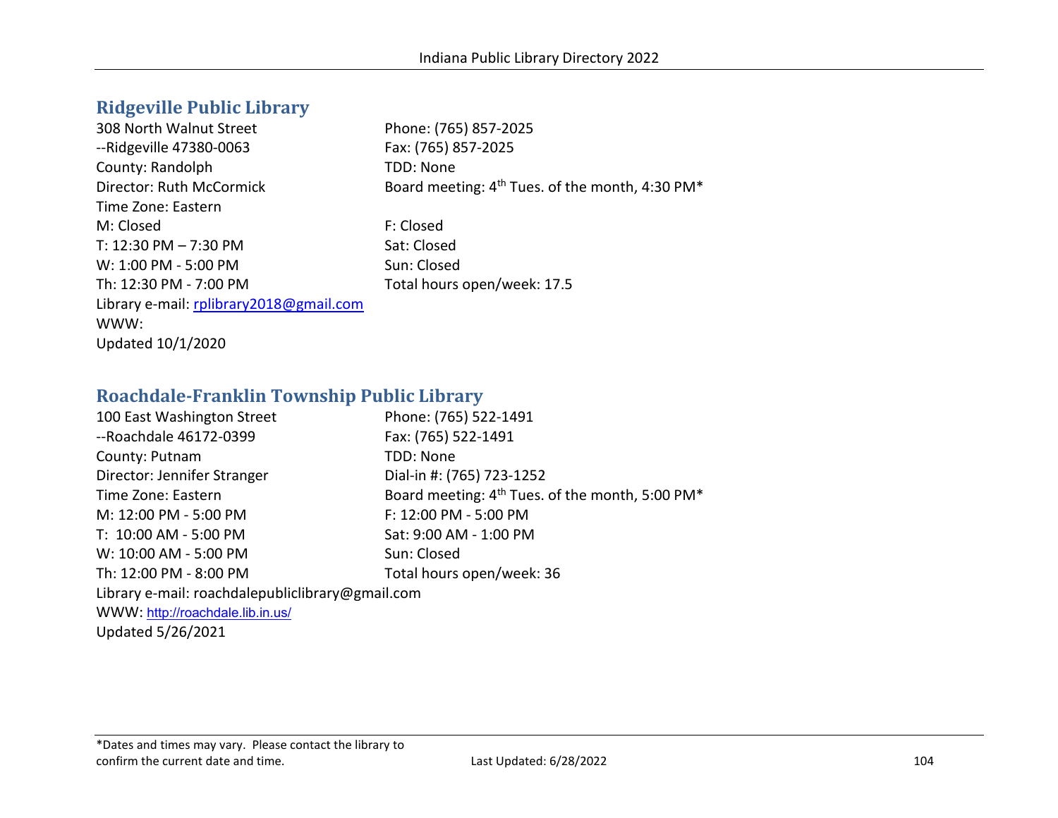## Ridgeville Public Library

308 North Walnut Street
--Ridgeville 47380-0063
County: Randolph
Director: Ruth McCormick
Time Zone: Eastern

Phone: (765) 857-2025
Fax: (765) 857-2025
TDD: None
Board meeting: 4th Tues. of the month, 4:30 PM*

M: Closed
T: 12:30 PM – 7:30 PM
W: 1:00 PM - 5:00 PM
Th: 12:30 PM - 7:00 PM
F: Closed
Sat: Closed
Sun: Closed
Total hours open/week: 17.5

Library e-mail: rplibrary2018@gmail.com
WWW:
Updated 10/1/2020

## Roachdale-Franklin Township Public Library

100 East Washington Street
--Roachdale 46172-0399
County: Putnam
Director: Jennifer Stranger
Time Zone: Eastern

Phone: (765) 522-1491
Fax: (765) 522-1491
TDD: None
Dial-in #: (765) 723-1252
Board meeting: 4th Tues. of the month, 5:00 PM*

M: 12:00 PM - 5:00 PM
T: 10:00 AM - 5:00 PM
W: 10:00 AM - 5:00 PM
Th: 12:00 PM - 8:00 PM
F: 12:00 PM - 5:00 PM
Sat: 9:00 AM - 1:00 PM
Sun: Closed
Total hours open/week: 36

Library e-mail: roachdalepubliclibrary@gmail.com
WWW: http://roachdale.lib.in.us/
Updated 5/26/2021

*Dates and times may vary. Please contact the library to confirm the current date and time.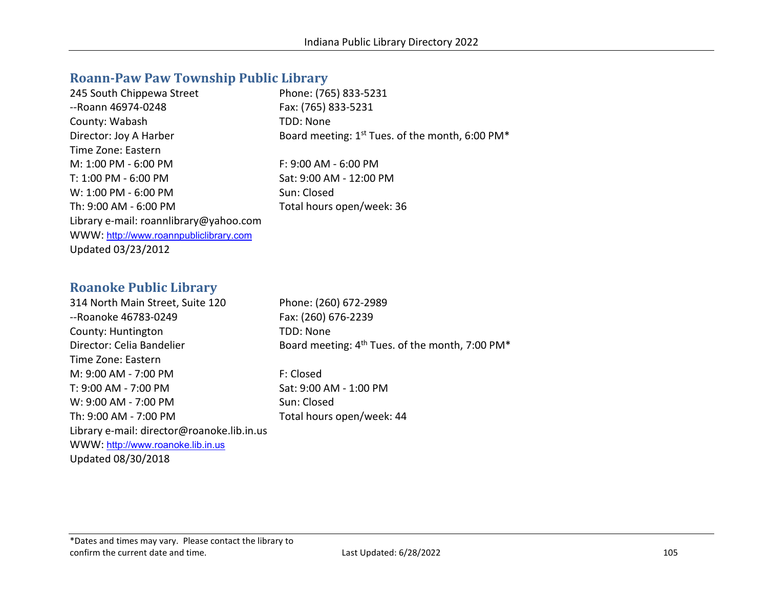## Roann-Paw Paw Township Public Library

245 South Chippewa Street
--Roann 46974-0248
County: Wabash
Director: Joy A Harber
Time Zone: Eastern
M: 1:00 PM - 6:00 PM
T: 1:00 PM - 6:00 PM
W: 1:00 PM - 6:00 PM
Th: 9:00 AM - 6:00 PM
Library e-mail: roannlibrary@yahoo.com
WWW: http://www.roannpubliclibrary.com
Updated 03/23/2012

Phone: (765) 833-5231
Fax: (765) 833-5231
TDD: None
Board meeting: 1st Tues. of the month, 6:00 PM*

F: 9:00 AM - 6:00 PM
Sat: 9:00 AM - 12:00 PM
Sun: Closed
Total hours open/week: 36

## Roanoke Public Library

314 North Main Street, Suite 120
--Roanoke 46783-0249
County: Huntington
Director: Celia Bandelier
Time Zone: Eastern
M: 9:00 AM - 7:00 PM
T: 9:00 AM - 7:00 PM
W: 9:00 AM - 7:00 PM
Th: 9:00 AM - 7:00 PM
Library e-mail: director@roanoke.lib.in.us
WWW: http://www.roanoke.lib.in.us
Updated 08/30/2018

Phone: (260) 672-2989
Fax: (260) 676-2239
TDD: None
Board meeting: 4th Tues. of the month, 7:00 PM*

F: Closed
Sat: 9:00 AM - 1:00 PM
Sun: Closed
Total hours open/week: 44

*Dates and times may vary. Please contact the library to confirm the current date and time.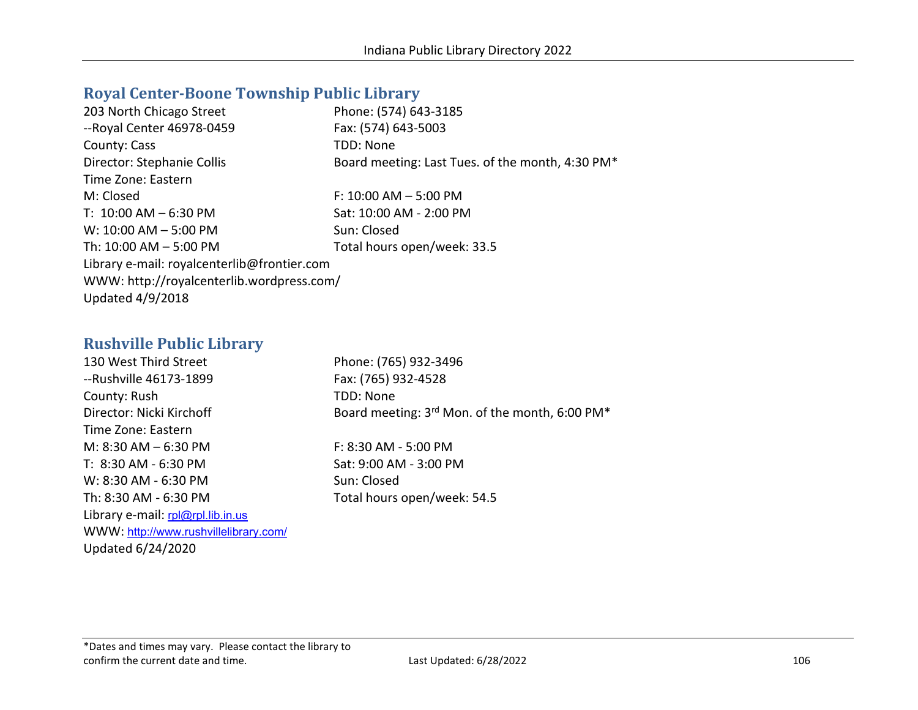## Royal Center-Boone Township Public Library

203 North Chicago Street
--Royal Center 46978-0459
County: Cass
Director: Stephanie Collis
Time Zone: Eastern

Phone: (574) 643-3185
Fax: (574) 643-5003
TDD: None
Board meeting: Last Tues. of the month, 4:30 PM*

M: Closed
T: 10:00 AM – 6:30 PM
W: 10:00 AM – 5:00 PM
Th: 10:00 AM – 5:00 PM
F: 10:00 AM – 5:00 PM
Sat: 10:00 AM - 2:00 PM
Sun: Closed
Total hours open/week: 33.5

Library e-mail: royalcenterlib@frontier.com
WWW: http://royalcenterlib.wordpress.com/
Updated 4/9/2018

## Rushville Public Library

130 West Third Street
--Rushville 46173-1899
County: Rush
Director: Nicki Kirchoff
Time Zone: Eastern

Phone: (765) 932-3496
Fax: (765) 932-4528
TDD: None
Board meeting: 3rd Mon. of the month, 6:00 PM*

M: 8:30 AM – 6:30 PM
T: 8:30 AM - 6:30 PM
W: 8:30 AM - 6:30 PM
Th: 8:30 AM - 6:30 PM
F: 8:30 AM - 5:00 PM
Sat: 9:00 AM - 3:00 PM
Sun: Closed
Total hours open/week: 54.5

Library e-mail: rpl@rpl.lib.in.us
WWW: http://www.rushvillelibrary.com/
Updated 6/24/2020

*Dates and times may vary. Please contact the library to confirm the current date and time.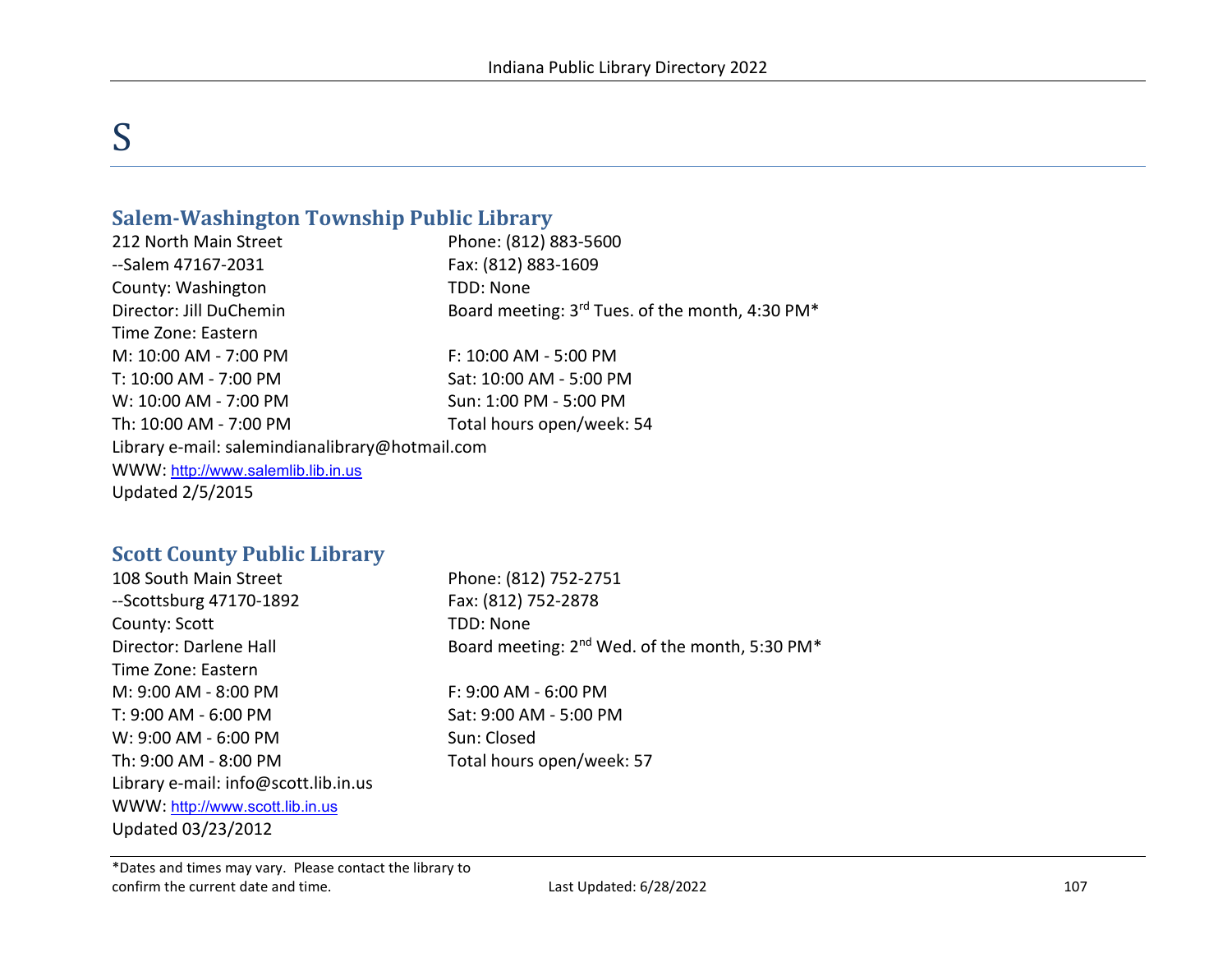# S

## Salem-Washington Township Public Library

212 North Main Street
--Salem 47167-2031
County: Washington
Director: Jill DuChemin
Time Zone: Eastern

Phone: (812) 883-5600
Fax: (812) 883-1609
TDD: None
Board meeting: 3rd Tues. of the month, 4:30 PM*

M: 10:00 AM - 7:00 PM
T: 10:00 AM - 7:00 PM
W: 10:00 AM - 7:00 PM
Th: 10:00 AM - 7:00 PM
F: 10:00 AM - 5:00 PM
Sat: 10:00 AM - 5:00 PM
Sun: 1:00 PM - 5:00 PM
Total hours open/week: 54

Library e-mail: salemindianalibrary@hotmail.com
WWW: http://www.salemlib.lib.in.us
Updated 2/5/2015

## Scott County Public Library

108 South Main Street
--Scottsburg 47170-1892
County: Scott
Director: Darlene Hall
Time Zone: Eastern

Phone: (812) 752-2751
Fax: (812) 752-2878
TDD: None
Board meeting: 2nd Wed. of the month, 5:30 PM*

M: 9:00 AM - 8:00 PM
T: 9:00 AM - 6:00 PM
W: 9:00 AM - 6:00 PM
Th: 9:00 AM - 8:00 PM
F: 9:00 AM - 6:00 PM
Sat: 9:00 AM - 5:00 PM
Sun: Closed
Total hours open/week: 57

Library e-mail: info@scott.lib.in.us
WWW: http://www.scott.lib.in.us
Updated 03/23/2012

*Dates and times may vary. Please contact the library to confirm the current date and time.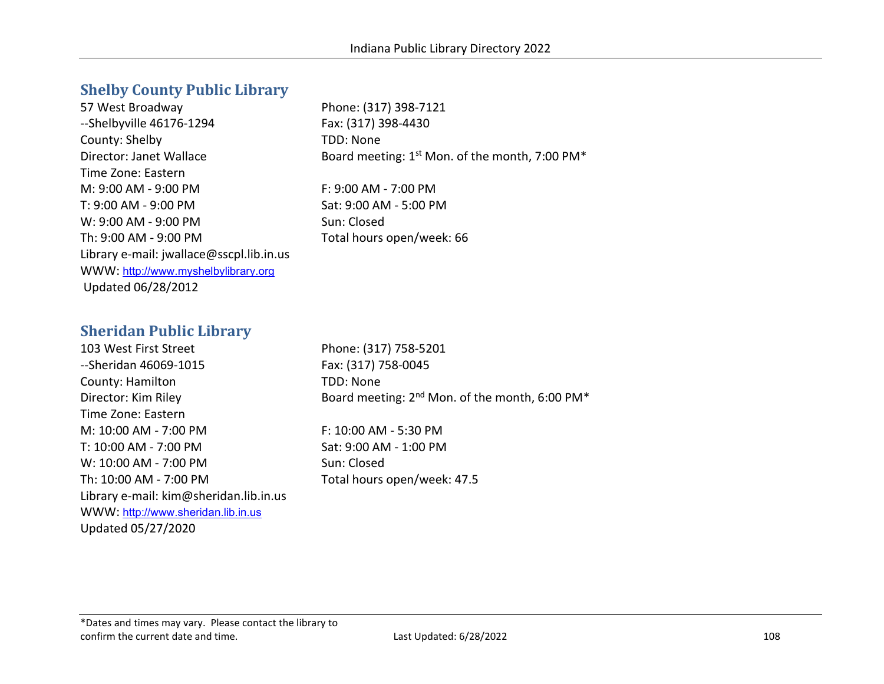## Shelby County Public Library

57 West Broadway
--Shelbyville 46176-1294
County: Shelby
Director: Janet Wallace
Time Zone: Eastern
M: 9:00 AM - 9:00 PM
T: 9:00 AM - 9:00 PM
W: 9:00 AM - 9:00 PM
Th: 9:00 AM - 9:00 PM
Library e-mail: jwallace@sscpl.lib.in.us
WWW: http://www.myshelbylibrary.org
Updated 06/28/2012

Phone: (317) 398-7121
Fax: (317) 398-4430
TDD: None
Board meeting: 1st Mon. of the month, 7:00 PM*

F: 9:00 AM - 7:00 PM
Sat: 9:00 AM - 5:00 PM
Sun: Closed
Total hours open/week: 66

## Sheridan Public Library

103 West First Street
--Sheridan 46069-1015
County: Hamilton
Director: Kim Riley
Time Zone: Eastern
M: 10:00 AM - 7:00 PM
T: 10:00 AM - 7:00 PM
W: 10:00 AM - 7:00 PM
Th: 10:00 AM - 7:00 PM
Library e-mail: kim@sheridan.lib.in.us
WWW: http://www.sheridan.lib.in.us
Updated 05/27/2020

Phone: (317) 758-5201
Fax: (317) 758-0045
TDD: None
Board meeting: 2nd Mon. of the month, 6:00 PM*

F: 10:00 AM - 5:30 PM
Sat: 9:00 AM - 1:00 PM
Sun: Closed
Total hours open/week: 47.5

*Dates and times may vary. Please contact the library to confirm the current date and time.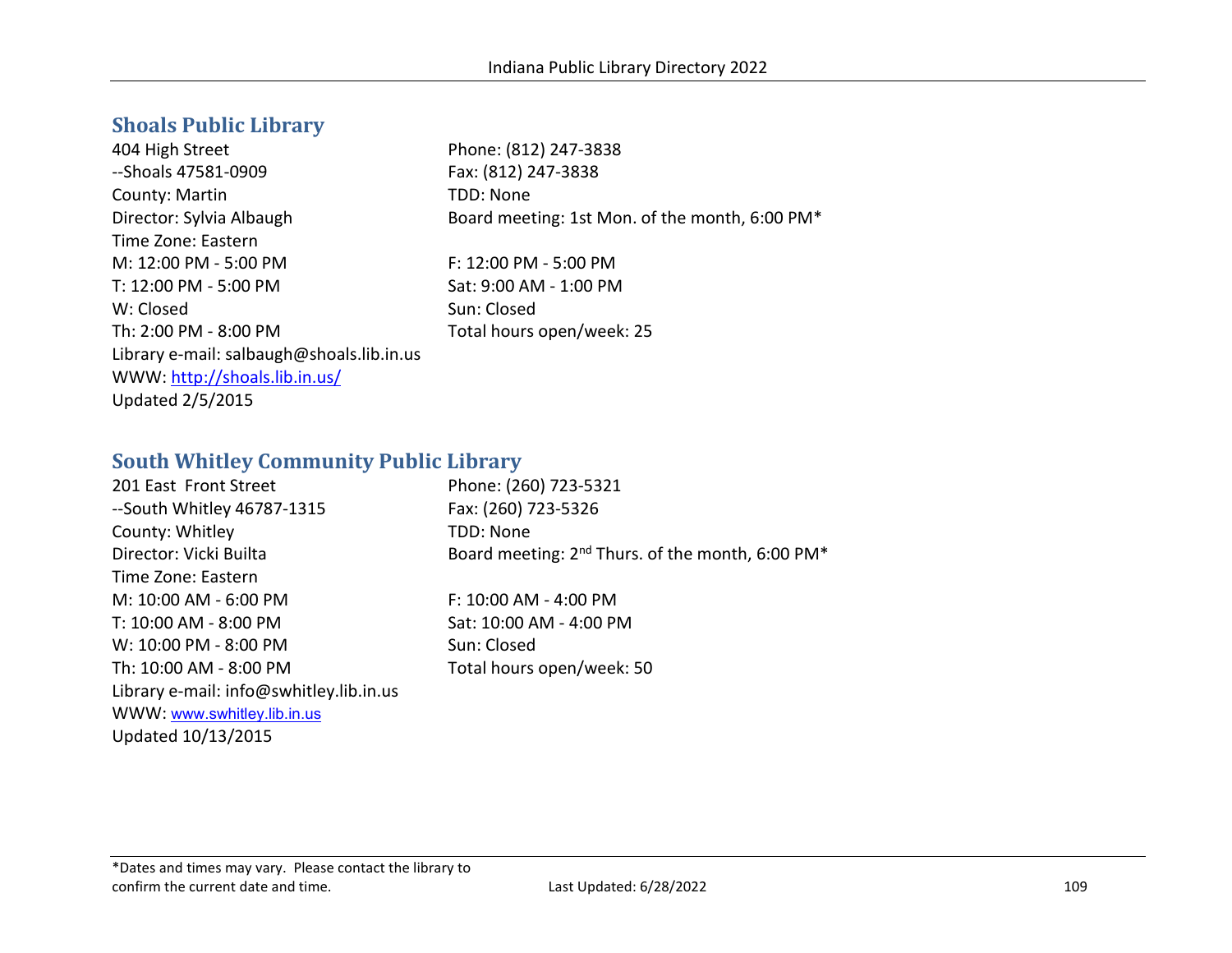## Shoals Public Library

404 High Street
--Shoals 47581-0909
County: Martin
Director: Sylvia Albaugh
Time Zone: Eastern

Phone: (812) 247-3838
Fax: (812) 247-3838
TDD: None
Board meeting: 1st Mon. of the month, 6:00 PM*

M: 12:00 PM - 5:00 PM
T: 12:00 PM - 5:00 PM
W: Closed
Th: 2:00 PM - 8:00 PM
F: 12:00 PM - 5:00 PM
Sat: 9:00 AM - 1:00 PM
Sun: Closed
Total hours open/week: 25

Library e-mail: salbaugh@shoals.lib.in.us
WWW: http://shoals.lib.in.us/
Updated 2/5/2015

## South Whitley Community Public Library

201 East Front Street
--South Whitley 46787-1315
County: Whitley
Director: Vicki Builta
Time Zone: Eastern

Phone: (260) 723-5321
Fax: (260) 723-5326
TDD: None
Board meeting: 2nd Thurs. of the month, 6:00 PM*

M: 10:00 AM - 6:00 PM
T: 10:00 AM - 8:00 PM
W: 10:00 PM - 8:00 PM
Th: 10:00 AM - 8:00 PM
F: 10:00 AM - 4:00 PM
Sat: 10:00 AM - 4:00 PM
Sun: Closed
Total hours open/week: 50

Library e-mail: info@swhitley.lib.in.us
WWW: www.swhitley.lib.in.us
Updated 10/13/2015

*Dates and times may vary. Please contact the library to confirm the current date and time.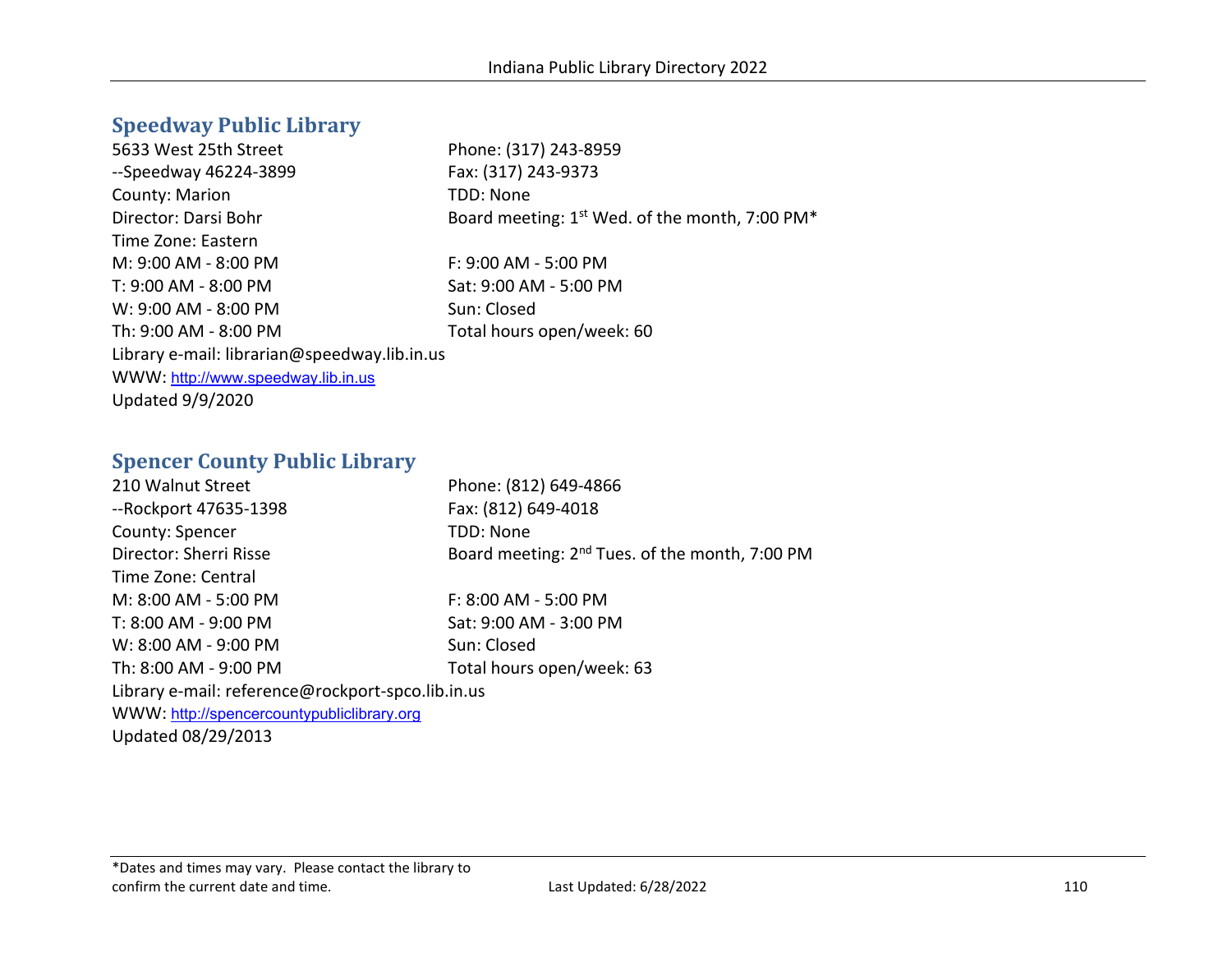## Speedway Public Library

5633 West 25th Street
--Speedway 46224-3899
County: Marion
Director: Darsi Bohr
Time Zone: Eastern

Phone: (317) 243-8959
Fax: (317) 243-9373
TDD: None
Board meeting: 1st Wed. of the month, 7:00 PM*

M: 9:00 AM - 8:00 PM
T: 9:00 AM - 8:00 PM
W: 9:00 AM - 8:00 PM
Th: 9:00 AM - 8:00 PM
F: 9:00 AM - 5:00 PM
Sat: 9:00 AM - 5:00 PM
Sun: Closed
Total hours open/week: 60

Library e-mail: librarian@speedway.lib.in.us
WWW: http://www.speedway.lib.in.us
Updated 9/9/2020

## Spencer County Public Library

210 Walnut Street
--Rockport 47635-1398
County: Spencer
Director: Sherri Risse
Time Zone: Central

Phone: (812) 649-4866
Fax: (812) 649-4018
TDD: None
Board meeting: 2nd Tues. of the month, 7:00 PM

M: 8:00 AM - 5:00 PM
T: 8:00 AM - 9:00 PM
W: 8:00 AM - 9:00 PM
Th: 8:00 AM - 9:00 PM
F: 8:00 AM - 5:00 PM
Sat: 9:00 AM - 3:00 PM
Sun: Closed
Total hours open/week: 63

Library e-mail: reference@rockport-spco.lib.in.us
WWW: http://spencercountypubliclibrary.org
Updated 08/29/2013

*Dates and times may vary. Please contact the library to confirm the current date and time.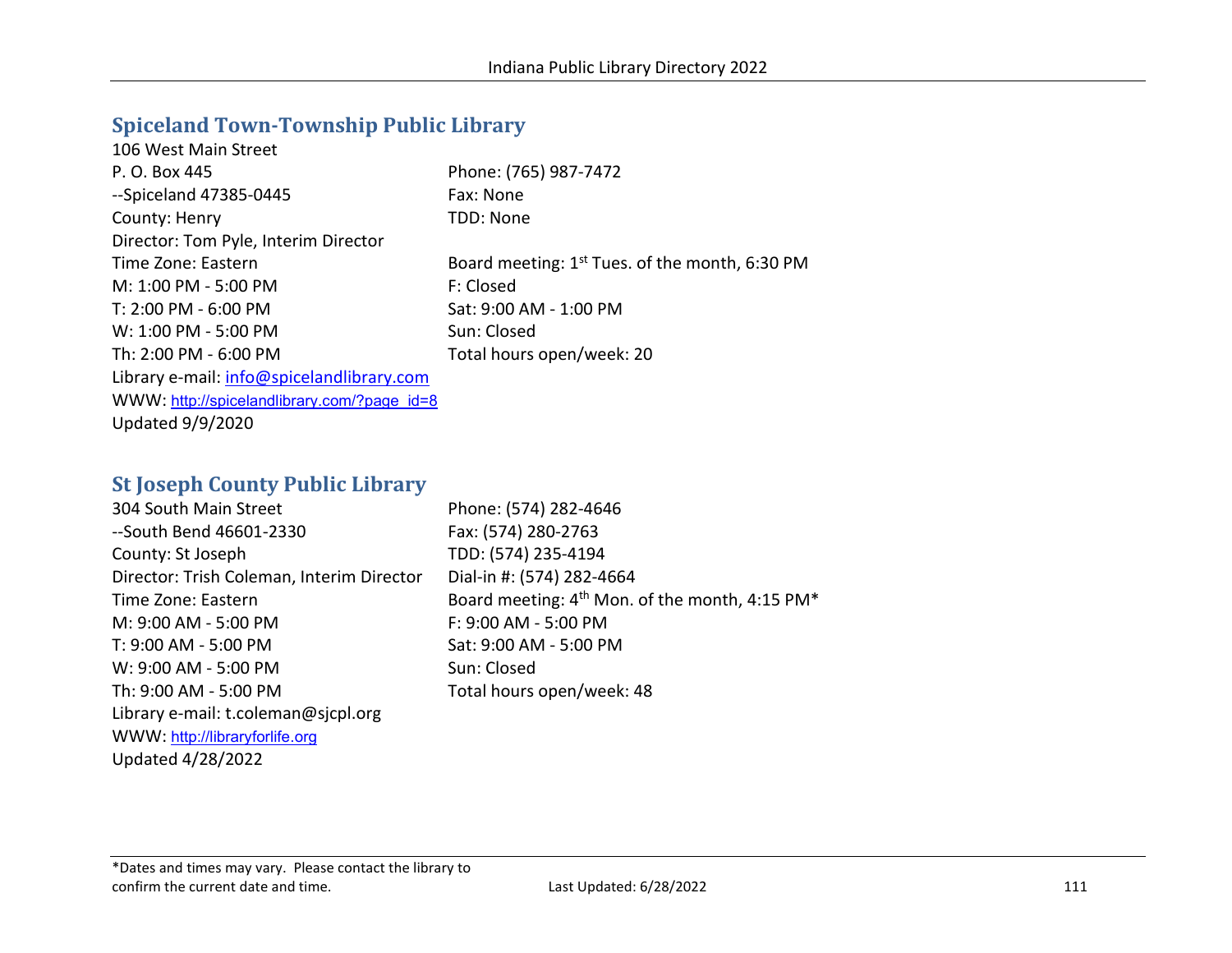## Spiceland Town-Township Public Library

106 West Main Street
P. O. Box 445
--Spiceland 47385-0445
County: Henry
Director: Tom Pyle, Interim Director
Time Zone: Eastern
M: 1:00 PM - 5:00 PM
T: 2:00 PM - 6:00 PM
W: 1:00 PM - 5:00 PM
Th: 2:00 PM - 6:00 PM
Library e-mail: info@spicelandlibrary.com
WWW: http://spicelandlibrary.com/?page_id=8
Updated 9/9/2020

Phone: (765) 987-7472
Fax: None
TDD: None

Board meeting: 1st Tues. of the month, 6:30 PM
F: Closed
Sat: 9:00 AM - 1:00 PM
Sun: Closed
Total hours open/week: 20

## St Joseph County Public Library

304 South Main Street
--South Bend 46601-2330
County: St Joseph
Director: Trish Coleman, Interim Director
Time Zone: Eastern
M: 9:00 AM - 5:00 PM
T: 9:00 AM - 5:00 PM
W: 9:00 AM - 5:00 PM
Th: 9:00 AM - 5:00 PM
Library e-mail: t.coleman@sjcpl.org
WWW: http://libraryforlife.org
Updated 4/28/2022

Phone: (574) 282-4646
Fax: (574) 280-2763
TDD: (574) 235-4194
Dial-in #: (574) 282-4664
Board meeting: 4th Mon. of the month, 4:15 PM*
F: 9:00 AM - 5:00 PM
Sat: 9:00 AM - 5:00 PM
Sun: Closed
Total hours open/week: 48

*Dates and times may vary. Please contact the library to confirm the current date and time.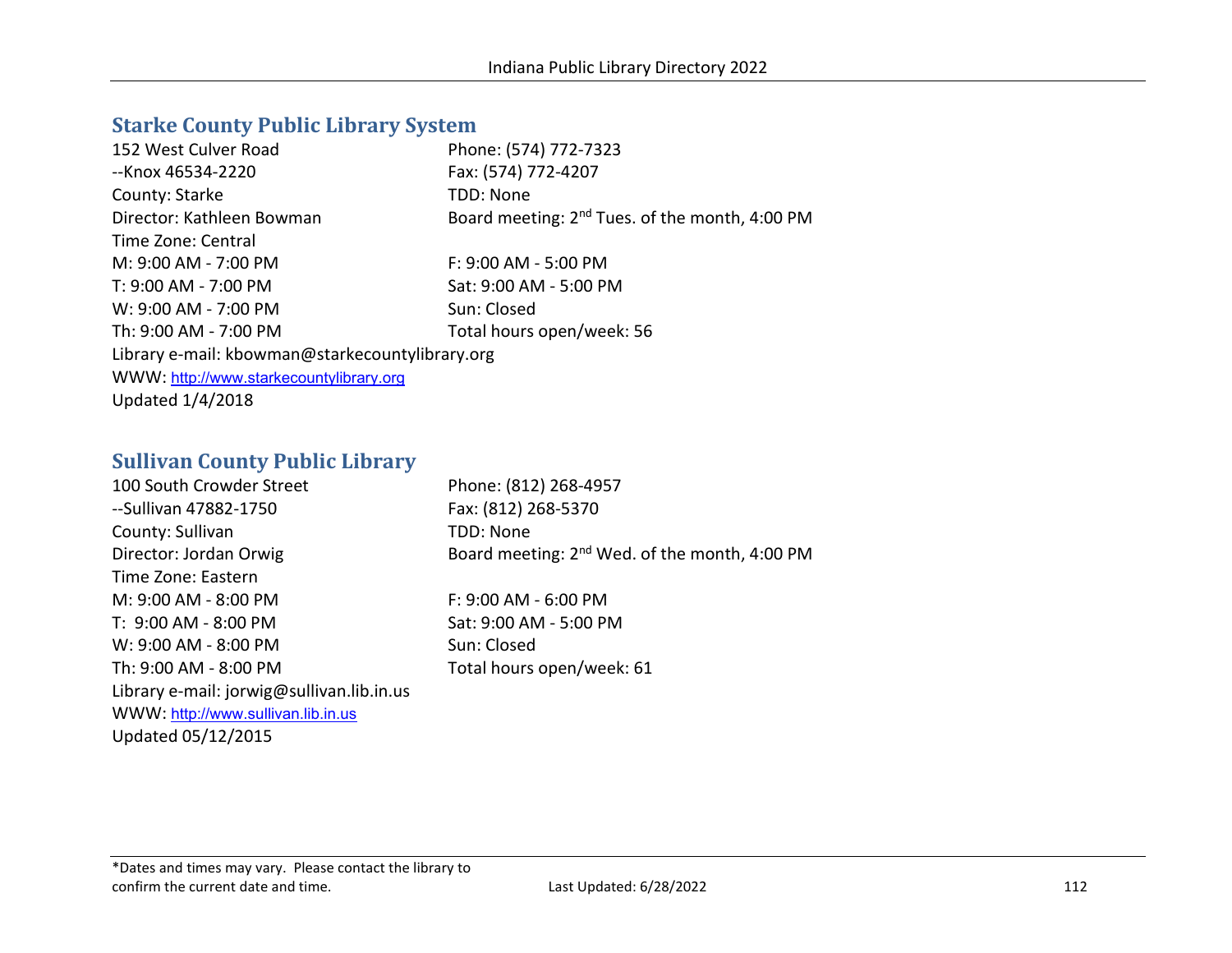## Starke County Public Library System

152 West Culver Road
--Knox 46534-2220
County: Starke
Director: Kathleen Bowman
Time Zone: Central

Phone: (574) 772-7323
Fax: (574) 772-4207
TDD: None
Board meeting: 2nd Tues. of the month, 4:00 PM

M: 9:00 AM - 7:00 PM
T: 9:00 AM - 7:00 PM
W: 9:00 AM - 7:00 PM
Th: 9:00 AM - 7:00 PM
F: 9:00 AM - 5:00 PM
Sat: 9:00 AM - 5:00 PM
Sun: Closed
Total hours open/week: 56

Library e-mail: kbowman@starkecountylibrary.org
WWW: http://www.starkecountylibrary.org
Updated 1/4/2018

## Sullivan County Public Library

100 South Crowder Street
--Sullivan 47882-1750
County: Sullivan
Director: Jordan Orwig
Time Zone: Eastern

Phone: (812) 268-4957
Fax: (812) 268-5370
TDD: None
Board meeting: 2nd Wed. of the month, 4:00 PM

M: 9:00 AM - 8:00 PM
T: 9:00 AM - 8:00 PM
W: 9:00 AM - 8:00 PM
Th: 9:00 AM - 8:00 PM
F: 9:00 AM - 6:00 PM
Sat: 9:00 AM - 5:00 PM
Sun: Closed
Total hours open/week: 61

Library e-mail: jorwig@sullivan.lib.in.us
WWW: http://www.sullivan.lib.in.us
Updated 05/12/2015

*Dates and times may vary. Please contact the library to confirm the current date and time.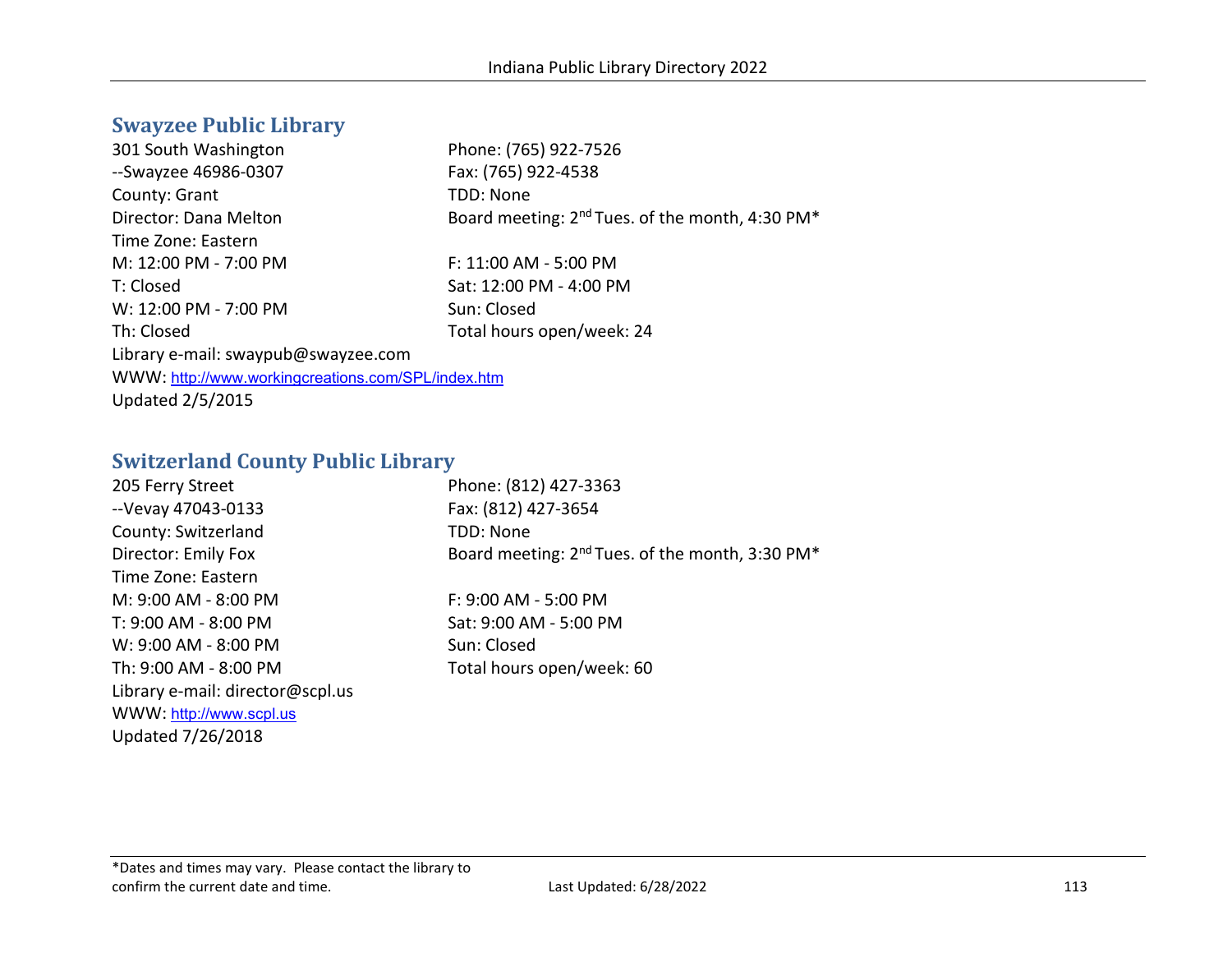## Swayzee Public Library

301 South Washington
--Swayzee 46986-0307
County: Grant
Director: Dana Melton
Time Zone: Eastern

Phone: (765) 922-7526
Fax: (765) 922-4538
TDD: None
Board meeting: 2nd Tues. of the month, 4:30 PM*

M: 12:00 PM - 7:00 PM
T: Closed
W: 12:00 PM - 7:00 PM
Th: Closed
F: 11:00 AM - 5:00 PM
Sat: 12:00 PM - 4:00 PM
Sun: Closed
Total hours open/week: 24

Library e-mail: swaypub@swayzee.com
WWW: http://www.workingcreations.com/SPL/index.htm
Updated 2/5/2015

## Switzerland County Public Library

205 Ferry Street
--Vevay 47043-0133
County: Switzerland
Director: Emily Fox
Time Zone: Eastern

Phone: (812) 427-3363
Fax: (812) 427-3654
TDD: None
Board meeting: 2nd Tues. of the month, 3:30 PM*

M: 9:00 AM - 8:00 PM
T: 9:00 AM - 8:00 PM
W: 9:00 AM - 8:00 PM
Th: 9:00 AM - 8:00 PM
F: 9:00 AM - 5:00 PM
Sat: 9:00 AM - 5:00 PM
Sun: Closed
Total hours open/week: 60

Library e-mail: director@scpl.us
WWW: http://www.scpl.us
Updated 7/26/2018

*Dates and times may vary. Please contact the library to confirm the current date and time.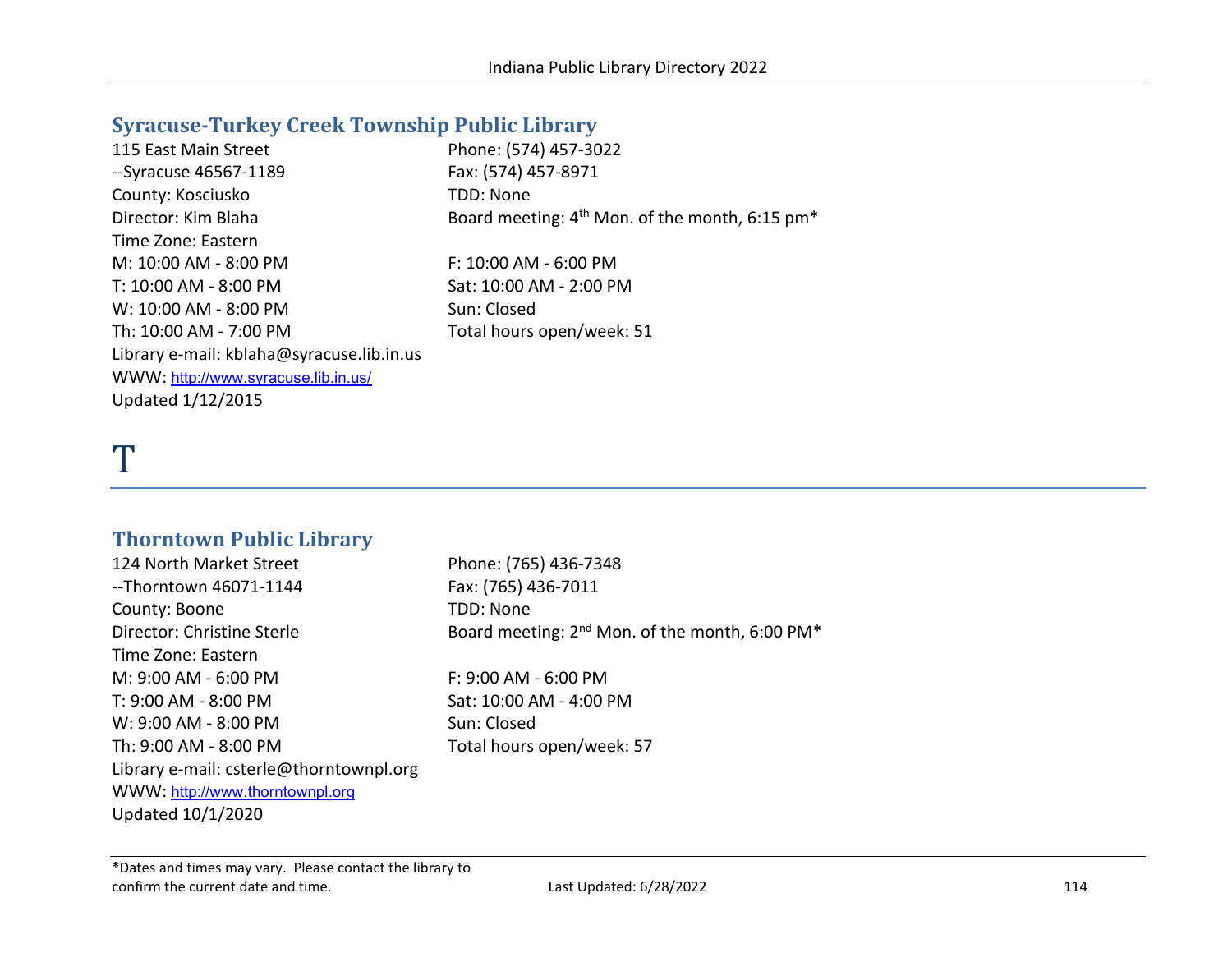## Syracuse-Turkey Creek Township Public Library

115 East Main Street
--Syracuse 46567-1189
County: Kosciusko
Director: Kim Blaha
Time Zone: Eastern
M: 10:00 AM - 8:00 PM
T: 10:00 AM - 8:00 PM
W: 10:00 AM - 8:00 PM
Th: 10:00 AM - 7:00 PM
F: 10:00 AM - 6:00 PM
Sat: 10:00 AM - 2:00 PM
Sun: Closed
Total hours open/week: 51
Phone: (574) 457-3022
Fax: (574) 457-8971
TDD: None
Board meeting: 4th Mon. of the month, 6:15 pm*
Library e-mail: kblaha@syracuse.lib.in.us
WWW: http://www.syracuse.lib.in.us/
Updated 1/12/2015

# T

## Thorntown Public Library

124 North Market Street
--Thorntown 46071-1144
County: Boone
Director: Christine Sterle
Time Zone: Eastern
M: 9:00 AM - 6:00 PM
T: 9:00 AM - 8:00 PM
W: 9:00 AM - 8:00 PM
Th: 9:00 AM - 8:00 PM
F: 9:00 AM - 6:00 PM
Sat: 10:00 AM - 4:00 PM
Sun: Closed
Total hours open/week: 57
Phone: (765) 436-7348
Fax: (765) 436-7011
TDD: None
Board meeting: 2nd Mon. of the month, 6:00 PM*
Library e-mail: csterle@thorntownpl.org
WWW: http://www.thorntownpl.org
Updated 10/1/2020

*Dates and times may vary. Please contact the library to confirm the current date and time.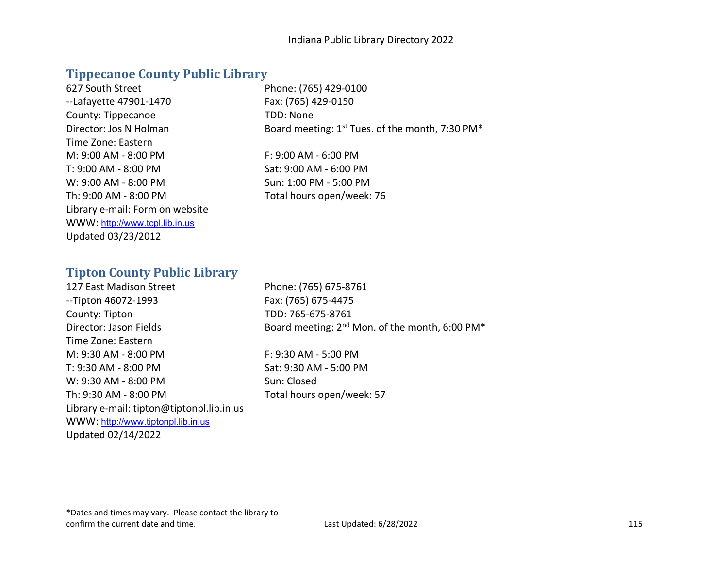## Tippecanoe County Public Library

627 South Street
--Lafayette 47901-1470
County: Tippecanoe
Director: Jos N Holman
Time Zone: Eastern
M: 9:00 AM - 8:00 PM
T: 9:00 AM - 8:00 PM
W: 9:00 AM - 8:00 PM
Th: 9:00 AM - 8:00 PM
Library e-mail: Form on website
WWW: http://www.tcpl.lib.in.us
Updated 03/23/2012

Phone: (765) 429-0100
Fax: (765) 429-0150
TDD: None
Board meeting: 1st Tues. of the month, 7:30 PM*

F: 9:00 AM - 6:00 PM
Sat: 9:00 AM - 6:00 PM
Sun: 1:00 PM - 5:00 PM
Total hours open/week: 76

## Tipton County Public Library

127 East Madison Street
--Tipton 46072-1993
County: Tipton
Director: Jason Fields
Time Zone: Eastern
M: 9:30 AM - 8:00 PM
T: 9:30 AM - 8:00 PM
W: 9:30 AM - 8:00 PM
Th: 9:30 AM - 8:00 PM
Library e-mail: tipton@tiptonpl.lib.in.us
WWW: http://www.tiptonpl.lib.in.us
Updated 02/14/2022

Phone: (765) 675-8761
Fax: (765) 675-4475
TDD: 765-675-8761
Board meeting: 2nd Mon. of the month, 6:00 PM*

F: 9:30 AM - 5:00 PM
Sat: 9:30 AM - 5:00 PM
Sun: Closed
Total hours open/week: 57

*Dates and times may vary. Please contact the library to confirm the current date and time.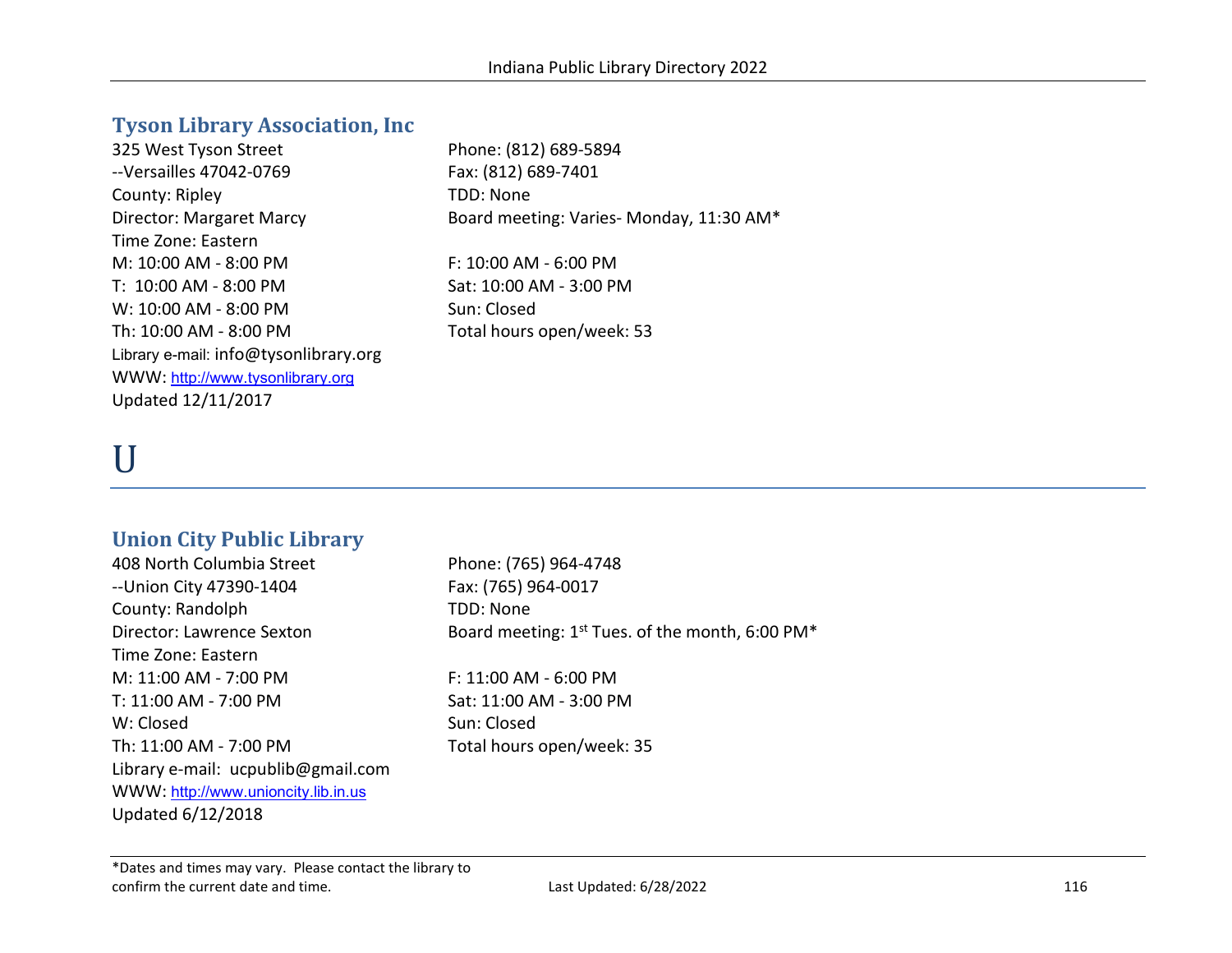## Tyson Library Association, Inc

325 West Tyson Street
--Versailles 47042-0769
County: Ripley
Director: Margaret Marcy
Time Zone: Eastern
M: 10:00 AM - 8:00 PM
T: 10:00 AM - 8:00 PM
W: 10:00 AM - 8:00 PM
Th: 10:00 AM - 8:00 PM
Library e-mail: info@tysonlibrary.org
WWW: http://www.tysonlibrary.org
Updated 12/11/2017

Phone: (812) 689-5894
Fax: (812) 689-7401
TDD: None
Board meeting: Varies- Monday, 11:30 AM*

F: 10:00 AM - 6:00 PM
Sat: 10:00 AM - 3:00 PM
Sun: Closed
Total hours open/week: 53

# U

## Union City Public Library

408 North Columbia Street
--Union City 47390-1404
County: Randolph
Director: Lawrence Sexton
Time Zone: Eastern
M: 11:00 AM - 7:00 PM
T: 11:00 AM - 7:00 PM
W: Closed
Th: 11:00 AM - 7:00 PM
Library e-mail: ucpublib@gmail.com
WWW: http://www.unioncity.lib.in.us
Updated 6/12/2018

Phone: (765) 964-4748
Fax: (765) 964-0017
TDD: None
Board meeting: 1st Tues. of the month, 6:00 PM*

F: 11:00 AM - 6:00 PM
Sat: 11:00 AM - 3:00 PM
Sun: Closed
Total hours open/week: 35

*Dates and times may vary. Please contact the library to confirm the current date and time.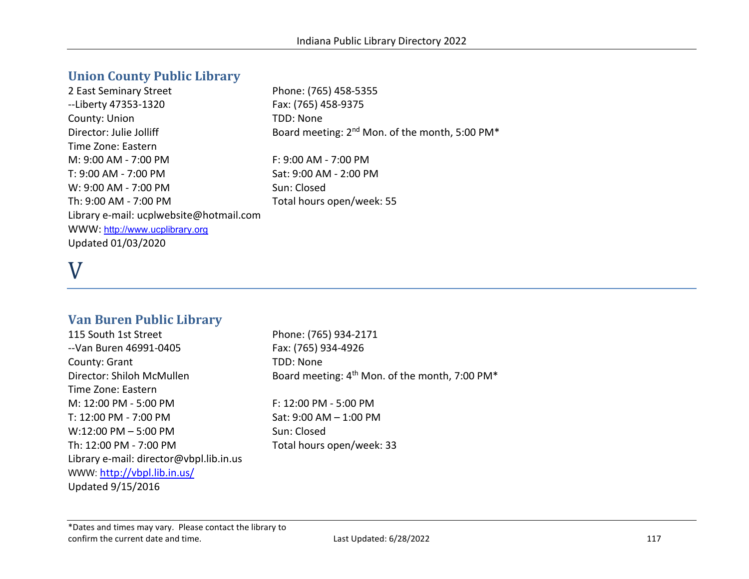## Union County Public Library

2 East Seminary Street
--Liberty 47353-1320
County: Union
Director: Julie Jolliff
Time Zone: Eastern

Phone: (765) 458-5355
Fax: (765) 458-9375
TDD: None
Board meeting: 2nd Mon. of the month, 5:00 PM*

M: 9:00 AM - 7:00 PM
T: 9:00 AM - 7:00 PM
W: 9:00 AM - 7:00 PM
Th: 9:00 AM - 7:00 PM
F: 9:00 AM - 7:00 PM
Sat: 9:00 AM - 2:00 PM
Sun: Closed
Total hours open/week: 55

Library e-mail: ucplwebsite@hotmail.com
WWW: http://www.ucplibrary.org
Updated 01/03/2020

# V

## Van Buren Public Library

115 South 1st Street
--Van Buren 46991-0405
County: Grant
Director: Shiloh McMullen
Time Zone: Eastern

Phone: (765) 934-2171
Fax: (765) 934-4926
TDD: None
Board meeting: 4th Mon. of the month, 7:00 PM*

M: 12:00 PM - 5:00 PM
T: 12:00 PM - 7:00 PM
W:12:00 PM – 5:00 PM
Th: 12:00 PM - 7:00 PM
F: 12:00 PM - 5:00 PM
Sat: 9:00 AM – 1:00 PM
Sun: Closed
Total hours open/week: 33

Library e-mail: director@vbpl.lib.in.us
WWW: http://vbpl.lib.in.us/
Updated 9/15/2016

*Dates and times may vary. Please contact the library to confirm the current date and time.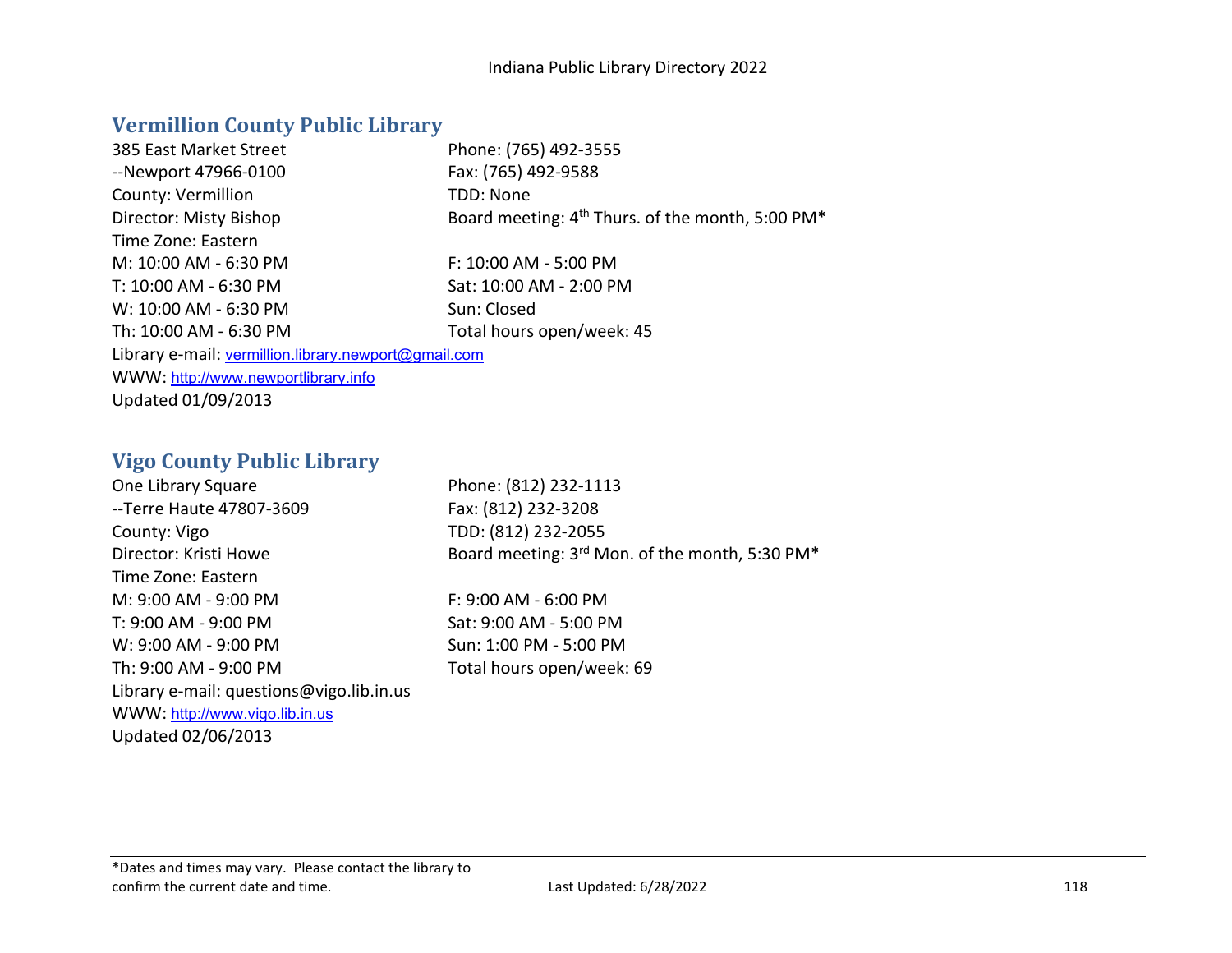## Vermillion County Public Library

385 East Market Street
--Newport 47966-0100
County: Vermillion
Director: Misty Bishop
Time Zone: Eastern

Phone: (765) 492-3555
Fax: (765) 492-9588
TDD: None
Board meeting: 4th Thurs. of the month, 5:00 PM*

M: 10:00 AM - 6:30 PM
T: 10:00 AM - 6:30 PM
W: 10:00 AM - 6:30 PM
Th: 10:00 AM - 6:30 PM
F: 10:00 AM - 5:00 PM
Sat: 10:00 AM - 2:00 PM
Sun: Closed
Total hours open/week: 45

Library e-mail: vermillion.library.newport@gmail.com
WWW: http://www.newportlibrary.info
Updated 01/09/2013

## Vigo County Public Library

One Library Square
--Terre Haute 47807-3609
County: Vigo
Director: Kristi Howe
Time Zone: Eastern

Phone: (812) 232-1113
Fax: (812) 232-3208
TDD: (812) 232-2055
Board meeting: 3rd Mon. of the month, 5:30 PM*

M: 9:00 AM - 9:00 PM
T: 9:00 AM - 9:00 PM
W: 9:00 AM - 9:00 PM
Th: 9:00 AM - 9:00 PM
F: 9:00 AM - 6:00 PM
Sat: 9:00 AM - 5:00 PM
Sun: 1:00 PM - 5:00 PM
Total hours open/week: 69

Library e-mail: questions@vigo.lib.in.us
WWW: http://www.vigo.lib.in.us
Updated 02/06/2013

*Dates and times may vary. Please contact the library to confirm the current date and time.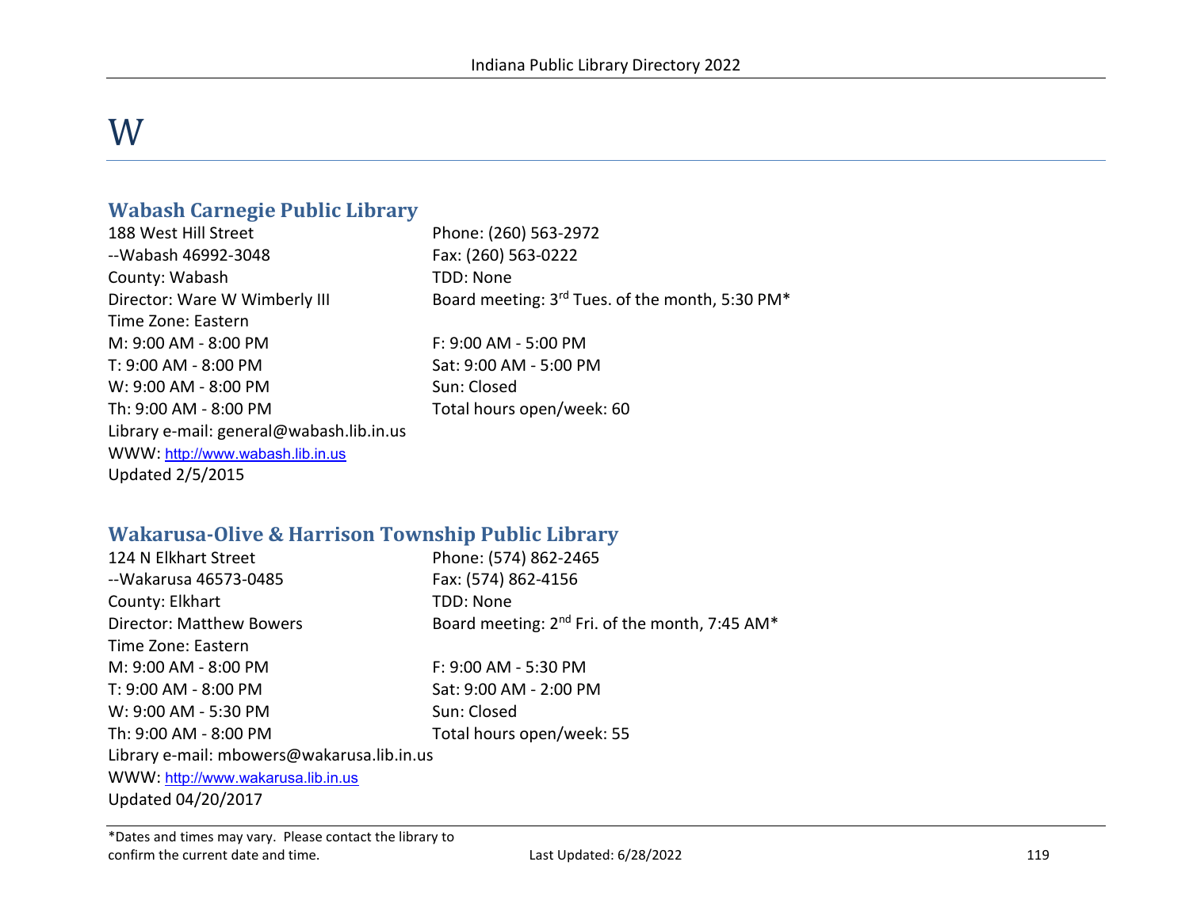# W

## Wabash Carnegie Public Library

188 West Hill Street
--Wabash 46992-3048
County: Wabash
Director: Ware W Wimberly III
Time Zone: Eastern

Phone: (260) 563-2972
Fax: (260) 563-0222
TDD: None
Board meeting: 3rd Tues. of the month, 5:30 PM*

M: 9:00 AM - 8:00 PM
T: 9:00 AM - 8:00 PM
W: 9:00 AM - 8:00 PM
Th: 9:00 AM - 8:00 PM
F: 9:00 AM - 5:00 PM
Sat: 9:00 AM - 5:00 PM
Sun: Closed
Total hours open/week: 60

Library e-mail: general@wabash.lib.in.us
WWW: http://www.wabash.lib.in.us
Updated 2/5/2015

## Wakarusa-Olive & Harrison Township Public Library

124 N Elkhart Street
--Wakarusa 46573-0485
County: Elkhart
Director: Matthew Bowers
Time Zone: Eastern

Phone: (574) 862-2465
Fax: (574) 862-4156
TDD: None
Board meeting: 2nd Fri. of the month, 7:45 AM*

M: 9:00 AM - 8:00 PM
T: 9:00 AM - 8:00 PM
W: 9:00 AM - 5:30 PM
Th: 9:00 AM - 8:00 PM
F: 9:00 AM - 5:30 PM
Sat: 9:00 AM - 2:00 PM
Sun: Closed
Total hours open/week: 55

Library e-mail: mbowers@wakarusa.lib.in.us
WWW: http://www.wakarusa.lib.in.us
Updated 04/20/2017

*Dates and times may vary. Please contact the library to confirm the current date and time.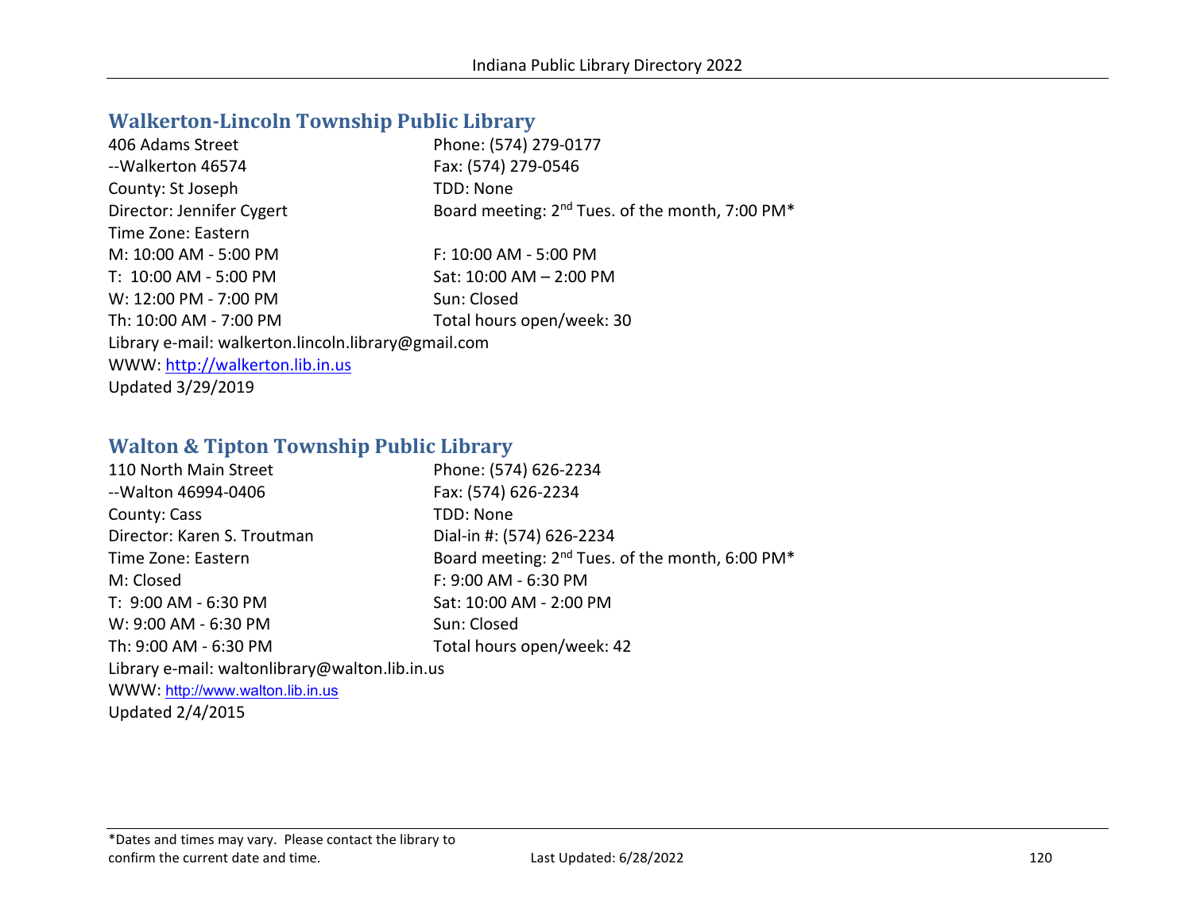## Walkerton-Lincoln Township Public Library

406 Adams Street
--Walkerton 46574
County: St Joseph
Director: Jennifer Cygert
Time Zone: Eastern

Phone: (574) 279-0177
Fax: (574) 279-0546
TDD: None
Board meeting: 2nd Tues. of the month, 7:00 PM*

M: 10:00 AM - 5:00 PM
T: 10:00 AM - 5:00 PM
W: 12:00 PM - 7:00 PM
Th: 10:00 AM - 7:00 PM
F: 10:00 AM - 5:00 PM
Sat: 10:00 AM – 2:00 PM
Sun: Closed
Total hours open/week: 30

Library e-mail: walkerton.lincoln.library@gmail.com
WWW: http://walkerton.lib.in.us
Updated 3/29/2019

## Walton & Tipton Township Public Library

110 North Main Street
--Walton 46994-0406
County: Cass
Director: Karen S. Troutman
Time Zone: Eastern

Phone: (574) 626-2234
Fax: (574) 626-2234
TDD: None
Dial-in #: (574) 626-2234
Board meeting: 2nd Tues. of the month, 6:00 PM*

M: Closed
T: 9:00 AM - 6:30 PM
W: 9:00 AM - 6:30 PM
Th: 9:00 AM - 6:30 PM
F: 9:00 AM - 6:30 PM
Sat: 10:00 AM - 2:00 PM
Sun: Closed
Total hours open/week: 42

Library e-mail: waltonlibrary@walton.lib.in.us
WWW: http://www.walton.lib.in.us
Updated 2/4/2015

*Dates and times may vary. Please contact the library to confirm the current date and time.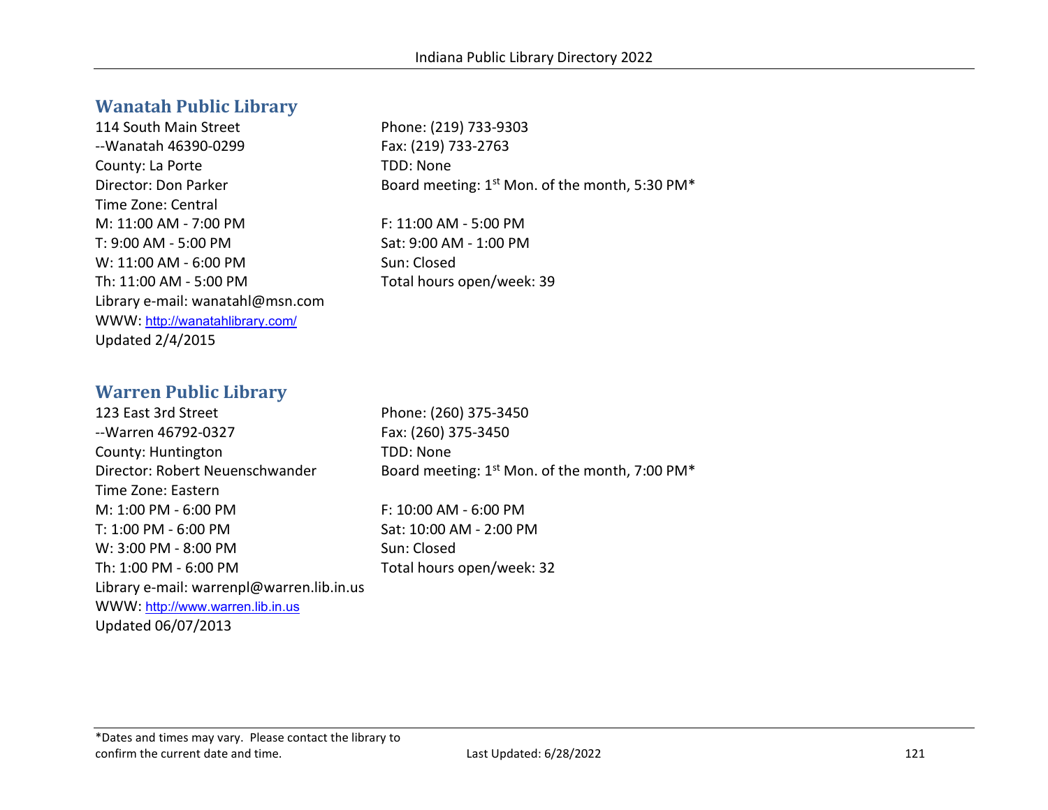## Wanatah Public Library

114 South Main Street
--Wanatah 46390-0299
County: La Porte
Director: Don Parker
Time Zone: Central
M: 11:00 AM - 7:00 PM
T: 9:00 AM - 5:00 PM
W: 11:00 AM - 6:00 PM
Th: 11:00 AM - 5:00 PM
Library e-mail: wanatahl@msn.com
WWW: http://wanatahlibrary.com/
Updated 2/4/2015

Phone: (219) 733-9303
Fax: (219) 733-2763
TDD: None
Board meeting: 1st Mon. of the month, 5:30 PM*

F: 11:00 AM - 5:00 PM
Sat: 9:00 AM - 1:00 PM
Sun: Closed
Total hours open/week: 39

## Warren Public Library

123 East 3rd Street
--Warren 46792-0327
County: Huntington
Director: Robert Neuenschwander
Time Zone: Eastern
M: 1:00 PM - 6:00 PM
T: 1:00 PM - 6:00 PM
W: 3:00 PM - 8:00 PM
Th: 1:00 PM - 6:00 PM
Library e-mail: warrenpl@warren.lib.in.us
WWW: http://www.warren.lib.in.us
Updated 06/07/2013

Phone: (260) 375-3450
Fax: (260) 375-3450
TDD: None
Board meeting: 1st Mon. of the month, 7:00 PM*

F: 10:00 AM - 6:00 PM
Sat: 10:00 AM - 2:00 PM
Sun: Closed
Total hours open/week: 32

*Dates and times may vary. Please contact the library to confirm the current date and time.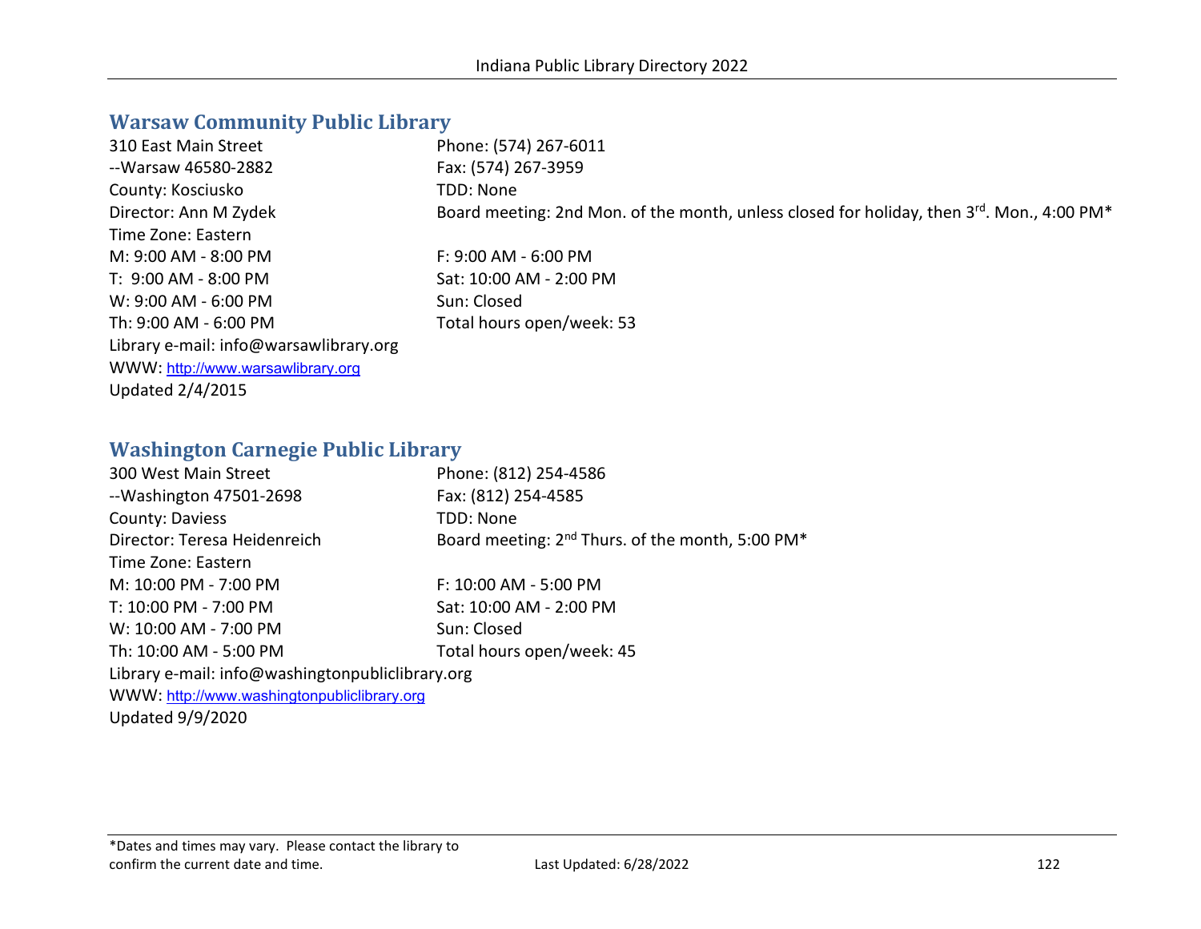## Warsaw Community Public Library

310 East Main Street
--Warsaw 46580-2882
County: Kosciusko
Director: Ann M Zydek
Time Zone: Eastern
M: 9:00 AM - 8:00 PM
T: 9:00 AM - 8:00 PM
W: 9:00 AM - 6:00 PM
Th: 9:00 AM - 6:00 PM
Library e-mail: info@warsawlibrary.org
WWW: http://www.warsawlibrary.org
Updated 2/4/2015

Phone: (574) 267-6011
Fax: (574) 267-3959
TDD: None
Board meeting: 2nd Mon. of the month, unless closed for holiday, then 3rd. Mon., 4:00 PM*

F: 9:00 AM - 6:00 PM
Sat: 10:00 AM - 2:00 PM
Sun: Closed
Total hours open/week: 53

## Washington Carnegie Public Library

300 West Main Street
--Washington 47501-2698
County: Daviess
Director: Teresa Heidenreich
Time Zone: Eastern
M: 10:00 PM - 7:00 PM
T: 10:00 PM - 7:00 PM
W: 10:00 AM - 7:00 PM
Th: 10:00 AM - 5:00 PM
Library e-mail: info@washingtonpubliclibrary.org
WWW: http://www.washingtonpubliclibrary.org
Updated 9/9/2020

Phone: (812) 254-4586
Fax: (812) 254-4585
TDD: None
Board meeting: 2nd Thurs. of the month, 5:00 PM*

F: 10:00 AM - 5:00 PM
Sat: 10:00 AM - 2:00 PM
Sun: Closed
Total hours open/week: 45

*Dates and times may vary. Please contact the library to confirm the current date and time.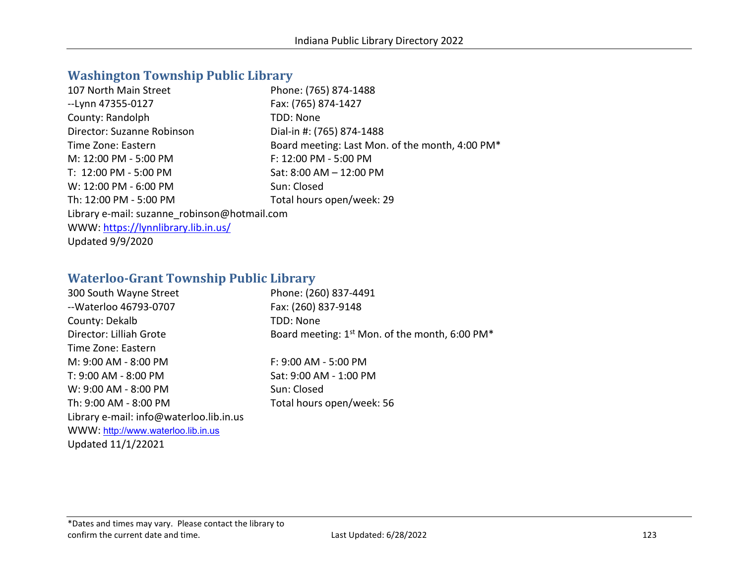## Washington Township Public Library

107 North Main Street
--Lynn 47355-0127
County: Randolph
Director: Suzanne Robinson
Time Zone: Eastern
M: 12:00 PM - 5:00 PM
T: 12:00 PM - 5:00 PM
W: 12:00 PM - 6:00 PM
Th: 12:00 PM - 5:00 PM

Phone: (765) 874-1488
Fax: (765) 874-1427
TDD: None
Dial-in #: (765) 874-1488
Board meeting: Last Mon. of the month, 4:00 PM*
F: 12:00 PM - 5:00 PM
Sat: 8:00 AM – 12:00 PM
Sun: Closed
Total hours open/week: 29

Library e-mail: suzanne_robinson@hotmail.com
WWW: https://lynnlibrary.lib.in.us/
Updated 9/9/2020

## Waterloo-Grant Township Public Library

300 South Wayne Street
--Waterloo 46793-0707
County: Dekalb
Director: Lilliah Grote
Time Zone: Eastern
M: 9:00 AM - 8:00 PM
T: 9:00 AM - 8:00 PM
W: 9:00 AM - 8:00 PM
Th: 9:00 AM - 8:00 PM

Phone: (260) 837-4491
Fax: (260) 837-9148
TDD: None
Board meeting: 1st Mon. of the month, 6:00 PM*
F: 9:00 AM - 5:00 PM
Sat: 9:00 AM - 1:00 PM
Sun: Closed
Total hours open/week: 56

Library e-mail: info@waterloo.lib.in.us
WWW: http://www.waterloo.lib.in.us
Updated 11/1/22021

*Dates and times may vary. Please contact the library to confirm the current date and time.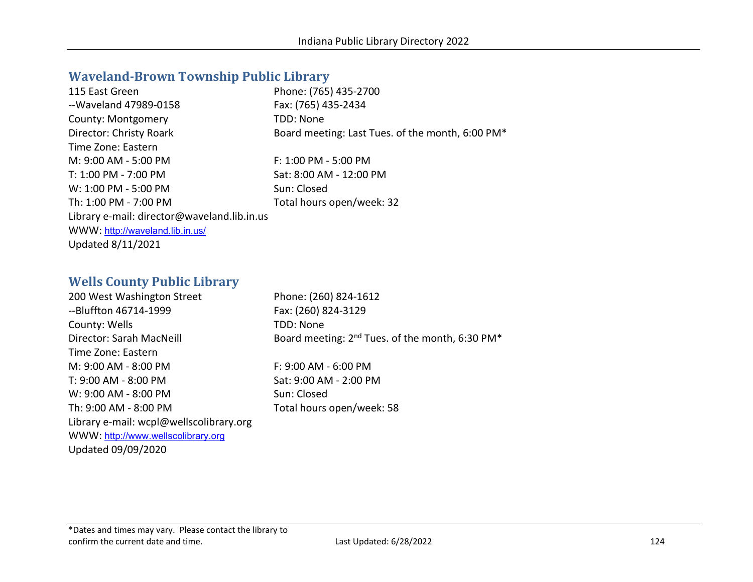## Waveland-Brown Township Public Library

115 East Green
--Waveland 47989-0158
County: Montgomery
Director: Christy Roark
Time Zone: Eastern

Phone: (765) 435-2700
Fax: (765) 435-2434
TDD: None
Board meeting: Last Tues. of the month, 6:00 PM*

M: 9:00 AM - 5:00 PM
T: 1:00 PM - 7:00 PM
W: 1:00 PM - 5:00 PM
Th: 1:00 PM - 7:00 PM
F: 1:00 PM - 5:00 PM
Sat: 8:00 AM - 12:00 PM
Sun: Closed
Total hours open/week: 32

Library e-mail: director@waveland.lib.in.us
WWW: http://waveland.lib.in.us/
Updated 8/11/2021

## Wells County Public Library

200 West Washington Street
--Bluffton 46714-1999
County: Wells
Director: Sarah MacNeill
Time Zone: Eastern

Phone: (260) 824-1612
Fax: (260) 824-3129
TDD: None
Board meeting: 2nd Tues. of the month, 6:30 PM*

M: 9:00 AM - 8:00 PM
T: 9:00 AM - 8:00 PM
W: 9:00 AM - 8:00 PM
Th: 9:00 AM - 8:00 PM
F: 9:00 AM - 6:00 PM
Sat: 9:00 AM - 2:00 PM
Sun: Closed
Total hours open/week: 58

Library e-mail: wcpl@wellscolibrary.org
WWW: http://www.wellscolibrary.org
Updated 09/09/2020

*Dates and times may vary. Please contact the library to confirm the current date and time.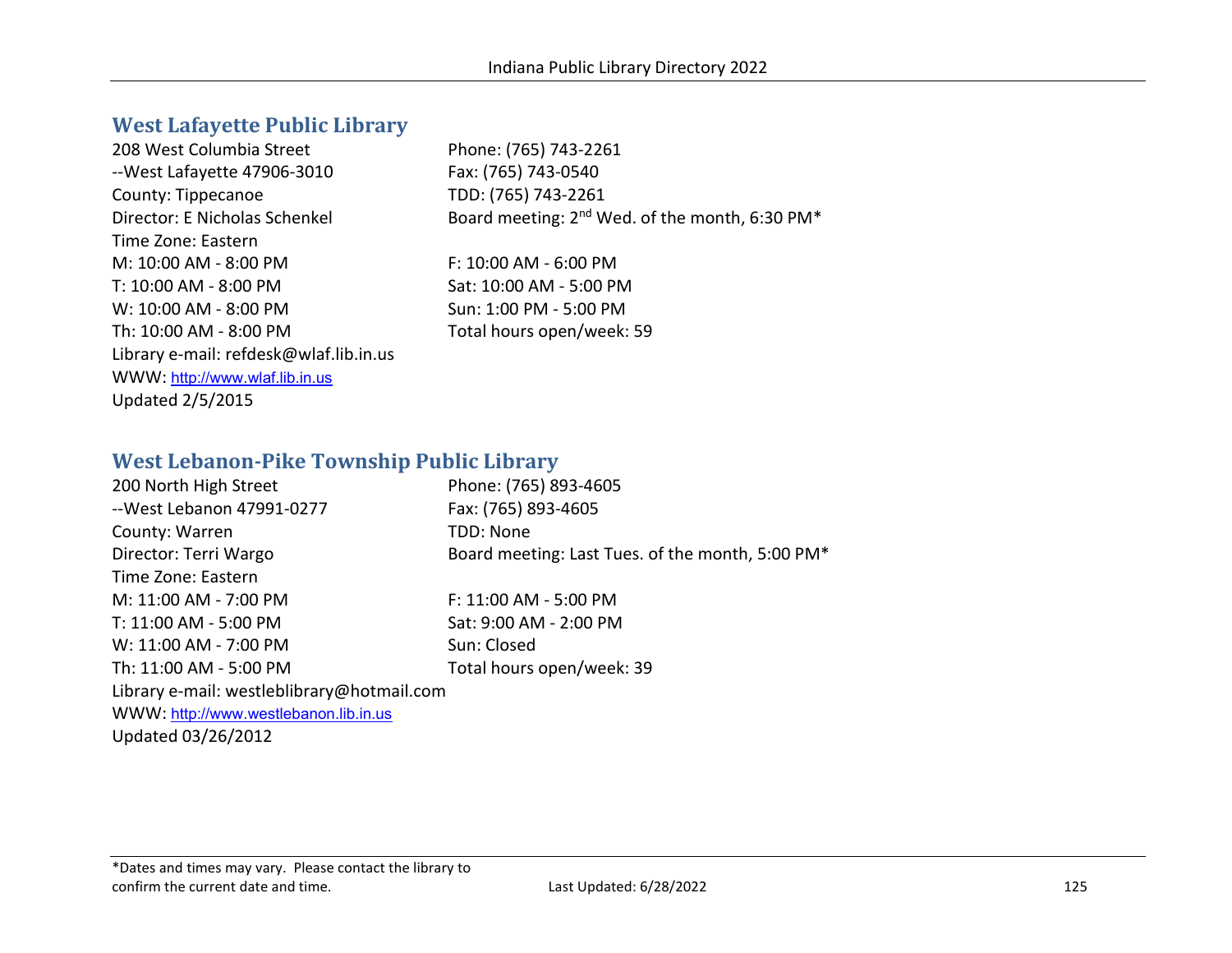## West Lafayette Public Library

208 West Columbia Street
--West Lafayette 47906-3010
County: Tippecanoe
Director: E Nicholas Schenkel
Time Zone: Eastern

Phone: (765) 743-2261
Fax: (765) 743-0540
TDD: (765) 743-2261
Board meeting: 2nd Wed. of the month, 6:30 PM*

M: 10:00 AM - 8:00 PM
T: 10:00 AM - 8:00 PM
W: 10:00 AM - 8:00 PM
Th: 10:00 AM - 8:00 PM
F: 10:00 AM - 6:00 PM
Sat: 10:00 AM - 5:00 PM
Sun: 1:00 PM - 5:00 PM
Total hours open/week: 59

Library e-mail: refdesk@wlaf.lib.in.us
WWW: http://www.wlaf.lib.in.us
Updated 2/5/2015

## West Lebanon-Pike Township Public Library

200 North High Street
--West Lebanon 47991-0277
County: Warren
Director: Terri Wargo
Time Zone: Eastern

Phone: (765) 893-4605
Fax: (765) 893-4605
TDD: None
Board meeting: Last Tues. of the month, 5:00 PM*

M: 11:00 AM - 7:00 PM
T: 11:00 AM - 5:00 PM
W: 11:00 AM - 7:00 PM
Th: 11:00 AM - 5:00 PM
F: 11:00 AM - 5:00 PM
Sat: 9:00 AM - 2:00 PM
Sun: Closed
Total hours open/week: 39

Library e-mail: westleblibrary@hotmail.com
WWW: http://www.westlebanon.lib.in.us
Updated 03/26/2012

*Dates and times may vary. Please contact the library to confirm the current date and time.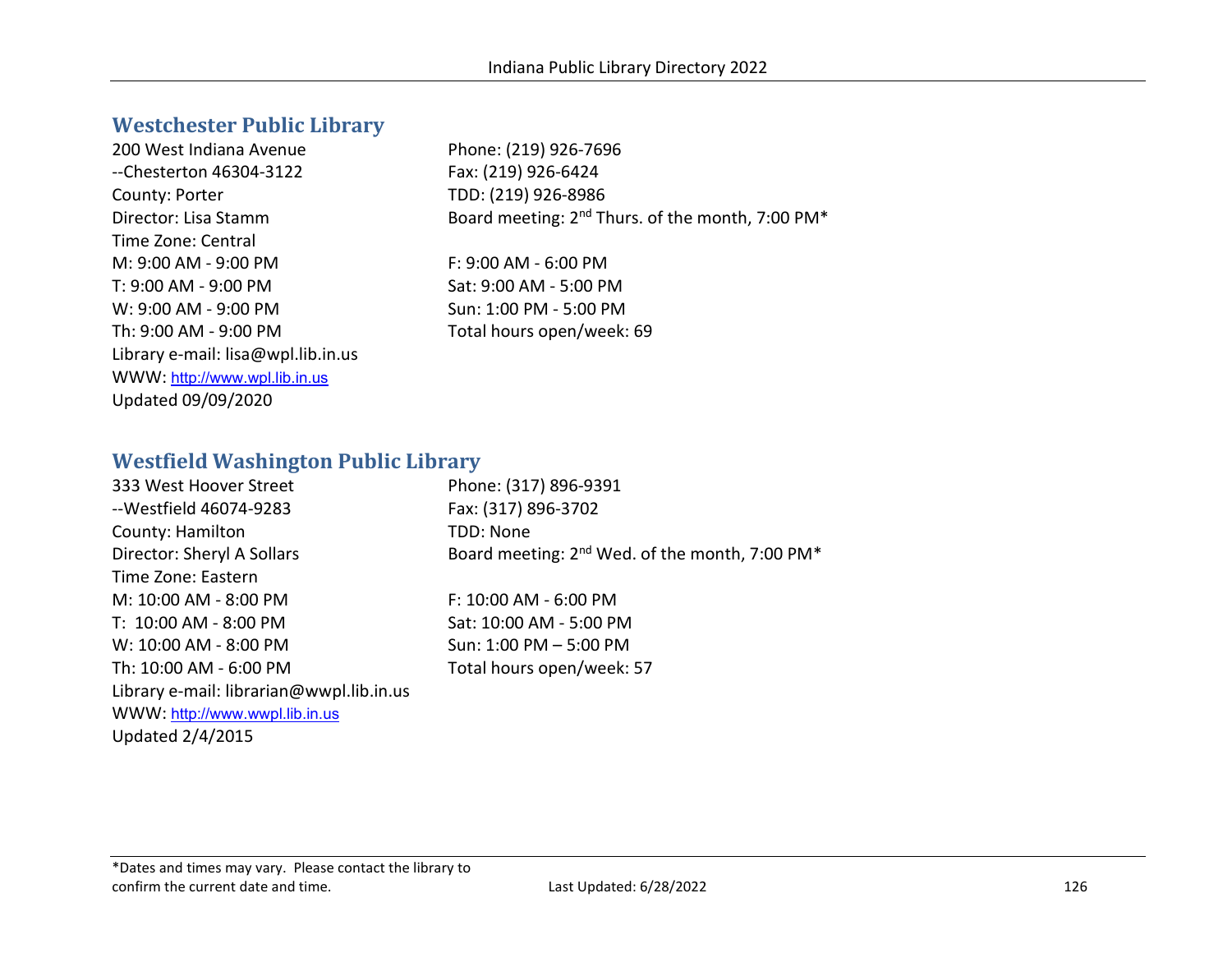## Westchester Public Library

200 West Indiana Avenue
--Chesterton 46304-3122
County: Porter
Director: Lisa Stamm
Time Zone: Central
M: 9:00 AM - 9:00 PM
T: 9:00 AM - 9:00 PM
W: 9:00 AM - 9:00 PM
Th: 9:00 AM - 9:00 PM
Library e-mail: lisa@wpl.lib.in.us
WWW: http://www.wpl.lib.in.us
Updated 09/09/2020

Phone: (219) 926-7696
Fax: (219) 926-6424
TDD: (219) 926-8986
Board meeting: 2nd Thurs. of the month, 7:00 PM*

F: 9:00 AM - 6:00 PM
Sat: 9:00 AM - 5:00 PM
Sun: 1:00 PM - 5:00 PM
Total hours open/week: 69

## Westfield Washington Public Library

333 West Hoover Street
--Westfield 46074-9283
County: Hamilton
Director: Sheryl A Sollars
Time Zone: Eastern
M: 10:00 AM - 8:00 PM
T: 10:00 AM - 8:00 PM
W: 10:00 AM - 8:00 PM
Th: 10:00 AM - 6:00 PM
Library e-mail: librarian@wwpl.lib.in.us
WWW: http://www.wwpl.lib.in.us
Updated 2/4/2015

Phone: (317) 896-9391
Fax: (317) 896-3702
TDD: None
Board meeting: 2nd Wed. of the month, 7:00 PM*

F: 10:00 AM - 6:00 PM
Sat: 10:00 AM - 5:00 PM
Sun: 1:00 PM – 5:00 PM
Total hours open/week: 57

*Dates and times may vary. Please contact the library to confirm the current date and time.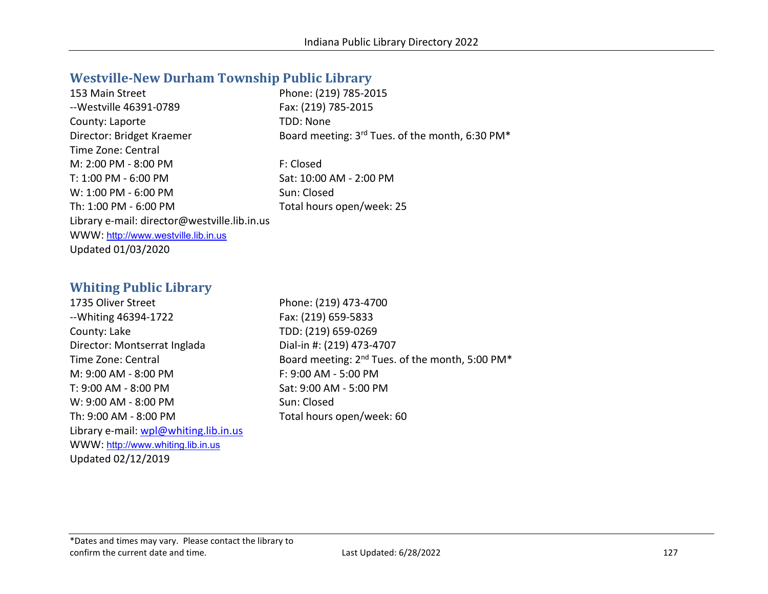## Westville-New Durham Township Public Library

153 Main Street
--Westville 46391-0789
County: Laporte
Director: Bridget Kraemer
Time Zone: Central
M: 2:00 PM - 8:00 PM
T: 1:00 PM - 6:00 PM
W: 1:00 PM - 6:00 PM
Th: 1:00 PM - 6:00 PM
Library e-mail: director@westville.lib.in.us
WWW: http://www.westville.lib.in.us
Updated 01/03/2020

Phone: (219) 785-2015
Fax: (219) 785-2015
TDD: None
Board meeting: 3rd Tues. of the month, 6:30 PM*

F: Closed
Sat: 10:00 AM - 2:00 PM
Sun: Closed
Total hours open/week: 25

## Whiting Public Library

1735 Oliver Street
--Whiting 46394-1722
County: Lake
Director: Montserrat Inglada
Time Zone: Central
M: 9:00 AM - 8:00 PM
T: 9:00 AM - 8:00 PM
W: 9:00 AM - 8:00 PM
Th: 9:00 AM - 8:00 PM
Library e-mail: wpl@whiting.lib.in.us
WWW: http://www.whiting.lib.in.us
Updated 02/12/2019

Phone: (219) 473-4700
Fax: (219) 659-5833
TDD: (219) 659-0269
Dial-in #: (219) 473-4707
Board meeting: 2nd Tues. of the month, 5:00 PM*
F: 9:00 AM - 5:00 PM
Sat: 9:00 AM - 5:00 PM
Sun: Closed
Total hours open/week: 60

*Dates and times may vary. Please contact the library to confirm the current date and time.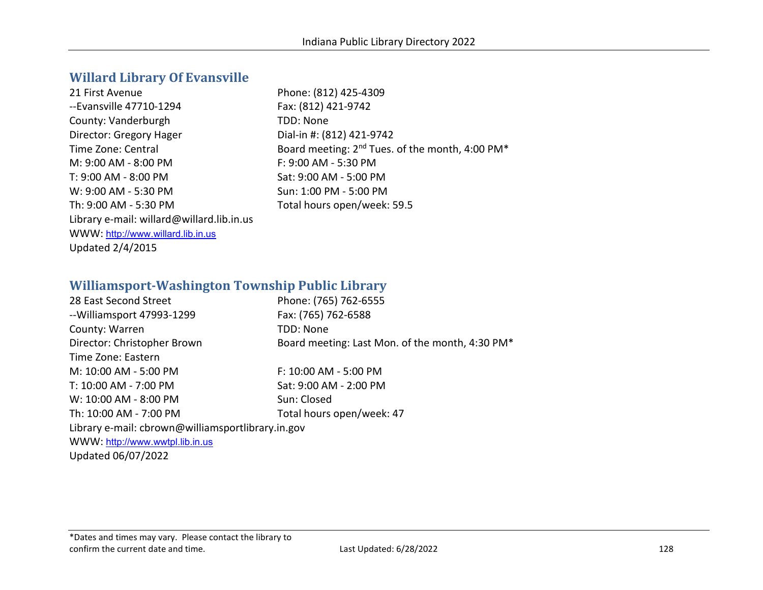## Willard Library Of Evansville

21 First Avenue
--Evansville 47710-1294
County: Vanderburgh
Director: Gregory Hager
Time Zone: Central
M: 9:00 AM - 8:00 PM
T: 9:00 AM - 8:00 PM
W: 9:00 AM - 5:30 PM
Th: 9:00 AM - 5:30 PM
Library e-mail: willard@willard.lib.in.us
WWW: http://www.willard.lib.in.us
Updated 2/4/2015

Phone: (812) 425-4309
Fax: (812) 421-9742
TDD: None
Dial-in #: (812) 421-9742
Board meeting: 2nd Tues. of the month, 4:00 PM*
F: 9:00 AM - 5:30 PM
Sat: 9:00 AM - 5:00 PM
Sun: 1:00 PM - 5:00 PM
Total hours open/week: 59.5

## Williamsport-Washington Township Public Library

28 East Second Street
--Williamsport 47993-1299
County: Warren
Director: Christopher Brown
Time Zone: Eastern
M: 10:00 AM - 5:00 PM
T: 10:00 AM - 7:00 PM
W: 10:00 AM - 8:00 PM
Th: 10:00 AM - 7:00 PM
Library e-mail: cbrown@williamsportlibrary.in.gov
WWW: http://www.wwtpl.lib.in.us
Updated 06/07/2022

Phone: (765) 762-6555
Fax: (765) 762-6588
TDD: None
Board meeting: Last Mon. of the month, 4:30 PM*
F: 10:00 AM - 5:00 PM
Sat: 9:00 AM - 2:00 PM
Sun: Closed
Total hours open/week: 47

*Dates and times may vary. Please contact the library to confirm the current date and time.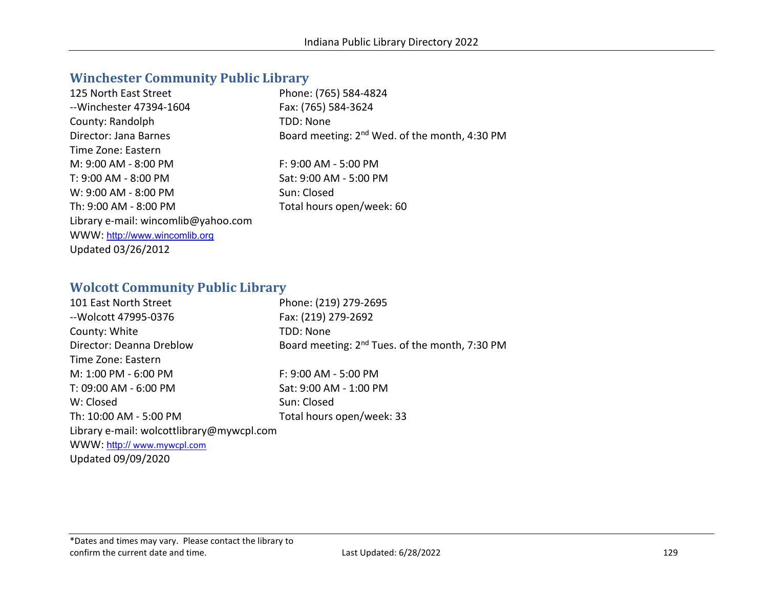## Winchester Community Public Library

125 North East Street
--Winchester 47394-1604
County: Randolph
Director: Jana Barnes
Time Zone: Eastern

Phone: (765) 584-4824
Fax: (765) 584-3624
TDD: None
Board meeting: 2nd Wed. of the month, 4:30 PM

M: 9:00 AM - 8:00 PM
T: 9:00 AM - 8:00 PM
W: 9:00 AM - 8:00 PM
Th: 9:00 AM - 8:00 PM
F: 9:00 AM - 5:00 PM
Sat: 9:00 AM - 5:00 PM
Sun: Closed
Total hours open/week: 60

Library e-mail: wincomlib@yahoo.com
WWW: http://www.wincomlib.org
Updated 03/26/2012

## Wolcott Community Public Library

101 East North Street
--Wolcott 47995-0376
County: White
Director: Deanna Dreblow
Time Zone: Eastern

Phone: (219) 279-2695
Fax: (219) 279-2692
TDD: None
Board meeting: 2nd Tues. of the month, 7:30 PM

M: 1:00 PM - 6:00 PM
T: 09:00 AM - 6:00 PM
W: Closed
Th: 10:00 AM - 5:00 PM
F: 9:00 AM - 5:00 PM
Sat: 9:00 AM - 1:00 PM
Sun: Closed
Total hours open/week: 33

Library e-mail: wolcottlibrary@mywcpl.com
WWW: http:// www.mywcpl.com
Updated 09/09/2020

*Dates and times may vary. Please contact the library to confirm the current date and time.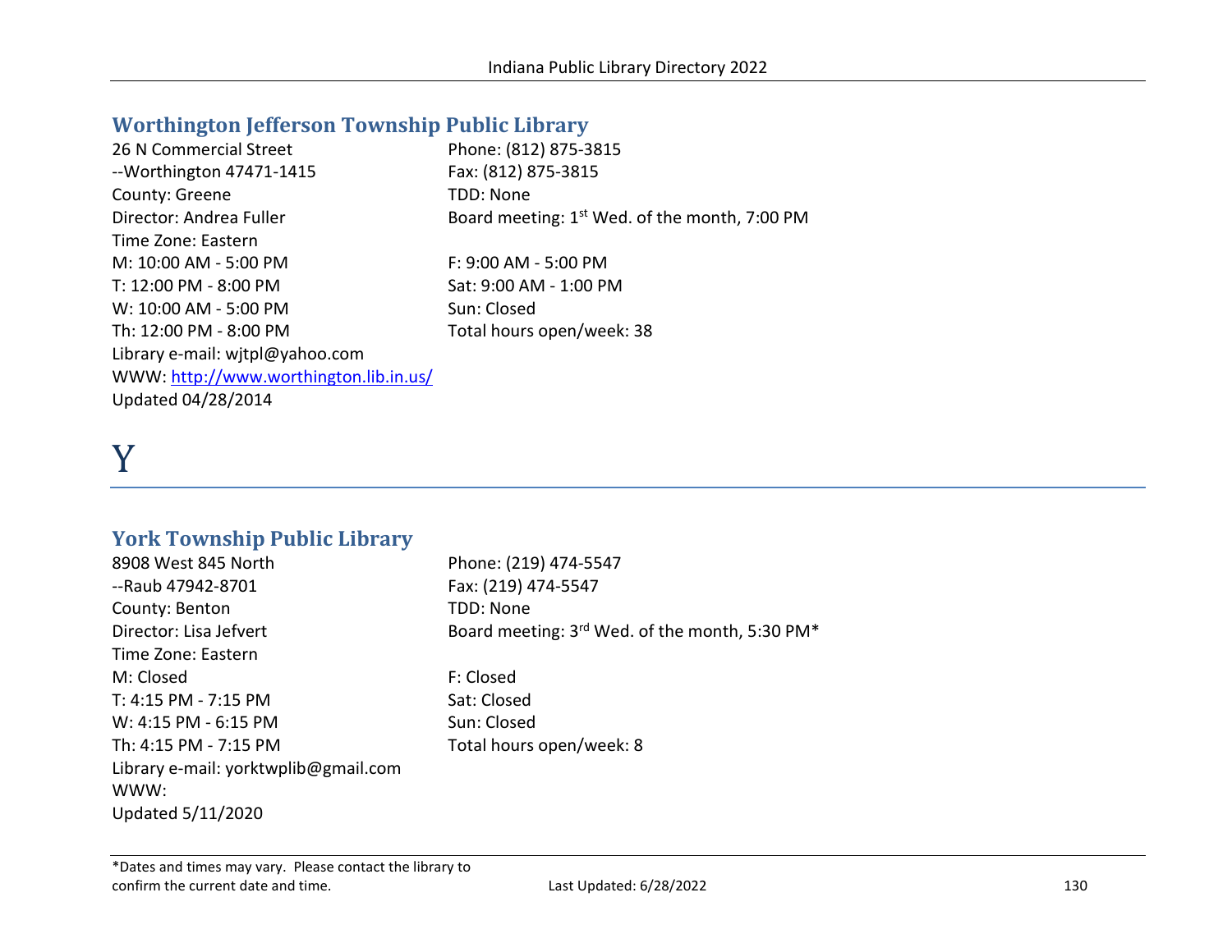## Worthington Jefferson Township Public Library

26 N Commercial Street
--Worthington 47471-1415
County: Greene
Director: Andrea Fuller
Time Zone: Eastern
M: 10:00 AM - 5:00 PM
T: 12:00 PM - 8:00 PM
W: 10:00 AM - 5:00 PM
Th: 12:00 PM - 8:00 PM
Library e-mail: wjtpl@yahoo.com
WWW: http://www.worthington.lib.in.us/
Updated 04/28/2014

Phone: (812) 875-3815
Fax: (812) 875-3815
TDD: None
Board meeting: 1st Wed. of the month, 7:00 PM

F: 9:00 AM - 5:00 PM
Sat: 9:00 AM - 1:00 PM
Sun: Closed
Total hours open/week: 38

# Y

## York Township Public Library

8908 West 845 North
--Raub 47942-8701
County: Benton
Director: Lisa Jefvert
Time Zone: Eastern
M: Closed
T: 4:15 PM - 7:15 PM
W: 4:15 PM - 6:15 PM
Th: 4:15 PM - 7:15 PM
Library e-mail: yorktwplib@gmail.com
WWW:
Updated 5/11/2020

Phone: (219) 474-5547
Fax: (219) 474-5547
TDD: None
Board meeting: 3rd Wed. of the month, 5:30 PM*

F: Closed
Sat: Closed
Sun: Closed
Total hours open/week: 8

*Dates and times may vary. Please contact the library to confirm the current date and time.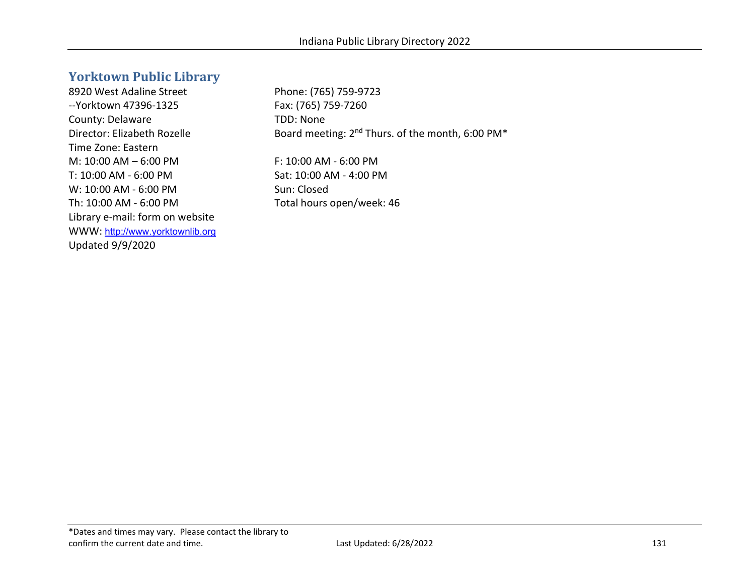## Yorktown Public Library

8920 West Adaline Street
--Yorktown 47396-1325
County: Delaware
Director: Elizabeth Rozelle
Time Zone: Eastern

Phone: (765) 759-9723
Fax: (765) 759-7260
TDD: None
Board meeting: 2nd Thurs. of the month, 6:00 PM*

M: 10:00 AM – 6:00 PM
T: 10:00 AM - 6:00 PM
W: 10:00 AM - 6:00 PM
Th: 10:00 AM - 6:00 PM
F: 10:00 AM - 6:00 PM
Sat: 10:00 AM - 4:00 PM
Sun: Closed
Total hours open/week: 46

Library e-mail: form on website
WWW: http://www.yorktownlib.org
Updated 9/9/2020

*Dates and times may vary. Please contact the library to confirm the current date and time.